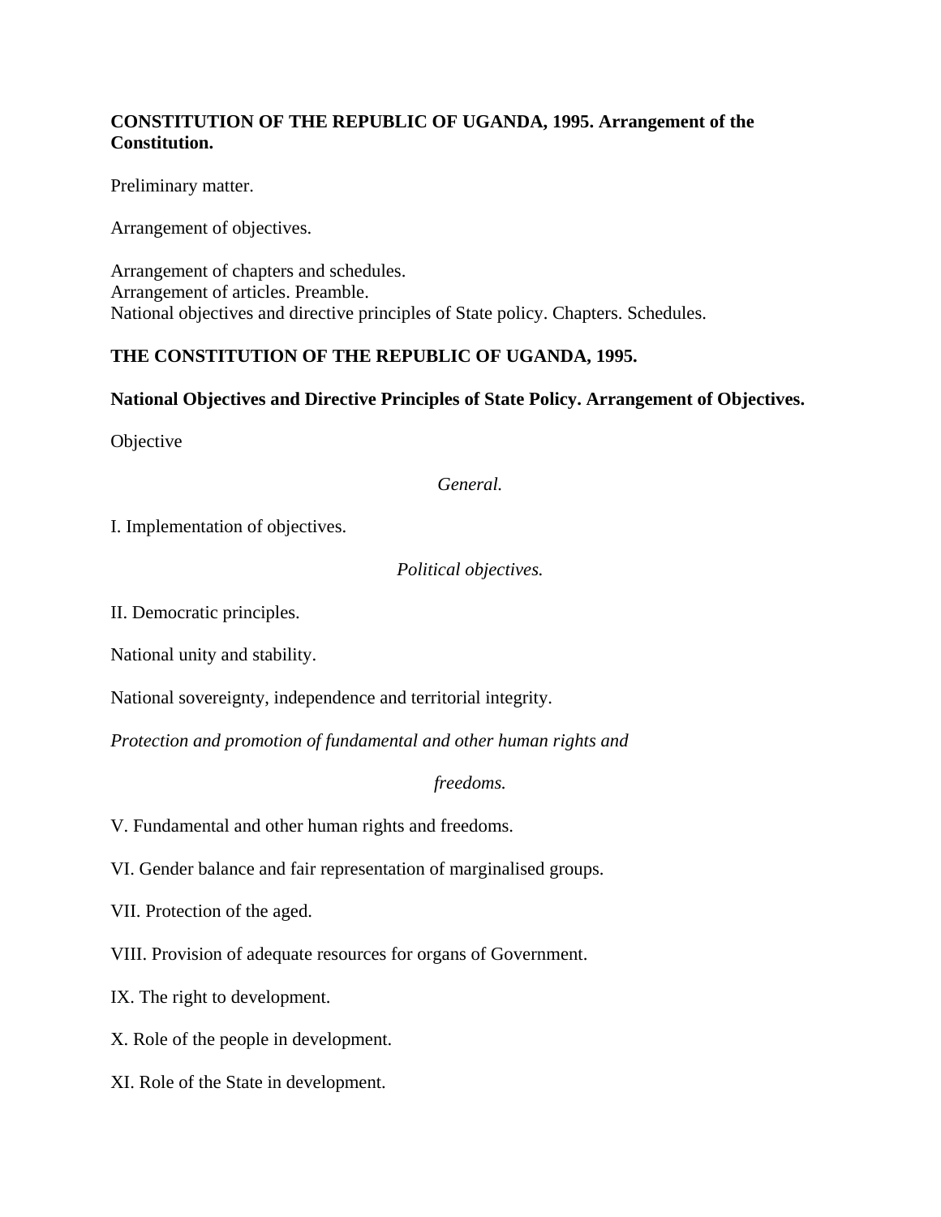**CONSTITUTION OF THE REPUBLIC OF UGANDA, 1995. Arrangement of the Constitution.**

Preliminary matter.

Arrangement of objectives.

Arrangement of chapters and schedules.
Arrangement of articles. Preamble.
National objectives and directive principles of State policy. Chapters. Schedules.

**THE CONSTITUTION OF THE REPUBLIC OF UGANDA, 1995.**

**National Objectives and Directive Principles of State Policy. Arrangement of Objectives.**

Objective

*General.*

I. Implementation of objectives.

*Political objectives.*

II. Democratic principles.

National unity and stability.

National sovereignty, independence and territorial integrity.

*Protection and promotion of fundamental and other human rights and freedoms.*

V. Fundamental and other human rights and freedoms.

VI. Gender balance and fair representation of marginalised groups.

VII. Protection of the aged.

VIII. Provision of adequate resources for organs of Government.

IX. The right to development.

X. Role of the people in development.

XI. Role of the State in development.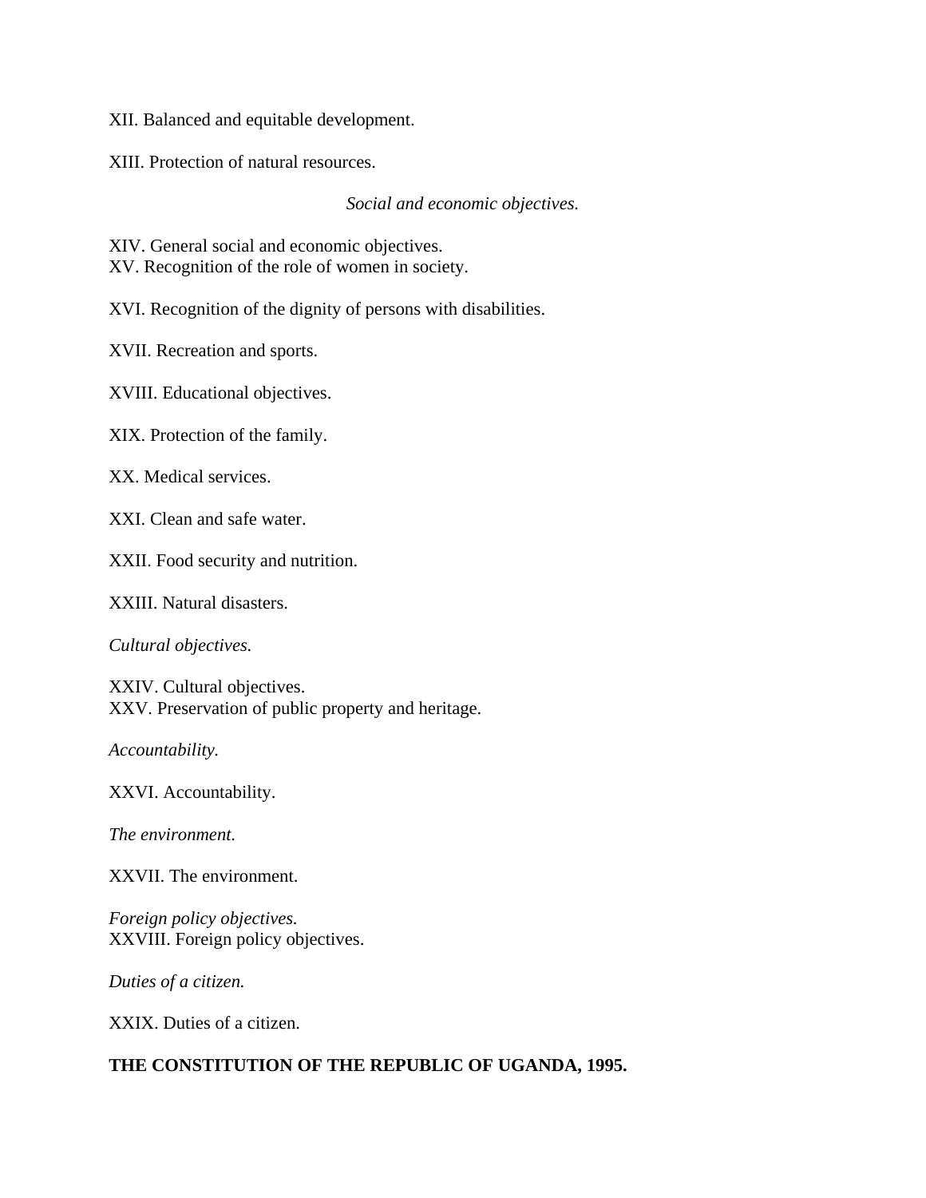XII. Balanced and equitable development.

XIII. Protection of natural resources.

*Social and economic objectives.*

XIV. General social and economic objectives.
XV. Recognition of the role of women in society.

XVI. Recognition of the dignity of persons with disabilities.

XVII. Recreation and sports.

XVIII. Educational objectives.

XIX. Protection of the family.

XX. Medical services.

XXI. Clean and safe water.

XXII. Food security and nutrition.

XXIII. Natural disasters.

*Cultural objectives.*

XXIV. Cultural objectives.
XXV. Preservation of public property and heritage.

*Accountability.*

XXVI. Accountability.

*The environment.*

XXVII. The environment.

*Foreign policy objectives.*
XXVIII. Foreign policy objectives.

*Duties of a citizen.*

XXIX. Duties of a citizen.

**THE CONSTITUTION OF THE REPUBLIC OF UGANDA, 1995.**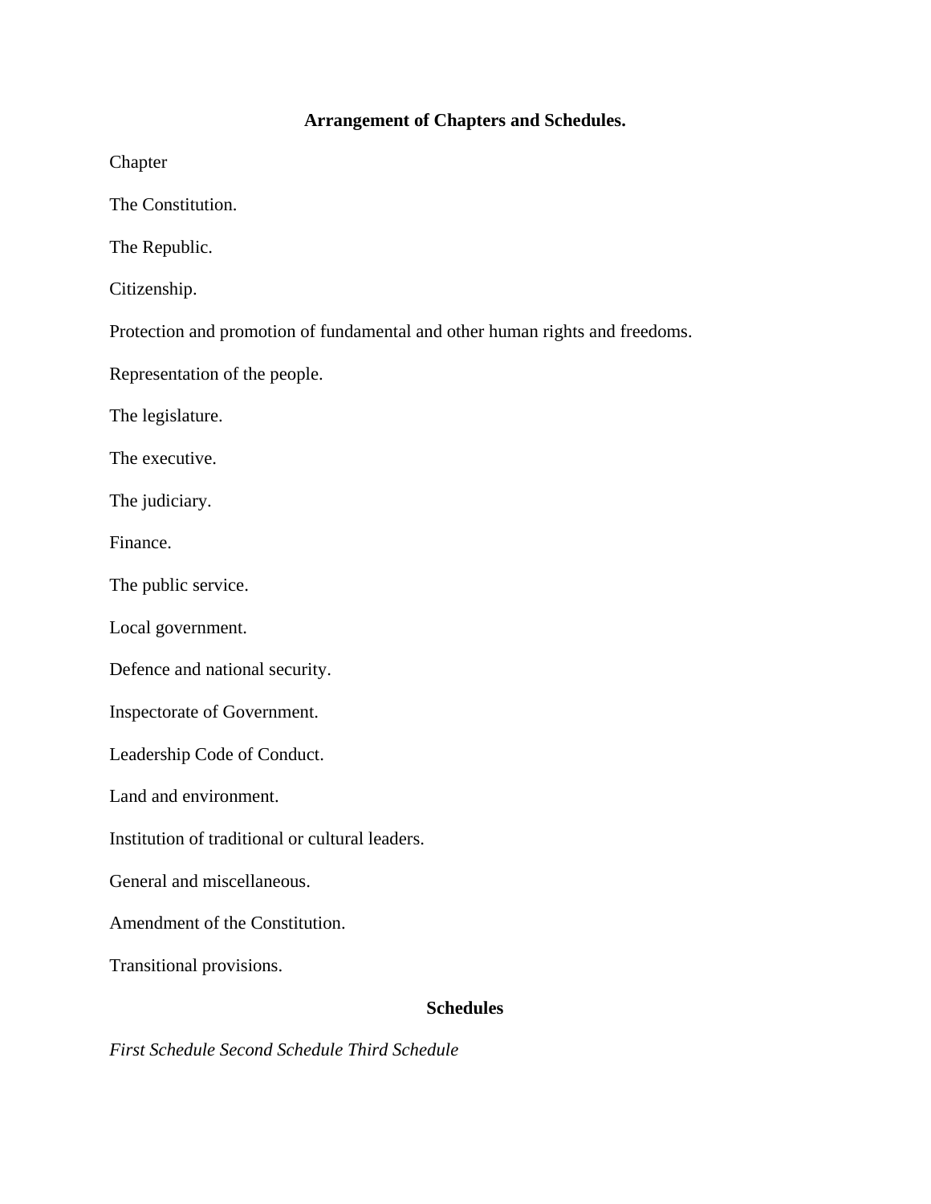**Arrangement of Chapters and Schedules.**

Chapter

The Constitution.

The Republic.

Citizenship.

Protection and promotion of fundamental and other human rights and freedoms.

Representation of the people.

The legislature.

The executive.

The judiciary.

Finance.

The public service.

Local government.

Defence and national security.

Inspectorate of Government.

Leadership Code of Conduct.

Land and environment.

Institution of traditional or cultural leaders.

General and miscellaneous.

Amendment of the Constitution.

Transitional provisions.

**Schedules**

*First Schedule Second Schedule Third Schedule*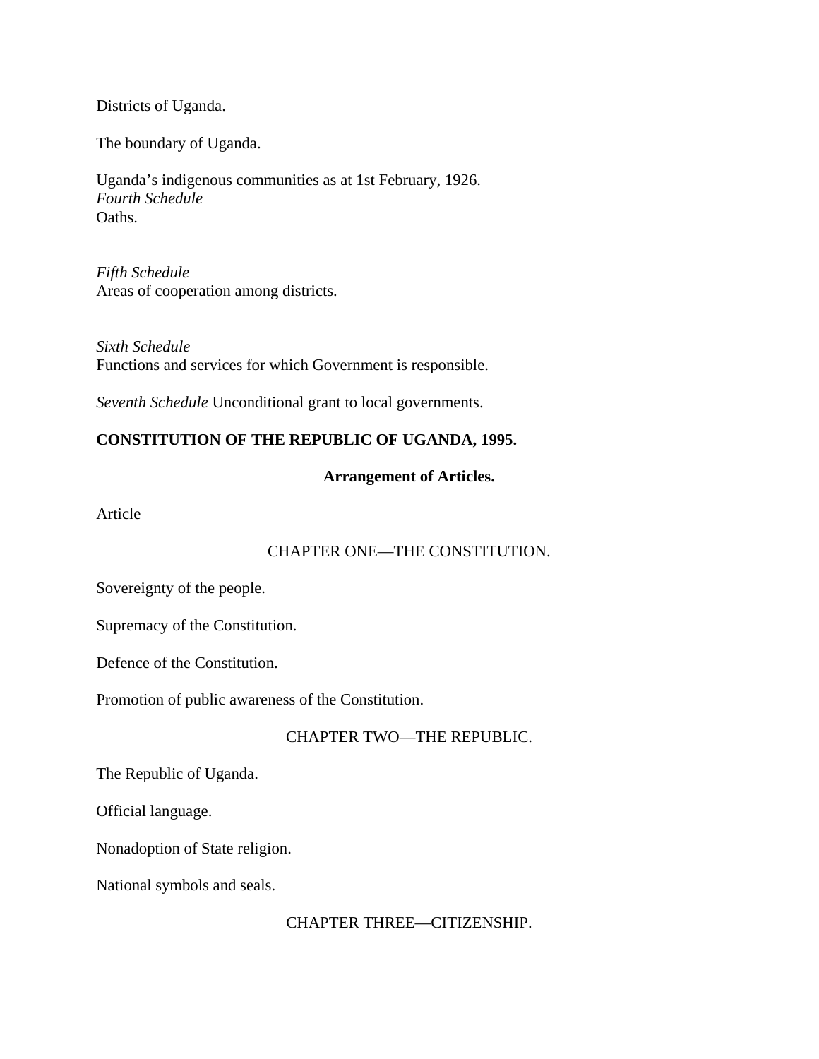Districts of Uganda.

The boundary of Uganda.

Uganda's indigenous communities as at 1st February, 1926.
*Fourth Schedule*
Oaths.

*Fifth Schedule*
Areas of cooperation among districts.

*Sixth Schedule*
Functions and services for which Government is responsible.

*Seventh Schedule* Unconditional grant to local governments.

**CONSTITUTION OF THE REPUBLIC OF UGANDA, 1995.**

**Arrangement of Articles.**

Article

CHAPTER ONE—THE CONSTITUTION.

Sovereignty of the people.

Supremacy of the Constitution.

Defence of the Constitution.

Promotion of public awareness of the Constitution.

CHAPTER TWO—THE REPUBLIC.

The Republic of Uganda.

Official language.

Nonadoption of State religion.

National symbols and seals.

CHAPTER THREE—CITIZENSHIP.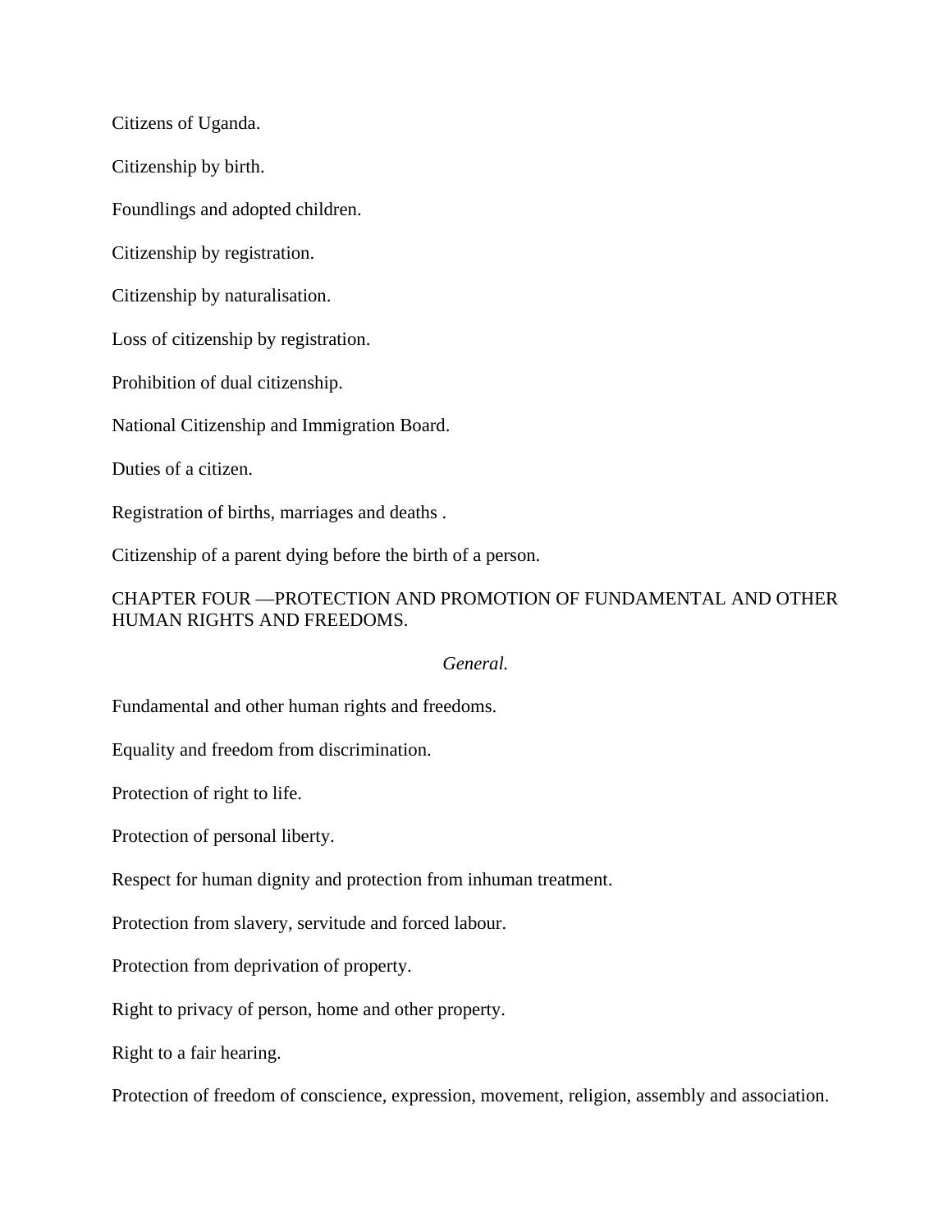Citizens of Uganda.

Citizenship by birth.

Foundlings and adopted children.

Citizenship by registration.

Citizenship by naturalisation.

Loss of citizenship by registration.

Prohibition of dual citizenship.

National Citizenship and Immigration Board.

Duties of a citizen.

Registration of births, marriages and deaths .

Citizenship of a parent dying before the birth of a person.

## CHAPTER FOUR —PROTECTION AND PROMOTION OF FUNDAMENTAL AND OTHER HUMAN RIGHTS AND FREEDOMS.

*General.*

Fundamental and other human rights and freedoms.

Equality and freedom from discrimination.

Protection of right to life.

Protection of personal liberty.

Respect for human dignity and protection from inhuman treatment.

Protection from slavery, servitude and forced labour.

Protection from deprivation of property.

Right to privacy of person, home and other property.

Right to a fair hearing.

Protection of freedom of conscience, expression, movement, religion, assembly and association.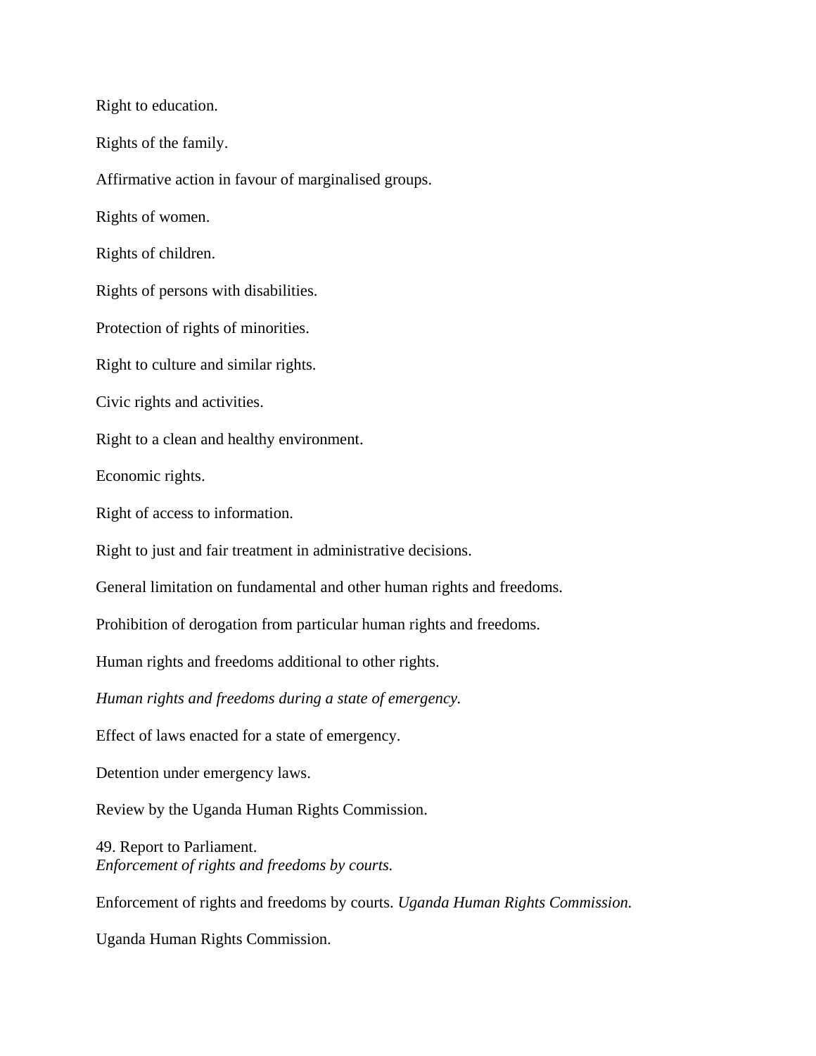Right to education.

Rights of the family.

Affirmative action in favour of marginalised groups.

Rights of women.

Rights of children.

Rights of persons with disabilities.

Protection of rights of minorities.

Right to culture and similar rights.

Civic rights and activities.

Right to a clean and healthy environment.

Economic rights.

Right of access to information.

Right to just and fair treatment in administrative decisions.

General limitation on fundamental and other human rights and freedoms.

Prohibition of derogation from particular human rights and freedoms.

Human rights and freedoms additional to other rights.

*Human rights and freedoms during a state of emergency.*

Effect of laws enacted for a state of emergency.

Detention under emergency laws.

Review by the Uganda Human Rights Commission.

49. Report to Parliament.
*Enforcement of rights and freedoms by courts.*

Enforcement of rights and freedoms by courts. *Uganda Human Rights Commission.*

Uganda Human Rights Commission.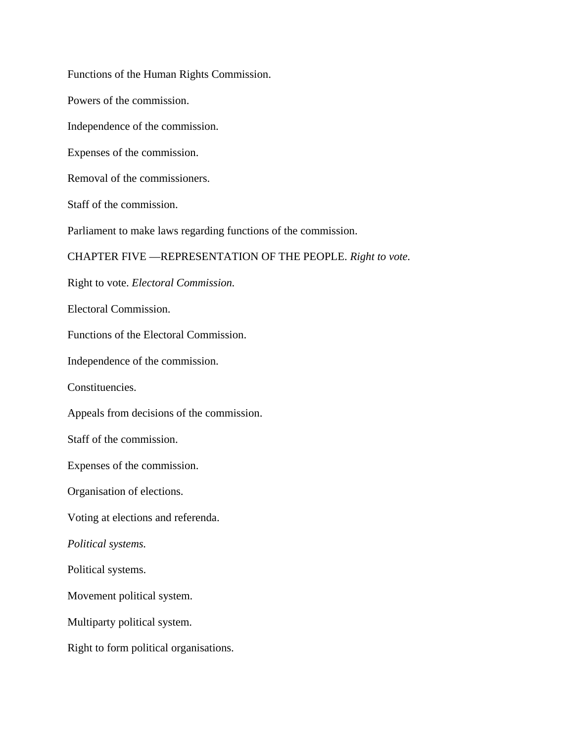Functions of the Human Rights Commission.

Powers of the commission.

Independence of the commission.

Expenses of the commission.

Removal of the commissioners.

Staff of the commission.

Parliament to make laws regarding functions of the commission.

CHAPTER FIVE —REPRESENTATION OF THE PEOPLE. *Right to vote.*

Right to vote. *Electoral Commission.*

Electoral Commission.

Functions of the Electoral Commission.

Independence of the commission.

Constituencies.

Appeals from decisions of the commission.

Staff of the commission.

Expenses of the commission.

Organisation of elections.

Voting at elections and referenda.

*Political systems.*

Political systems.

Movement political system.

Multiparty political system.

Right to form political organisations.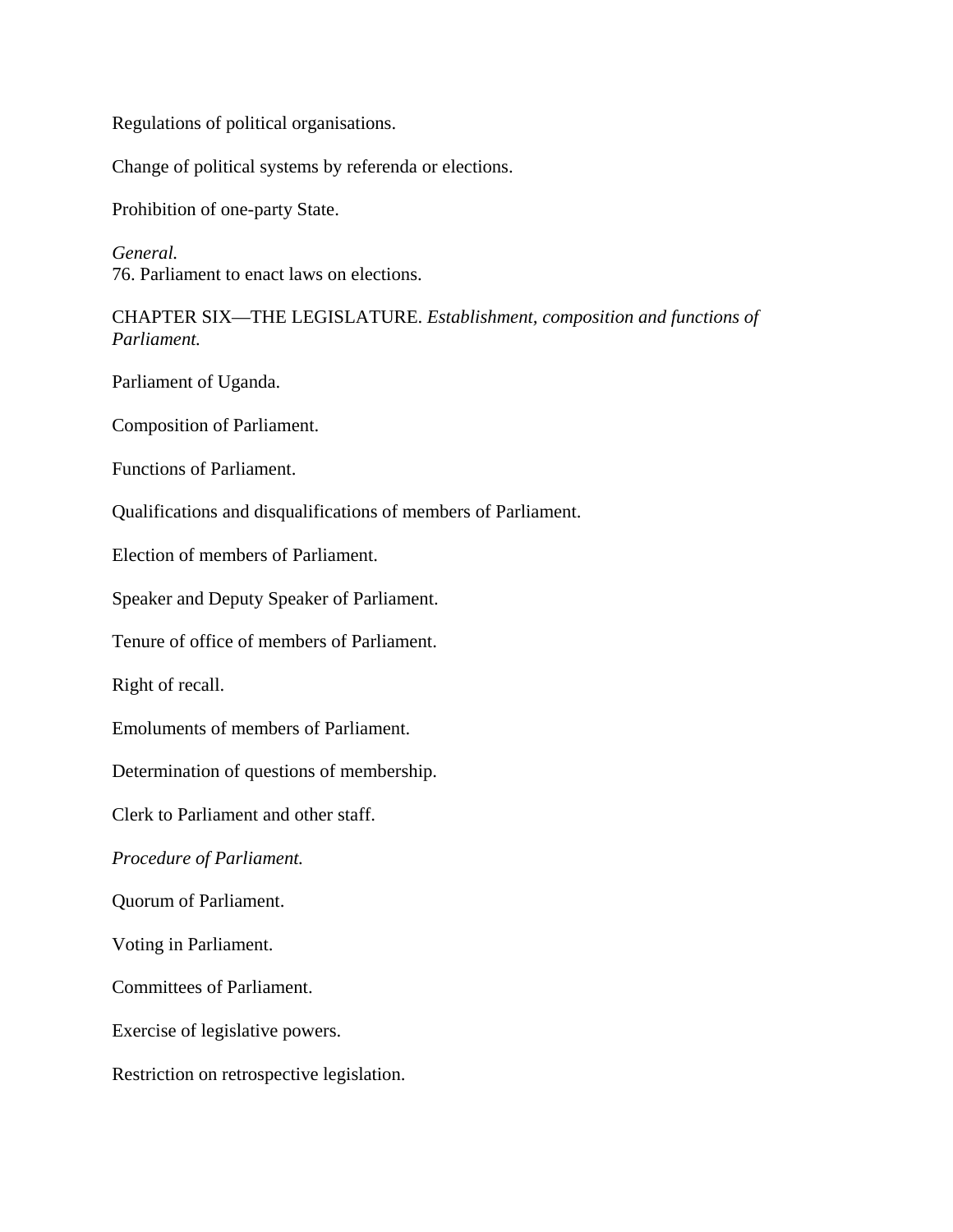Regulations of political organisations.

Change of political systems by referenda or elections.

Prohibition of one-party State.

*General.*
76. Parliament to enact laws on elections.

CHAPTER SIX—THE LEGISLATURE. *Establishment, composition and functions of Parliament.*

Parliament of Uganda.

Composition of Parliament.

Functions of Parliament.

Qualifications and disqualifications of members of Parliament.

Election of members of Parliament.

Speaker and Deputy Speaker of Parliament.

Tenure of office of members of Parliament.

Right of recall.

Emoluments of members of Parliament.

Determination of questions of membership.

Clerk to Parliament and other staff.

*Procedure of Parliament.*

Quorum of Parliament.

Voting in Parliament.

Committees of Parliament.

Exercise of legislative powers.

Restriction on retrospective legislation.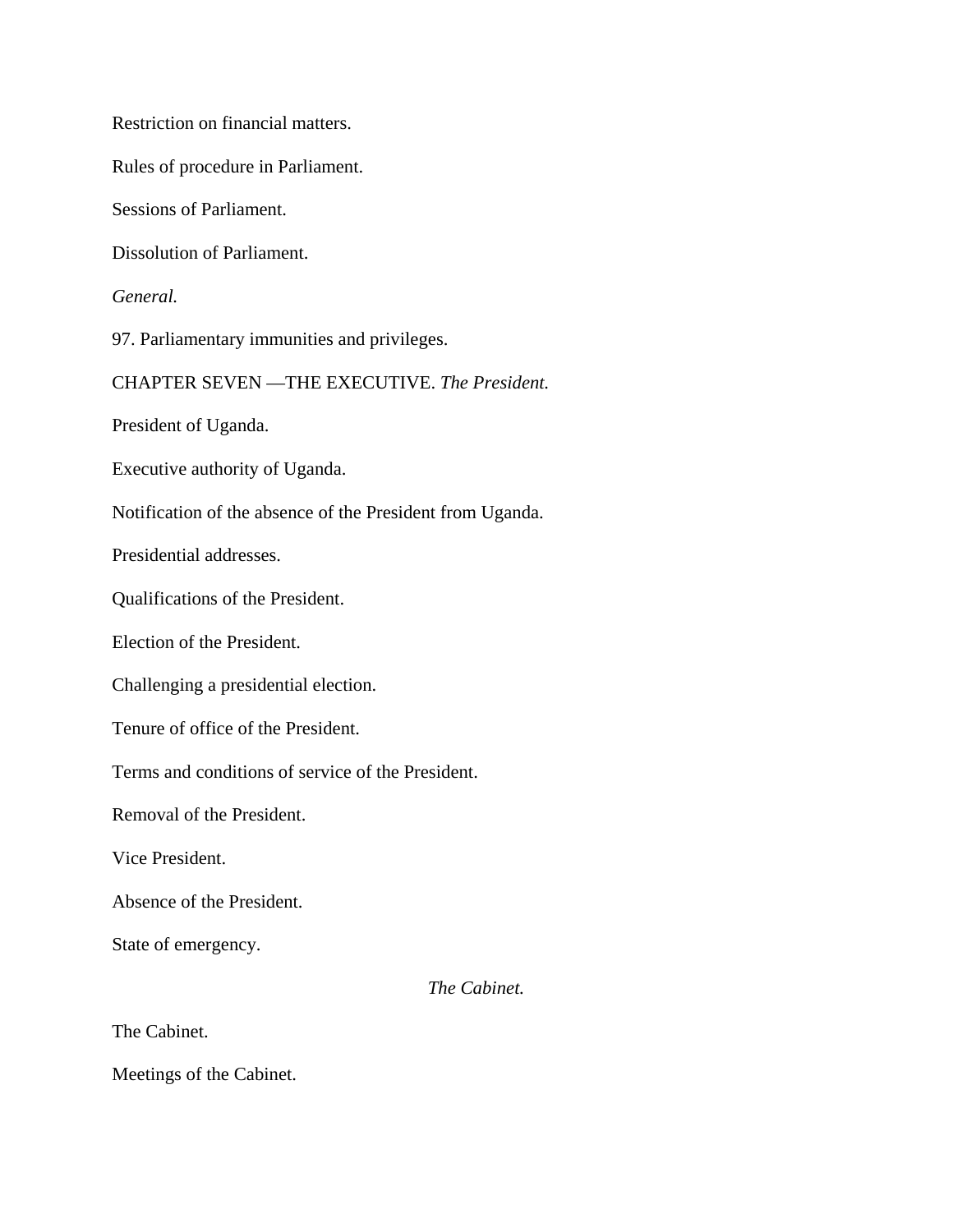Restriction on financial matters.

Rules of procedure in Parliament.

Sessions of Parliament.

Dissolution of Parliament.

*General.*

97. Parliamentary immunities and privileges.

CHAPTER SEVEN —THE EXECUTIVE. *The President.*

President of Uganda.

Executive authority of Uganda.

Notification of the absence of the President from Uganda.

Presidential addresses.

Qualifications of the President.

Election of the President.

Challenging a presidential election.

Tenure of office of the President.

Terms and conditions of service of the President.

Removal of the President.

Vice President.

Absence of the President.

State of emergency.

*The Cabinet.*

The Cabinet.

Meetings of the Cabinet.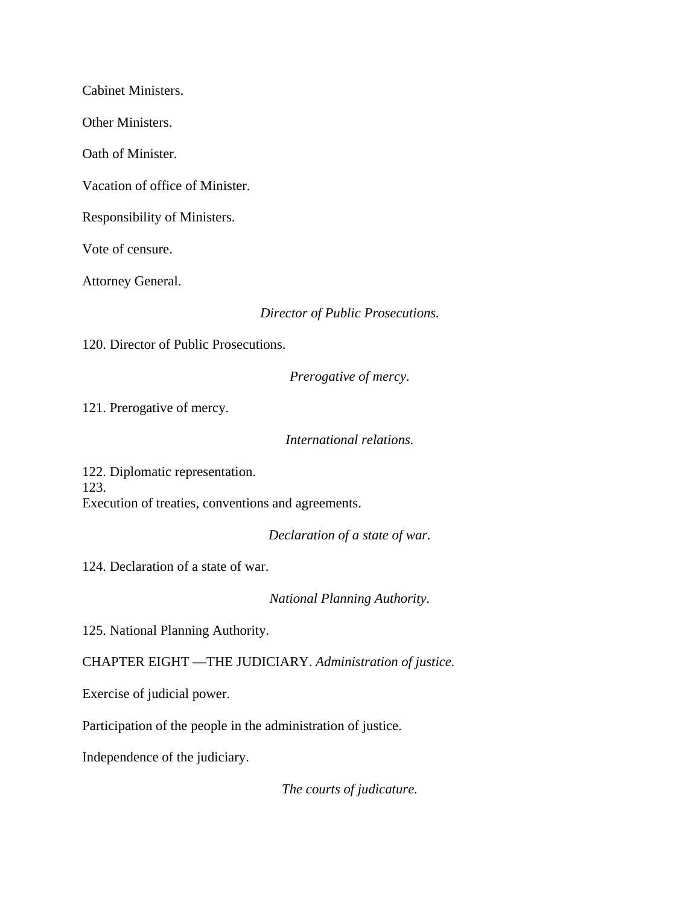Cabinet Ministers.

Other Ministers.

Oath of Minister.

Vacation of office of Minister.

Responsibility of Ministers.

Vote of censure.

Attorney General.

*Director of Public Prosecutions.*

120. Director of Public Prosecutions.

*Prerogative of mercy.*

121. Prerogative of mercy.

*International relations.*

122. Diplomatic representation.
123.
Execution of treaties, conventions and agreements.

*Declaration of a state of war.*

124. Declaration of a state of war.

*National Planning Authority.*

125. National Planning Authority.

CHAPTER EIGHT —THE JUDICIARY. *Administration of justice.*

Exercise of judicial power.

Participation of the people in the administration of justice.

Independence of the judiciary.

*The courts of judicature.*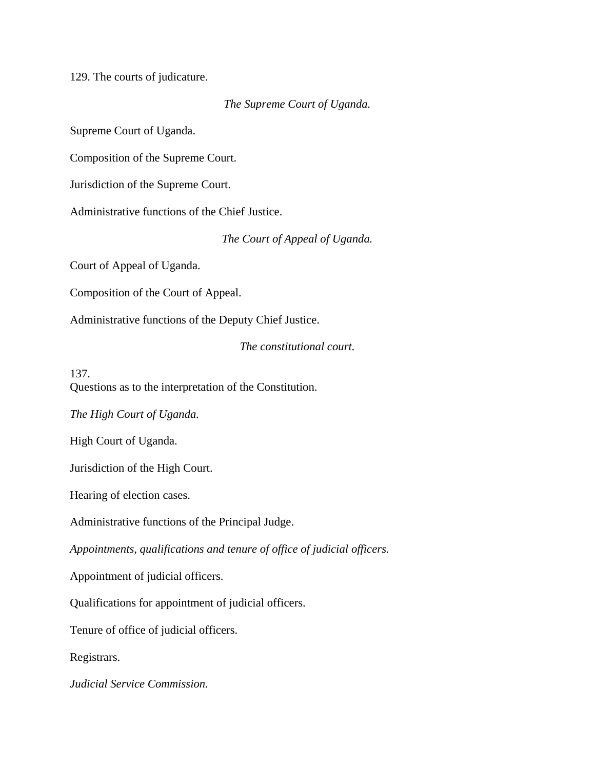129. The courts of judicature.

*The Supreme Court of Uganda.*

Supreme Court of Uganda.

Composition of the Supreme Court.

Jurisdiction of the Supreme Court.

Administrative functions of the Chief Justice.

*The Court of Appeal of Uganda.*

Court of Appeal of Uganda.

Composition of the Court of Appeal.

Administrative functions of the Deputy Chief Justice.

*The constitutional court.*

137.
Questions as to the interpretation of the Constitution.

*The High Court of Uganda.*

High Court of Uganda.

Jurisdiction of the High Court.

Hearing of election cases.

Administrative functions of the Principal Judge.

*Appointments, qualifications and tenure of office of judicial officers.*

Appointment of judicial officers.

Qualifications for appointment of judicial officers.

Tenure of office of judicial officers.

Registrars.

*Judicial Service Commission.*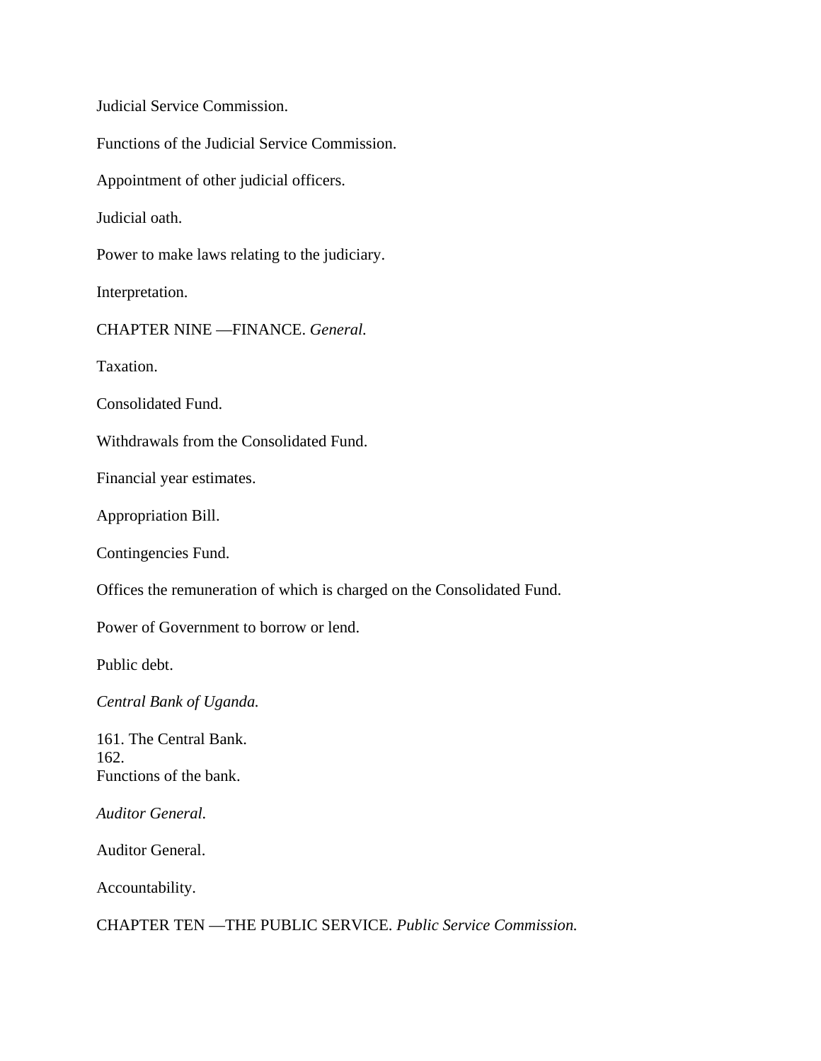Judicial Service Commission.

Functions of the Judicial Service Commission.

Appointment of other judicial officers.

Judicial oath.

Power to make laws relating to the judiciary.

Interpretation.

CHAPTER NINE —FINANCE. *General.*

Taxation.

Consolidated Fund.

Withdrawals from the Consolidated Fund.

Financial year estimates.

Appropriation Bill.

Contingencies Fund.

Offices the remuneration of which is charged on the Consolidated Fund.

Power of Government to borrow or lend.

Public debt.

*Central Bank of Uganda.*

161. The Central Bank.
162.
Functions of the bank.

*Auditor General.*

Auditor General.

Accountability.

CHAPTER TEN —THE PUBLIC SERVICE. *Public Service Commission.*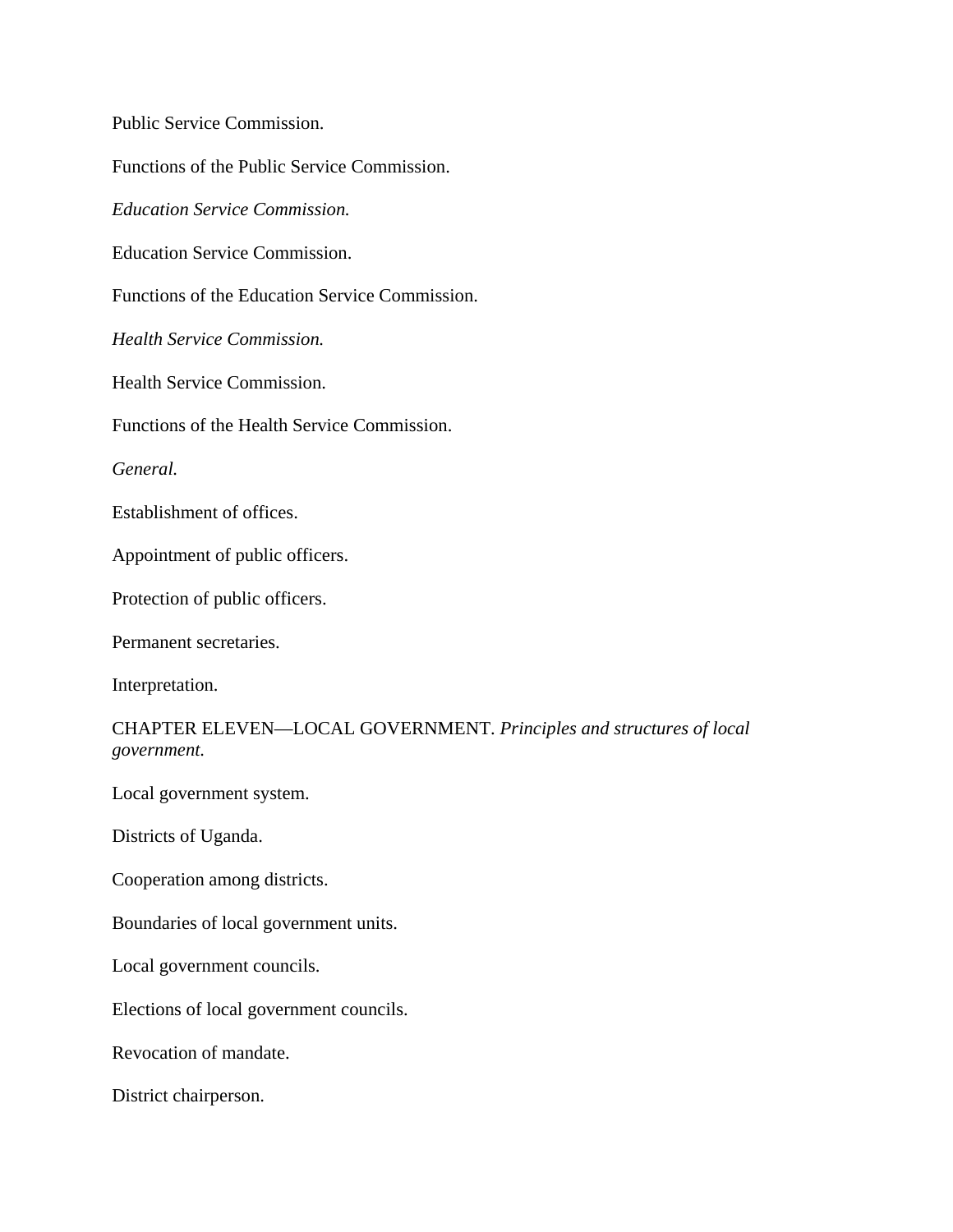Public Service Commission.

Functions of the Public Service Commission.

*Education Service Commission.*

Education Service Commission.

Functions of the Education Service Commission.

*Health Service Commission.*

Health Service Commission.

Functions of the Health Service Commission.

*General.*

Establishment of offices.

Appointment of public officers.

Protection of public officers.

Permanent secretaries.

Interpretation.

CHAPTER ELEVEN—LOCAL GOVERNMENT. *Principles and structures of local government.*

Local government system.

Districts of Uganda.

Cooperation among districts.

Boundaries of local government units.

Local government councils.

Elections of local government councils.

Revocation of mandate.

District chairperson.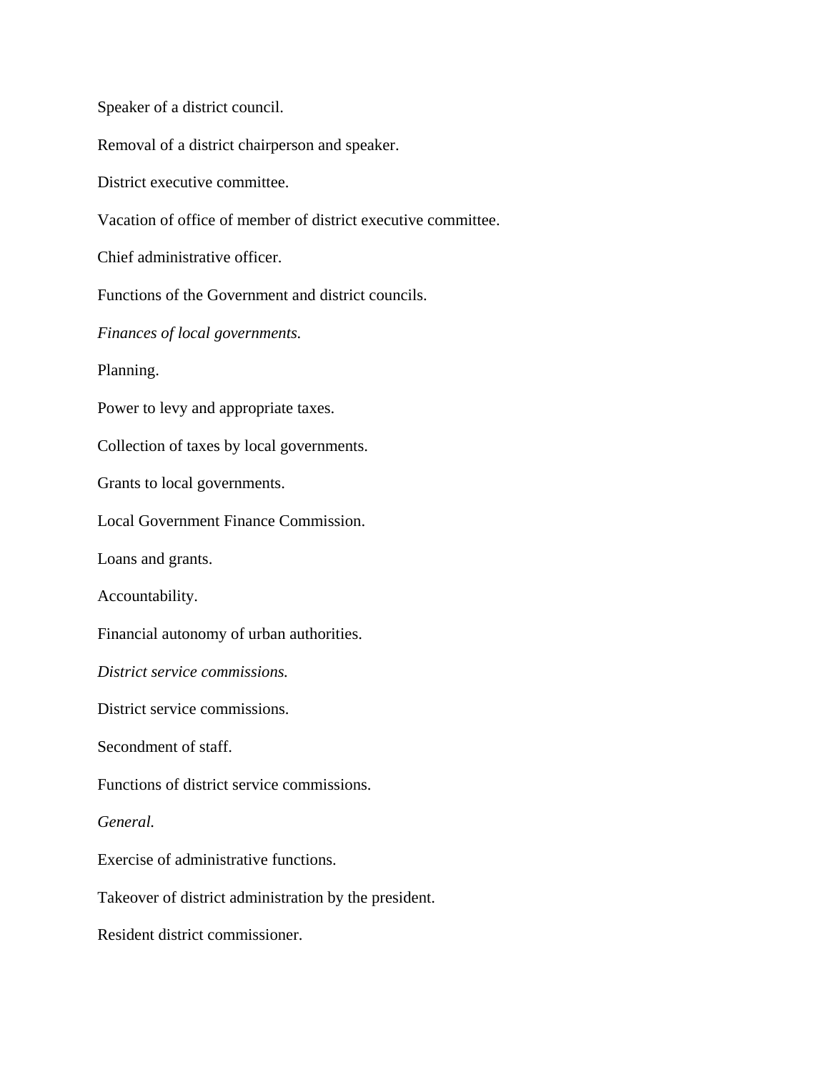Speaker of a district council.

Removal of a district chairperson and speaker.

District executive committee.

Vacation of office of member of district executive committee.

Chief administrative officer.

Functions of the Government and district councils.

*Finances of local governments.*

Planning.

Power to levy and appropriate taxes.

Collection of taxes by local governments.

Grants to local governments.

Local Government Finance Commission.

Loans and grants.

Accountability.

Financial autonomy of urban authorities.

*District service commissions.*

District service commissions.

Secondment of staff.

Functions of district service commissions.

*General.*

Exercise of administrative functions.

Takeover of district administration by the president.

Resident district commissioner.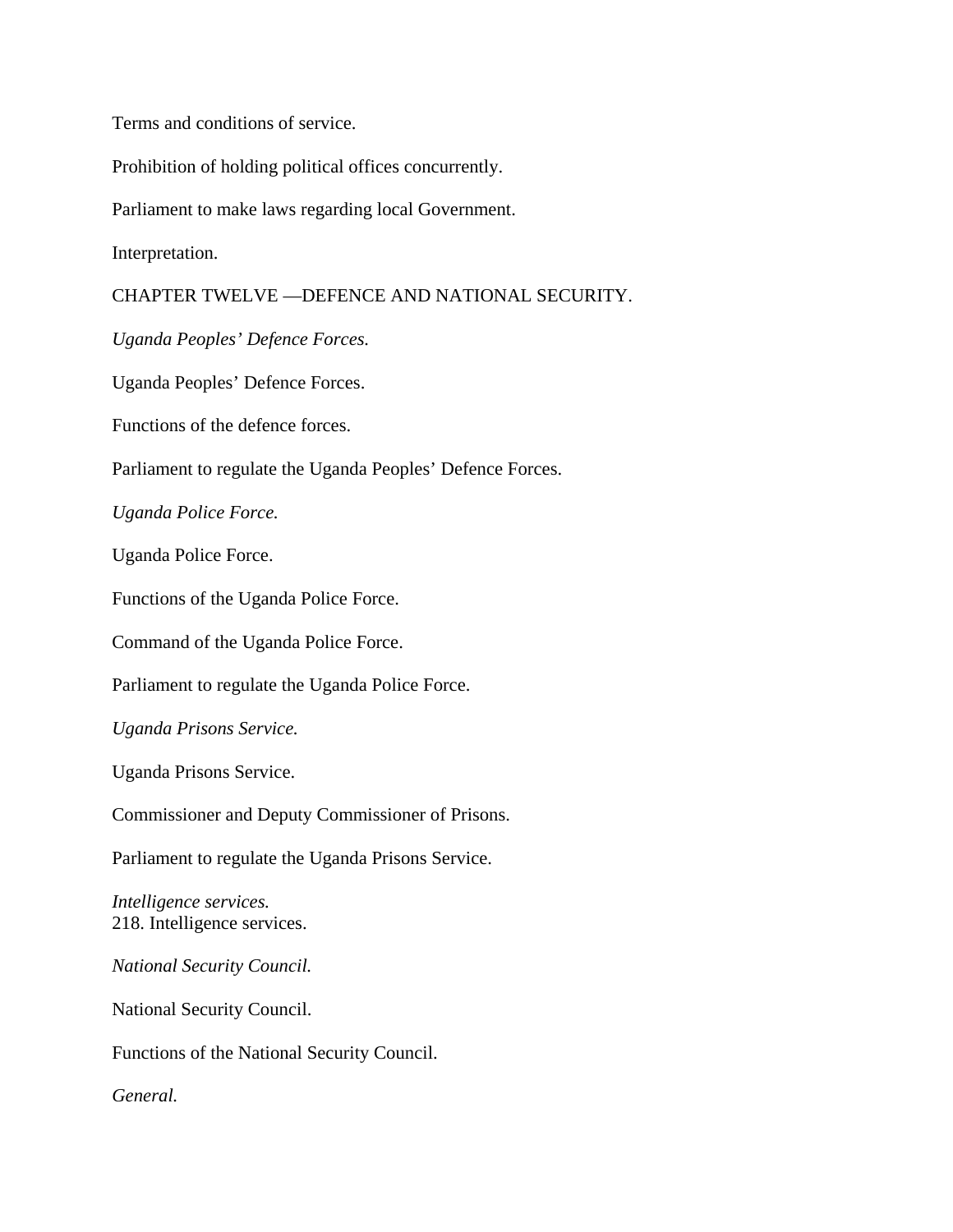Terms and conditions of service.

Prohibition of holding political offices concurrently.

Parliament to make laws regarding local Government.

Interpretation.

## CHAPTER TWELVE —DEFENCE AND NATIONAL SECURITY.

*Uganda Peoples' Defence Forces.*

Uganda Peoples' Defence Forces.

Functions of the defence forces.

Parliament to regulate the Uganda Peoples' Defence Forces.

*Uganda Police Force.*

Uganda Police Force.

Functions of the Uganda Police Force.

Command of the Uganda Police Force.

Parliament to regulate the Uganda Police Force.

*Uganda Prisons Service.*

Uganda Prisons Service.

Commissioner and Deputy Commissioner of Prisons.

Parliament to regulate the Uganda Prisons Service.

*Intelligence services.*
218. Intelligence services.

*National Security Council.*

National Security Council.

Functions of the National Security Council.

*General.*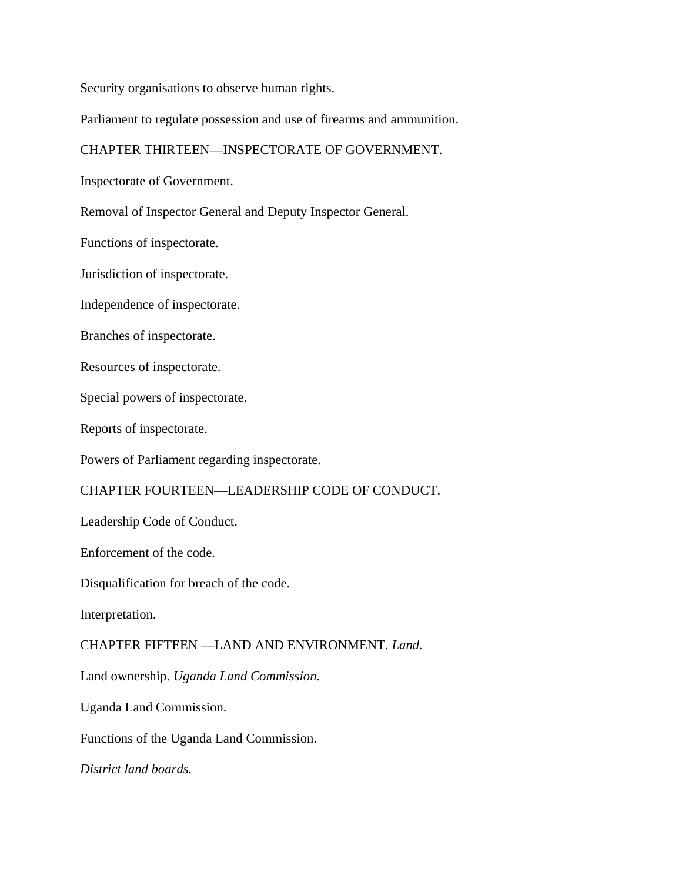Security organisations to observe human rights.

Parliament to regulate possession and use of firearms and ammunition.

CHAPTER THIRTEEN—INSPECTORATE OF GOVERNMENT.

Inspectorate of Government.

Removal of Inspector General and Deputy Inspector General.

Functions of inspectorate.

Jurisdiction of inspectorate.

Independence of inspectorate.

Branches of inspectorate.

Resources of inspectorate.

Special powers of inspectorate.

Reports of inspectorate.

Powers of Parliament regarding inspectorate.

CHAPTER FOURTEEN—LEADERSHIP CODE OF CONDUCT.

Leadership Code of Conduct.

Enforcement of the code.

Disqualification for breach of the code.

Interpretation.

CHAPTER FIFTEEN —LAND AND ENVIRONMENT. *Land.*

Land ownership. *Uganda Land Commission.*

Uganda Land Commission.

Functions of the Uganda Land Commission.

*District land boards.*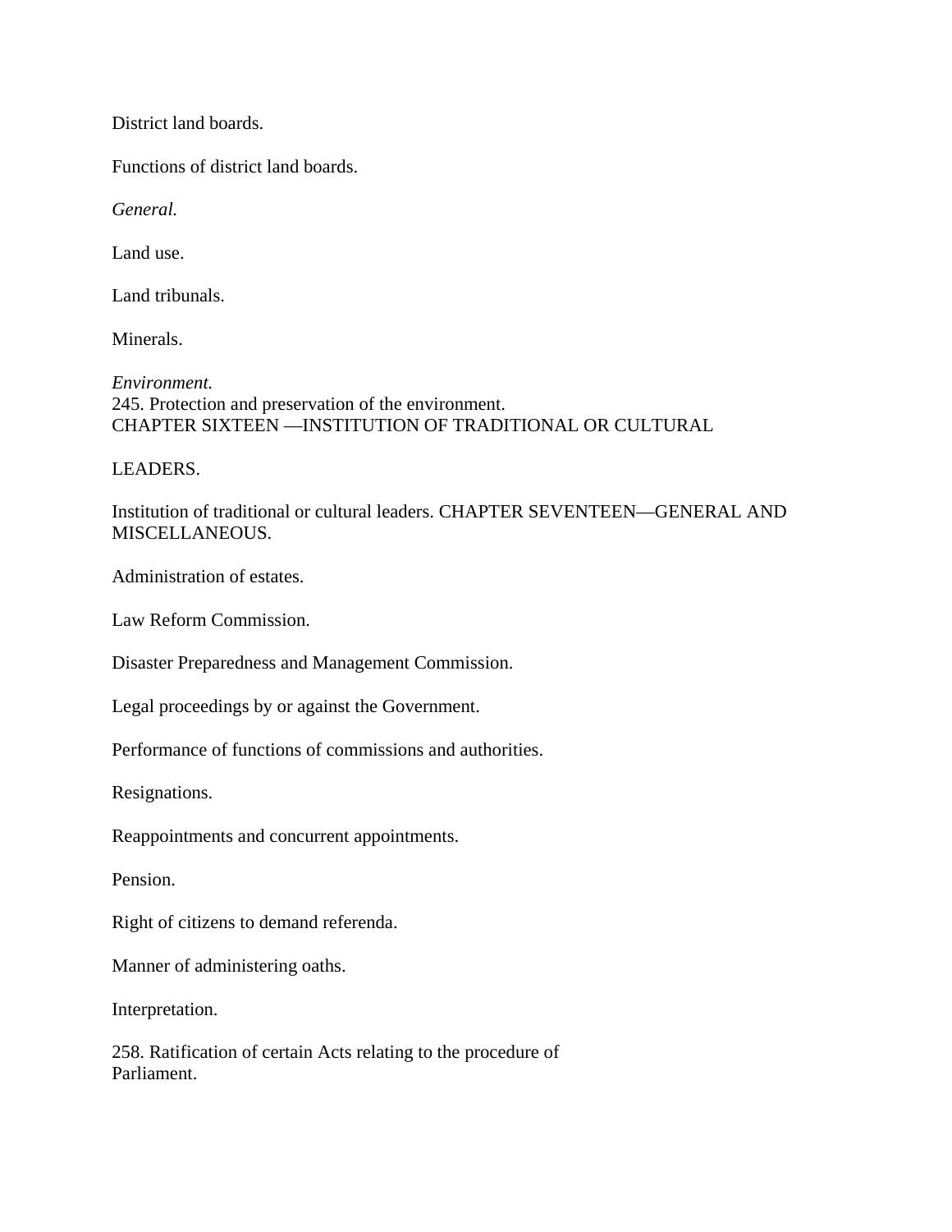District land boards.

Functions of district land boards.

*General.*

Land use.

Land tribunals.

Minerals.

*Environment.*
245. Protection and preservation of the environment.
CHAPTER SIXTEEN —INSTITUTION OF TRADITIONAL OR CULTURAL

LEADERS.

Institution of traditional or cultural leaders. CHAPTER SEVENTEEN—GENERAL AND MISCELLANEOUS.

Administration of estates.

Law Reform Commission.

Disaster Preparedness and Management Commission.

Legal proceedings by or against the Government.

Performance of functions of commissions and authorities.

Resignations.

Reappointments and concurrent appointments.

Pension.

Right of citizens to demand referenda.

Manner of administering oaths.

Interpretation.

258. Ratification of certain Acts relating to the procedure of
Parliament.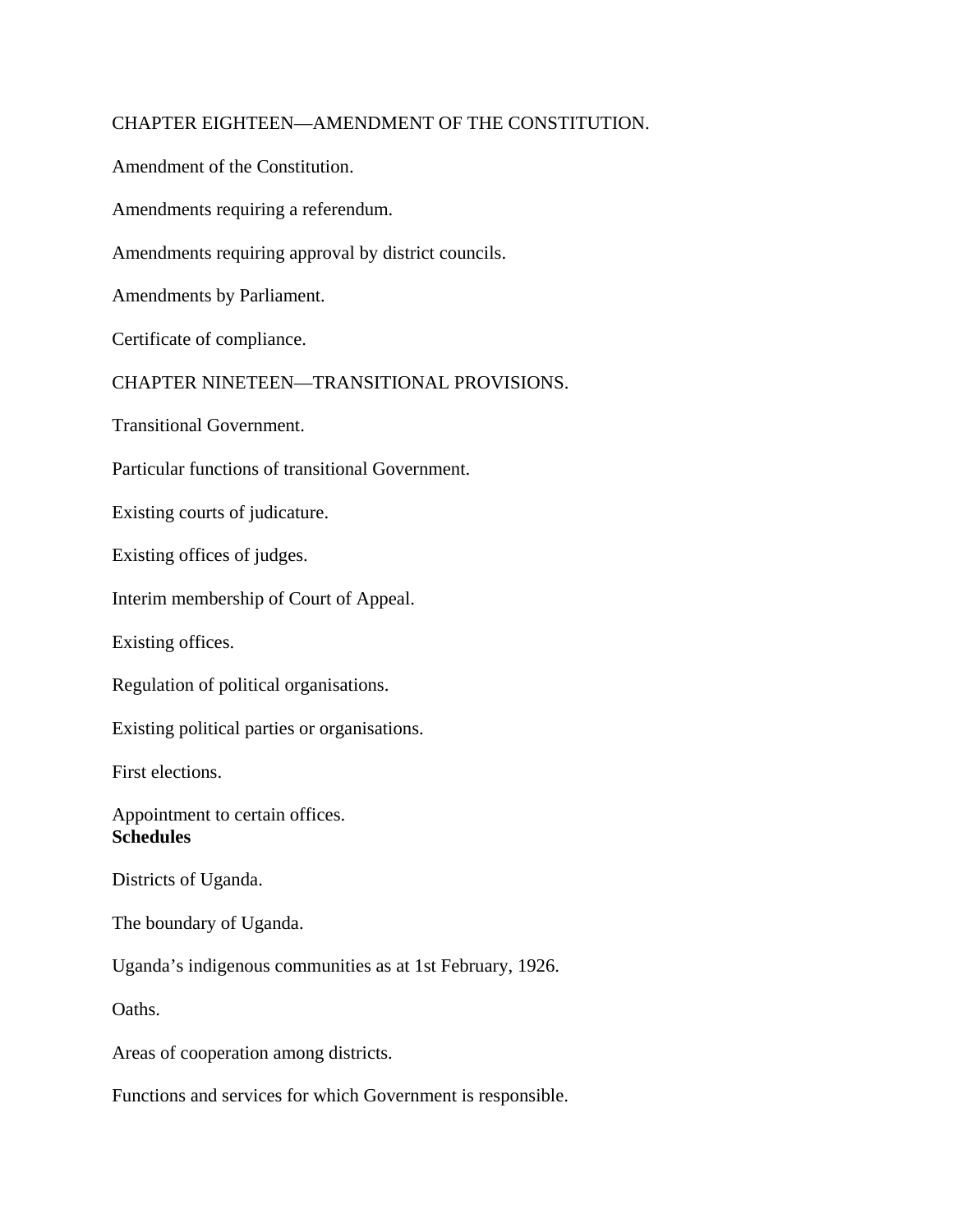CHAPTER EIGHTEEN—AMENDMENT OF THE CONSTITUTION.

Amendment of the Constitution.

Amendments requiring a referendum.

Amendments requiring approval by district councils.

Amendments by Parliament.

Certificate of compliance.

CHAPTER NINETEEN—TRANSITIONAL PROVISIONS.

Transitional Government.

Particular functions of transitional Government.

Existing courts of judicature.

Existing offices of judges.

Interim membership of Court of Appeal.

Existing offices.

Regulation of political organisations.

Existing political parties or organisations.

First elections.

Appointment to certain offices.

**Schedules**

Districts of Uganda.

The boundary of Uganda.

Uganda's indigenous communities as at 1st February, 1926.

Oaths.

Areas of cooperation among districts.

Functions and services for which Government is responsible.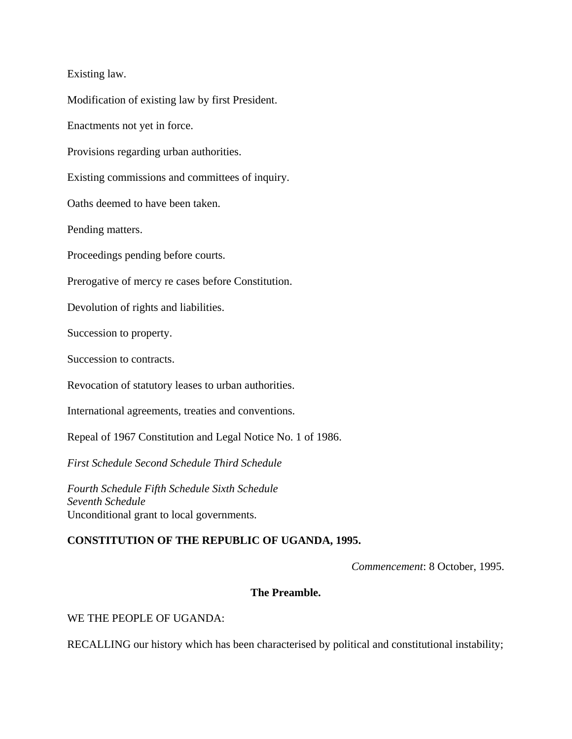Existing law.

Modification of existing law by first President.

Enactments not yet in force.

Provisions regarding urban authorities.

Existing commissions and committees of inquiry.

Oaths deemed to have been taken.

Pending matters.

Proceedings pending before courts.

Prerogative of mercy re cases before Constitution.

Devolution of rights and liabilities.

Succession to property.

Succession to contracts.

Revocation of statutory leases to urban authorities.

International agreements, treaties and conventions.

Repeal of 1967 Constitution and Legal Notice No. 1 of 1986.

*First Schedule Second Schedule Third Schedule*

*Fourth Schedule Fifth Schedule Sixth Schedule*
*Seventh Schedule*
Unconditional grant to local governments.

**CONSTITUTION OF THE REPUBLIC OF UGANDA, 1995.**

*Commencement*: 8 October, 1995.

**The Preamble.**

WE THE PEOPLE OF UGANDA:

RECALLING our history which has been characterised by political and constitutional instability;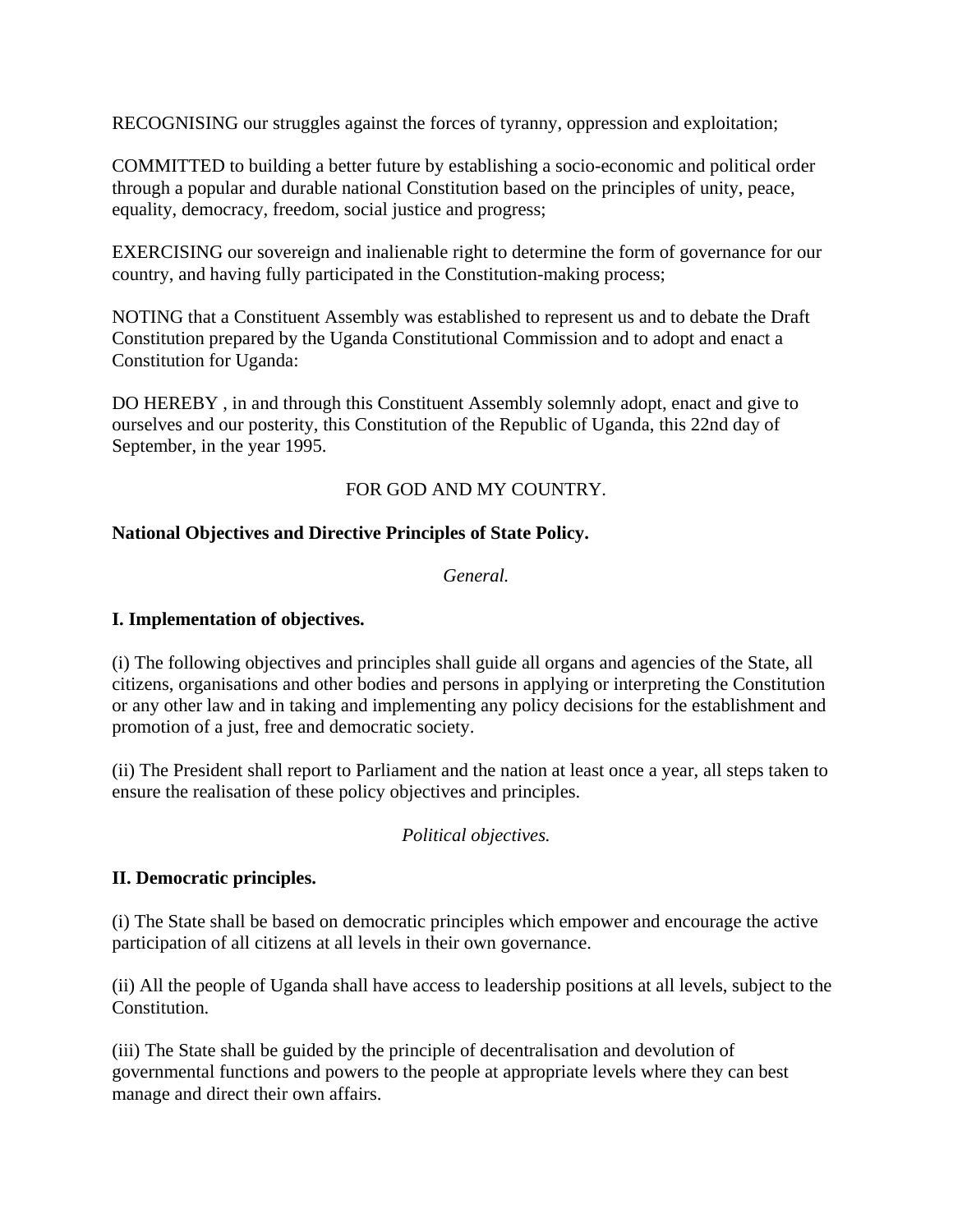RECOGNISING our struggles against the forces of tyranny, oppression and exploitation;

COMMITTED to building a better future by establishing a socio-economic and political order through a popular and durable national Constitution based on the principles of unity, peace, equality, democracy, freedom, social justice and progress;

EXERCISING our sovereign and inalienable right to determine the form of governance for our country, and having fully participated in the Constitution-making process;

NOTING that a Constituent Assembly was established to represent us and to debate the Draft Constitution prepared by the Uganda Constitutional Commission and to adopt and enact a Constitution for Uganda:

DO HEREBY , in and through this Constituent Assembly solemnly adopt, enact and give to ourselves and our posterity, this Constitution of the Republic of Uganda, this 22nd day of September, in the year 1995.

FOR GOD AND MY COUNTRY.

**National Objectives and Directive Principles of State Policy.**

*General.*

**I. Implementation of objectives.**

(i) The following objectives and principles shall guide all organs and agencies of the State, all citizens, organisations and other bodies and persons in applying or interpreting the Constitution or any other law and in taking and implementing any policy decisions for the establishment and promotion of a just, free and democratic society.

(ii) The President shall report to Parliament and the nation at least once a year, all steps taken to ensure the realisation of these policy objectives and principles.

*Political objectives.*

**II. Democratic principles.**

(i) The State shall be based on democratic principles which empower and encourage the active participation of all citizens at all levels in their own governance.

(ii) All the people of Uganda shall have access to leadership positions at all levels, subject to the Constitution.

(iii) The State shall be guided by the principle of decentralisation and devolution of governmental functions and powers to the people at appropriate levels where they can best manage and direct their own affairs.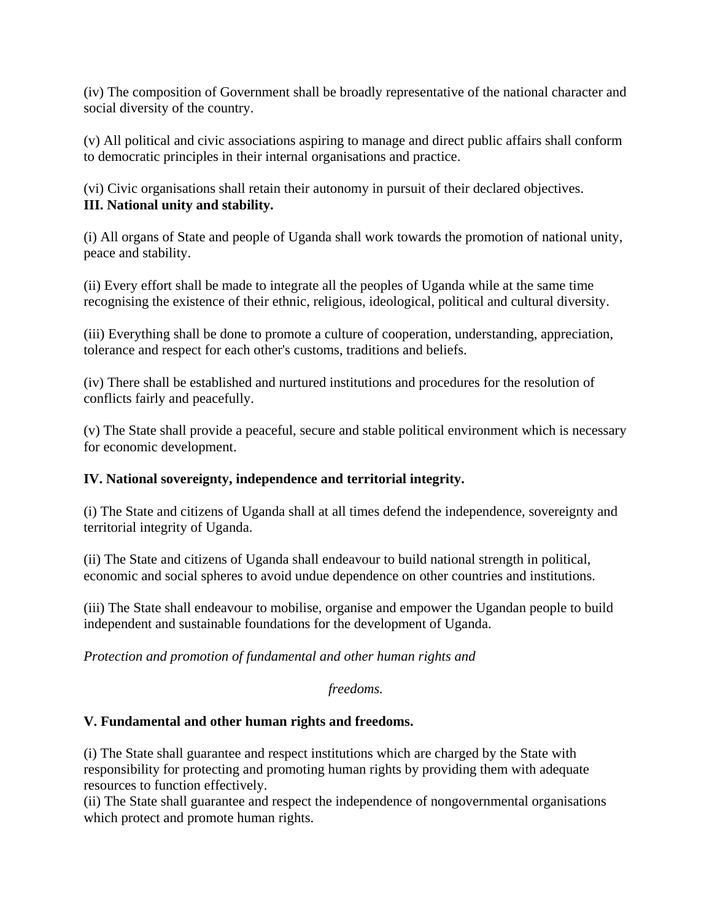(iv) The composition of Government shall be broadly representative of the national character and social diversity of the country.

(v) All political and civic associations aspiring to manage and direct public affairs shall conform to democratic principles in their internal organisations and practice.

(vi) Civic organisations shall retain their autonomy in pursuit of their declared objectives.

**III. National unity and stability.**

(i) All organs of State and people of Uganda shall work towards the promotion of national unity, peace and stability.

(ii) Every effort shall be made to integrate all the peoples of Uganda while at the same time recognising the existence of their ethnic, religious, ideological, political and cultural diversity.

(iii) Everything shall be done to promote a culture of cooperation, understanding, appreciation, tolerance and respect for each other's customs, traditions and beliefs.

(iv) There shall be established and nurtured institutions and procedures for the resolution of conflicts fairly and peacefully.

(v) The State shall provide a peaceful, secure and stable political environment which is necessary for economic development.

**IV. National sovereignty, independence and territorial integrity.**

(i) The State and citizens of Uganda shall at all times defend the independence, sovereignty and territorial integrity of Uganda.

(ii) The State and citizens of Uganda shall endeavour to build national strength in political, economic and social spheres to avoid undue dependence on other countries and institutions.

(iii) The State shall endeavour to mobilise, organise and empower the Ugandan people to build independent and sustainable foundations for the development of Uganda.

*Protection and promotion of fundamental and other human rights and freedoms.*

**V. Fundamental and other human rights and freedoms.**

(i) The State shall guarantee and respect institutions which are charged by the State with responsibility for protecting and promoting human rights by providing them with adequate resources to function effectively.

(ii) The State shall guarantee and respect the independence of nongovernmental organisations which protect and promote human rights.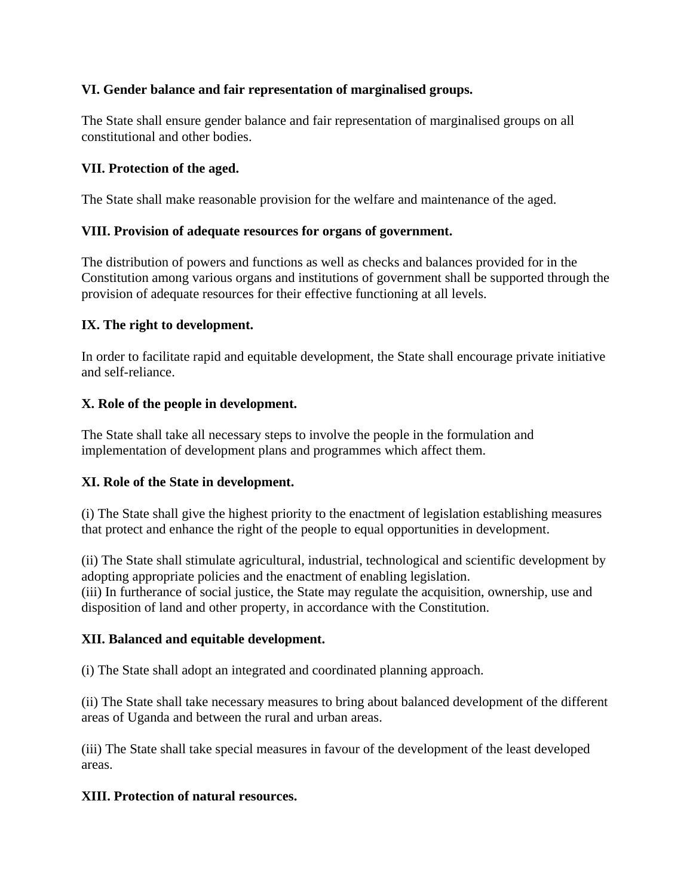**VI. Gender balance and fair representation of marginalised groups.**

The State shall ensure gender balance and fair representation of marginalised groups on all constitutional and other bodies.

**VII. Protection of the aged.**

The State shall make reasonable provision for the welfare and maintenance of the aged.

**VIII. Provision of adequate resources for organs of government.**

The distribution of powers and functions as well as checks and balances provided for in the Constitution among various organs and institutions of government shall be supported through the provision of adequate resources for their effective functioning at all levels.

**IX. The right to development.**

In order to facilitate rapid and equitable development, the State shall encourage private initiative and self-reliance.

**X. Role of the people in development.**

The State shall take all necessary steps to involve the people in the formulation and implementation of development plans and programmes which affect them.

**XI. Role of the State in development.**

(i) The State shall give the highest priority to the enactment of legislation establishing measures that protect and enhance the right of the people to equal opportunities in development.

(ii) The State shall stimulate agricultural, industrial, technological and scientific development by adopting appropriate policies and the enactment of enabling legislation.
(iii) In furtherance of social justice, the State may regulate the acquisition, ownership, use and disposition of land and other property, in accordance with the Constitution.

**XII. Balanced and equitable development.**

(i) The State shall adopt an integrated and coordinated planning approach.

(ii) The State shall take necessary measures to bring about balanced development of the different areas of Uganda and between the rural and urban areas.

(iii) The State shall take special measures in favour of the development of the least developed areas.

**XIII. Protection of natural resources.**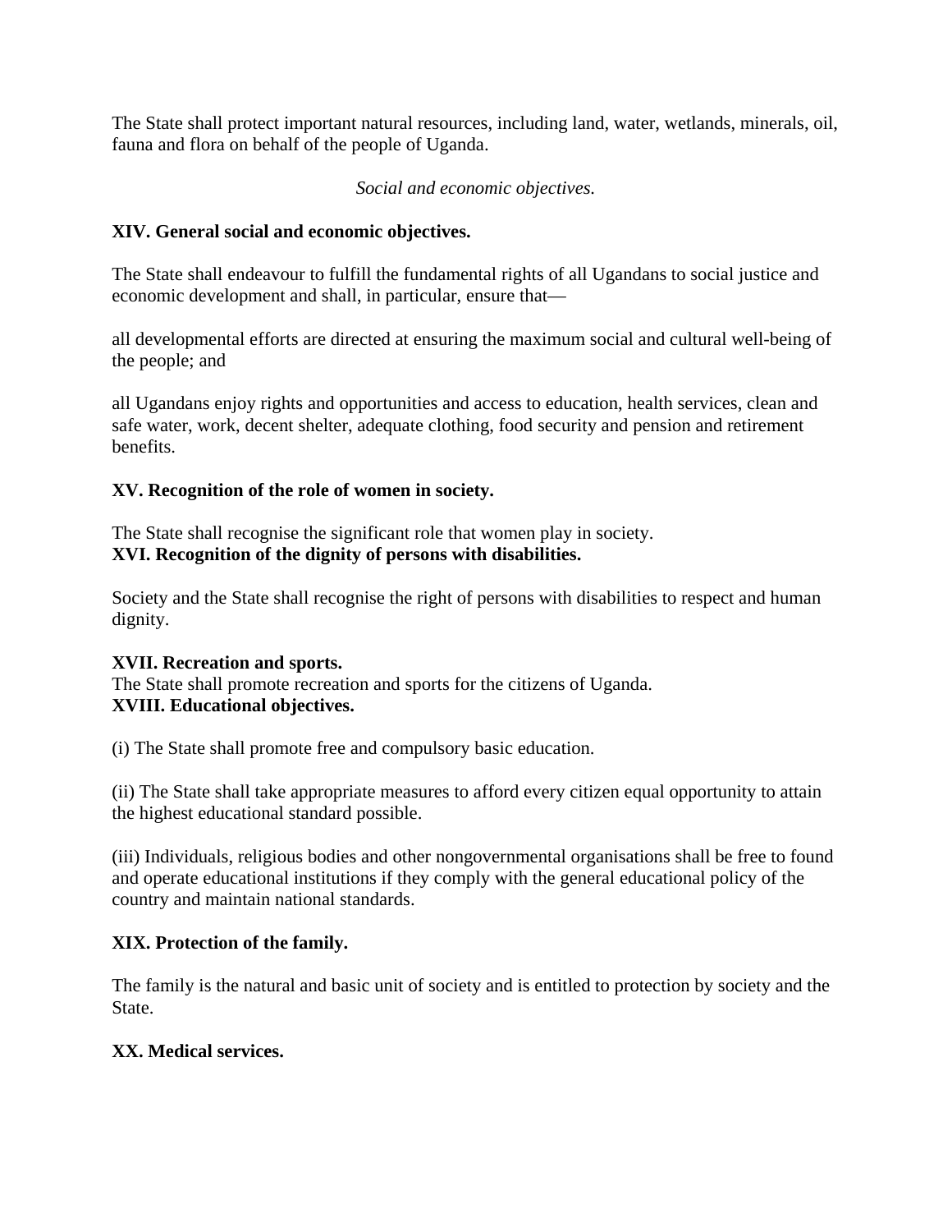The State shall protect important natural resources, including land, water, wetlands, minerals, oil, fauna and flora on behalf of the people of Uganda.

*Social and economic objectives.*

**XIV. General social and economic objectives.**

The State shall endeavour to fulfill the fundamental rights of all Ugandans to social justice and economic development and shall, in particular, ensure that—

all developmental efforts are directed at ensuring the maximum social and cultural well-being of the people; and

all Ugandans enjoy rights and opportunities and access to education, health services, clean and safe water, work, decent shelter, adequate clothing, food security and pension and retirement benefits.

**XV. Recognition of the role of women in society.**

The State shall recognise the significant role that women play in society.

**XVI. Recognition of the dignity of persons with disabilities.**

Society and the State shall recognise the right of persons with disabilities to respect and human dignity.

**XVII. Recreation and sports.**

The State shall promote recreation and sports for the citizens of Uganda.

**XVIII. Educational objectives.**

(i) The State shall promote free and compulsory basic education.

(ii) The State shall take appropriate measures to afford every citizen equal opportunity to attain the highest educational standard possible.

(iii) Individuals, religious bodies and other nongovernmental organisations shall be free to found and operate educational institutions if they comply with the general educational policy of the country and maintain national standards.

**XIX. Protection of the family.**

The family is the natural and basic unit of society and is entitled to protection by society and the State.

**XX. Medical services.**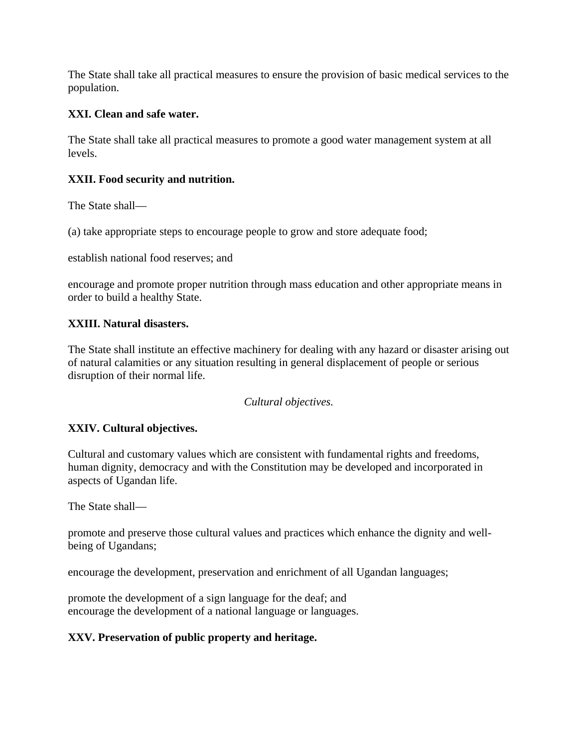The State shall take all practical measures to ensure the provision of basic medical services to the population.

**XXI. Clean and safe water.**

The State shall take all practical measures to promote a good water management system at all levels.

**XXII. Food security and nutrition.**

The State shall—

(a) take appropriate steps to encourage people to grow and store adequate food;

establish national food reserves; and

encourage and promote proper nutrition through mass education and other appropriate means in order to build a healthy State.

**XXIII. Natural disasters.**

The State shall institute an effective machinery for dealing with any hazard or disaster arising out of natural calamities or any situation resulting in general displacement of people or serious disruption of their normal life.

*Cultural objectives.*

**XXIV. Cultural objectives.**

Cultural and customary values which are consistent with fundamental rights and freedoms, human dignity, democracy and with the Constitution may be developed and incorporated in aspects of Ugandan life.

The State shall—

promote and preserve those cultural values and practices which enhance the dignity and well-being of Ugandans;

encourage the development, preservation and enrichment of all Ugandan languages;

promote the development of a sign language for the deaf; and
encourage the development of a national language or languages.

**XXV. Preservation of public property and heritage.**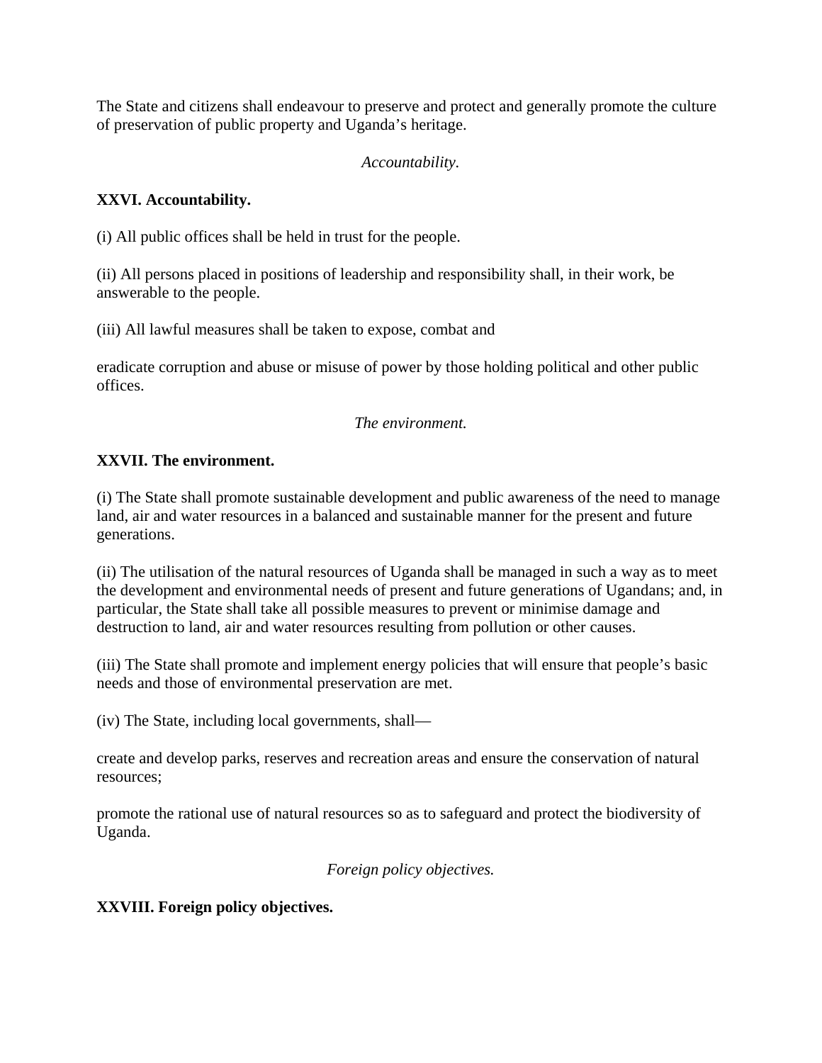The State and citizens shall endeavour to preserve and protect and generally promote the culture of preservation of public property and Uganda's heritage.

*Accountability.*

**XXVI. Accountability.**

(i) All public offices shall be held in trust for the people.

(ii) All persons placed in positions of leadership and responsibility shall, in their work, be answerable to the people.

(iii) All lawful measures shall be taken to expose, combat and

eradicate corruption and abuse or misuse of power by those holding political and other public offices.

*The environment.*

**XXVII. The environment.**

(i) The State shall promote sustainable development and public awareness of the need to manage land, air and water resources in a balanced and sustainable manner for the present and future generations.

(ii) The utilisation of the natural resources of Uganda shall be managed in such a way as to meet the development and environmental needs of present and future generations of Ugandans; and, in particular, the State shall take all possible measures to prevent or minimise damage and destruction to land, air and water resources resulting from pollution or other causes.

(iii) The State shall promote and implement energy policies that will ensure that people's basic needs and those of environmental preservation are met.

(iv) The State, including local governments, shall—

create and develop parks, reserves and recreation areas and ensure the conservation of natural resources;

promote the rational use of natural resources so as to safeguard and protect the biodiversity of Uganda.

*Foreign policy objectives.*

**XXVIII. Foreign policy objectives.**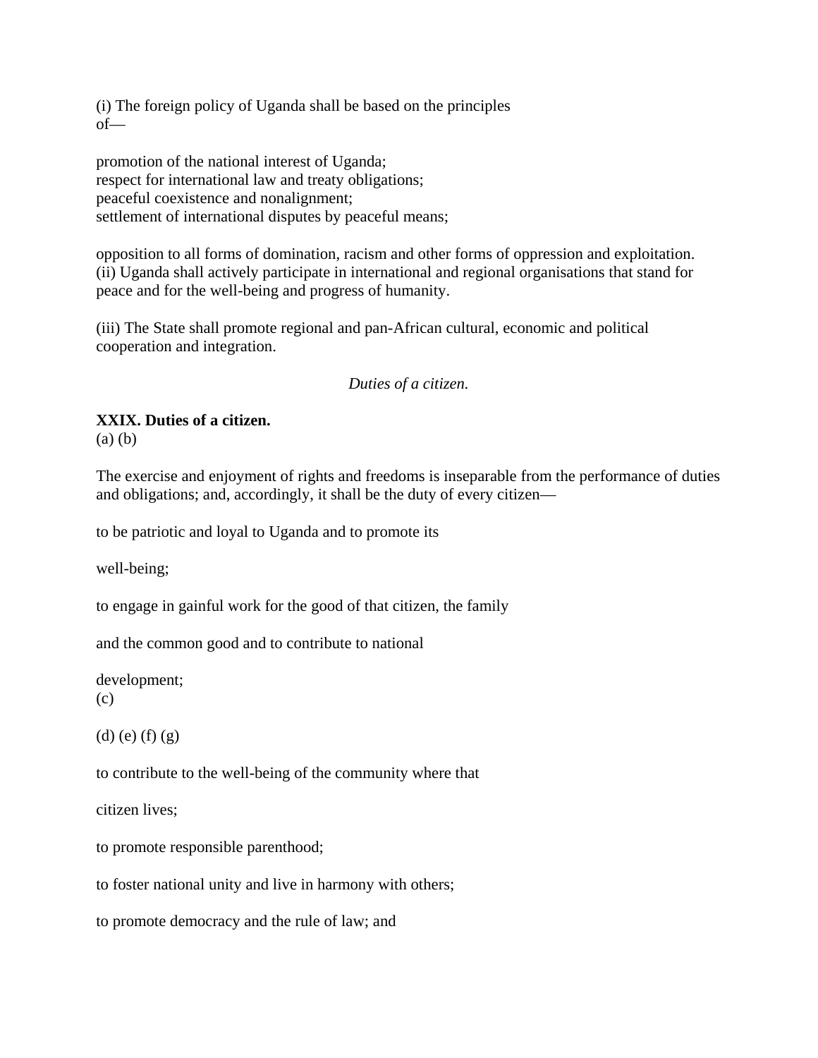(i) The foreign policy of Uganda shall be based on the principles of—

promotion of the national interest of Uganda;
respect for international law and treaty obligations;
peaceful coexistence and nonalignment;
settlement of international disputes by peaceful means;

opposition to all forms of domination, racism and other forms of oppression and exploitation.
(ii) Uganda shall actively participate in international and regional organisations that stand for peace and for the well-being and progress of humanity.

(iii) The State shall promote regional and pan-African cultural, economic and political cooperation and integration.

*Duties of a citizen.*

**XXIX. Duties of a citizen.**
(a) (b)

The exercise and enjoyment of rights and freedoms is inseparable from the performance of duties and obligations; and, accordingly, it shall be the duty of every citizen—

to be patriotic and loyal to Uganda and to promote its

well-being;

to engage in gainful work for the good of that citizen, the family

and the common good and to contribute to national

development;
(c)

(d) (e) (f) (g)

to contribute to the well-being of the community where that

citizen lives;

to promote responsible parenthood;

to foster national unity and live in harmony with others;

to promote democracy and the rule of law; and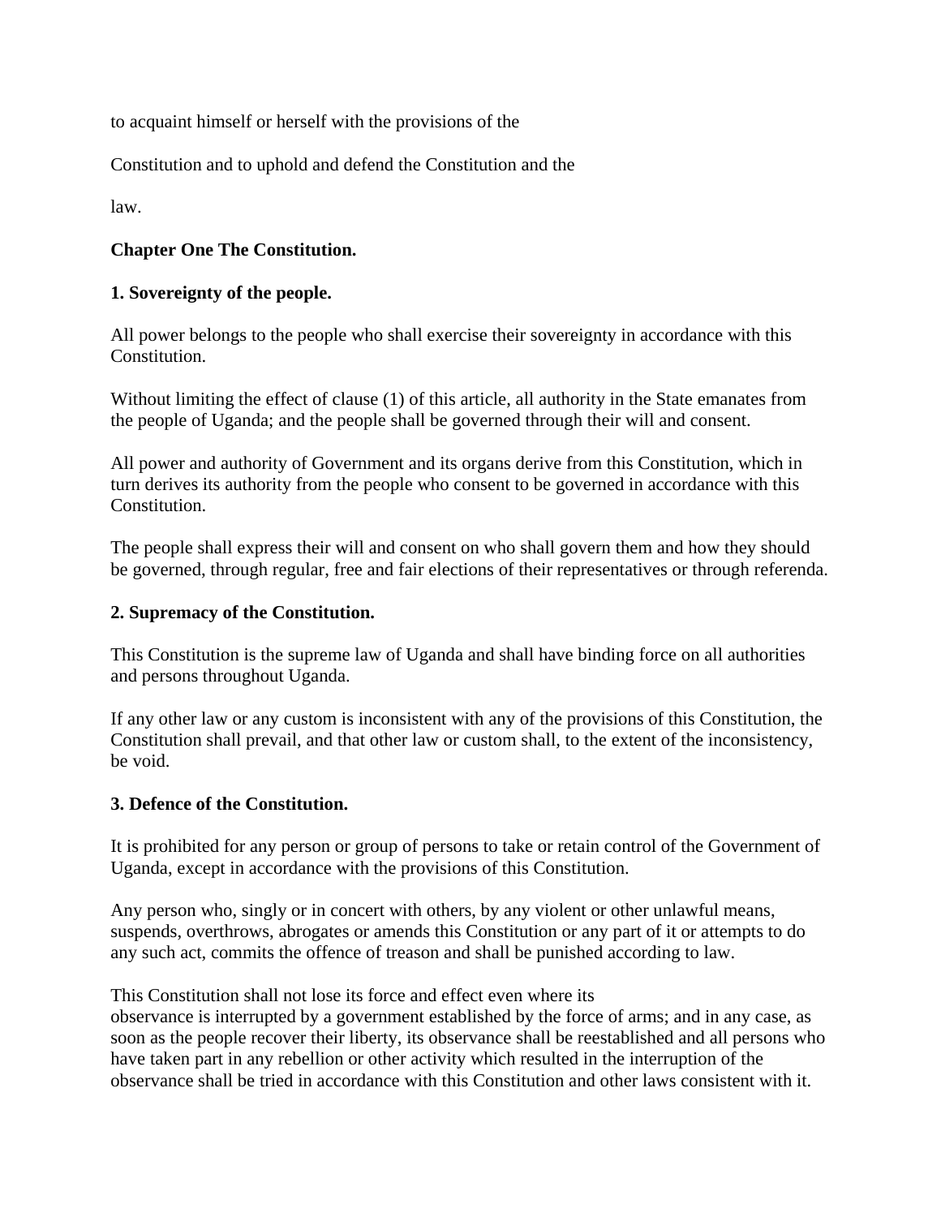to acquaint himself or herself with the provisions of the

Constitution and to uphold and defend the Constitution and the

law.

**Chapter One The Constitution.**

**1. Sovereignty of the people.**

All power belongs to the people who shall exercise their sovereignty in accordance with this Constitution.

Without limiting the effect of clause (1) of this article, all authority in the State emanates from the people of Uganda; and the people shall be governed through their will and consent.

All power and authority of Government and its organs derive from this Constitution, which in turn derives its authority from the people who consent to be governed in accordance with this Constitution.

The people shall express their will and consent on who shall govern them and how they should be governed, through regular, free and fair elections of their representatives or through referenda.

**2. Supremacy of the Constitution.**

This Constitution is the supreme law of Uganda and shall have binding force on all authorities and persons throughout Uganda.

If any other law or any custom is inconsistent with any of the provisions of this Constitution, the Constitution shall prevail, and that other law or custom shall, to the extent of the inconsistency, be void.

**3. Defence of the Constitution.**

It is prohibited for any person or group of persons to take or retain control of the Government of Uganda, except in accordance with the provisions of this Constitution.

Any person who, singly or in concert with others, by any violent or other unlawful means, suspends, overthrows, abrogates or amends this Constitution or any part of it or attempts to do any such act, commits the offence of treason and shall be punished according to law.

This Constitution shall not lose its force and effect even where its observance is interrupted by a government established by the force of arms; and in any case, as soon as the people recover their liberty, its observance shall be reestablished and all persons who have taken part in any rebellion or other activity which resulted in the interruption of the observance shall be tried in accordance with this Constitution and other laws consistent with it.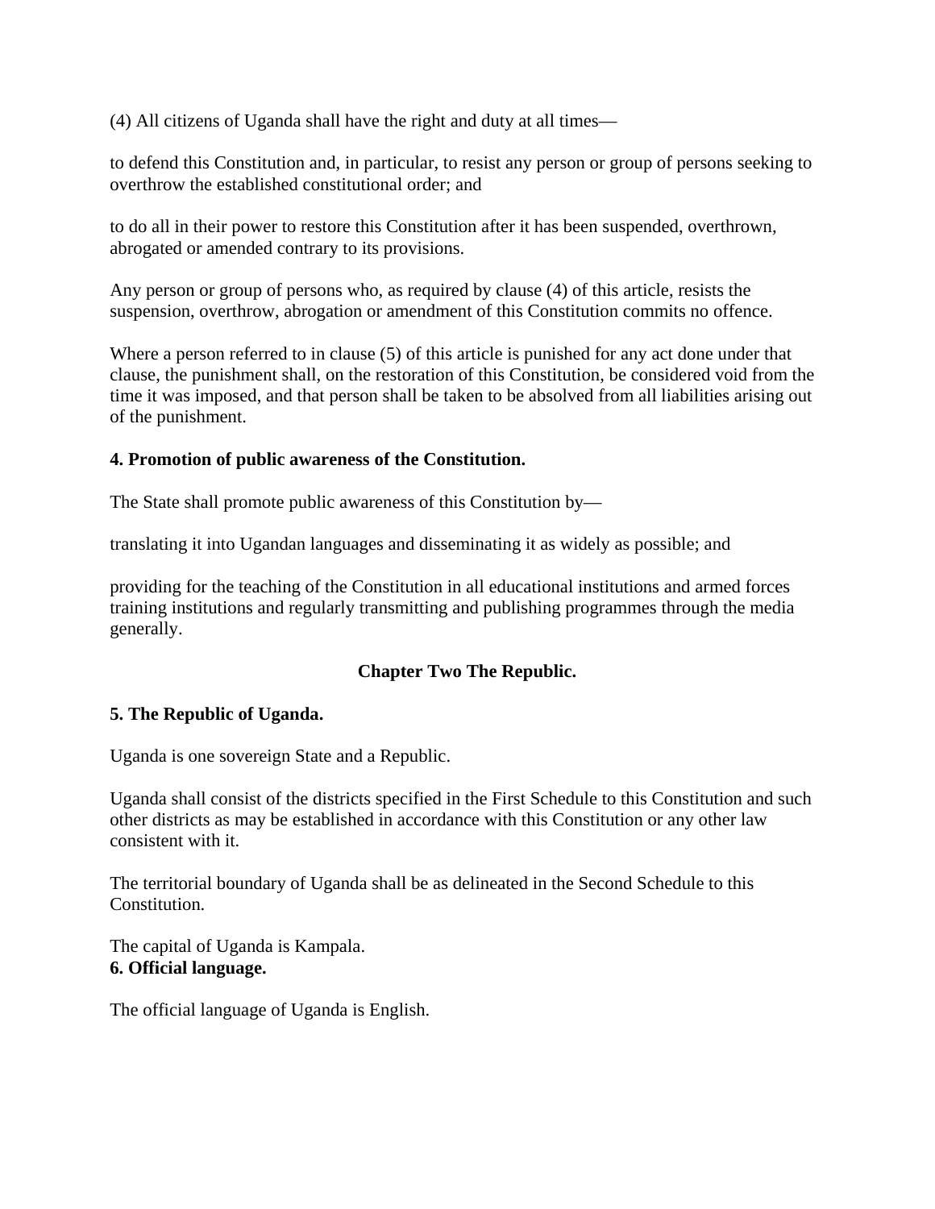(4) All citizens of Uganda shall have the right and duty at all times—

to defend this Constitution and, in particular, to resist any person or group of persons seeking to overthrow the established constitutional order; and

to do all in their power to restore this Constitution after it has been suspended, overthrown, abrogated or amended contrary to its provisions.

Any person or group of persons who, as required by clause (4) of this article, resists the suspension, overthrow, abrogation or amendment of this Constitution commits no offence.

Where a person referred to in clause (5) of this article is punished for any act done under that clause, the punishment shall, on the restoration of this Constitution, be considered void from the time it was imposed, and that person shall be taken to be absolved from all liabilities arising out of the punishment.

**4. Promotion of public awareness of the Constitution.**

The State shall promote public awareness of this Constitution by—

translating it into Ugandan languages and disseminating it as widely as possible; and

providing for the teaching of the Constitution in all educational institutions and armed forces training institutions and regularly transmitting and publishing programmes through the media generally.

## Chapter Two The Republic.

**5. The Republic of Uganda.**

Uganda is one sovereign State and a Republic.

Uganda shall consist of the districts specified in the First Schedule to this Constitution and such other districts as may be established in accordance with this Constitution or any other law consistent with it.

The territorial boundary of Uganda shall be as delineated in the Second Schedule to this Constitution.

The capital of Uganda is Kampala.

**6. Official language.**

The official language of Uganda is English.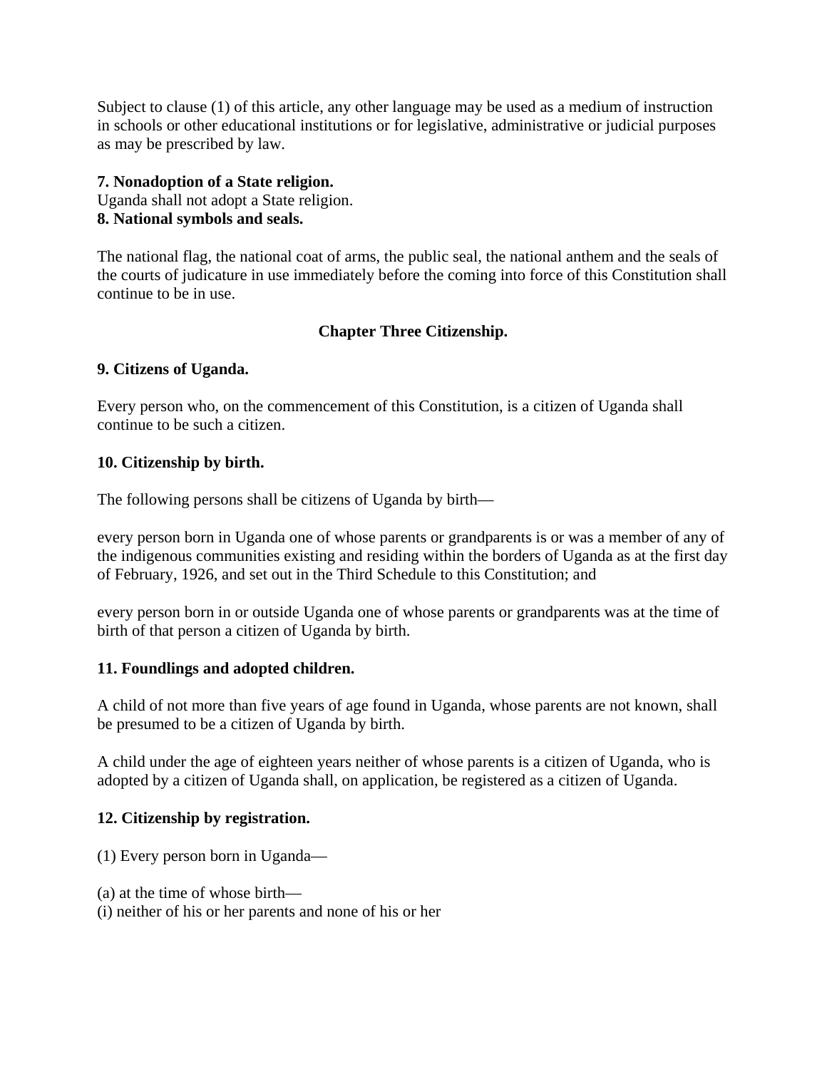Subject to clause (1) of this article, any other language may be used as a medium of instruction in schools or other educational institutions or for legislative, administrative or judicial purposes as may be prescribed by law.

**7. Nonadoption of a State religion.**
Uganda shall not adopt a State religion.
**8. National symbols and seals.**

The national flag, the national coat of arms, the public seal, the national anthem and the seals of the courts of judicature in use immediately before the coming into force of this Constitution shall continue to be in use.

## Chapter Three Citizenship.

**9. Citizens of Uganda.**

Every person who, on the commencement of this Constitution, is a citizen of Uganda shall continue to be such a citizen.

**10. Citizenship by birth.**

The following persons shall be citizens of Uganda by birth—

every person born in Uganda one of whose parents or grandparents is or was a member of any of the indigenous communities existing and residing within the borders of Uganda as at the first day of February, 1926, and set out in the Third Schedule to this Constitution; and

every person born in or outside Uganda one of whose parents or grandparents was at the time of birth of that person a citizen of Uganda by birth.

**11. Foundlings and adopted children.**

A child of not more than five years of age found in Uganda, whose parents are not known, shall be presumed to be a citizen of Uganda by birth.

A child under the age of eighteen years neither of whose parents is a citizen of Uganda, who is adopted by a citizen of Uganda shall, on application, be registered as a citizen of Uganda.

**12. Citizenship by registration.**

(1) Every person born in Uganda—

(a) at the time of whose birth—
(i) neither of his or her parents and none of his or her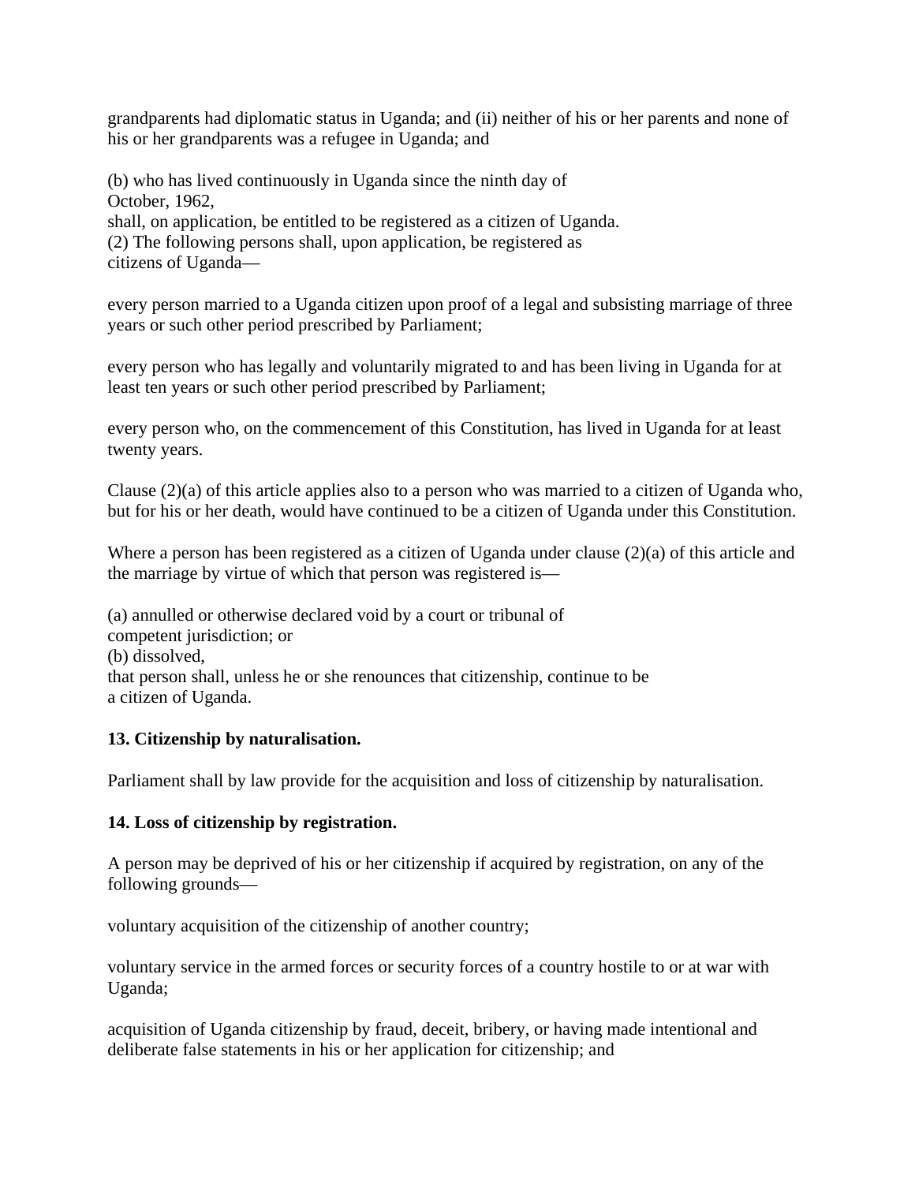grandparents had diplomatic status in Uganda; and (ii) neither of his or her parents and none of his or her grandparents was a refugee in Uganda; and

(b) who has lived continuously in Uganda since the ninth day of
October, 1962,
shall, on application, be entitled to be registered as a citizen of Uganda.
(2) The following persons shall, upon application, be registered as
citizens of Uganda—

every person married to a Uganda citizen upon proof of a legal and subsisting marriage of three years or such other period prescribed by Parliament;

every person who has legally and voluntarily migrated to and has been living in Uganda for at least ten years or such other period prescribed by Parliament;

every person who, on the commencement of this Constitution, has lived in Uganda for at least twenty years.

Clause (2)(a) of this article applies also to a person who was married to a citizen of Uganda who, but for his or her death, would have continued to be a citizen of Uganda under this Constitution.

Where a person has been registered as a citizen of Uganda under clause (2)(a) of this article and the marriage by virtue of which that person was registered is—

(a) annulled or otherwise declared void by a court or tribunal of
competent jurisdiction; or
(b) dissolved,
that person shall, unless he or she renounces that citizenship, continue to be
a citizen of Uganda.

**13. Citizenship by naturalisation.**

Parliament shall by law provide for the acquisition and loss of citizenship by naturalisation.

**14. Loss of citizenship by registration.**

A person may be deprived of his or her citizenship if acquired by registration, on any of the following grounds—

voluntary acquisition of the citizenship of another country;

voluntary service in the armed forces or security forces of a country hostile to or at war with Uganda;

acquisition of Uganda citizenship by fraud, deceit, bribery, or having made intentional and deliberate false statements in his or her application for citizenship; and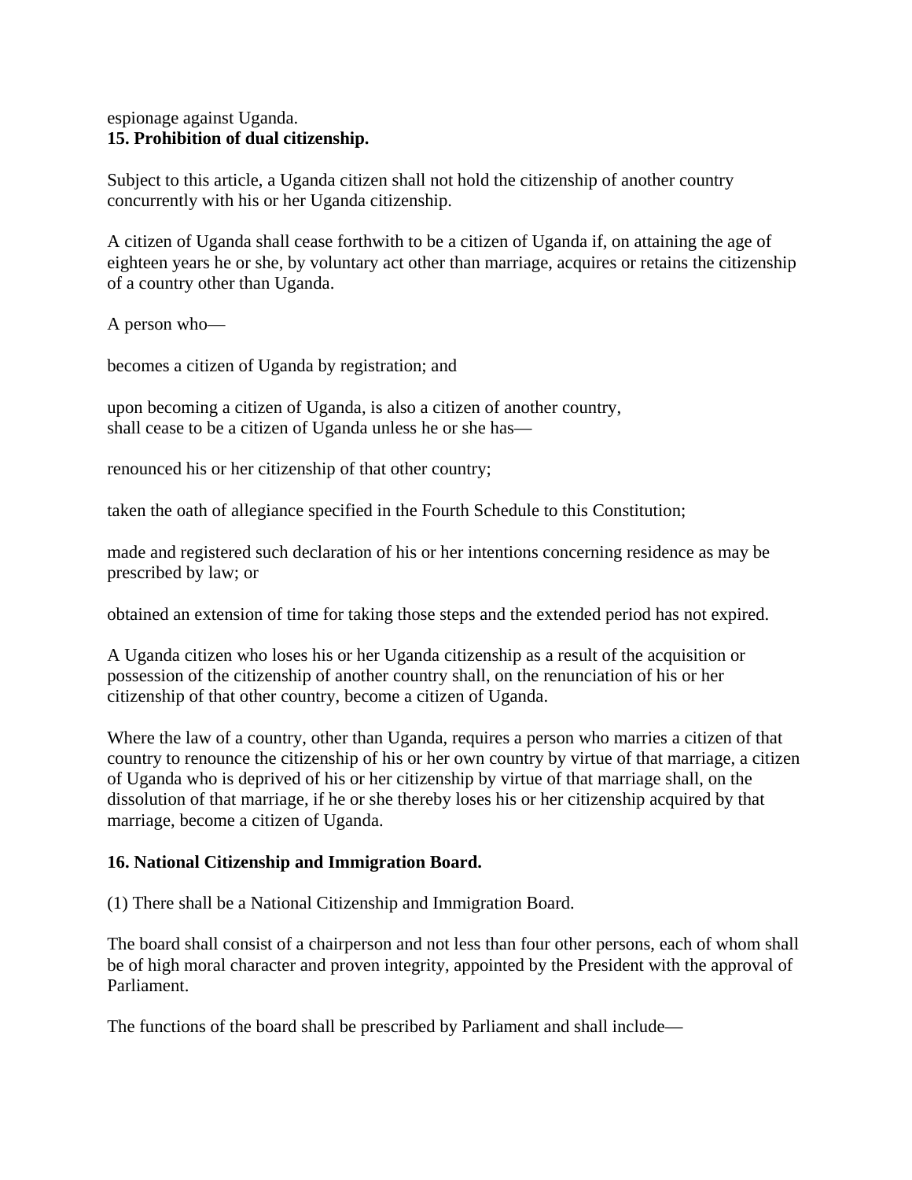espionage against Uganda.

**15. Prohibition of dual citizenship.**

Subject to this article, a Uganda citizen shall not hold the citizenship of another country concurrently with his or her Uganda citizenship.

A citizen of Uganda shall cease forthwith to be a citizen of Uganda if, on attaining the age of eighteen years he or she, by voluntary act other than marriage, acquires or retains the citizenship of a country other than Uganda.

A person who—

becomes a citizen of Uganda by registration; and

upon becoming a citizen of Uganda, is also a citizen of another country,
shall cease to be a citizen of Uganda unless he or she has—

renounced his or her citizenship of that other country;

taken the oath of allegiance specified in the Fourth Schedule to this Constitution;

made and registered such declaration of his or her intentions concerning residence as may be prescribed by law; or

obtained an extension of time for taking those steps and the extended period has not expired.

A Uganda citizen who loses his or her Uganda citizenship as a result of the acquisition or possession of the citizenship of another country shall, on the renunciation of his or her citizenship of that other country, become a citizen of Uganda.

Where the law of a country, other than Uganda, requires a person who marries a citizen of that country to renounce the citizenship of his or her own country by virtue of that marriage, a citizen of Uganda who is deprived of his or her citizenship by virtue of that marriage shall, on the dissolution of that marriage, if he or she thereby loses his or her citizenship acquired by that marriage, become a citizen of Uganda.

**16. National Citizenship and Immigration Board.**

(1) There shall be a National Citizenship and Immigration Board.

The board shall consist of a chairperson and not less than four other persons, each of whom shall be of high moral character and proven integrity, appointed by the President with the approval of Parliament.

The functions of the board shall be prescribed by Parliament and shall include—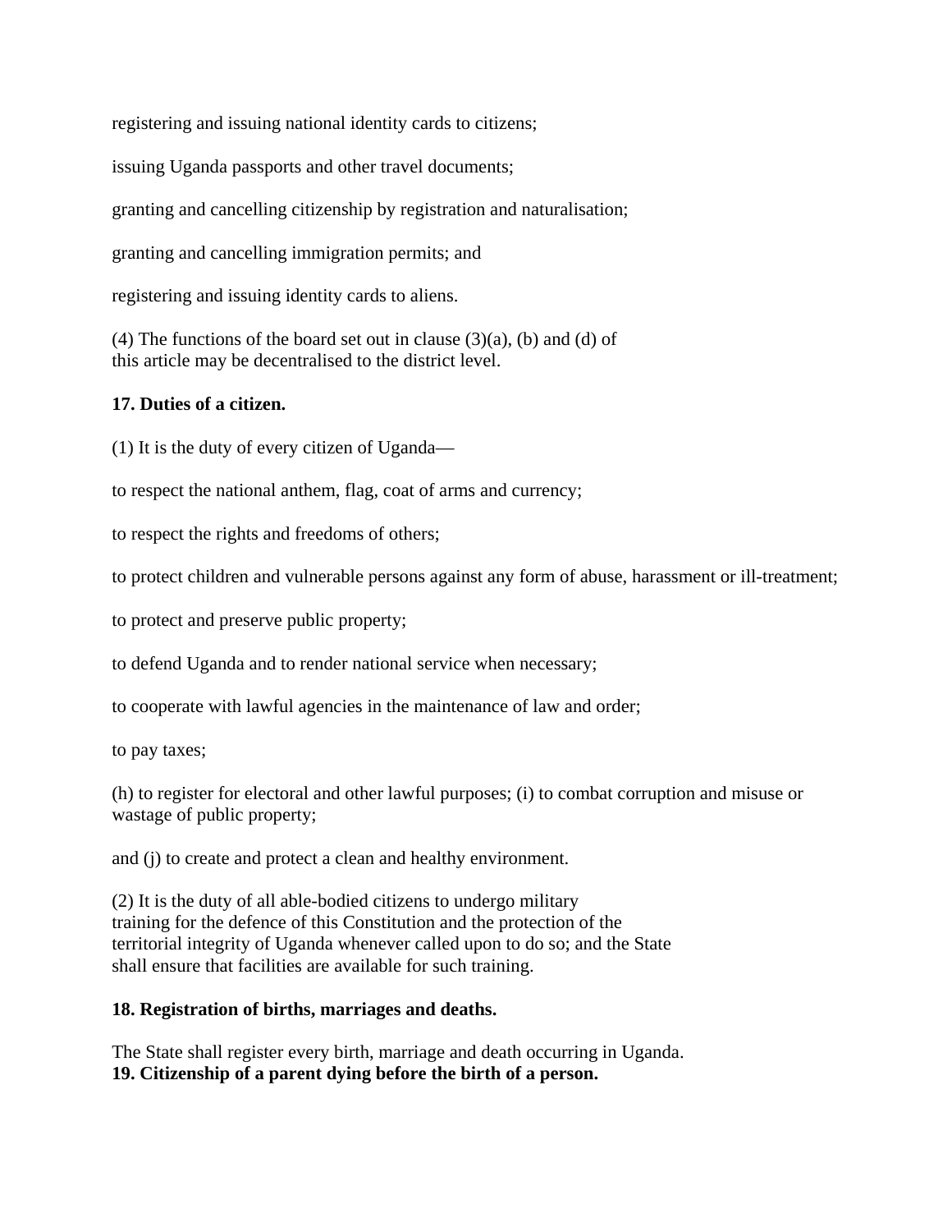registering and issuing national identity cards to citizens;

issuing Uganda passports and other travel documents;

granting and cancelling citizenship by registration and naturalisation;

granting and cancelling immigration permits; and

registering and issuing identity cards to aliens.

(4) The functions of the board set out in clause (3)(a), (b) and (d) of this article may be decentralised to the district level.

**17. Duties of a citizen.**

(1) It is the duty of every citizen of Uganda—

to respect the national anthem, flag, coat of arms and currency;

to respect the rights and freedoms of others;

to protect children and vulnerable persons against any form of abuse, harassment or ill-treatment;

to protect and preserve public property;

to defend Uganda and to render national service when necessary;

to cooperate with lawful agencies in the maintenance of law and order;

to pay taxes;

(h) to register for electoral and other lawful purposes; (i) to combat corruption and misuse or wastage of public property;

and (j) to create and protect a clean and healthy environment.

(2) It is the duty of all able-bodied citizens to undergo military training for the defence of this Constitution and the protection of the territorial integrity of Uganda whenever called upon to do so; and the State shall ensure that facilities are available for such training.

**18. Registration of births, marriages and deaths.**

The State shall register every birth, marriage and death occurring in Uganda.

**19. Citizenship of a parent dying before the birth of a person.**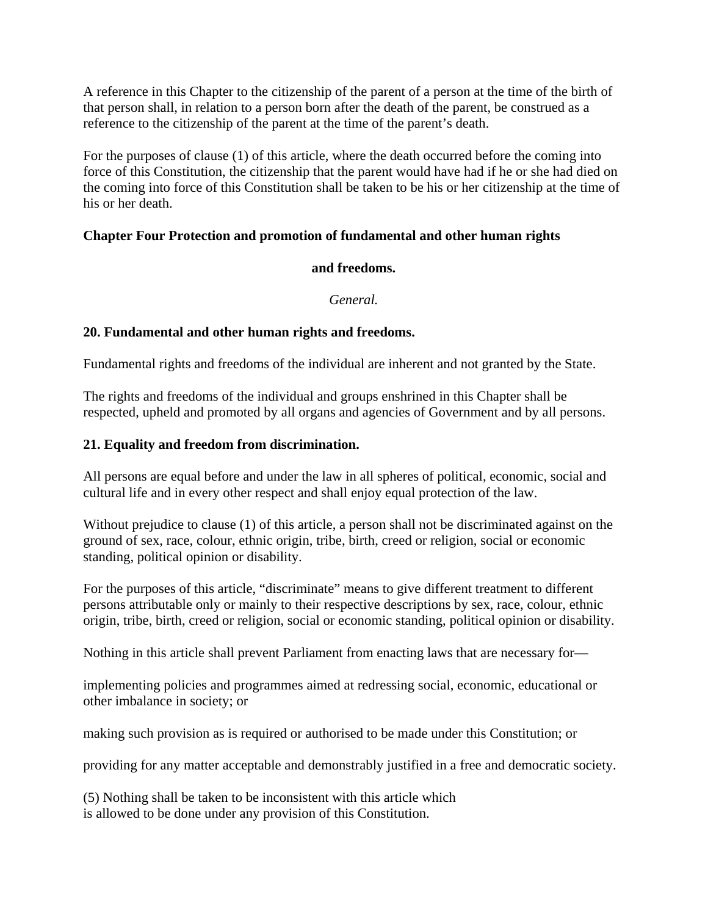A reference in this Chapter to the citizenship of the parent of a person at the time of the birth of that person shall, in relation to a person born after the death of the parent, be construed as a reference to the citizenship of the parent at the time of the parent's death.

For the purposes of clause (1) of this article, where the death occurred before the coming into force of this Constitution, the citizenship that the parent would have had if he or she had died on the coming into force of this Constitution shall be taken to be his or her citizenship at the time of his or her death.

## Chapter Four Protection and promotion of fundamental and other human rights and freedoms.

*General.*

### 20. Fundamental and other human rights and freedoms.

Fundamental rights and freedoms of the individual are inherent and not granted by the State.

The rights and freedoms of the individual and groups enshrined in this Chapter shall be respected, upheld and promoted by all organs and agencies of Government and by all persons.

### 21. Equality and freedom from discrimination.

All persons are equal before and under the law in all spheres of political, economic, social and cultural life and in every other respect and shall enjoy equal protection of the law.

Without prejudice to clause (1) of this article, a person shall not be discriminated against on the ground of sex, race, colour, ethnic origin, tribe, birth, creed or religion, social or economic standing, political opinion or disability.

For the purposes of this article, "discriminate" means to give different treatment to different persons attributable only or mainly to their respective descriptions by sex, race, colour, ethnic origin, tribe, birth, creed or religion, social or economic standing, political opinion or disability.

Nothing in this article shall prevent Parliament from enacting laws that are necessary for—

implementing policies and programmes aimed at redressing social, economic, educational or other imbalance in society; or

making such provision as is required or authorised to be made under this Constitution; or

providing for any matter acceptable and demonstrably justified in a free and democratic society.

(5) Nothing shall be taken to be inconsistent with this article which is allowed to be done under any provision of this Constitution.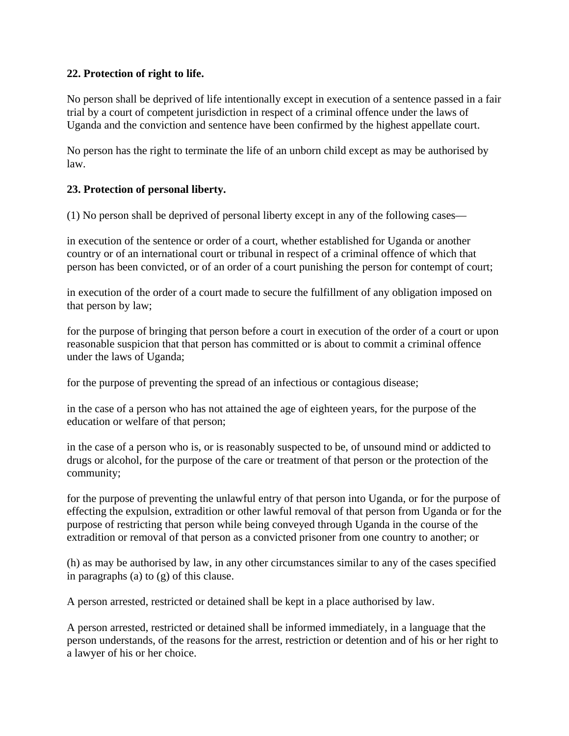**22. Protection of right to life.**

No person shall be deprived of life intentionally except in execution of a sentence passed in a fair trial by a court of competent jurisdiction in respect of a criminal offence under the laws of Uganda and the conviction and sentence have been confirmed by the highest appellate court.

No person has the right to terminate the life of an unborn child except as may be authorised by law.

**23. Protection of personal liberty.**

(1) No person shall be deprived of personal liberty except in any of the following cases—

in execution of the sentence or order of a court, whether established for Uganda or another country or of an international court or tribunal in respect of a criminal offence of which that person has been convicted, or of an order of a court punishing the person for contempt of court;

in execution of the order of a court made to secure the fulfillment of any obligation imposed on that person by law;

for the purpose of bringing that person before a court in execution of the order of a court or upon reasonable suspicion that that person has committed or is about to commit a criminal offence under the laws of Uganda;

for the purpose of preventing the spread of an infectious or contagious disease;

in the case of a person who has not attained the age of eighteen years, for the purpose of the education or welfare of that person;

in the case of a person who is, or is reasonably suspected to be, of unsound mind or addicted to drugs or alcohol, for the purpose of the care or treatment of that person or the protection of the community;

for the purpose of preventing the unlawful entry of that person into Uganda, or for the purpose of effecting the expulsion, extradition or other lawful removal of that person from Uganda or for the purpose of restricting that person while being conveyed through Uganda in the course of the extradition or removal of that person as a convicted prisoner from one country to another; or

(h) as may be authorised by law, in any other circumstances similar to any of the cases specified in paragraphs (a) to (g) of this clause.

A person arrested, restricted or detained shall be kept in a place authorised by law.

A person arrested, restricted or detained shall be informed immediately, in a language that the person understands, of the reasons for the arrest, restriction or detention and of his or her right to a lawyer of his or her choice.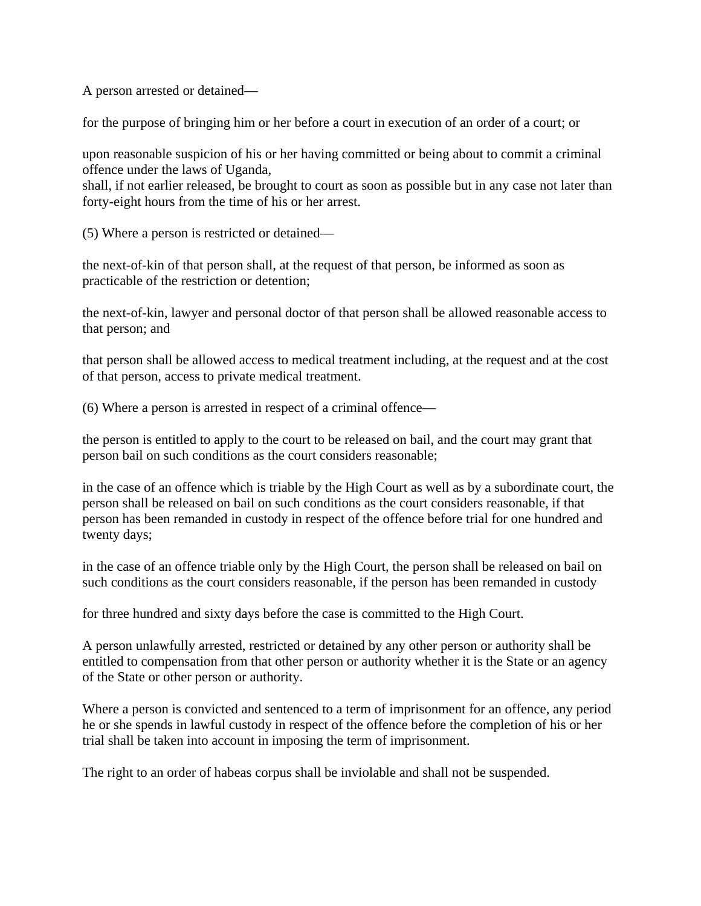A person arrested or detained—

for the purpose of bringing him or her before a court in execution of an order of a court; or

upon reasonable suspicion of his or her having committed or being about to commit a criminal offence under the laws of Uganda,
shall, if not earlier released, be brought to court as soon as possible but in any case not later than forty-eight hours from the time of his or her arrest.

(5) Where a person is restricted or detained—

the next-of-kin of that person shall, at the request of that person, be informed as soon as practicable of the restriction or detention;

the next-of-kin, lawyer and personal doctor of that person shall be allowed reasonable access to that person; and

that person shall be allowed access to medical treatment including, at the request and at the cost of that person, access to private medical treatment.

(6) Where a person is arrested in respect of a criminal offence—

the person is entitled to apply to the court to be released on bail, and the court may grant that person bail on such conditions as the court considers reasonable;

in the case of an offence which is triable by the High Court as well as by a subordinate court, the person shall be released on bail on such conditions as the court considers reasonable, if that person has been remanded in custody in respect of the offence before trial for one hundred and twenty days;

in the case of an offence triable only by the High Court, the person shall be released on bail on such conditions as the court considers reasonable, if the person has been remanded in custody

for three hundred and sixty days before the case is committed to the High Court.

A person unlawfully arrested, restricted or detained by any other person or authority shall be entitled to compensation from that other person or authority whether it is the State or an agency of the State or other person or authority.

Where a person is convicted and sentenced to a term of imprisonment for an offence, any period he or she spends in lawful custody in respect of the offence before the completion of his or her trial shall be taken into account in imposing the term of imprisonment.

The right to an order of habeas corpus shall be inviolable and shall not be suspended.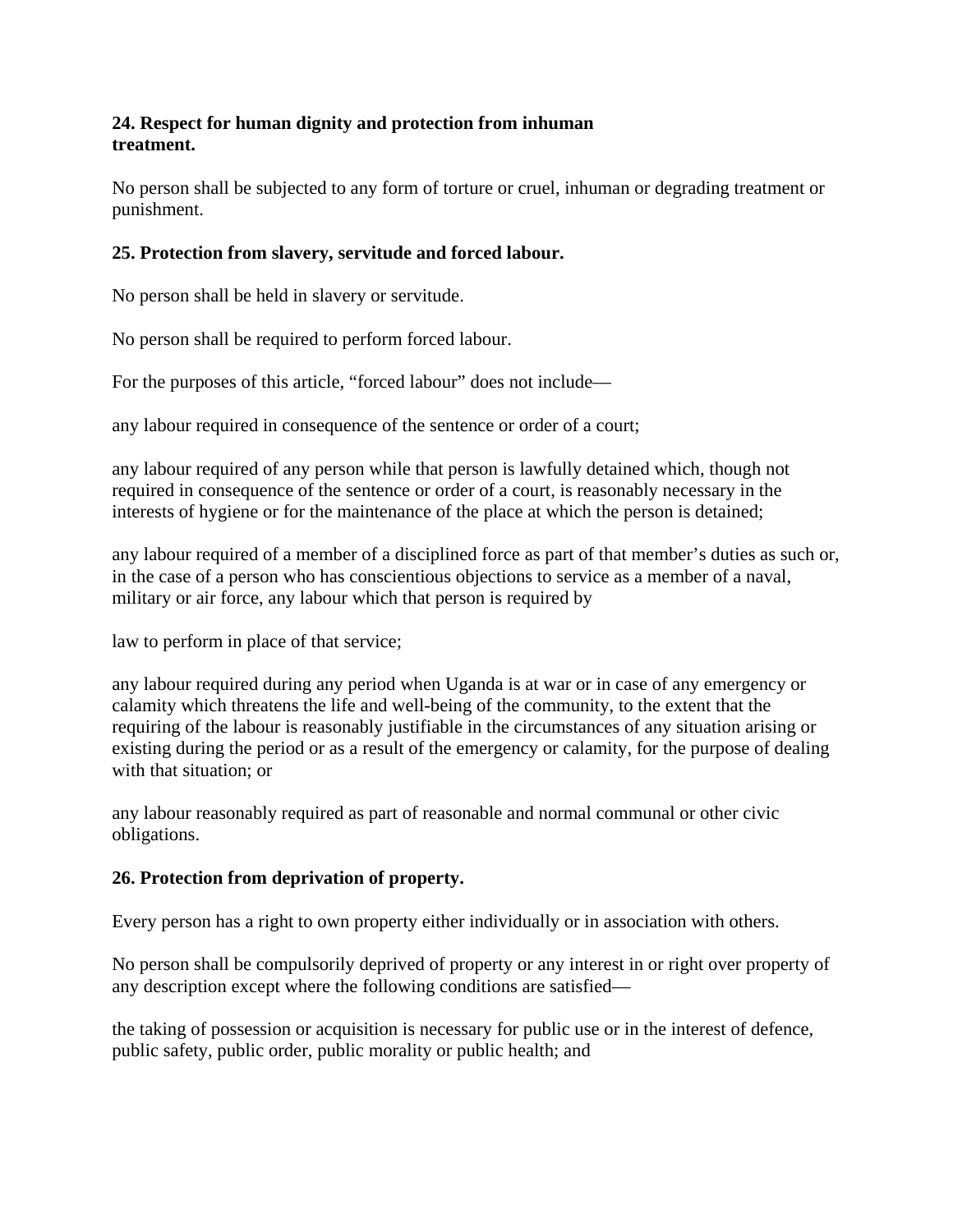**24. Respect for human dignity and protection from inhuman treatment.**

No person shall be subjected to any form of torture or cruel, inhuman or degrading treatment or punishment.

**25. Protection from slavery, servitude and forced labour.**

No person shall be held in slavery or servitude.

No person shall be required to perform forced labour.

For the purposes of this article, "forced labour" does not include—

any labour required in consequence of the sentence or order of a court;

any labour required of any person while that person is lawfully detained which, though not required in consequence of the sentence or order of a court, is reasonably necessary in the interests of hygiene or for the maintenance of the place at which the person is detained;

any labour required of a member of a disciplined force as part of that member's duties as such or, in the case of a person who has conscientious objections to service as a member of a naval, military or air force, any labour which that person is required by

law to perform in place of that service;

any labour required during any period when Uganda is at war or in case of any emergency or calamity which threatens the life and well-being of the community, to the extent that the requiring of the labour is reasonably justifiable in the circumstances of any situation arising or existing during the period or as a result of the emergency or calamity, for the purpose of dealing with that situation; or

any labour reasonably required as part of reasonable and normal communal or other civic obligations.

**26. Protection from deprivation of property.**

Every person has a right to own property either individually or in association with others.

No person shall be compulsorily deprived of property or any interest in or right over property of any description except where the following conditions are satisfied—

the taking of possession or acquisition is necessary for public use or in the interest of defence, public safety, public order, public morality or public health; and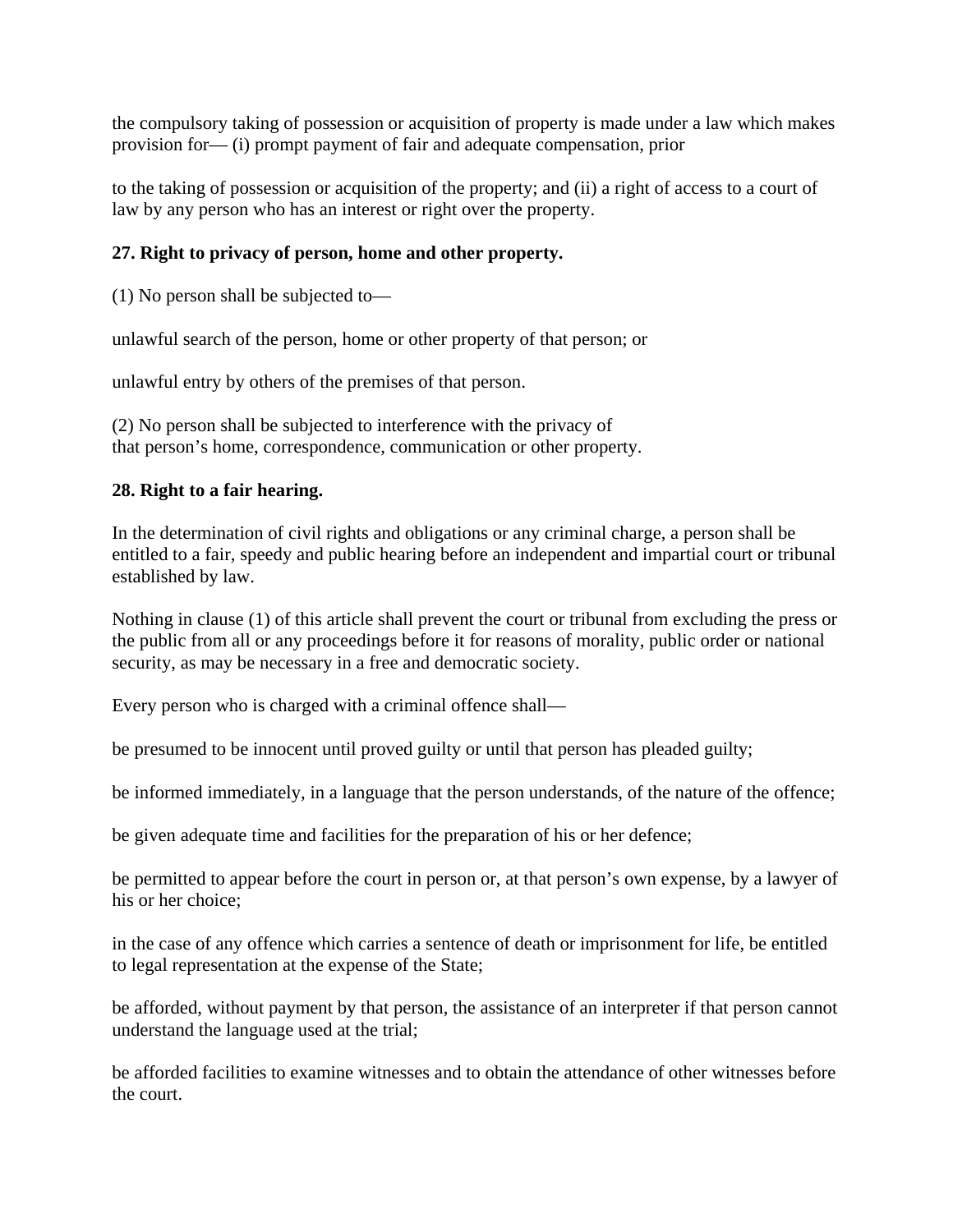the compulsory taking of possession or acquisition of property is made under a law which makes provision for— (i) prompt payment of fair and adequate compensation, prior

to the taking of possession or acquisition of the property; and (ii) a right of access to a court of law by any person who has an interest or right over the property.

**27. Right to privacy of person, home and other property.**

(1) No person shall be subjected to—

unlawful search of the person, home or other property of that person; or

unlawful entry by others of the premises of that person.

(2) No person shall be subjected to interference with the privacy of that person's home, correspondence, communication or other property.

**28. Right to a fair hearing.**

In the determination of civil rights and obligations or any criminal charge, a person shall be entitled to a fair, speedy and public hearing before an independent and impartial court or tribunal established by law.

Nothing in clause (1) of this article shall prevent the court or tribunal from excluding the press or the public from all or any proceedings before it for reasons of morality, public order or national security, as may be necessary in a free and democratic society.

Every person who is charged with a criminal offence shall—

be presumed to be innocent until proved guilty or until that person has pleaded guilty;

be informed immediately, in a language that the person understands, of the nature of the offence;

be given adequate time and facilities for the preparation of his or her defence;

be permitted to appear before the court in person or, at that person's own expense, by a lawyer of his or her choice;

in the case of any offence which carries a sentence of death or imprisonment for life, be entitled to legal representation at the expense of the State;

be afforded, without payment by that person, the assistance of an interpreter if that person cannot understand the language used at the trial;

be afforded facilities to examine witnesses and to obtain the attendance of other witnesses before the court.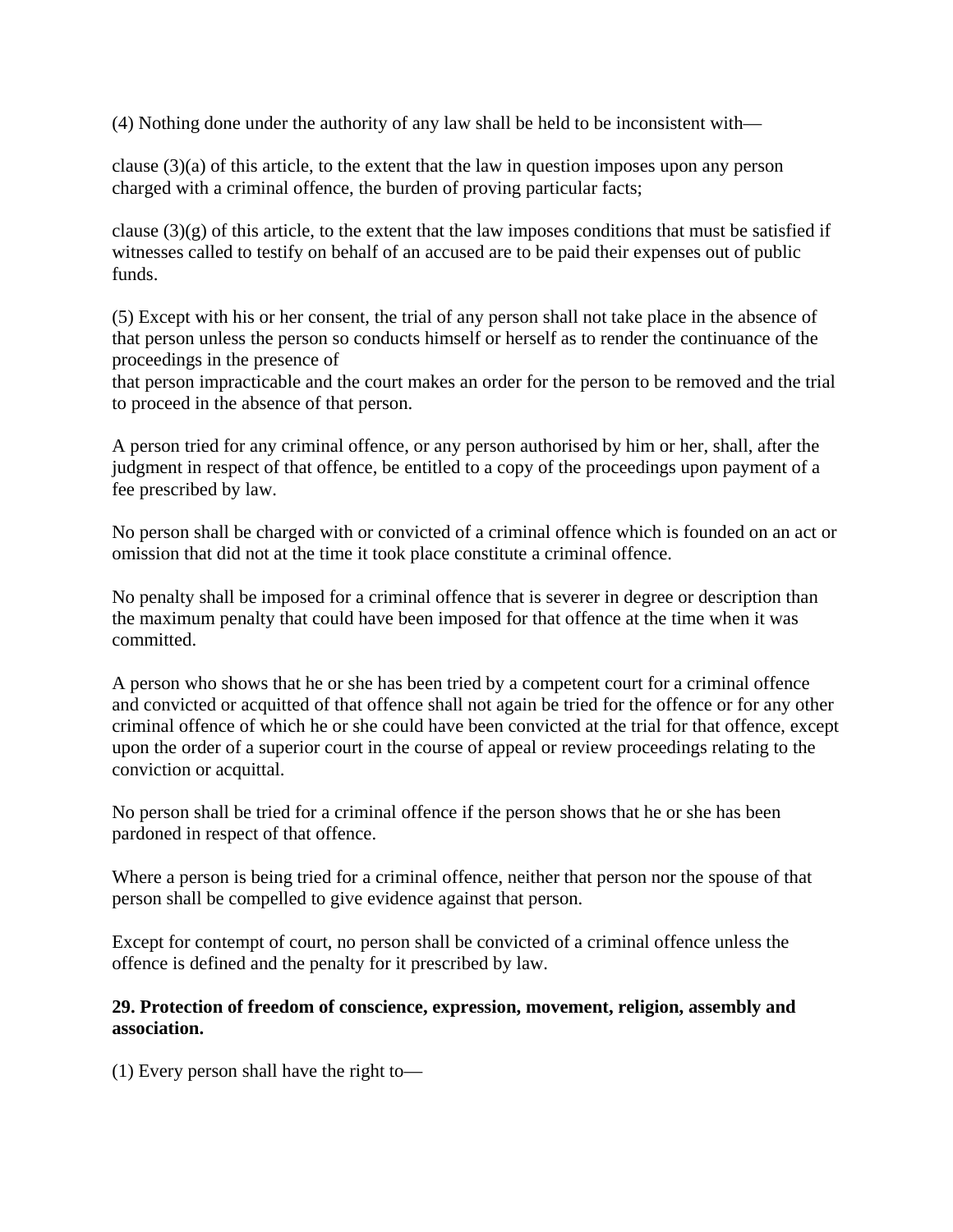(4) Nothing done under the authority of any law shall be held to be inconsistent with—

clause (3)(a) of this article, to the extent that the law in question imposes upon any person charged with a criminal offence, the burden of proving particular facts;

clause (3)(g) of this article, to the extent that the law imposes conditions that must be satisfied if witnesses called to testify on behalf of an accused are to be paid their expenses out of public funds.

(5) Except with his or her consent, the trial of any person shall not take place in the absence of that person unless the person so conducts himself or herself as to render the continuance of the proceedings in the presence of
that person impracticable and the court makes an order for the person to be removed and the trial to proceed in the absence of that person.

A person tried for any criminal offence, or any person authorised by him or her, shall, after the judgment in respect of that offence, be entitled to a copy of the proceedings upon payment of a fee prescribed by law.

No person shall be charged with or convicted of a criminal offence which is founded on an act or omission that did not at the time it took place constitute a criminal offence.

No penalty shall be imposed for a criminal offence that is severer in degree or description than the maximum penalty that could have been imposed for that offence at the time when it was committed.

A person who shows that he or she has been tried by a competent court for a criminal offence and convicted or acquitted of that offence shall not again be tried for the offence or for any other criminal offence of which he or she could have been convicted at the trial for that offence, except upon the order of a superior court in the course of appeal or review proceedings relating to the conviction or acquittal.

No person shall be tried for a criminal offence if the person shows that he or she has been pardoned in respect of that offence.

Where a person is being tried for a criminal offence, neither that person nor the spouse of that person shall be compelled to give evidence against that person.

Except for contempt of court, no person shall be convicted of a criminal offence unless the offence is defined and the penalty for it prescribed by law.

**29. Protection of freedom of conscience, expression, movement, religion, assembly and association.**

(1) Every person shall have the right to—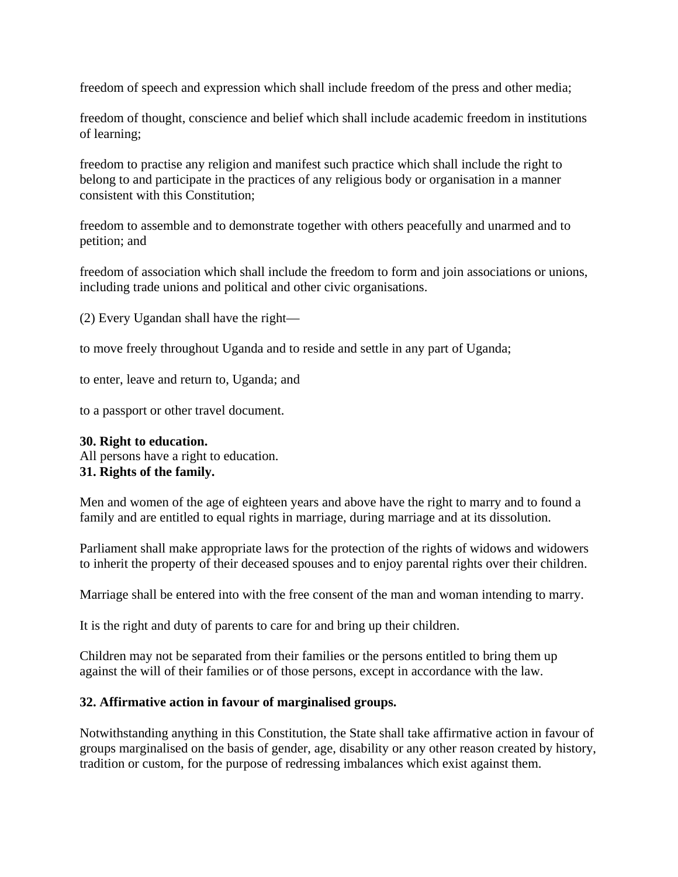freedom of speech and expression which shall include freedom of the press and other media;

freedom of thought, conscience and belief which shall include academic freedom in institutions of learning;

freedom to practise any religion and manifest such practice which shall include the right to belong to and participate in the practices of any religious body or organisation in a manner consistent with this Constitution;

freedom to assemble and to demonstrate together with others peacefully and unarmed and to petition; and

freedom of association which shall include the freedom to form and join associations or unions, including trade unions and political and other civic organisations.

(2) Every Ugandan shall have the right—

to move freely throughout Uganda and to reside and settle in any part of Uganda;

to enter, leave and return to, Uganda; and

to a passport or other travel document.

**30. Right to education.**
All persons have a right to education.
**31. Rights of the family.**

Men and women of the age of eighteen years and above have the right to marry and to found a family and are entitled to equal rights in marriage, during marriage and at its dissolution.

Parliament shall make appropriate laws for the protection of the rights of widows and widowers to inherit the property of their deceased spouses and to enjoy parental rights over their children.

Marriage shall be entered into with the free consent of the man and woman intending to marry.

It is the right and duty of parents to care for and bring up their children.

Children may not be separated from their families or the persons entitled to bring them up against the will of their families or of those persons, except in accordance with the law.

**32. Affirmative action in favour of marginalised groups.**

Notwithstanding anything in this Constitution, the State shall take affirmative action in favour of groups marginalised on the basis of gender, age, disability or any other reason created by history, tradition or custom, for the purpose of redressing imbalances which exist against them.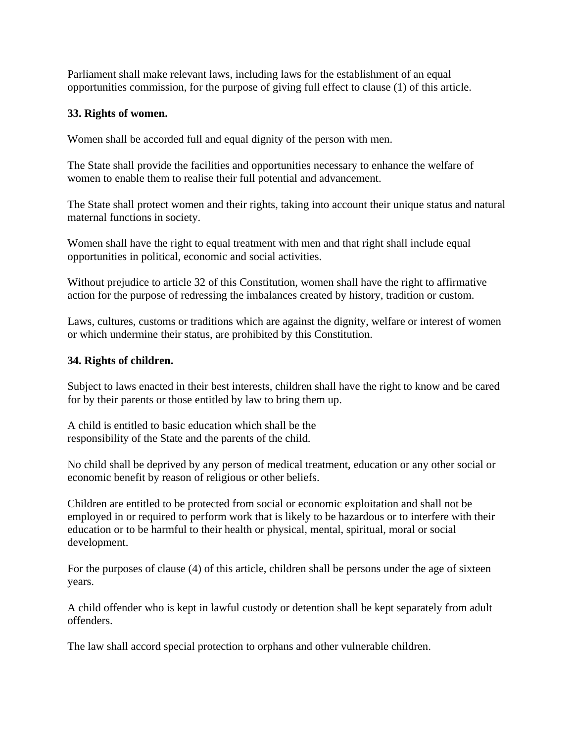Parliament shall make relevant laws, including laws for the establishment of an equal opportunities commission, for the purpose of giving full effect to clause (1) of this article.

**33. Rights of women.**

Women shall be accorded full and equal dignity of the person with men.

The State shall provide the facilities and opportunities necessary to enhance the welfare of women to enable them to realise their full potential and advancement.

The State shall protect women and their rights, taking into account their unique status and natural maternal functions in society.

Women shall have the right to equal treatment with men and that right shall include equal opportunities in political, economic and social activities.

Without prejudice to article 32 of this Constitution, women shall have the right to affirmative action for the purpose of redressing the imbalances created by history, tradition or custom.

Laws, cultures, customs or traditions which are against the dignity, welfare or interest of women or which undermine their status, are prohibited by this Constitution.

**34. Rights of children.**

Subject to laws enacted in their best interests, children shall have the right to know and be cared for by their parents or those entitled by law to bring them up.

A child is entitled to basic education which shall be the responsibility of the State and the parents of the child.

No child shall be deprived by any person of medical treatment, education or any other social or economic benefit by reason of religious or other beliefs.

Children are entitled to be protected from social or economic exploitation and shall not be employed in or required to perform work that is likely to be hazardous or to interfere with their education or to be harmful to their health or physical, mental, spiritual, moral or social development.

For the purposes of clause (4) of this article, children shall be persons under the age of sixteen years.

A child offender who is kept in lawful custody or detention shall be kept separately from adult offenders.

The law shall accord special protection to orphans and other vulnerable children.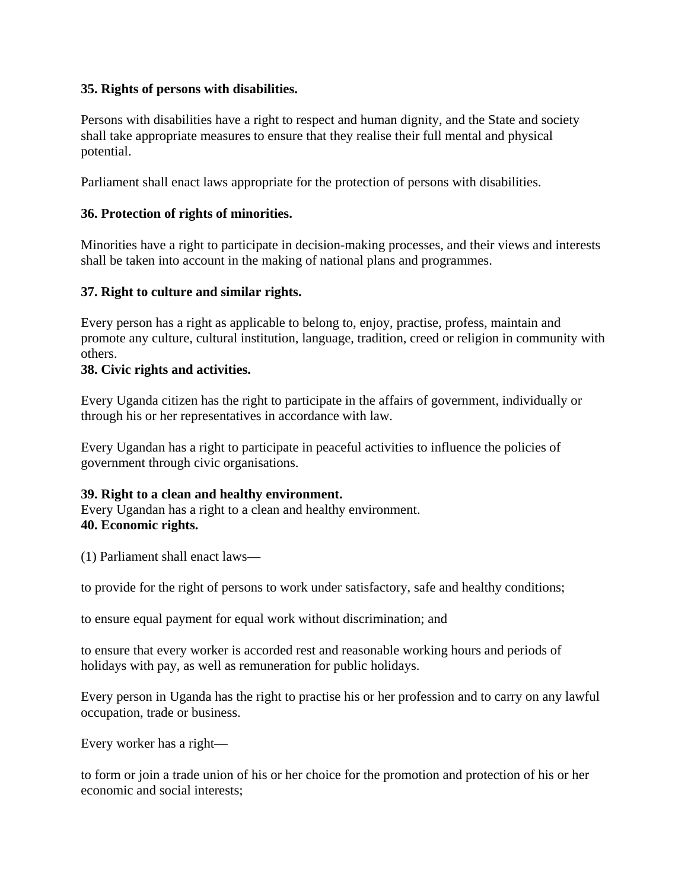**35. Rights of persons with disabilities.**

Persons with disabilities have a right to respect and human dignity, and the State and society shall take appropriate measures to ensure that they realise their full mental and physical potential.

Parliament shall enact laws appropriate for the protection of persons with disabilities.

**36. Protection of rights of minorities.**

Minorities have a right to participate in decision-making processes, and their views and interests shall be taken into account in the making of national plans and programmes.

**37. Right to culture and similar rights.**

Every person has a right as applicable to belong to, enjoy, practise, profess, maintain and promote any culture, cultural institution, language, tradition, creed or religion in community with others.

**38. Civic rights and activities.**

Every Uganda citizen has the right to participate in the affairs of government, individually or through his or her representatives in accordance with law.

Every Ugandan has a right to participate in peaceful activities to influence the policies of government through civic organisations.

**39. Right to a clean and healthy environment.**

Every Ugandan has a right to a clean and healthy environment.

**40. Economic rights.**

(1) Parliament shall enact laws—

to provide for the right of persons to work under satisfactory, safe and healthy conditions;

to ensure equal payment for equal work without discrimination; and

to ensure that every worker is accorded rest and reasonable working hours and periods of holidays with pay, as well as remuneration for public holidays.

Every person in Uganda has the right to practise his or her profession and to carry on any lawful occupation, trade or business.

Every worker has a right—

to form or join a trade union of his or her choice for the promotion and protection of his or her economic and social interests;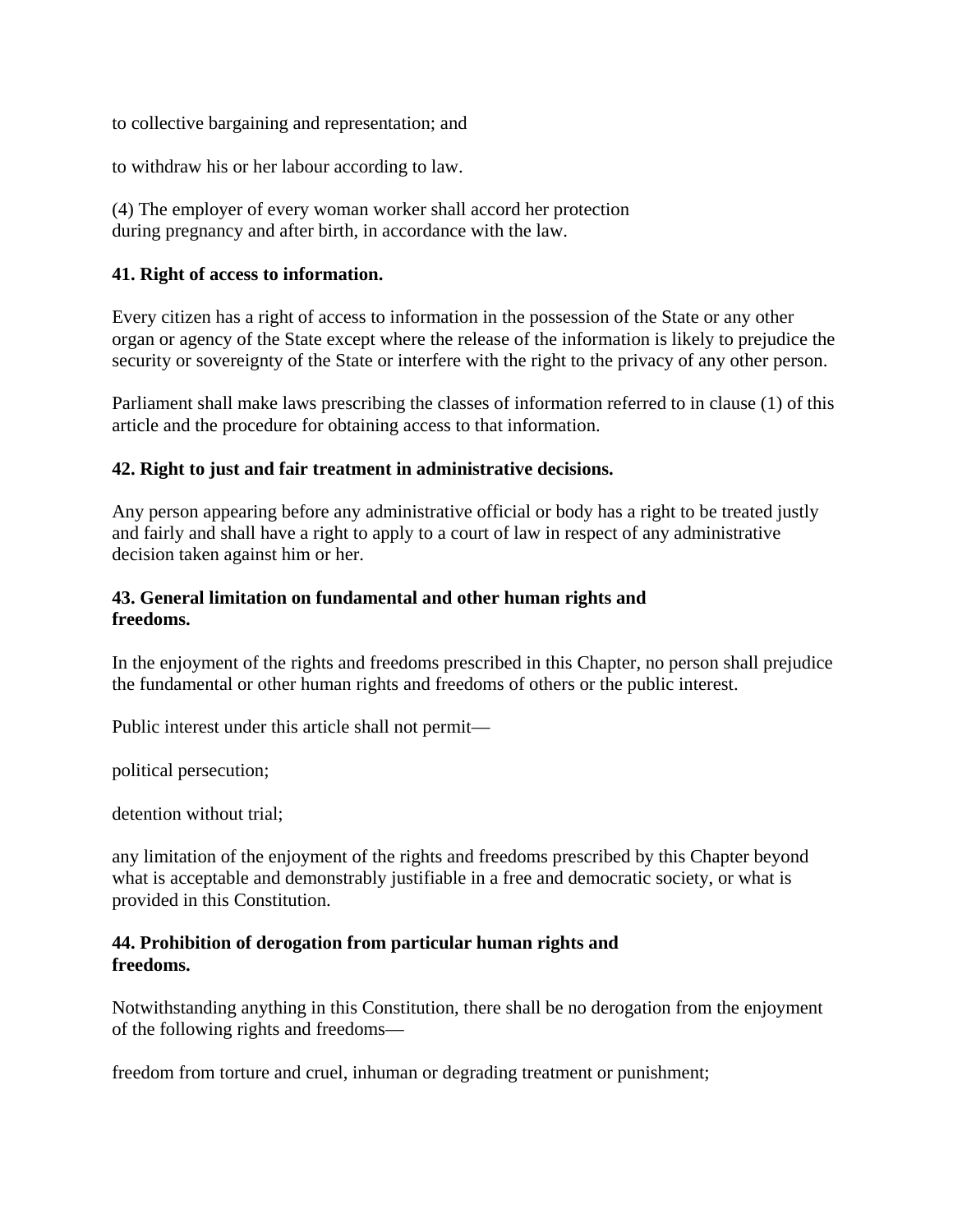to collective bargaining and representation; and

to withdraw his or her labour according to law.

(4) The employer of every woman worker shall accord her protection during pregnancy and after birth, in accordance with the law.

**41. Right of access to information.**

Every citizen has a right of access to information in the possession of the State or any other organ or agency of the State except where the release of the information is likely to prejudice the security or sovereignty of the State or interfere with the right to the privacy of any other person.

Parliament shall make laws prescribing the classes of information referred to in clause (1) of this article and the procedure for obtaining access to that information.

**42. Right to just and fair treatment in administrative decisions.**

Any person appearing before any administrative official or body has a right to be treated justly and fairly and shall have a right to apply to a court of law in respect of any administrative decision taken against him or her.

**43. General limitation on fundamental and other human rights and freedoms.**

In the enjoyment of the rights and freedoms prescribed in this Chapter, no person shall prejudice the fundamental or other human rights and freedoms of others or the public interest.

Public interest under this article shall not permit—

political persecution;

detention without trial;

any limitation of the enjoyment of the rights and freedoms prescribed by this Chapter beyond what is acceptable and demonstrably justifiable in a free and democratic society, or what is provided in this Constitution.

**44. Prohibition of derogation from particular human rights and freedoms.**

Notwithstanding anything in this Constitution, there shall be no derogation from the enjoyment of the following rights and freedoms—

freedom from torture and cruel, inhuman or degrading treatment or punishment;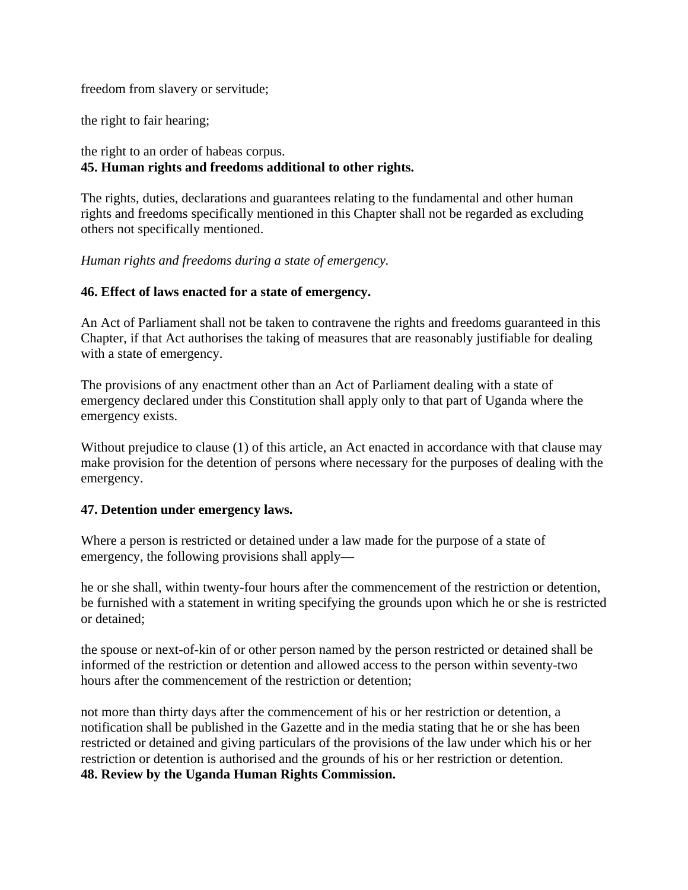freedom from slavery or servitude;

the right to fair hearing;

the right to an order of habeas corpus.

**45. Human rights and freedoms additional to other rights.**

The rights, duties, declarations and guarantees relating to the fundamental and other human rights and freedoms specifically mentioned in this Chapter shall not be regarded as excluding others not specifically mentioned.

*Human rights and freedoms during a state of emergency.*

**46. Effect of laws enacted for a state of emergency.**

An Act of Parliament shall not be taken to contravene the rights and freedoms guaranteed in this Chapter, if that Act authorises the taking of measures that are reasonably justifiable for dealing with a state of emergency.

The provisions of any enactment other than an Act of Parliament dealing with a state of emergency declared under this Constitution shall apply only to that part of Uganda where the emergency exists.

Without prejudice to clause (1) of this article, an Act enacted in accordance with that clause may make provision for the detention of persons where necessary for the purposes of dealing with the emergency.

**47. Detention under emergency laws.**

Where a person is restricted or detained under a law made for the purpose of a state of emergency, the following provisions shall apply—

he or she shall, within twenty-four hours after the commencement of the restriction or detention, be furnished with a statement in writing specifying the grounds upon which he or she is restricted or detained;

the spouse or next-of-kin of or other person named by the person restricted or detained shall be informed of the restriction or detention and allowed access to the person within seventy-two hours after the commencement of the restriction or detention;

not more than thirty days after the commencement of his or her restriction or detention, a notification shall be published in the Gazette and in the media stating that he or she has been restricted or detained and giving particulars of the provisions of the law under which his or her restriction or detention is authorised and the grounds of his or her restriction or detention.

**48. Review by the Uganda Human Rights Commission.**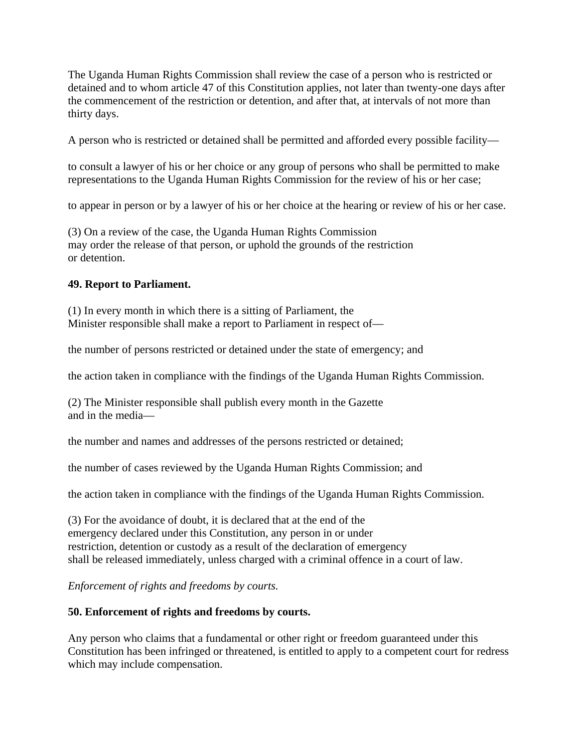The Uganda Human Rights Commission shall review the case of a person who is restricted or detained and to whom article 47 of this Constitution applies, not later than twenty-one days after the commencement of the restriction or detention, and after that, at intervals of not more than thirty days.

A person who is restricted or detained shall be permitted and afforded every possible facility—

to consult a lawyer of his or her choice or any group of persons who shall be permitted to make representations to the Uganda Human Rights Commission for the review of his or her case;

to appear in person or by a lawyer of his or her choice at the hearing or review of his or her case.

(3) On a review of the case, the Uganda Human Rights Commission may order the release of that person, or uphold the grounds of the restriction or detention.

**49. Report to Parliament.**

(1) In every month in which there is a sitting of Parliament, the Minister responsible shall make a report to Parliament in respect of—

the number of persons restricted or detained under the state of emergency; and

the action taken in compliance with the findings of the Uganda Human Rights Commission.

(2) The Minister responsible shall publish every month in the Gazette and in the media—

the number and names and addresses of the persons restricted or detained;

the number of cases reviewed by the Uganda Human Rights Commission; and

the action taken in compliance with the findings of the Uganda Human Rights Commission.

(3) For the avoidance of doubt, it is declared that at the end of the emergency declared under this Constitution, any person in or under restriction, detention or custody as a result of the declaration of emergency shall be released immediately, unless charged with a criminal offence in a court of law.

*Enforcement of rights and freedoms by courts.*

**50. Enforcement of rights and freedoms by courts.**

Any person who claims that a fundamental or other right or freedom guaranteed under this Constitution has been infringed or threatened, is entitled to apply to a competent court for redress which may include compensation.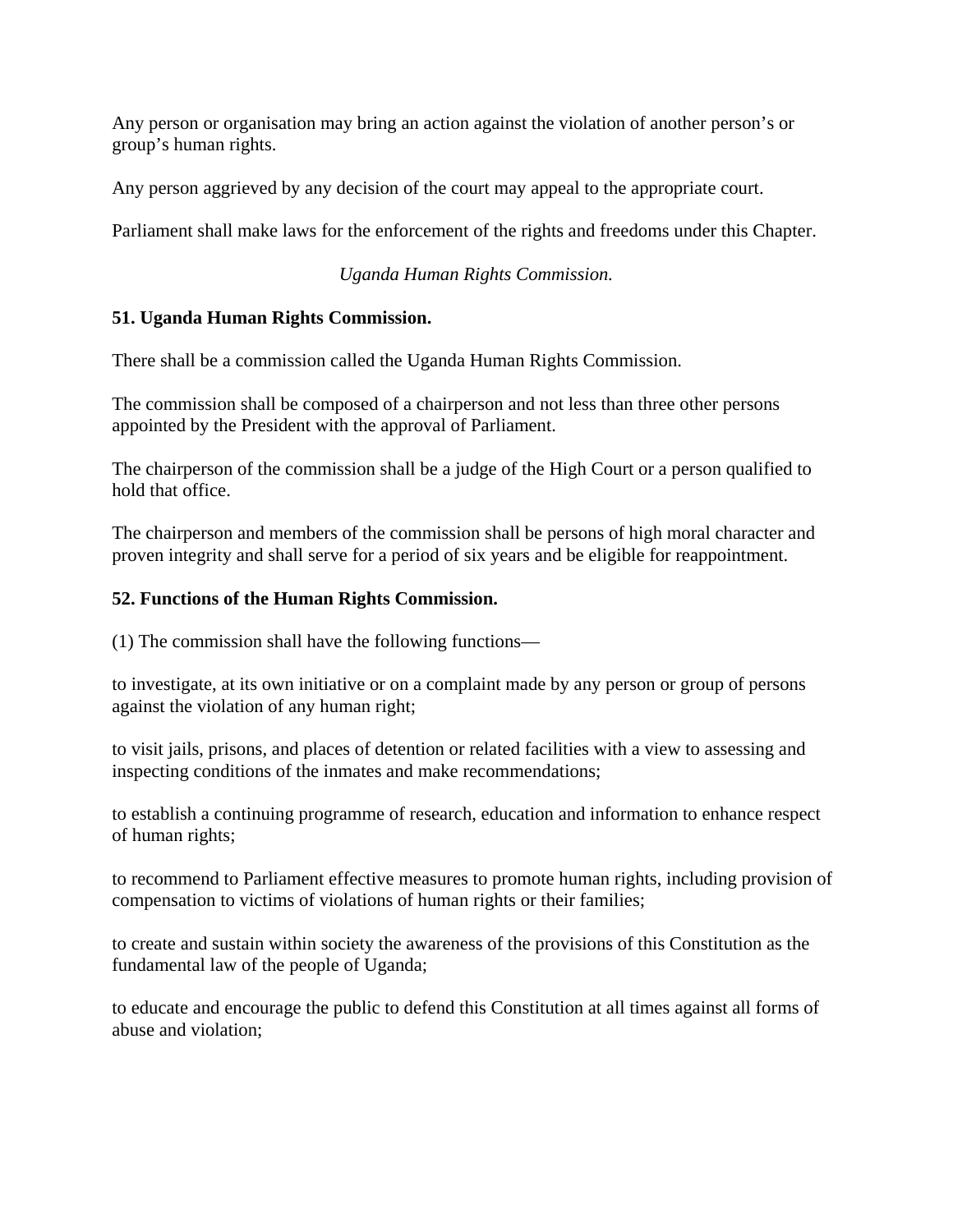Any person or organisation may bring an action against the violation of another person's or group's human rights.

Any person aggrieved by any decision of the court may appeal to the appropriate court.

Parliament shall make laws for the enforcement of the rights and freedoms under this Chapter.

*Uganda Human Rights Commission.*

**51. Uganda Human Rights Commission.**

There shall be a commission called the Uganda Human Rights Commission.

The commission shall be composed of a chairperson and not less than three other persons appointed by the President with the approval of Parliament.

The chairperson of the commission shall be a judge of the High Court or a person qualified to hold that office.

The chairperson and members of the commission shall be persons of high moral character and proven integrity and shall serve for a period of six years and be eligible for reappointment.

**52. Functions of the Human Rights Commission.**

(1) The commission shall have the following functions—

to investigate, at its own initiative or on a complaint made by any person or group of persons against the violation of any human right;

to visit jails, prisons, and places of detention or related facilities with a view to assessing and inspecting conditions of the inmates and make recommendations;

to establish a continuing programme of research, education and information to enhance respect of human rights;

to recommend to Parliament effective measures to promote human rights, including provision of compensation to victims of violations of human rights or their families;

to create and sustain within society the awareness of the provisions of this Constitution as the fundamental law of the people of Uganda;

to educate and encourage the public to defend this Constitution at all times against all forms of abuse and violation;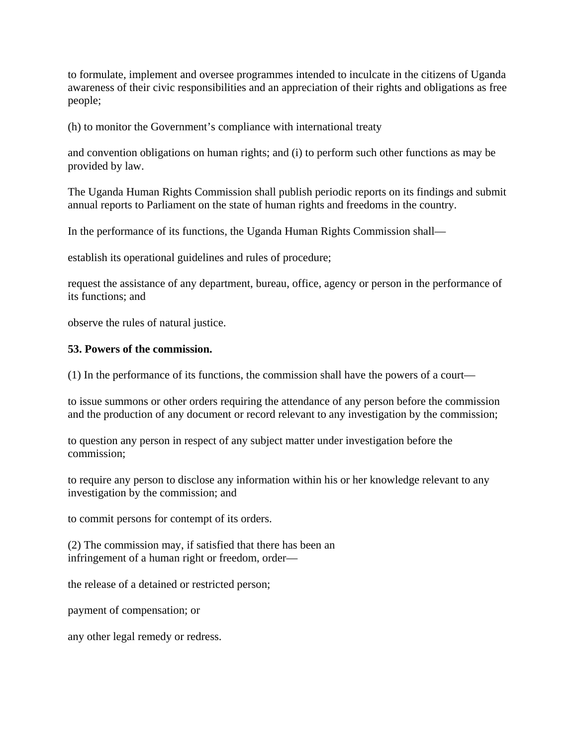to formulate, implement and oversee programmes intended to inculcate in the citizens of Uganda awareness of their civic responsibilities and an appreciation of their rights and obligations as free people;

(h) to monitor the Government's compliance with international treaty

and convention obligations on human rights; and (i) to perform such other functions as may be provided by law.

The Uganda Human Rights Commission shall publish periodic reports on its findings and submit annual reports to Parliament on the state of human rights and freedoms in the country.

In the performance of its functions, the Uganda Human Rights Commission shall—

establish its operational guidelines and rules of procedure;

request the assistance of any department, bureau, office, agency or person in the performance of its functions; and

observe the rules of natural justice.

**53. Powers of the commission.**

(1) In the performance of its functions, the commission shall have the powers of a court—

to issue summons or other orders requiring the attendance of any person before the commission and the production of any document or record relevant to any investigation by the commission;

to question any person in respect of any subject matter under investigation before the commission;

to require any person to disclose any information within his or her knowledge relevant to any investigation by the commission; and

to commit persons for contempt of its orders.

(2) The commission may, if satisfied that there has been an infringement of a human right or freedom, order—

the release of a detained or restricted person;

payment of compensation; or

any other legal remedy or redress.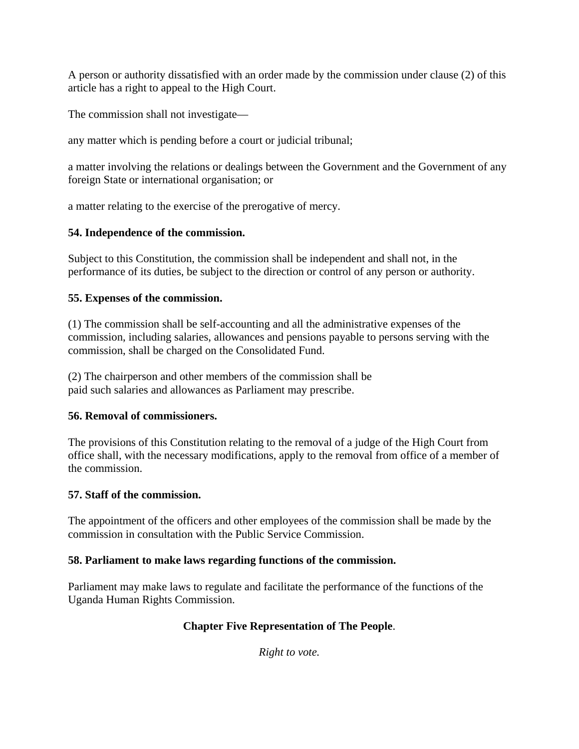A person or authority dissatisfied with an order made by the commission under clause (2) of this article has a right to appeal to the High Court.

The commission shall not investigate—

any matter which is pending before a court or judicial tribunal;

a matter involving the relations or dealings between the Government and the Government of any foreign State or international organisation; or

a matter relating to the exercise of the prerogative of mercy.

**54. Independence of the commission.**

Subject to this Constitution, the commission shall be independent and shall not, in the performance of its duties, be subject to the direction or control of any person or authority.

**55. Expenses of the commission.**

(1) The commission shall be self-accounting and all the administrative expenses of the commission, including salaries, allowances and pensions payable to persons serving with the commission, shall be charged on the Consolidated Fund.

(2) The chairperson and other members of the commission shall be paid such salaries and allowances as Parliament may prescribe.

**56. Removal of commissioners.**

The provisions of this Constitution relating to the removal of a judge of the High Court from office shall, with the necessary modifications, apply to the removal from office of a member of the commission.

**57. Staff of the commission.**

The appointment of the officers and other employees of the commission shall be made by the commission in consultation with the Public Service Commission.

**58. Parliament to make laws regarding functions of the commission.**

Parliament may make laws to regulate and facilitate the performance of the functions of the Uganda Human Rights Commission.

## Chapter Five Representation of The People.

*Right to vote.*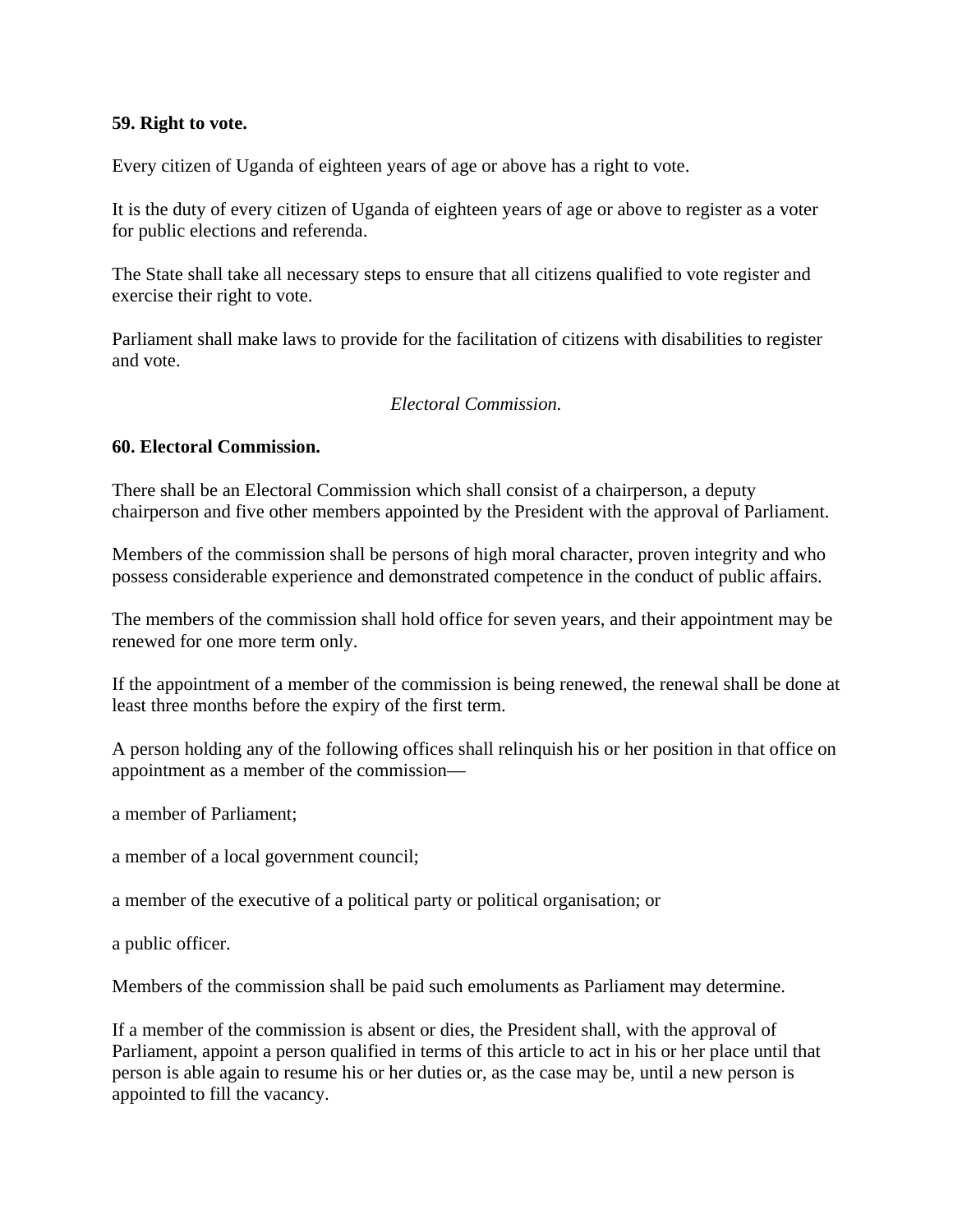**59. Right to vote.**

Every citizen of Uganda of eighteen years of age or above has a right to vote.

It is the duty of every citizen of Uganda of eighteen years of age or above to register as a voter for public elections and referenda.

The State shall take all necessary steps to ensure that all citizens qualified to vote register and exercise their right to vote.

Parliament shall make laws to provide for the facilitation of citizens with disabilities to register and vote.

*Electoral Commission.*

**60. Electoral Commission.**

There shall be an Electoral Commission which shall consist of a chairperson, a deputy chairperson and five other members appointed by the President with the approval of Parliament.

Members of the commission shall be persons of high moral character, proven integrity and who possess considerable experience and demonstrated competence in the conduct of public affairs.

The members of the commission shall hold office for seven years, and their appointment may be renewed for one more term only.

If the appointment of a member of the commission is being renewed, the renewal shall be done at least three months before the expiry of the first term.

A person holding any of the following offices shall relinquish his or her position in that office on appointment as a member of the commission—

a member of Parliament;

a member of a local government council;

a member of the executive of a political party or political organisation; or

a public officer.

Members of the commission shall be paid such emoluments as Parliament may determine.

If a member of the commission is absent or dies, the President shall, with the approval of Parliament, appoint a person qualified in terms of this article to act in his or her place until that person is able again to resume his or her duties or, as the case may be, until a new person is appointed to fill the vacancy.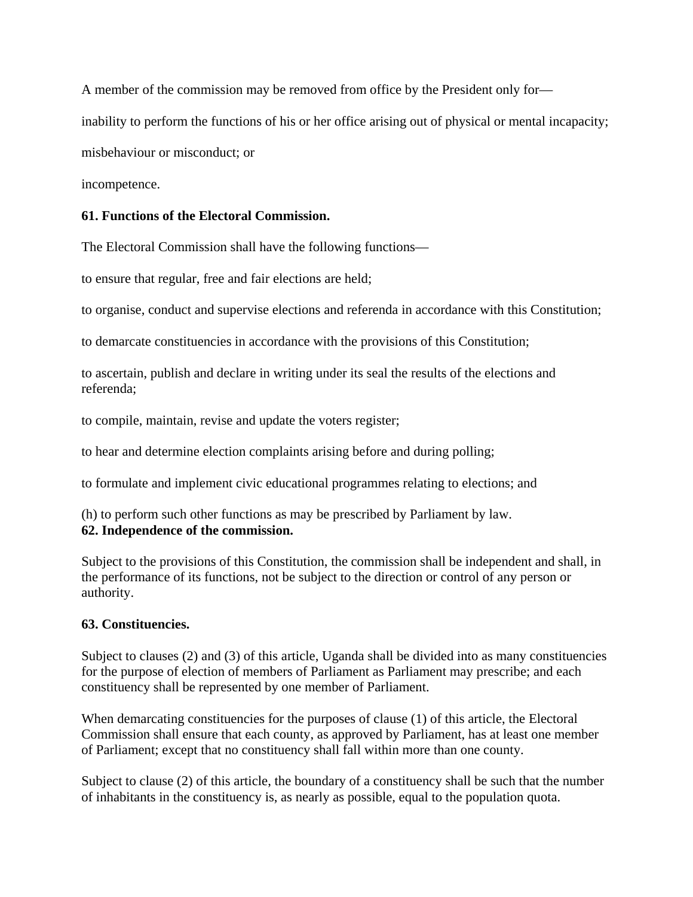A member of the commission may be removed from office by the President only for—

inability to perform the functions of his or her office arising out of physical or mental incapacity;

misbehaviour or misconduct; or

incompetence.

**61. Functions of the Electoral Commission.**

The Electoral Commission shall have the following functions—

to ensure that regular, free and fair elections are held;

to organise, conduct and supervise elections and referenda in accordance with this Constitution;

to demarcate constituencies in accordance with the provisions of this Constitution;

to ascertain, publish and declare in writing under its seal the results of the elections and referenda;

to compile, maintain, revise and update the voters register;

to hear and determine election complaints arising before and during polling;

to formulate and implement civic educational programmes relating to elections; and

(h) to perform such other functions as may be prescribed by Parliament by law.

**62. Independence of the commission.**

Subject to the provisions of this Constitution, the commission shall be independent and shall, in the performance of its functions, not be subject to the direction or control of any person or authority.

**63. Constituencies.**

Subject to clauses (2) and (3) of this article, Uganda shall be divided into as many constituencies for the purpose of election of members of Parliament as Parliament may prescribe; and each constituency shall be represented by one member of Parliament.

When demarcating constituencies for the purposes of clause (1) of this article, the Electoral Commission shall ensure that each county, as approved by Parliament, has at least one member of Parliament; except that no constituency shall fall within more than one county.

Subject to clause (2) of this article, the boundary of a constituency shall be such that the number of inhabitants in the constituency is, as nearly as possible, equal to the population quota.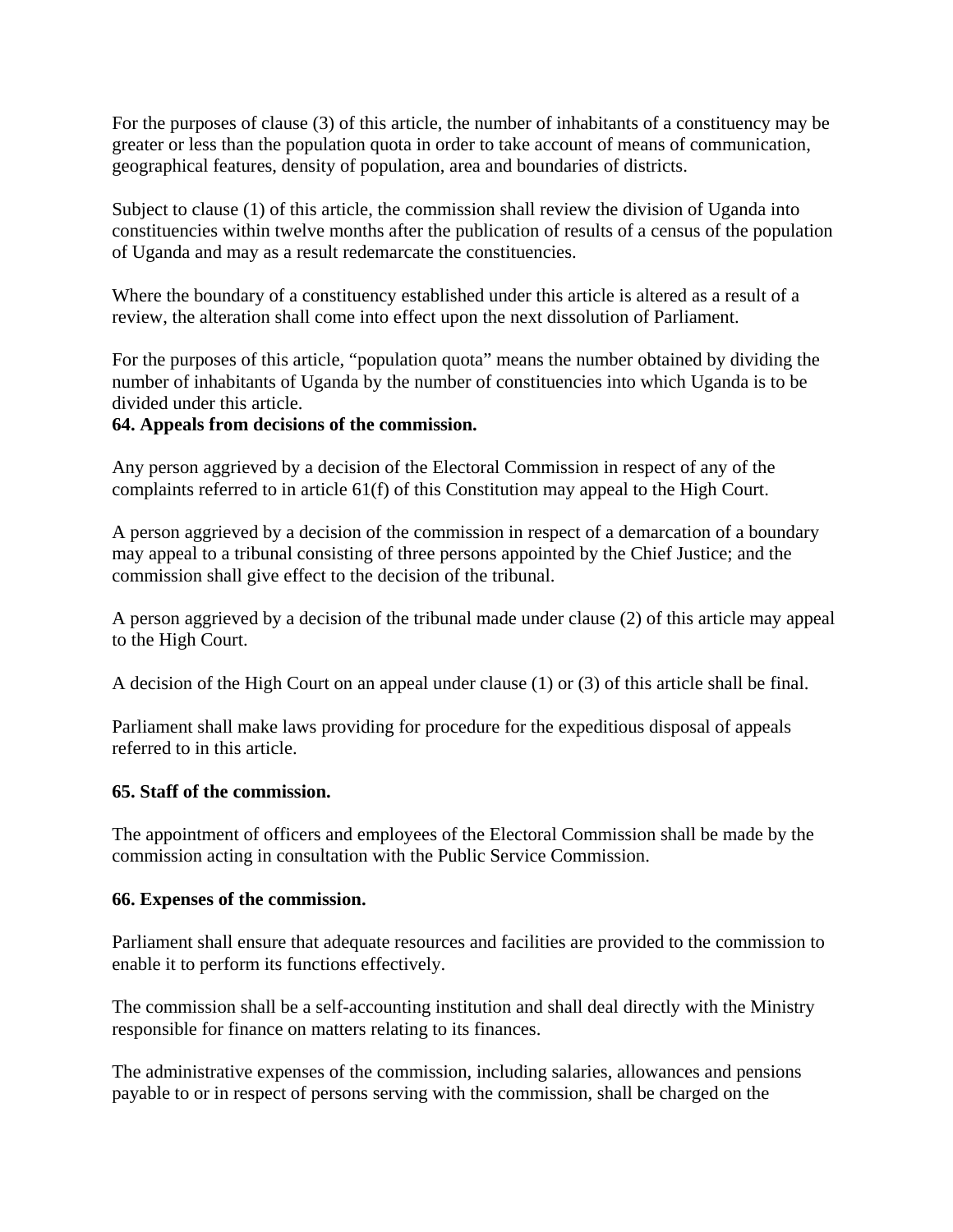For the purposes of clause (3) of this article, the number of inhabitants of a constituency may be greater or less than the population quota in order to take account of means of communication, geographical features, density of population, area and boundaries of districts.

Subject to clause (1) of this article, the commission shall review the division of Uganda into constituencies within twelve months after the publication of results of a census of the population of Uganda and may as a result redemarcate the constituencies.

Where the boundary of a constituency established under this article is altered as a result of a review, the alteration shall come into effect upon the next dissolution of Parliament.

For the purposes of this article, “population quota” means the number obtained by dividing the number of inhabitants of Uganda by the number of constituencies into which Uganda is to be divided under this article.

**64. Appeals from decisions of the commission.**

Any person aggrieved by a decision of the Electoral Commission in respect of any of the complaints referred to in article 61(f) of this Constitution may appeal to the High Court.

A person aggrieved by a decision of the commission in respect of a demarcation of a boundary may appeal to a tribunal consisting of three persons appointed by the Chief Justice; and the commission shall give effect to the decision of the tribunal.

A person aggrieved by a decision of the tribunal made under clause (2) of this article may appeal to the High Court.

A decision of the High Court on an appeal under clause (1) or (3) of this article shall be final.

Parliament shall make laws providing for procedure for the expeditious disposal of appeals referred to in this article.

**65. Staff of the commission.**

The appointment of officers and employees of the Electoral Commission shall be made by the commission acting in consultation with the Public Service Commission.

**66. Expenses of the commission.**

Parliament shall ensure that adequate resources and facilities are provided to the commission to enable it to perform its functions effectively.

The commission shall be a self-accounting institution and shall deal directly with the Ministry responsible for finance on matters relating to its finances.

The administrative expenses of the commission, including salaries, allowances and pensions payable to or in respect of persons serving with the commission, shall be charged on the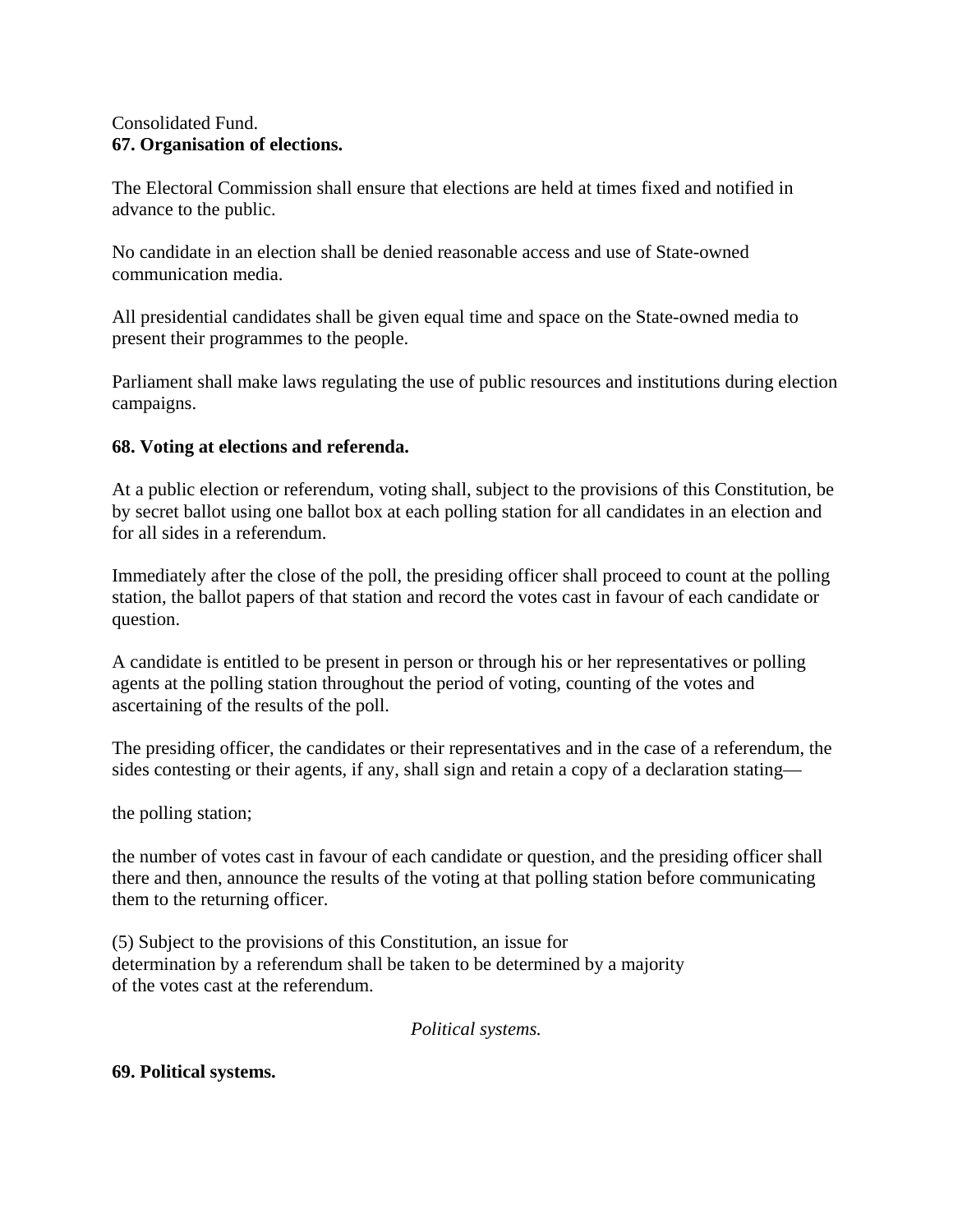Consolidated Fund.

**67. Organisation of elections.**

The Electoral Commission shall ensure that elections are held at times fixed and notified in advance to the public.

No candidate in an election shall be denied reasonable access and use of State-owned communication media.

All presidential candidates shall be given equal time and space on the State-owned media to present their programmes to the people.

Parliament shall make laws regulating the use of public resources and institutions during election campaigns.

**68. Voting at elections and referenda.**

At a public election or referendum, voting shall, subject to the provisions of this Constitution, be by secret ballot using one ballot box at each polling station for all candidates in an election and for all sides in a referendum.

Immediately after the close of the poll, the presiding officer shall proceed to count at the polling station, the ballot papers of that station and record the votes cast in favour of each candidate or question.

A candidate is entitled to be present in person or through his or her representatives or polling agents at the polling station throughout the period of voting, counting of the votes and ascertaining of the results of the poll.

The presiding officer, the candidates or their representatives and in the case of a referendum, the sides contesting or their agents, if any, shall sign and retain a copy of a declaration stating—

the polling station;

the number of votes cast in favour of each candidate or question, and the presiding officer shall there and then, announce the results of the voting at that polling station before communicating them to the returning officer.

(5) Subject to the provisions of this Constitution, an issue for determination by a referendum shall be taken to be determined by a majority of the votes cast at the referendum.

*Political systems.*

**69. Political systems.**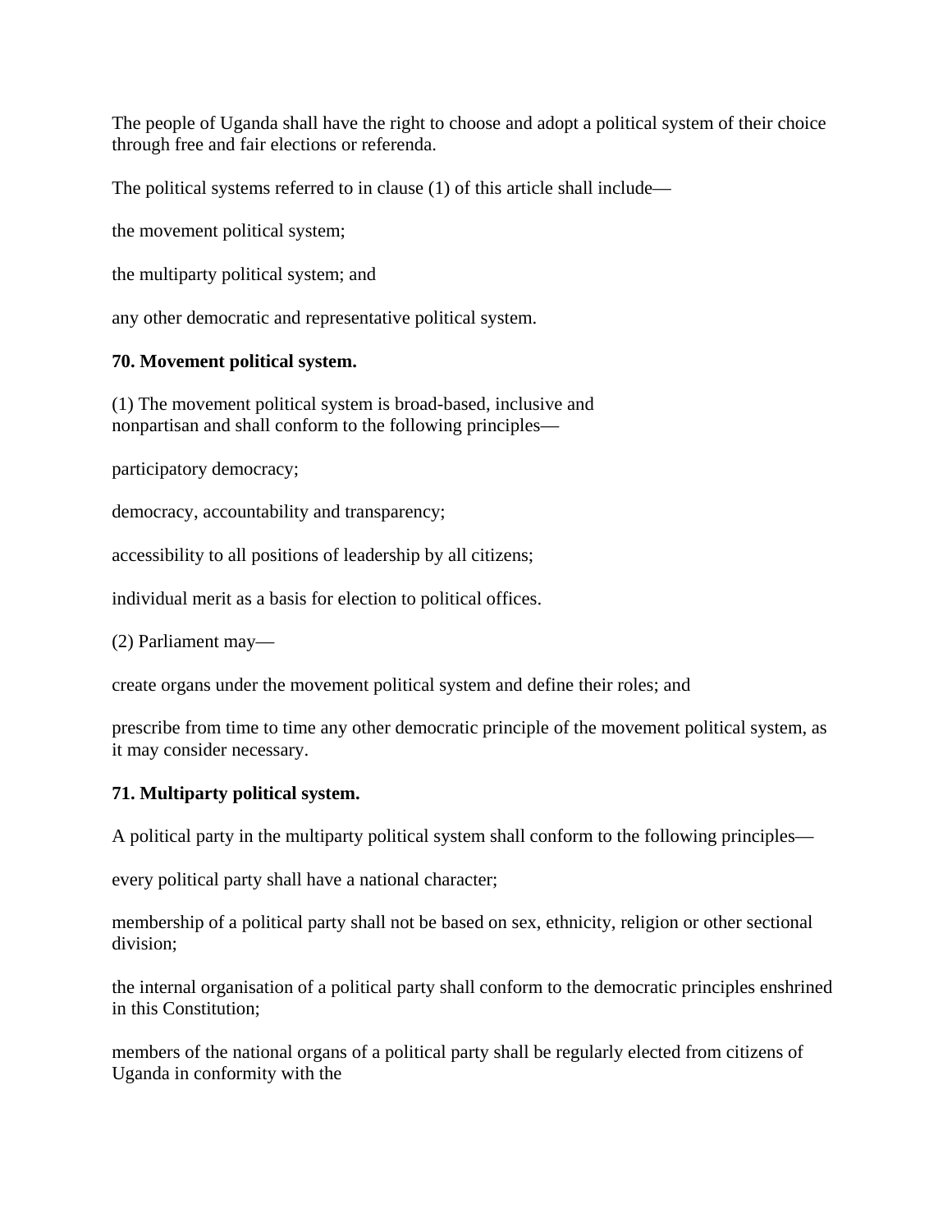The people of Uganda shall have the right to choose and adopt a political system of their choice through free and fair elections or referenda.

The political systems referred to in clause (1) of this article shall include—

the movement political system;

the multiparty political system; and

any other democratic and representative political system.

**70. Movement political system.**

(1) The movement political system is broad-based, inclusive and nonpartisan and shall conform to the following principles—

participatory democracy;

democracy, accountability and transparency;

accessibility to all positions of leadership by all citizens;

individual merit as a basis for election to political offices.

(2) Parliament may—

create organs under the movement political system and define their roles; and

prescribe from time to time any other democratic principle of the movement political system, as it may consider necessary.

**71. Multiparty political system.**

A political party in the multiparty political system shall conform to the following principles—

every political party shall have a national character;

membership of a political party shall not be based on sex, ethnicity, religion or other sectional division;

the internal organisation of a political party shall conform to the democratic principles enshrined in this Constitution;

members of the national organs of a political party shall be regularly elected from citizens of Uganda in conformity with the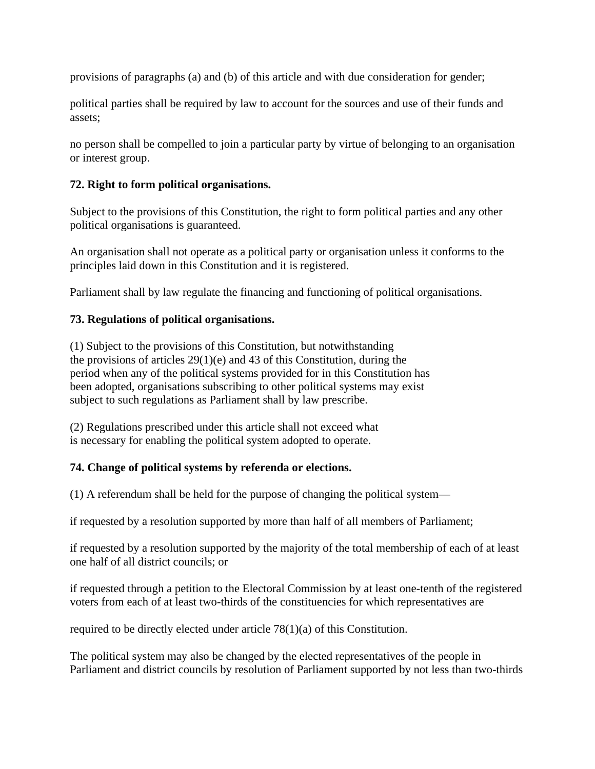provisions of paragraphs (a) and (b) of this article and with due consideration for gender;

political parties shall be required by law to account for the sources and use of their funds and assets;

no person shall be compelled to join a particular party by virtue of belonging to an organisation or interest group.

**72. Right to form political organisations.**

Subject to the provisions of this Constitution, the right to form political parties and any other political organisations is guaranteed.

An organisation shall not operate as a political party or organisation unless it conforms to the principles laid down in this Constitution and it is registered.

Parliament shall by law regulate the financing and functioning of political organisations.

**73. Regulations of political organisations.**

(1) Subject to the provisions of this Constitution, but notwithstanding the provisions of articles 29(1)(e) and 43 of this Constitution, during the period when any of the political systems provided for in this Constitution has been adopted, organisations subscribing to other political systems may exist subject to such regulations as Parliament shall by law prescribe.

(2) Regulations prescribed under this article shall not exceed what is necessary for enabling the political system adopted to operate.

**74. Change of political systems by referenda or elections.**

(1) A referendum shall be held for the purpose of changing the political system—

if requested by a resolution supported by more than half of all members of Parliament;

if requested by a resolution supported by the majority of the total membership of each of at least one half of all district councils; or

if requested through a petition to the Electoral Commission by at least one-tenth of the registered voters from each of at least two-thirds of the constituencies for which representatives are

required to be directly elected under article 78(1)(a) of this Constitution.

The political system may also be changed by the elected representatives of the people in Parliament and district councils by resolution of Parliament supported by not less than two-thirds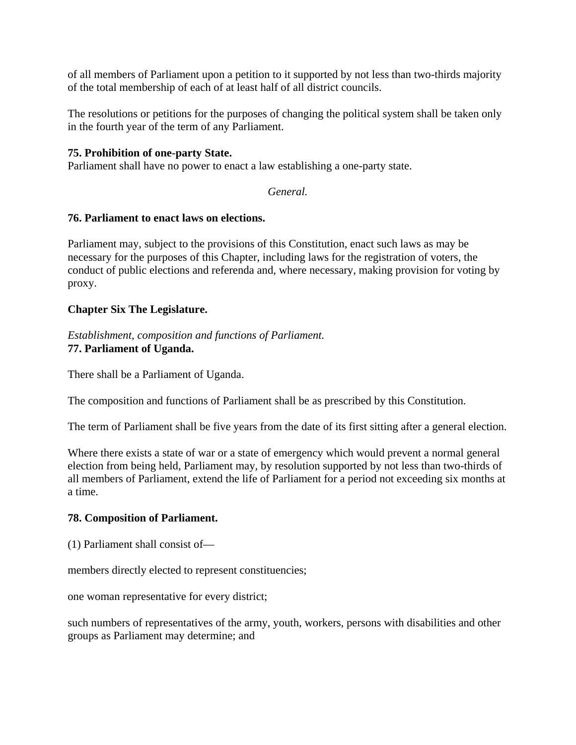of all members of Parliament upon a petition to it supported by not less than two-thirds majority of the total membership of each of at least half of all district councils.

The resolutions or petitions for the purposes of changing the political system shall be taken only in the fourth year of the term of any Parliament.

**75. Prohibition of one-party State.**
Parliament shall have no power to enact a law establishing a one-party state.

*General.*

**76. Parliament to enact laws on elections.**

Parliament may, subject to the provisions of this Constitution, enact such laws as may be necessary for the purposes of this Chapter, including laws for the registration of voters, the conduct of public elections and referenda and, where necessary, making provision for voting by proxy.

**Chapter Six The Legislature.**

*Establishment, composition and functions of Parliament.*
**77. Parliament of Uganda.**

There shall be a Parliament of Uganda.

The composition and functions of Parliament shall be as prescribed by this Constitution.

The term of Parliament shall be five years from the date of its first sitting after a general election.

Where there exists a state of war or a state of emergency which would prevent a normal general election from being held, Parliament may, by resolution supported by not less than two-thirds of all members of Parliament, extend the life of Parliament for a period not exceeding six months at a time.

**78. Composition of Parliament.**

(1) Parliament shall consist of—

members directly elected to represent constituencies;

one woman representative for every district;

such numbers of representatives of the army, youth, workers, persons with disabilities and other groups as Parliament may determine; and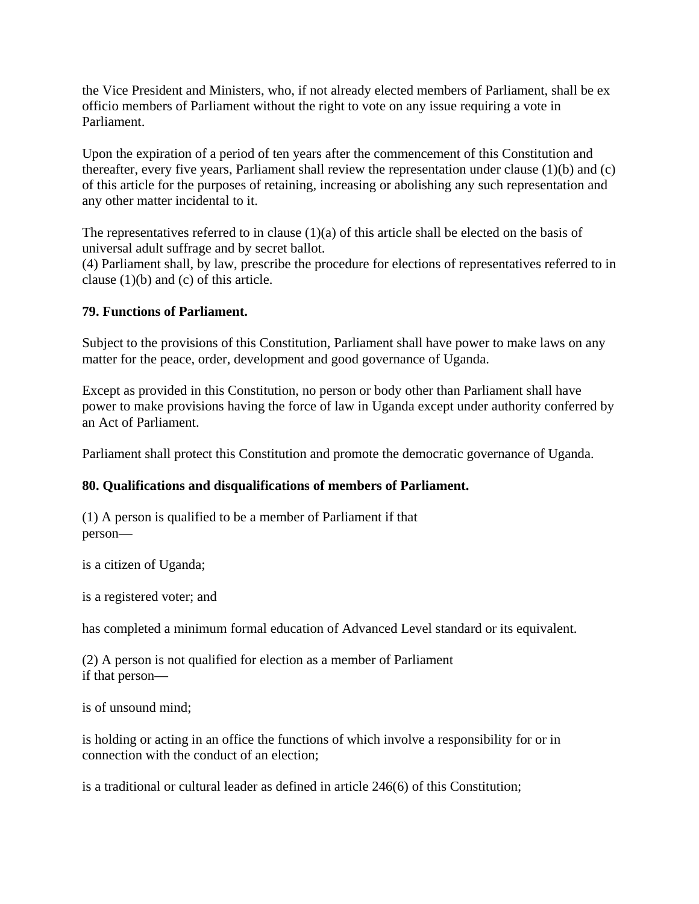the Vice President and Ministers, who, if not already elected members of Parliament, shall be ex officio members of Parliament without the right to vote on any issue requiring a vote in Parliament.

Upon the expiration of a period of ten years after the commencement of this Constitution and thereafter, every five years, Parliament shall review the representation under clause (1)(b) and (c) of this article for the purposes of retaining, increasing or abolishing any such representation and any other matter incidental to it.

The representatives referred to in clause (1)(a) of this article shall be elected on the basis of universal adult suffrage and by secret ballot.
(4) Parliament shall, by law, prescribe the procedure for elections of representatives referred to in clause (1)(b) and (c) of this article.

**79. Functions of Parliament.**

Subject to the provisions of this Constitution, Parliament shall have power to make laws on any matter for the peace, order, development and good governance of Uganda.

Except as provided in this Constitution, no person or body other than Parliament shall have power to make provisions having the force of law in Uganda except under authority conferred by an Act of Parliament.

Parliament shall protect this Constitution and promote the democratic governance of Uganda.

**80. Qualifications and disqualifications of members of Parliament.**

(1) A person is qualified to be a member of Parliament if that person—

is a citizen of Uganda;

is a registered voter; and

has completed a minimum formal education of Advanced Level standard or its equivalent.

(2) A person is not qualified for election as a member of Parliament if that person—

is of unsound mind;

is holding or acting in an office the functions of which involve a responsibility for or in connection with the conduct of an election;

is a traditional or cultural leader as defined in article 246(6) of this Constitution;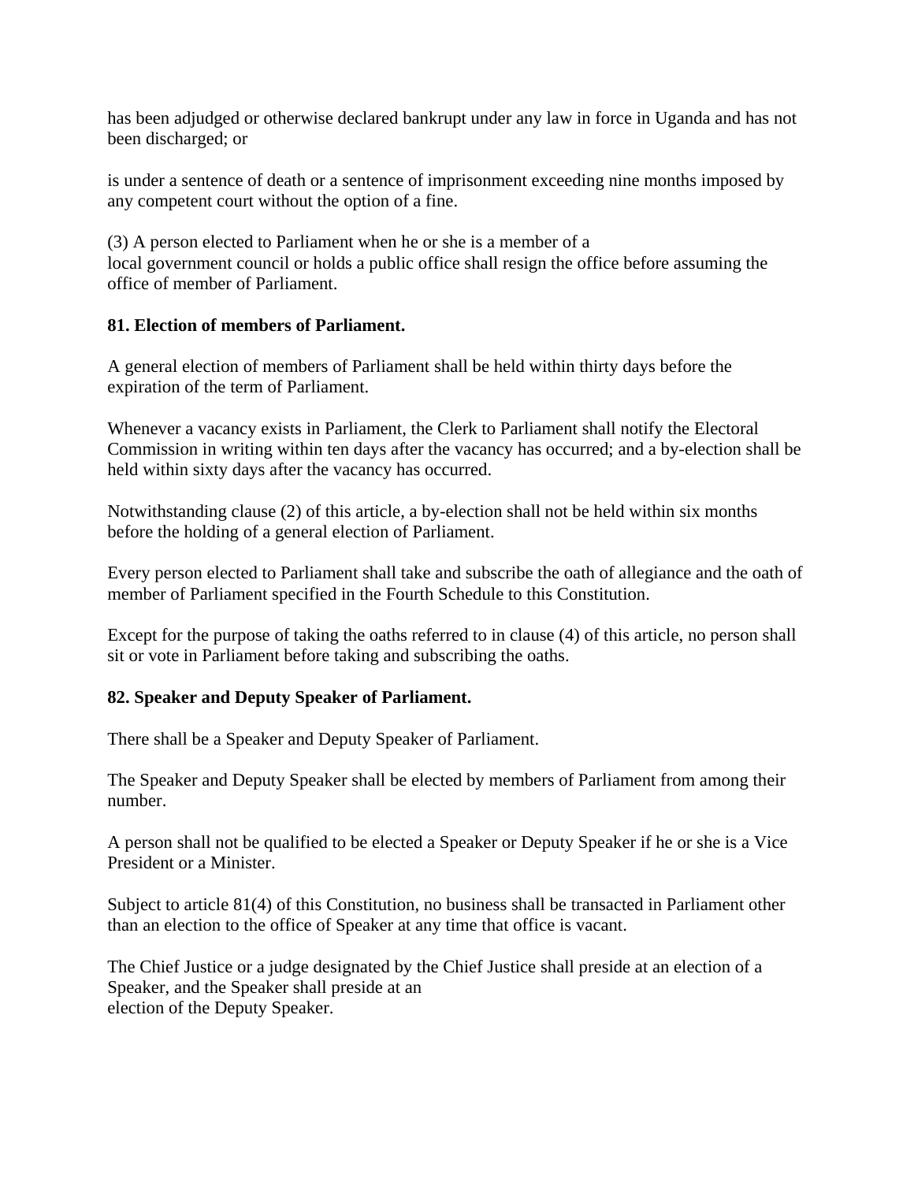has been adjudged or otherwise declared bankrupt under any law in force in Uganda and has not been discharged; or

is under a sentence of death or a sentence of imprisonment exceeding nine months imposed by any competent court without the option of a fine.

(3) A person elected to Parliament when he or she is a member of a local government council or holds a public office shall resign the office before assuming the office of member of Parliament.

**81. Election of members of Parliament.**

A general election of members of Parliament shall be held within thirty days before the expiration of the term of Parliament.

Whenever a vacancy exists in Parliament, the Clerk to Parliament shall notify the Electoral Commission in writing within ten days after the vacancy has occurred; and a by-election shall be held within sixty days after the vacancy has occurred.

Notwithstanding clause (2) of this article, a by-election shall not be held within six months before the holding of a general election of Parliament.

Every person elected to Parliament shall take and subscribe the oath of allegiance and the oath of member of Parliament specified in the Fourth Schedule to this Constitution.

Except for the purpose of taking the oaths referred to in clause (4) of this article, no person shall sit or vote in Parliament before taking and subscribing the oaths.

**82. Speaker and Deputy Speaker of Parliament.**

There shall be a Speaker and Deputy Speaker of Parliament.

The Speaker and Deputy Speaker shall be elected by members of Parliament from among their number.

A person shall not be qualified to be elected a Speaker or Deputy Speaker if he or she is a Vice President or a Minister.

Subject to article 81(4) of this Constitution, no business shall be transacted in Parliament other than an election to the office of Speaker at any time that office is vacant.

The Chief Justice or a judge designated by the Chief Justice shall preside at an election of a Speaker, and the Speaker shall preside at an election of the Deputy Speaker.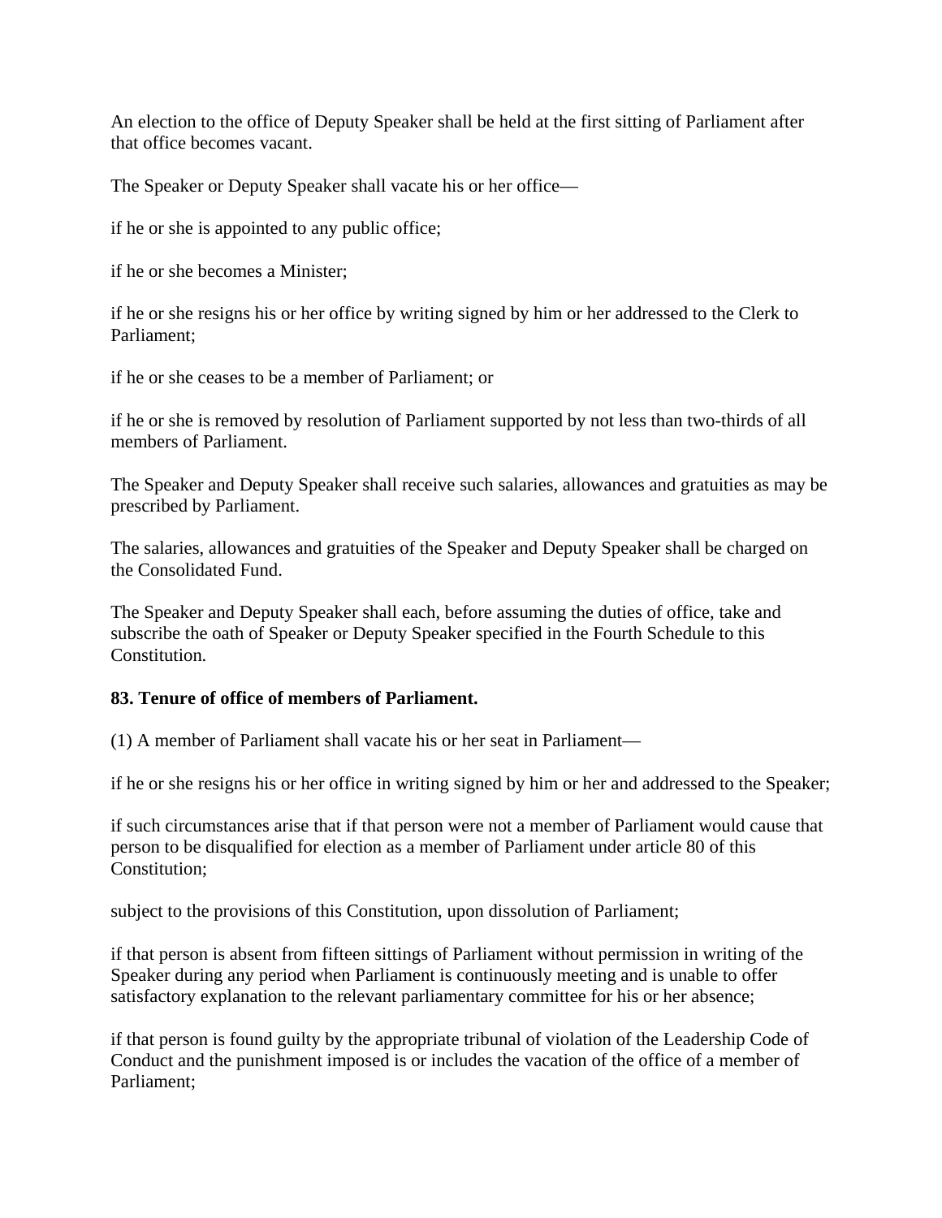An election to the office of Deputy Speaker shall be held at the first sitting of Parliament after that office becomes vacant.

The Speaker or Deputy Speaker shall vacate his or her office—

if he or she is appointed to any public office;

if he or she becomes a Minister;

if he or she resigns his or her office by writing signed by him or her addressed to the Clerk to Parliament;

if he or she ceases to be a member of Parliament; or

if he or she is removed by resolution of Parliament supported by not less than two-thirds of all members of Parliament.

The Speaker and Deputy Speaker shall receive such salaries, allowances and gratuities as may be prescribed by Parliament.

The salaries, allowances and gratuities of the Speaker and Deputy Speaker shall be charged on the Consolidated Fund.

The Speaker and Deputy Speaker shall each, before assuming the duties of office, take and subscribe the oath of Speaker or Deputy Speaker specified in the Fourth Schedule to this Constitution.

**83. Tenure of office of members of Parliament.**

(1) A member of Parliament shall vacate his or her seat in Parliament—

if he or she resigns his or her office in writing signed by him or her and addressed to the Speaker;

if such circumstances arise that if that person were not a member of Parliament would cause that person to be disqualified for election as a member of Parliament under article 80 of this Constitution;

subject to the provisions of this Constitution, upon dissolution of Parliament;

if that person is absent from fifteen sittings of Parliament without permission in writing of the Speaker during any period when Parliament is continuously meeting and is unable to offer satisfactory explanation to the relevant parliamentary committee for his or her absence;

if that person is found guilty by the appropriate tribunal of violation of the Leadership Code of Conduct and the punishment imposed is or includes the vacation of the office of a member of Parliament;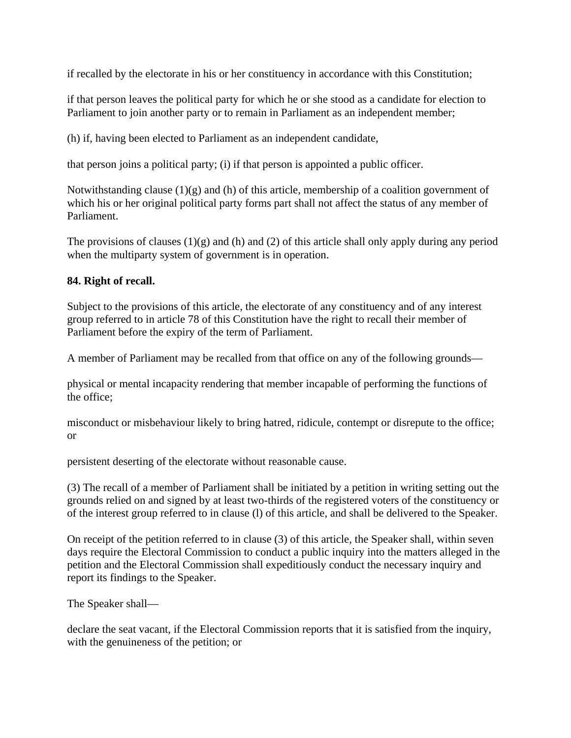if recalled by the electorate in his or her constituency in accordance with this Constitution;

if that person leaves the political party for which he or she stood as a candidate for election to Parliament to join another party or to remain in Parliament as an independent member;

(h) if, having been elected to Parliament as an independent candidate,

that person joins a political party; (i) if that person is appointed a public officer.

Notwithstanding clause (1)(g) and (h) of this article, membership of a coalition government of which his or her original political party forms part shall not affect the status of any member of Parliament.

The provisions of clauses (1)(g) and (h) and (2) of this article shall only apply during any period when the multiparty system of government is in operation.

**84. Right of recall.**

Subject to the provisions of this article, the electorate of any constituency and of any interest group referred to in article 78 of this Constitution have the right to recall their member of Parliament before the expiry of the term of Parliament.

A member of Parliament may be recalled from that office on any of the following grounds—

physical or mental incapacity rendering that member incapable of performing the functions of the office;

misconduct or misbehaviour likely to bring hatred, ridicule, contempt or disrepute to the office; or

persistent deserting of the electorate without reasonable cause.

(3) The recall of a member of Parliament shall be initiated by a petition in writing setting out the grounds relied on and signed by at least two-thirds of the registered voters of the constituency or of the interest group referred to in clause (l) of this article, and shall be delivered to the Speaker.

On receipt of the petition referred to in clause (3) of this article, the Speaker shall, within seven days require the Electoral Commission to conduct a public inquiry into the matters alleged in the petition and the Electoral Commission shall expeditiously conduct the necessary inquiry and report its findings to the Speaker.

The Speaker shall—

declare the seat vacant, if the Electoral Commission reports that it is satisfied from the inquiry, with the genuineness of the petition; or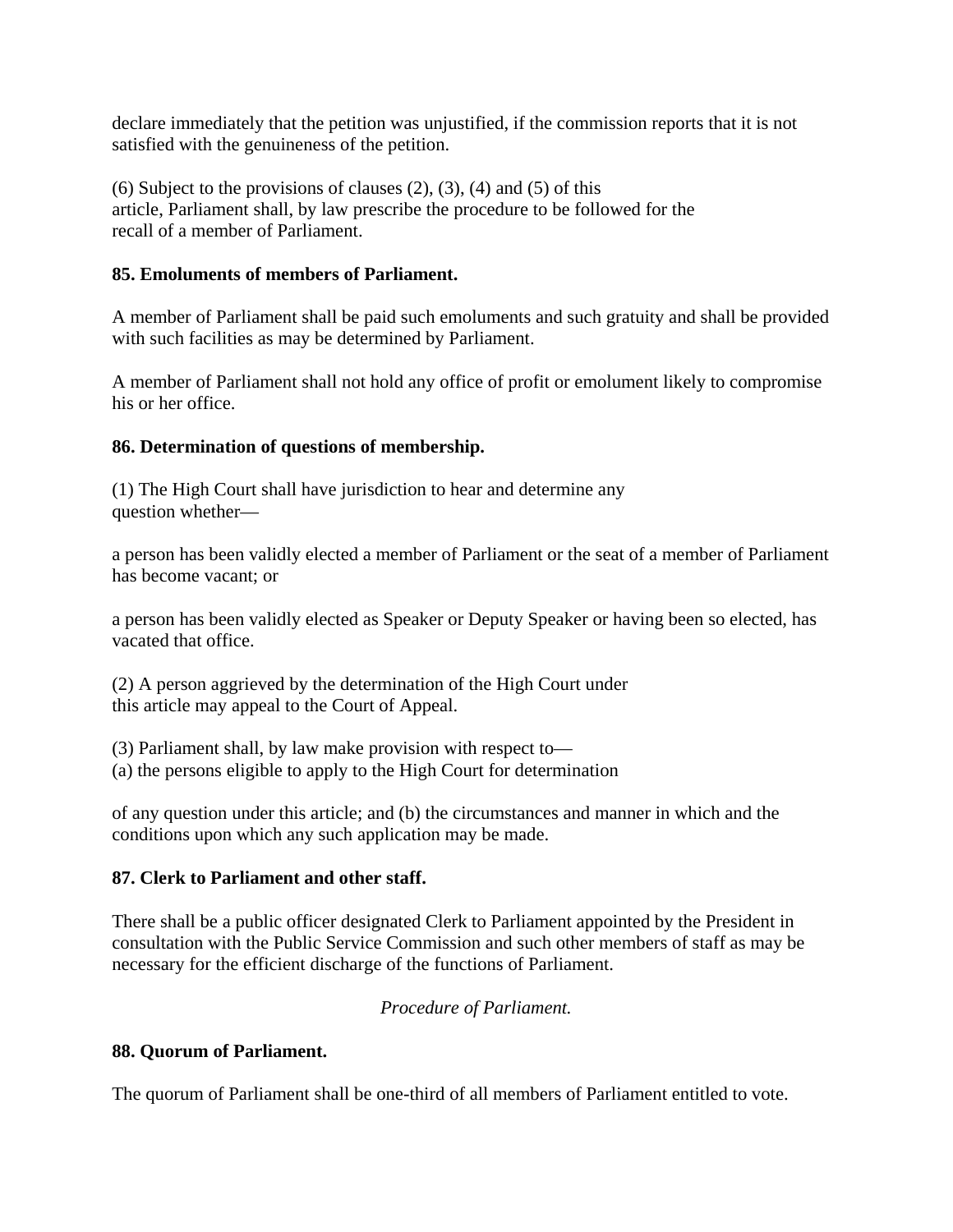declare immediately that the petition was unjustified, if the commission reports that it is not satisfied with the genuineness of the petition.

(6) Subject to the provisions of clauses (2), (3), (4) and (5) of this article, Parliament shall, by law prescribe the procedure to be followed for the recall of a member of Parliament.

**85. Emoluments of members of Parliament.**

A member of Parliament shall be paid such emoluments and such gratuity and shall be provided with such facilities as may be determined by Parliament.

A member of Parliament shall not hold any office of profit or emolument likely to compromise his or her office.

**86. Determination of questions of membership.**

(1) The High Court shall have jurisdiction to hear and determine any question whether—

a person has been validly elected a member of Parliament or the seat of a member of Parliament has become vacant; or

a person has been validly elected as Speaker or Deputy Speaker or having been so elected, has vacated that office.

(2) A person aggrieved by the determination of the High Court under this article may appeal to the Court of Appeal.

(3) Parliament shall, by law make provision with respect to—
(a) the persons eligible to apply to the High Court for determination

of any question under this article; and (b) the circumstances and manner in which and the conditions upon which any such application may be made.

**87. Clerk to Parliament and other staff.**

There shall be a public officer designated Clerk to Parliament appointed by the President in consultation with the Public Service Commission and such other members of staff as may be necessary for the efficient discharge of the functions of Parliament.

*Procedure of Parliament.*

**88. Quorum of Parliament.**

The quorum of Parliament shall be one-third of all members of Parliament entitled to vote.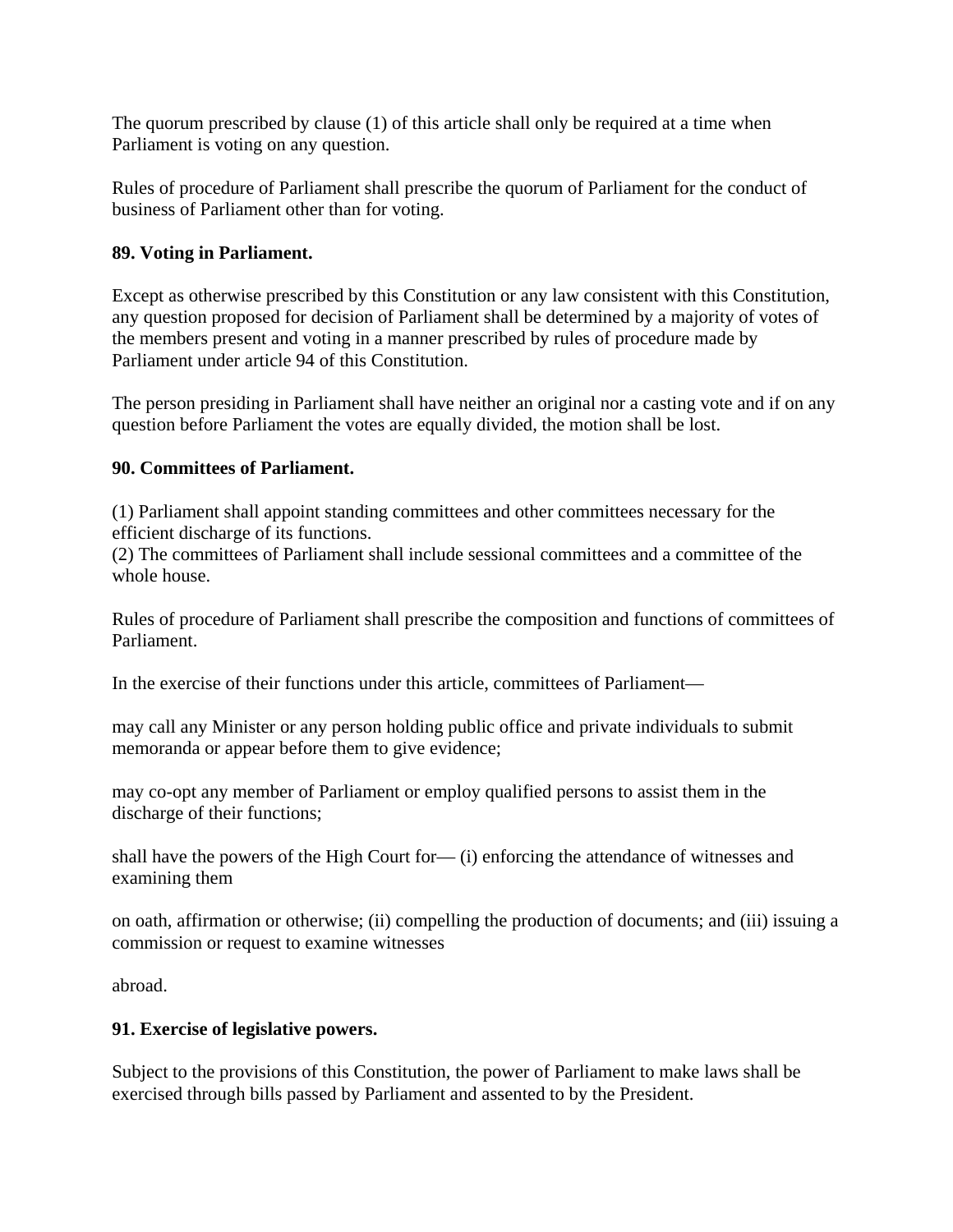The quorum prescribed by clause (1) of this article shall only be required at a time when Parliament is voting on any question.

Rules of procedure of Parliament shall prescribe the quorum of Parliament for the conduct of business of Parliament other than for voting.

**89. Voting in Parliament.**

Except as otherwise prescribed by this Constitution or any law consistent with this Constitution, any question proposed for decision of Parliament shall be determined by a majority of votes of the members present and voting in a manner prescribed by rules of procedure made by Parliament under article 94 of this Constitution.

The person presiding in Parliament shall have neither an original nor a casting vote and if on any question before Parliament the votes are equally divided, the motion shall be lost.

**90. Committees of Parliament.**

(1) Parliament shall appoint standing committees and other committees necessary for the efficient discharge of its functions.
(2) The committees of Parliament shall include sessional committees and a committee of the whole house.

Rules of procedure of Parliament shall prescribe the composition and functions of committees of Parliament.

In the exercise of their functions under this article, committees of Parliament—

may call any Minister or any person holding public office and private individuals to submit memoranda or appear before them to give evidence;

may co-opt any member of Parliament or employ qualified persons to assist them in the discharge of their functions;

shall have the powers of the High Court for— (i) enforcing the attendance of witnesses and examining them

on oath, affirmation or otherwise; (ii) compelling the production of documents; and (iii) issuing a commission or request to examine witnesses

abroad.

**91. Exercise of legislative powers.**

Subject to the provisions of this Constitution, the power of Parliament to make laws shall be exercised through bills passed by Parliament and assented to by the President.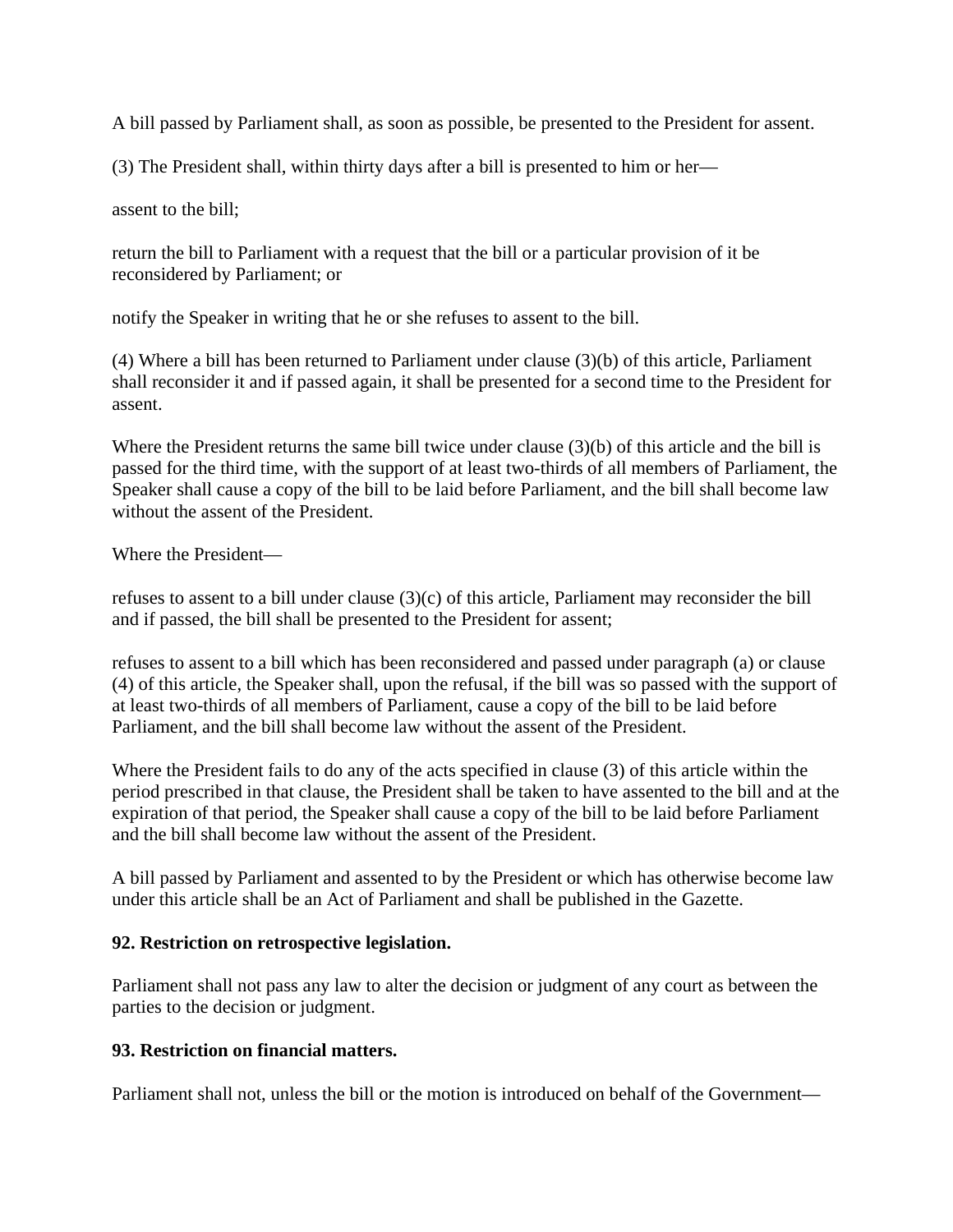A bill passed by Parliament shall, as soon as possible, be presented to the President for assent.

(3) The President shall, within thirty days after a bill is presented to him or her—

assent to the bill;

return the bill to Parliament with a request that the bill or a particular provision of it be reconsidered by Parliament; or

notify the Speaker in writing that he or she refuses to assent to the bill.

(4) Where a bill has been returned to Parliament under clause (3)(b) of this article, Parliament shall reconsider it and if passed again, it shall be presented for a second time to the President for assent.

Where the President returns the same bill twice under clause (3)(b) of this article and the bill is passed for the third time, with the support of at least two-thirds of all members of Parliament, the Speaker shall cause a copy of the bill to be laid before Parliament, and the bill shall become law without the assent of the President.

Where the President—

refuses to assent to a bill under clause (3)(c) of this article, Parliament may reconsider the bill and if passed, the bill shall be presented to the President for assent;

refuses to assent to a bill which has been reconsidered and passed under paragraph (a) or clause (4) of this article, the Speaker shall, upon the refusal, if the bill was so passed with the support of at least two-thirds of all members of Parliament, cause a copy of the bill to be laid before Parliament, and the bill shall become law without the assent of the President.

Where the President fails to do any of the acts specified in clause (3) of this article within the period prescribed in that clause, the President shall be taken to have assented to the bill and at the expiration of that period, the Speaker shall cause a copy of the bill to be laid before Parliament and the bill shall become law without the assent of the President.

A bill passed by Parliament and assented to by the President or which has otherwise become law under this article shall be an Act of Parliament and shall be published in the Gazette.

**92. Restriction on retrospective legislation.**

Parliament shall not pass any law to alter the decision or judgment of any court as between the parties to the decision or judgment.

**93. Restriction on financial matters.**

Parliament shall not, unless the bill or the motion is introduced on behalf of the Government—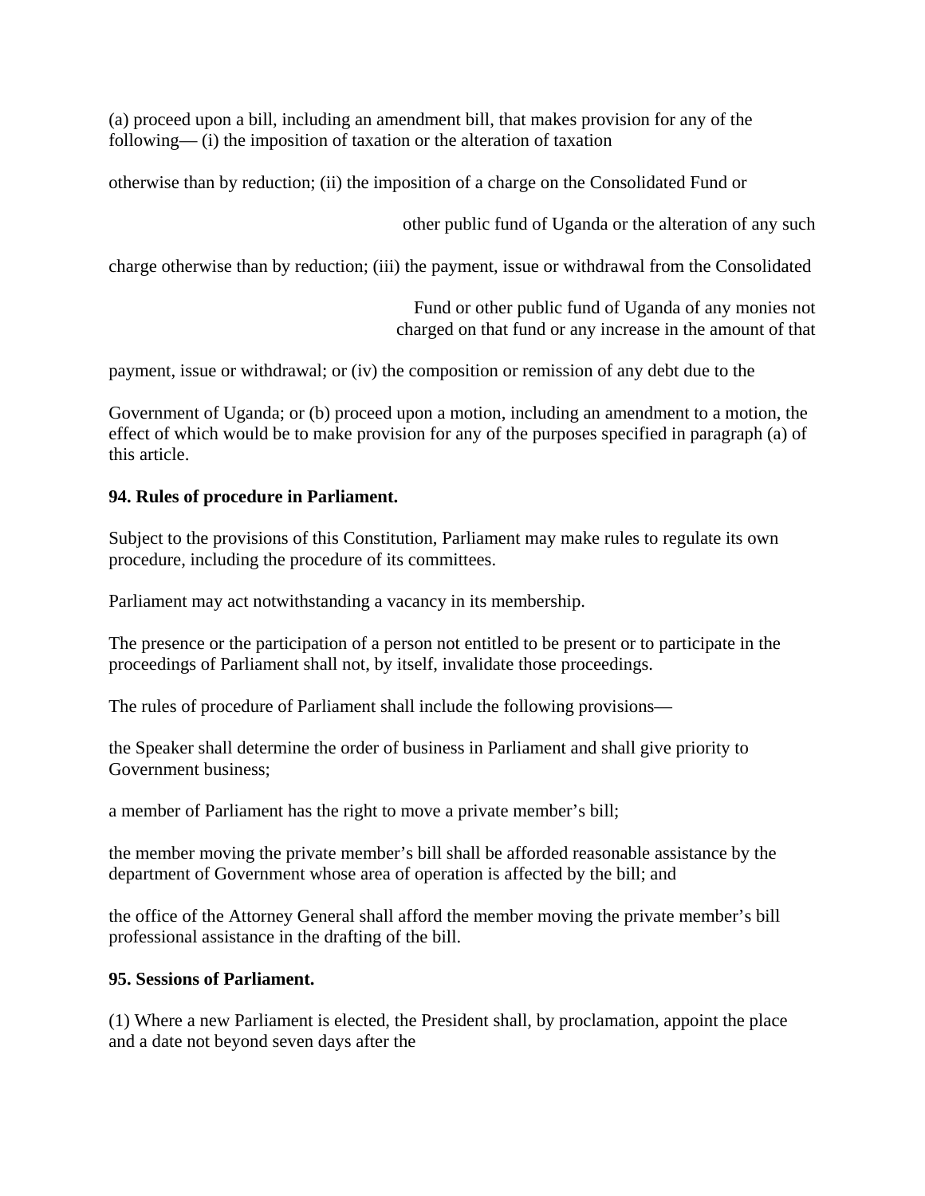(a) proceed upon a bill, including an amendment bill, that makes provision for any of the following— (i) the imposition of taxation or the alteration of taxation

otherwise than by reduction; (ii) the imposition of a charge on the Consolidated Fund or

other public fund of Uganda or the alteration of any such

charge otherwise than by reduction; (iii) the payment, issue or withdrawal from the Consolidated

Fund or other public fund of Uganda of any monies not charged on that fund or any increase in the amount of that

payment, issue or withdrawal; or (iv) the composition or remission of any debt due to the

Government of Uganda; or (b) proceed upon a motion, including an amendment to a motion, the effect of which would be to make provision for any of the purposes specified in paragraph (a) of this article.

**94. Rules of procedure in Parliament.**

Subject to the provisions of this Constitution, Parliament may make rules to regulate its own procedure, including the procedure of its committees.

Parliament may act notwithstanding a vacancy in its membership.

The presence or the participation of a person not entitled to be present or to participate in the proceedings of Parliament shall not, by itself, invalidate those proceedings.

The rules of procedure of Parliament shall include the following provisions—

the Speaker shall determine the order of business in Parliament and shall give priority to Government business;

a member of Parliament has the right to move a private member's bill;

the member moving the private member's bill shall be afforded reasonable assistance by the department of Government whose area of operation is affected by the bill; and

the office of the Attorney General shall afford the member moving the private member's bill professional assistance in the drafting of the bill.

**95. Sessions of Parliament.**

(1) Where a new Parliament is elected, the President shall, by proclamation, appoint the place and a date not beyond seven days after the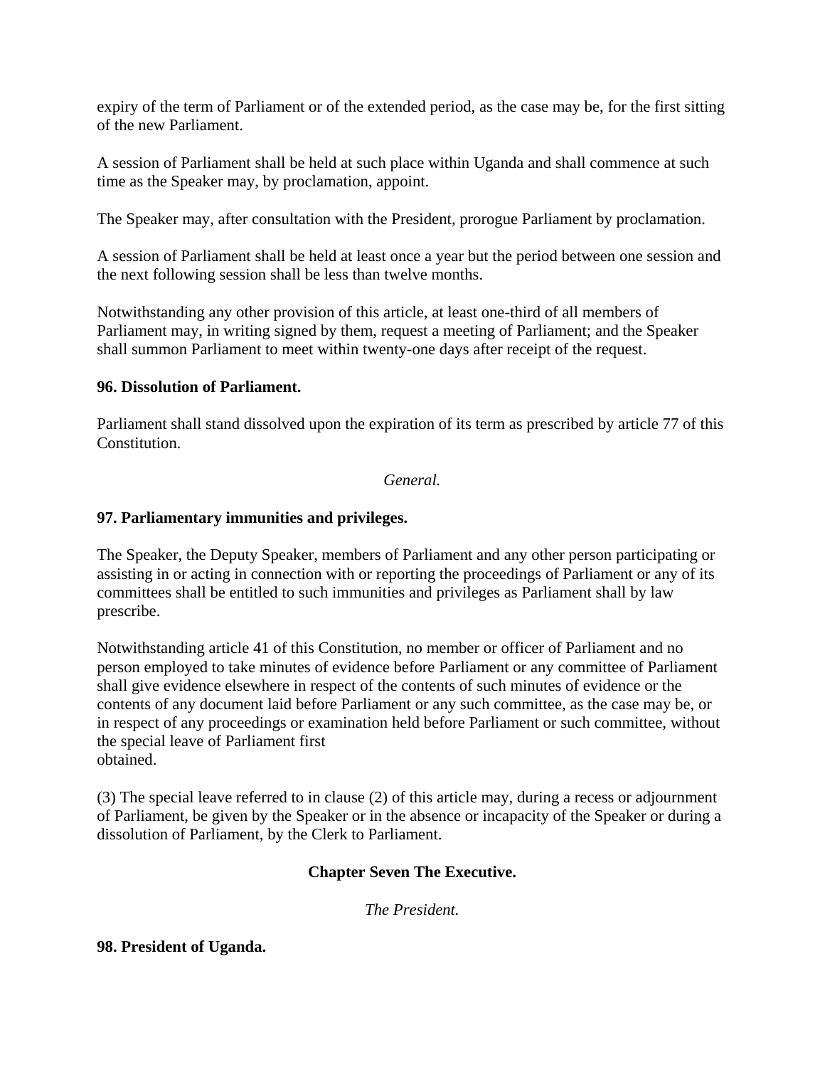expiry of the term of Parliament or of the extended period, as the case may be, for the first sitting of the new Parliament.

A session of Parliament shall be held at such place within Uganda and shall commence at such time as the Speaker may, by proclamation, appoint.

The Speaker may, after consultation with the President, prorogue Parliament by proclamation.

A session of Parliament shall be held at least once a year but the period between one session and the next following session shall be less than twelve months.

Notwithstanding any other provision of this article, at least one-third of all members of Parliament may, in writing signed by them, request a meeting of Parliament; and the Speaker shall summon Parliament to meet within twenty-one days after receipt of the request.

**96. Dissolution of Parliament.**

Parliament shall stand dissolved upon the expiration of its term as prescribed by article 77 of this Constitution.

*General.*

**97. Parliamentary immunities and privileges.**

The Speaker, the Deputy Speaker, members of Parliament and any other person participating or assisting in or acting in connection with or reporting the proceedings of Parliament or any of its committees shall be entitled to such immunities and privileges as Parliament shall by law prescribe.

Notwithstanding article 41 of this Constitution, no member or officer of Parliament and no person employed to take minutes of evidence before Parliament or any committee of Parliament shall give evidence elsewhere in respect of the contents of such minutes of evidence or the contents of any document laid before Parliament or any such committee, as the case may be, or in respect of any proceedings or examination held before Parliament or such committee, without the special leave of Parliament first obtained.

(3) The special leave referred to in clause (2) of this article may, during a recess or adjournment of Parliament, be given by the Speaker or in the absence or incapacity of the Speaker or during a dissolution of Parliament, by the Clerk to Parliament.

## Chapter Seven The Executive.

*The President.*

**98. President of Uganda.**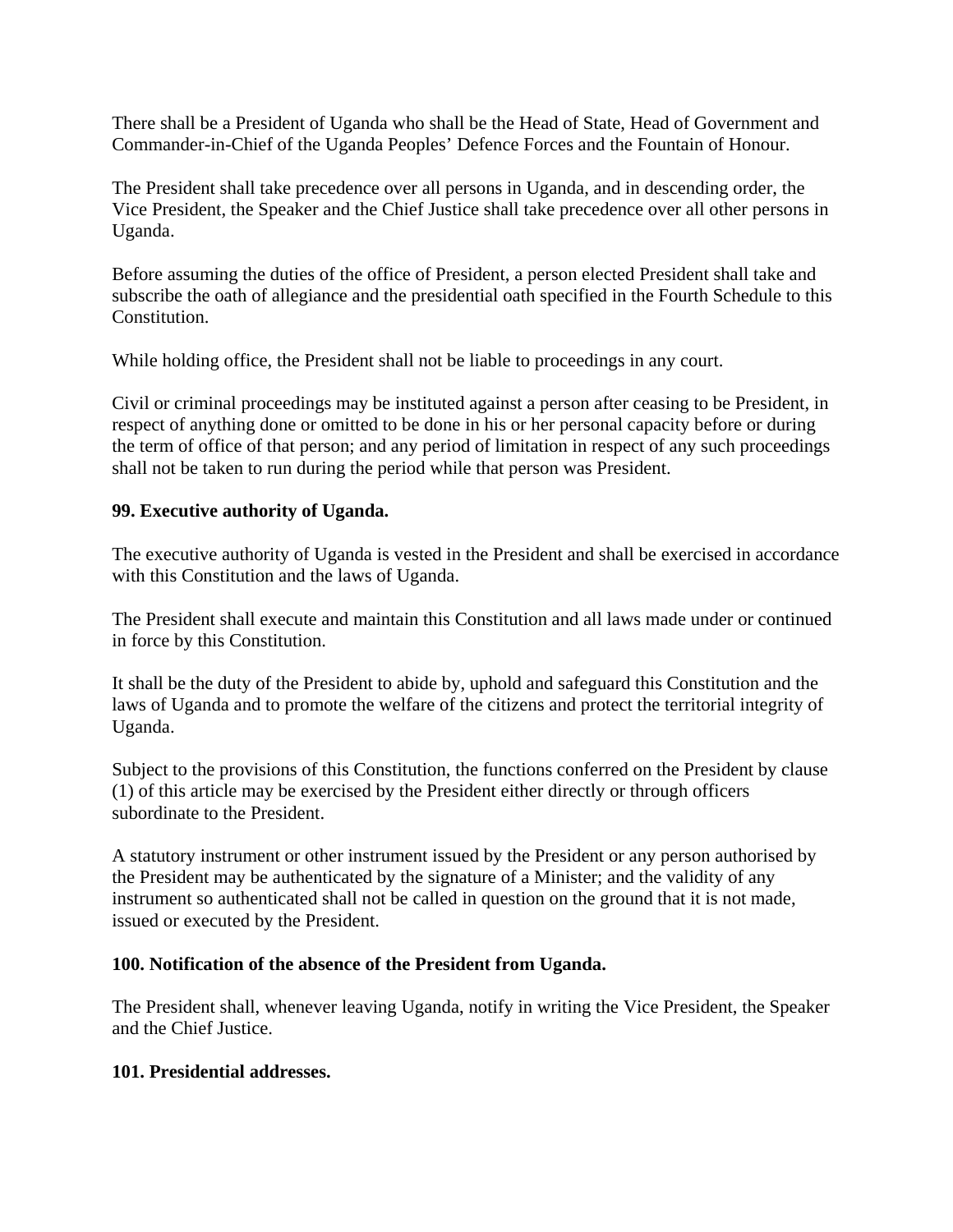There shall be a President of Uganda who shall be the Head of State, Head of Government and Commander-in-Chief of the Uganda Peoples' Defence Forces and the Fountain of Honour.

The President shall take precedence over all persons in Uganda, and in descending order, the Vice President, the Speaker and the Chief Justice shall take precedence over all other persons in Uganda.

Before assuming the duties of the office of President, a person elected President shall take and subscribe the oath of allegiance and the presidential oath specified in the Fourth Schedule to this Constitution.

While holding office, the President shall not be liable to proceedings in any court.

Civil or criminal proceedings may be instituted against a person after ceasing to be President, in respect of anything done or omitted to be done in his or her personal capacity before or during the term of office of that person; and any period of limitation in respect of any such proceedings shall not be taken to run during the period while that person was President.

**99. Executive authority of Uganda.**

The executive authority of Uganda is vested in the President and shall be exercised in accordance with this Constitution and the laws of Uganda.

The President shall execute and maintain this Constitution and all laws made under or continued in force by this Constitution.

It shall be the duty of the President to abide by, uphold and safeguard this Constitution and the laws of Uganda and to promote the welfare of the citizens and protect the territorial integrity of Uganda.

Subject to the provisions of this Constitution, the functions conferred on the President by clause (1) of this article may be exercised by the President either directly or through officers subordinate to the President.

A statutory instrument or other instrument issued by the President or any person authorised by the President may be authenticated by the signature of a Minister; and the validity of any instrument so authenticated shall not be called in question on the ground that it is not made, issued or executed by the President.

**100. Notification of the absence of the President from Uganda.**

The President shall, whenever leaving Uganda, notify in writing the Vice President, the Speaker and the Chief Justice.

**101. Presidential addresses.**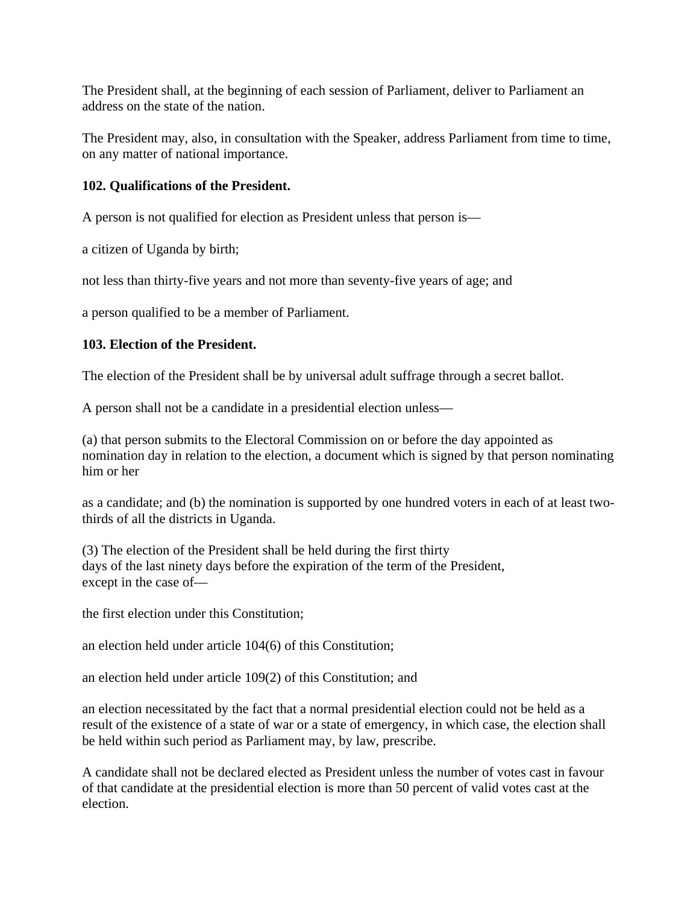The President shall, at the beginning of each session of Parliament, deliver to Parliament an address on the state of the nation.

The President may, also, in consultation with the Speaker, address Parliament from time to time, on any matter of national importance.

**102. Qualifications of the President.**

A person is not qualified for election as President unless that person is—

a citizen of Uganda by birth;

not less than thirty-five years and not more than seventy-five years of age; and

a person qualified to be a member of Parliament.

**103. Election of the President.**

The election of the President shall be by universal adult suffrage through a secret ballot.

A person shall not be a candidate in a presidential election unless—

(a) that person submits to the Electoral Commission on or before the day appointed as nomination day in relation to the election, a document which is signed by that person nominating him or her

as a candidate; and (b) the nomination is supported by one hundred voters in each of at least two-thirds of all the districts in Uganda.

(3) The election of the President shall be held during the first thirty days of the last ninety days before the expiration of the term of the President, except in the case of—

the first election under this Constitution;

an election held under article 104(6) of this Constitution;

an election held under article 109(2) of this Constitution; and

an election necessitated by the fact that a normal presidential election could not be held as a result of the existence of a state of war or a state of emergency, in which case, the election shall be held within such period as Parliament may, by law, prescribe.

A candidate shall not be declared elected as President unless the number of votes cast in favour of that candidate at the presidential election is more than 50 percent of valid votes cast at the election.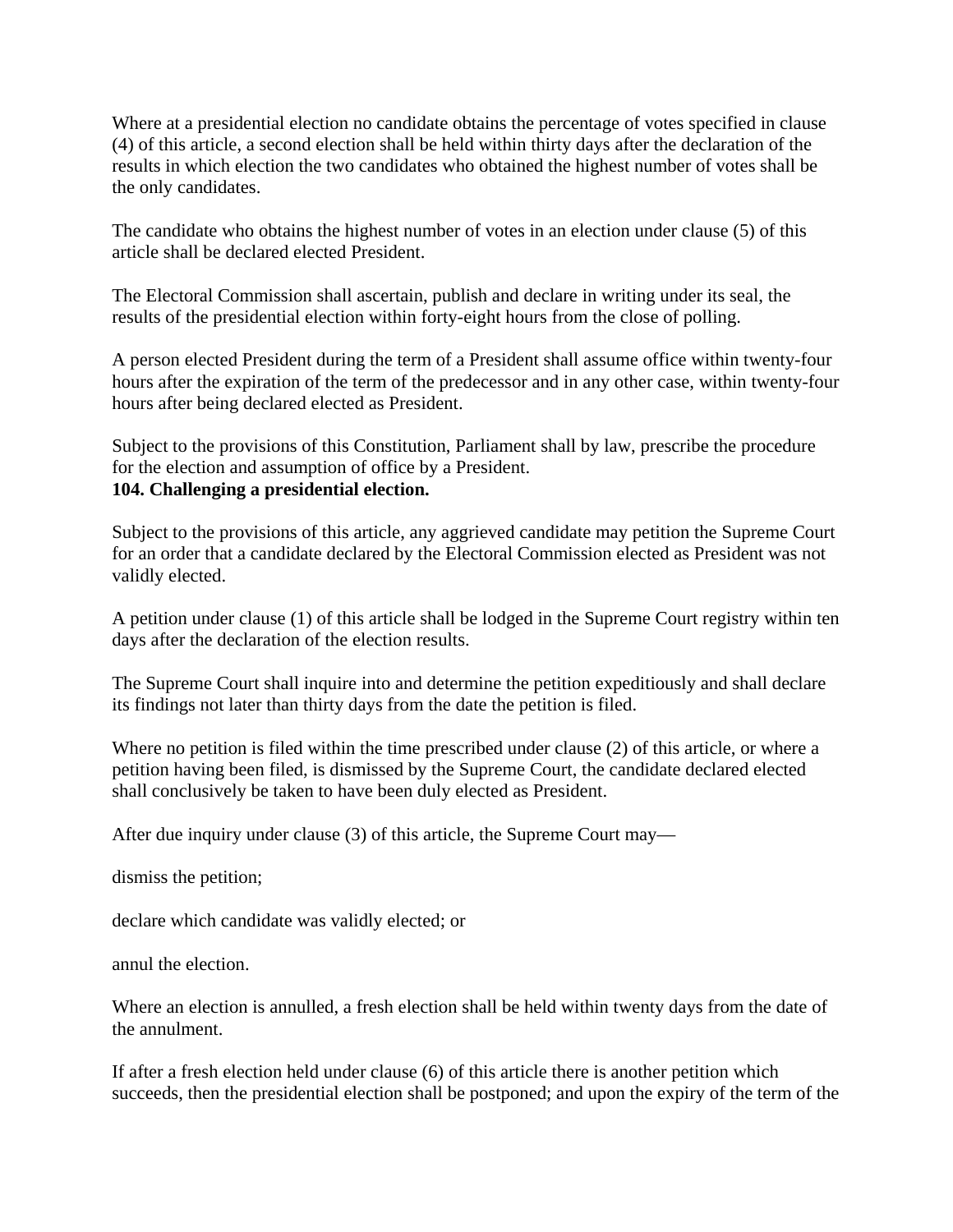Where at a presidential election no candidate obtains the percentage of votes specified in clause (4) of this article, a second election shall be held within thirty days after the declaration of the results in which election the two candidates who obtained the highest number of votes shall be the only candidates.

The candidate who obtains the highest number of votes in an election under clause (5) of this article shall be declared elected President.

The Electoral Commission shall ascertain, publish and declare in writing under its seal, the results of the presidential election within forty-eight hours from the close of polling.

A person elected President during the term of a President shall assume office within twenty-four hours after the expiration of the term of the predecessor and in any other case, within twenty-four hours after being declared elected as President.

Subject to the provisions of this Constitution, Parliament shall by law, prescribe the procedure for the election and assumption of office by a President.

**104. Challenging a presidential election.**

Subject to the provisions of this article, any aggrieved candidate may petition the Supreme Court for an order that a candidate declared by the Electoral Commission elected as President was not validly elected.

A petition under clause (1) of this article shall be lodged in the Supreme Court registry within ten days after the declaration of the election results.

The Supreme Court shall inquire into and determine the petition expeditiously and shall declare its findings not later than thirty days from the date the petition is filed.

Where no petition is filed within the time prescribed under clause (2) of this article, or where a petition having been filed, is dismissed by the Supreme Court, the candidate declared elected shall conclusively be taken to have been duly elected as President.

After due inquiry under clause (3) of this article, the Supreme Court may—

dismiss the petition;

declare which candidate was validly elected; or

annul the election.

Where an election is annulled, a fresh election shall be held within twenty days from the date of the annulment.

If after a fresh election held under clause (6) of this article there is another petition which succeeds, then the presidential election shall be postponed; and upon the expiry of the term of the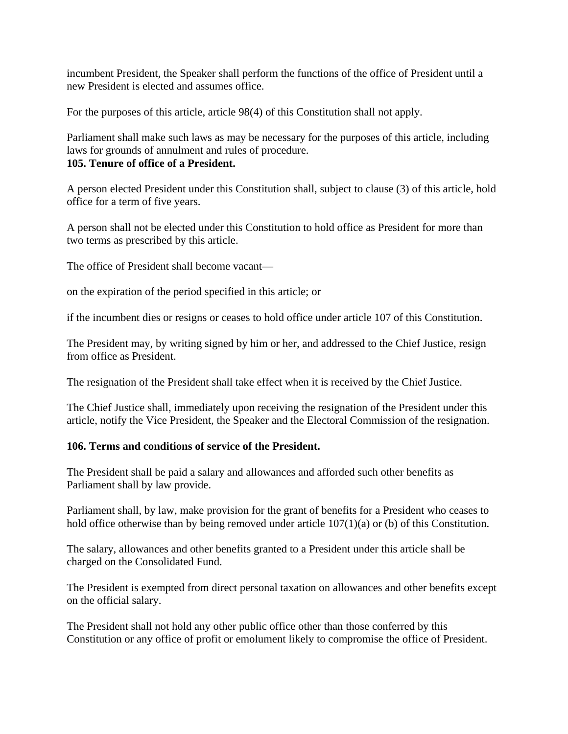incumbent President, the Speaker shall perform the functions of the office of President until a new President is elected and assumes office.

For the purposes of this article, article 98(4) of this Constitution shall not apply.

Parliament shall make such laws as may be necessary for the purposes of this article, including laws for grounds of annulment and rules of procedure.

**105. Tenure of office of a President.**

A person elected President under this Constitution shall, subject to clause (3) of this article, hold office for a term of five years.

A person shall not be elected under this Constitution to hold office as President for more than two terms as prescribed by this article.

The office of President shall become vacant—

on the expiration of the period specified in this article; or

if the incumbent dies or resigns or ceases to hold office under article 107 of this Constitution.

The President may, by writing signed by him or her, and addressed to the Chief Justice, resign from office as President.

The resignation of the President shall take effect when it is received by the Chief Justice.

The Chief Justice shall, immediately upon receiving the resignation of the President under this article, notify the Vice President, the Speaker and the Electoral Commission of the resignation.

**106. Terms and conditions of service of the President.**

The President shall be paid a salary and allowances and afforded such other benefits as Parliament shall by law provide.

Parliament shall, by law, make provision for the grant of benefits for a President who ceases to hold office otherwise than by being removed under article 107(1)(a) or (b) of this Constitution.

The salary, allowances and other benefits granted to a President under this article shall be charged on the Consolidated Fund.

The President is exempted from direct personal taxation on allowances and other benefits except on the official salary.

The President shall not hold any other public office other than those conferred by this Constitution or any office of profit or emolument likely to compromise the office of President.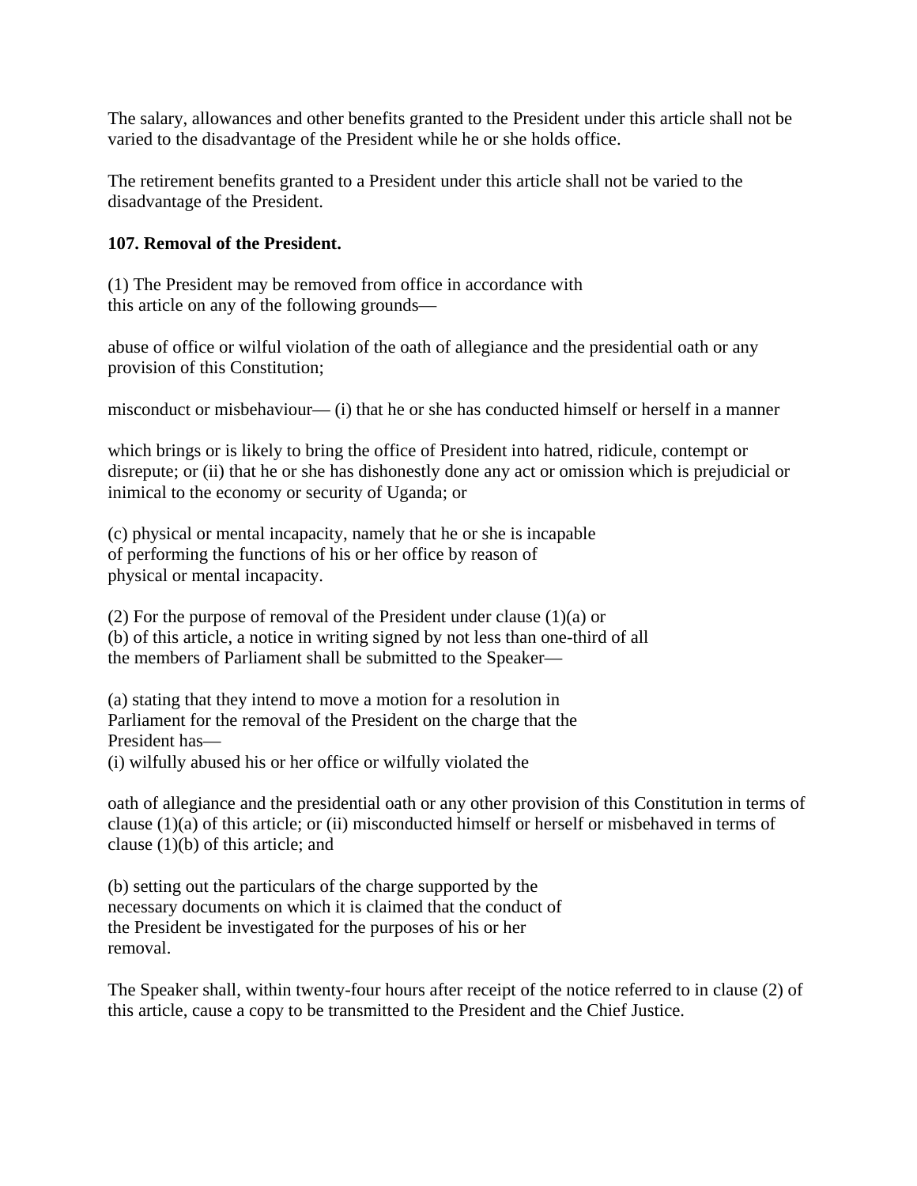The salary, allowances and other benefits granted to the President under this article shall not be varied to the disadvantage of the President while he or she holds office.

The retirement benefits granted to a President under this article shall not be varied to the disadvantage of the President.

**107. Removal of the President.**

(1) The President may be removed from office in accordance with this article on any of the following grounds—

abuse of office or wilful violation of the oath of allegiance and the presidential oath or any provision of this Constitution;

misconduct or misbehaviour— (i) that he or she has conducted himself or herself in a manner

which brings or is likely to bring the office of President into hatred, ridicule, contempt or disrepute; or (ii) that he or she has dishonestly done any act or omission which is prejudicial or inimical to the economy or security of Uganda; or

(c) physical or mental incapacity, namely that he or she is incapable of performing the functions of his or her office by reason of physical or mental incapacity.

(2) For the purpose of removal of the President under clause (1)(a) or (b) of this article, a notice in writing signed by not less than one-third of all the members of Parliament shall be submitted to the Speaker—

(a) stating that they intend to move a motion for a resolution in Parliament for the removal of the President on the charge that the President has—
(i) wilfully abused his or her office or wilfully violated the

oath of allegiance and the presidential oath or any other provision of this Constitution in terms of clause (1)(a) of this article; or (ii) misconducted himself or herself or misbehaved in terms of clause (1)(b) of this article; and

(b) setting out the particulars of the charge supported by the necessary documents on which it is claimed that the conduct of the President be investigated for the purposes of his or her removal.

The Speaker shall, within twenty-four hours after receipt of the notice referred to in clause (2) of this article, cause a copy to be transmitted to the President and the Chief Justice.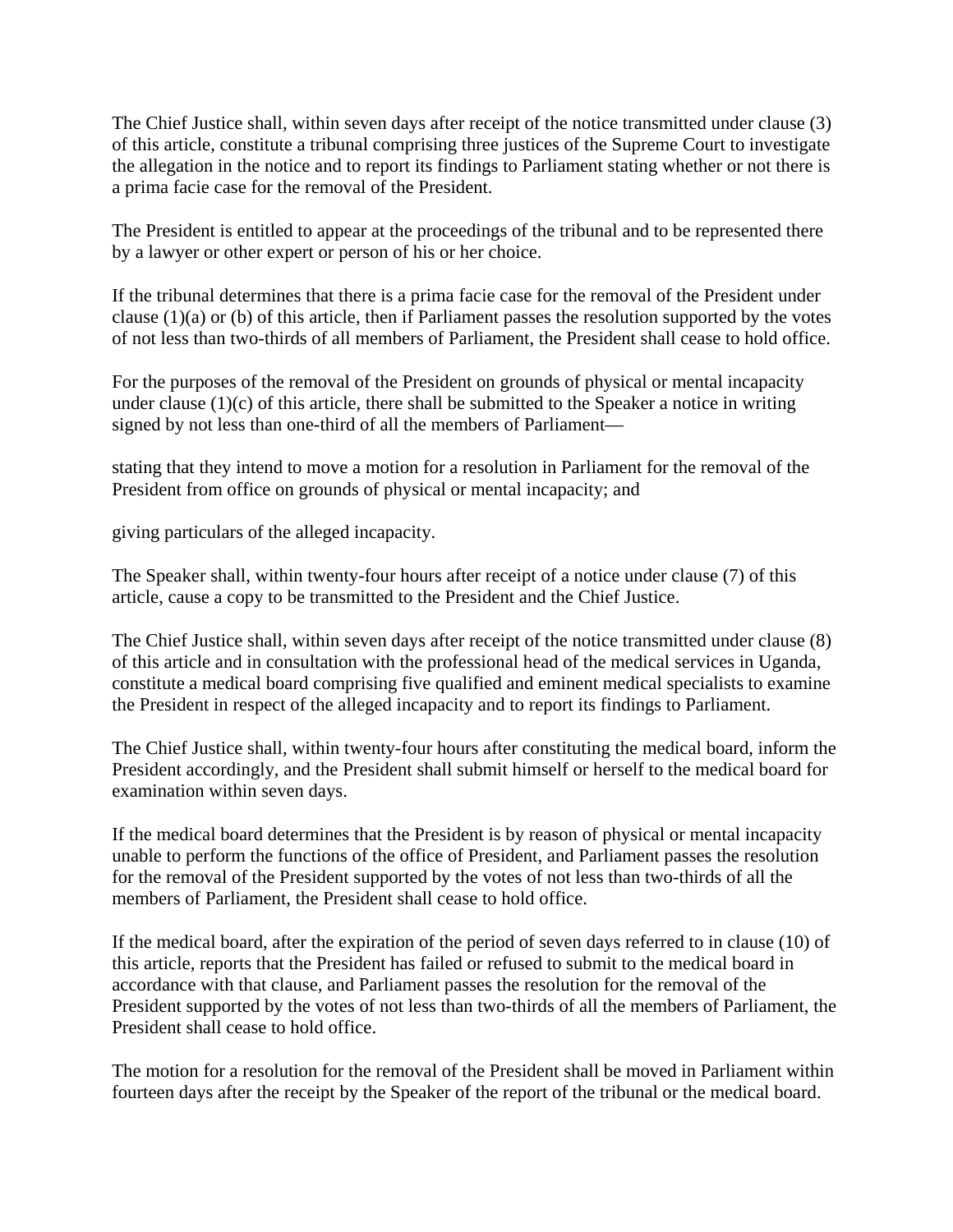The Chief Justice shall, within seven days after receipt of the notice transmitted under clause (3) of this article, constitute a tribunal comprising three justices of the Supreme Court to investigate the allegation in the notice and to report its findings to Parliament stating whether or not there is a prima facie case for the removal of the President.

The President is entitled to appear at the proceedings of the tribunal and to be represented there by a lawyer or other expert or person of his or her choice.

If the tribunal determines that there is a prima facie case for the removal of the President under clause (1)(a) or (b) of this article, then if Parliament passes the resolution supported by the votes of not less than two-thirds of all members of Parliament, the President shall cease to hold office.

For the purposes of the removal of the President on grounds of physical or mental incapacity under clause (1)(c) of this article, there shall be submitted to the Speaker a notice in writing signed by not less than one-third of all the members of Parliament—

stating that they intend to move a motion for a resolution in Parliament for the removal of the President from office on grounds of physical or mental incapacity; and

giving particulars of the alleged incapacity.

The Speaker shall, within twenty-four hours after receipt of a notice under clause (7) of this article, cause a copy to be transmitted to the President and the Chief Justice.

The Chief Justice shall, within seven days after receipt of the notice transmitted under clause (8) of this article and in consultation with the professional head of the medical services in Uganda, constitute a medical board comprising five qualified and eminent medical specialists to examine the President in respect of the alleged incapacity and to report its findings to Parliament.

The Chief Justice shall, within twenty-four hours after constituting the medical board, inform the President accordingly, and the President shall submit himself or herself to the medical board for examination within seven days.

If the medical board determines that the President is by reason of physical or mental incapacity unable to perform the functions of the office of President, and Parliament passes the resolution for the removal of the President supported by the votes of not less than two-thirds of all the members of Parliament, the President shall cease to hold office.

If the medical board, after the expiration of the period of seven days referred to in clause (10) of this article, reports that the President has failed or refused to submit to the medical board in accordance with that clause, and Parliament passes the resolution for the removal of the President supported by the votes of not less than two-thirds of all the members of Parliament, the President shall cease to hold office.

The motion for a resolution for the removal of the President shall be moved in Parliament within fourteen days after the receipt by the Speaker of the report of the tribunal or the medical board.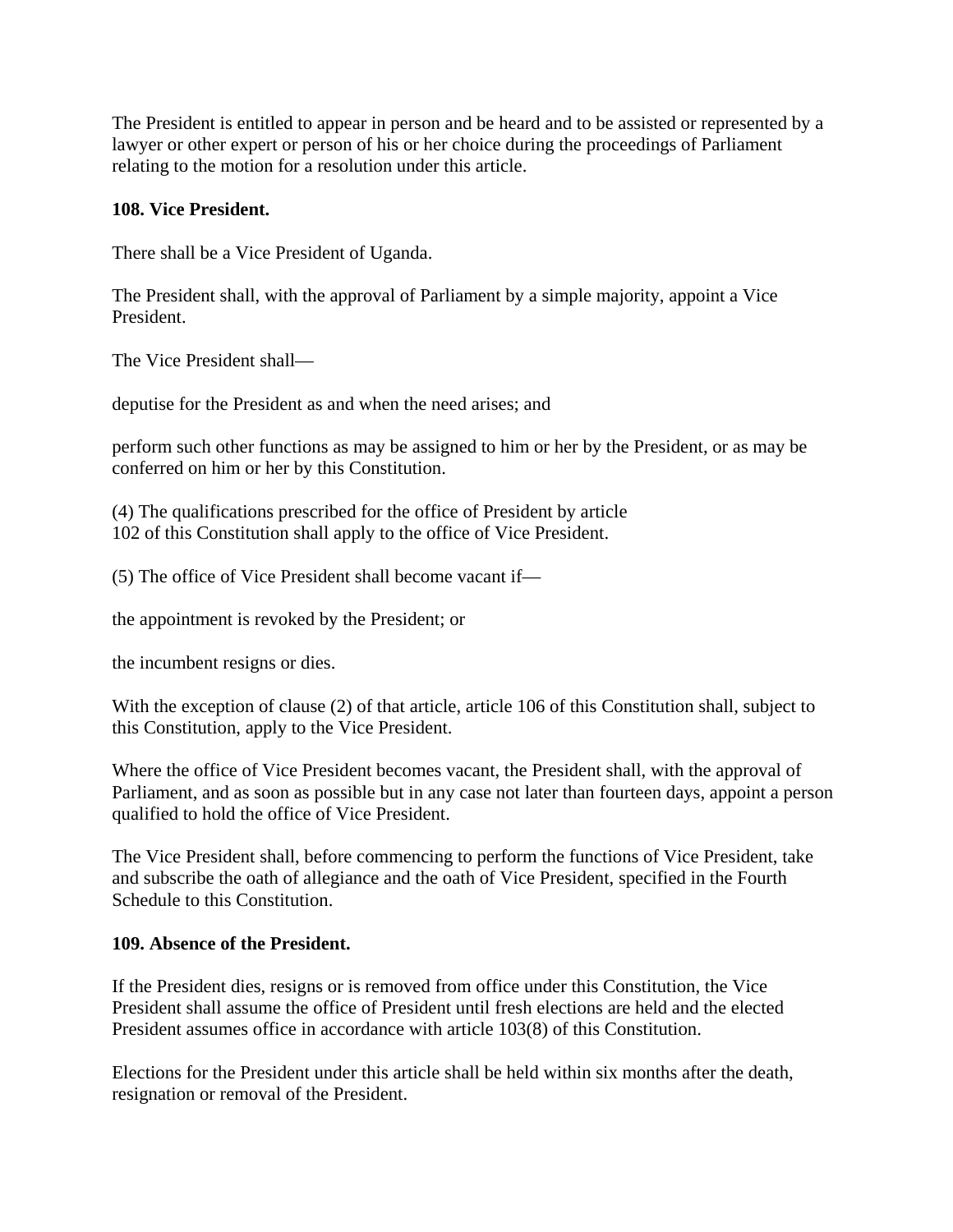The President is entitled to appear in person and be heard and to be assisted or represented by a lawyer or other expert or person of his or her choice during the proceedings of Parliament relating to the motion for a resolution under this article.

**108. Vice President.**

There shall be a Vice President of Uganda.

The President shall, with the approval of Parliament by a simple majority, appoint a Vice President.

The Vice President shall—

deputise for the President as and when the need arises; and

perform such other functions as may be assigned to him or her by the President, or as may be conferred on him or her by this Constitution.

(4) The qualifications prescribed for the office of President by article 102 of this Constitution shall apply to the office of Vice President.

(5) The office of Vice President shall become vacant if—

the appointment is revoked by the President; or

the incumbent resigns or dies.

With the exception of clause (2) of that article, article 106 of this Constitution shall, subject to this Constitution, apply to the Vice President.

Where the office of Vice President becomes vacant, the President shall, with the approval of Parliament, and as soon as possible but in any case not later than fourteen days, appoint a person qualified to hold the office of Vice President.

The Vice President shall, before commencing to perform the functions of Vice President, take and subscribe the oath of allegiance and the oath of Vice President, specified in the Fourth Schedule to this Constitution.

**109. Absence of the President.**

If the President dies, resigns or is removed from office under this Constitution, the Vice President shall assume the office of President until fresh elections are held and the elected President assumes office in accordance with article 103(8) of this Constitution.

Elections for the President under this article shall be held within six months after the death, resignation or removal of the President.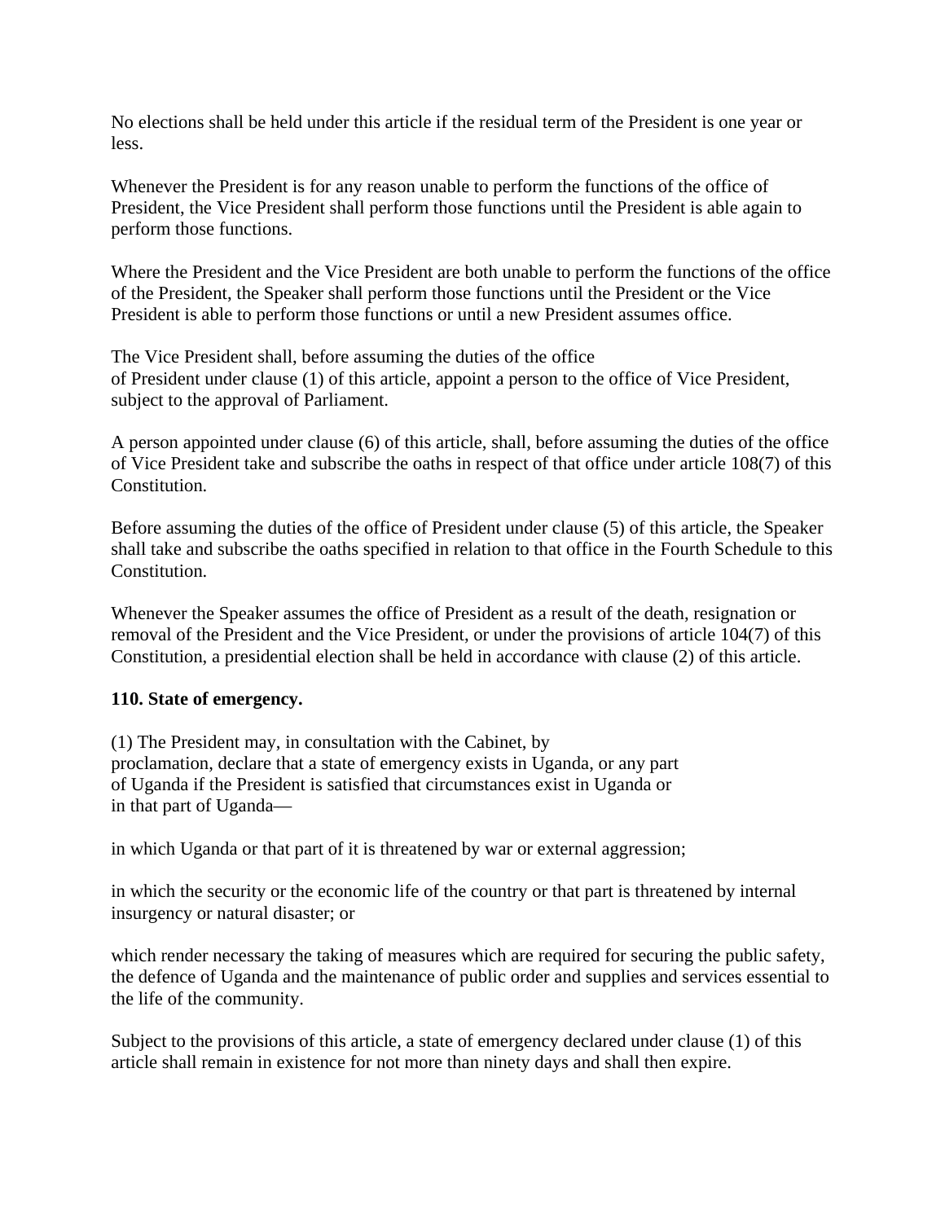No elections shall be held under this article if the residual term of the President is one year or less.

Whenever the President is for any reason unable to perform the functions of the office of President, the Vice President shall perform those functions until the President is able again to perform those functions.

Where the President and the Vice President are both unable to perform the functions of the office of the President, the Speaker shall perform those functions until the President or the Vice President is able to perform those functions or until a new President assumes office.

The Vice President shall, before assuming the duties of the office of President under clause (1) of this article, appoint a person to the office of Vice President, subject to the approval of Parliament.

A person appointed under clause (6) of this article, shall, before assuming the duties of the office of Vice President take and subscribe the oaths in respect of that office under article 108(7) of this Constitution.

Before assuming the duties of the office of President under clause (5) of this article, the Speaker shall take and subscribe the oaths specified in relation to that office in the Fourth Schedule to this Constitution.

Whenever the Speaker assumes the office of President as a result of the death, resignation or removal of the President and the Vice President, or under the provisions of article 104(7) of this Constitution, a presidential election shall be held in accordance with clause (2) of this article.

**110. State of emergency.**

(1) The President may, in consultation with the Cabinet, by proclamation, declare that a state of emergency exists in Uganda, or any part of Uganda if the President is satisfied that circumstances exist in Uganda or in that part of Uganda—

in which Uganda or that part of it is threatened by war or external aggression;

in which the security or the economic life of the country or that part is threatened by internal insurgency or natural disaster; or

which render necessary the taking of measures which are required for securing the public safety, the defence of Uganda and the maintenance of public order and supplies and services essential to the life of the community.

Subject to the provisions of this article, a state of emergency declared under clause (1) of this article shall remain in existence for not more than ninety days and shall then expire.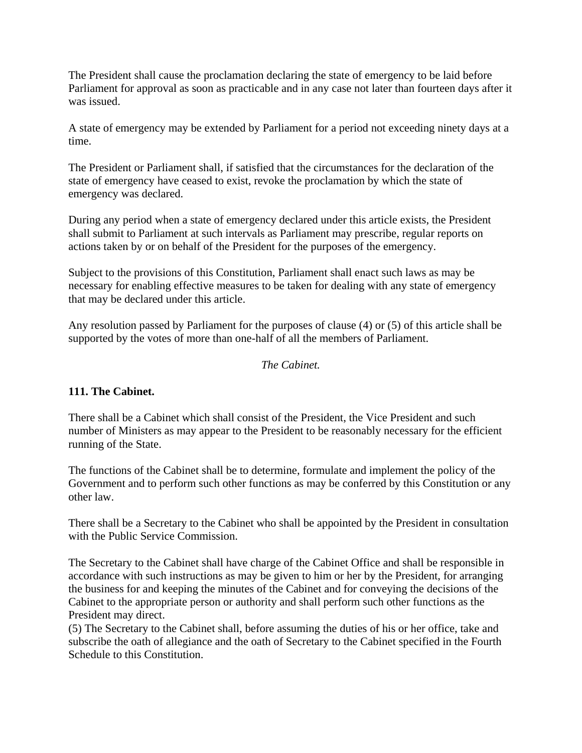The President shall cause the proclamation declaring the state of emergency to be laid before Parliament for approval as soon as practicable and in any case not later than fourteen days after it was issued.

A state of emergency may be extended by Parliament for a period not exceeding ninety days at a time.

The President or Parliament shall, if satisfied that the circumstances for the declaration of the state of emergency have ceased to exist, revoke the proclamation by which the state of emergency was declared.

During any period when a state of emergency declared under this article exists, the President shall submit to Parliament at such intervals as Parliament may prescribe, regular reports on actions taken by or on behalf of the President for the purposes of the emergency.

Subject to the provisions of this Constitution, Parliament shall enact such laws as may be necessary for enabling effective measures to be taken for dealing with any state of emergency that may be declared under this article.

Any resolution passed by Parliament for the purposes of clause (4) or (5) of this article shall be supported by the votes of more than one-half of all the members of Parliament.

*The Cabinet.*

**111. The Cabinet.**

There shall be a Cabinet which shall consist of the President, the Vice President and such number of Ministers as may appear to the President to be reasonably necessary for the efficient running of the State.

The functions of the Cabinet shall be to determine, formulate and implement the policy of the Government and to perform such other functions as may be conferred by this Constitution or any other law.

There shall be a Secretary to the Cabinet who shall be appointed by the President in consultation with the Public Service Commission.

The Secretary to the Cabinet shall have charge of the Cabinet Office and shall be responsible in accordance with such instructions as may be given to him or her by the President, for arranging the business for and keeping the minutes of the Cabinet and for conveying the decisions of the Cabinet to the appropriate person or authority and shall perform such other functions as the President may direct.
(5) The Secretary to the Cabinet shall, before assuming the duties of his or her office, take and subscribe the oath of allegiance and the oath of Secretary to the Cabinet specified in the Fourth Schedule to this Constitution.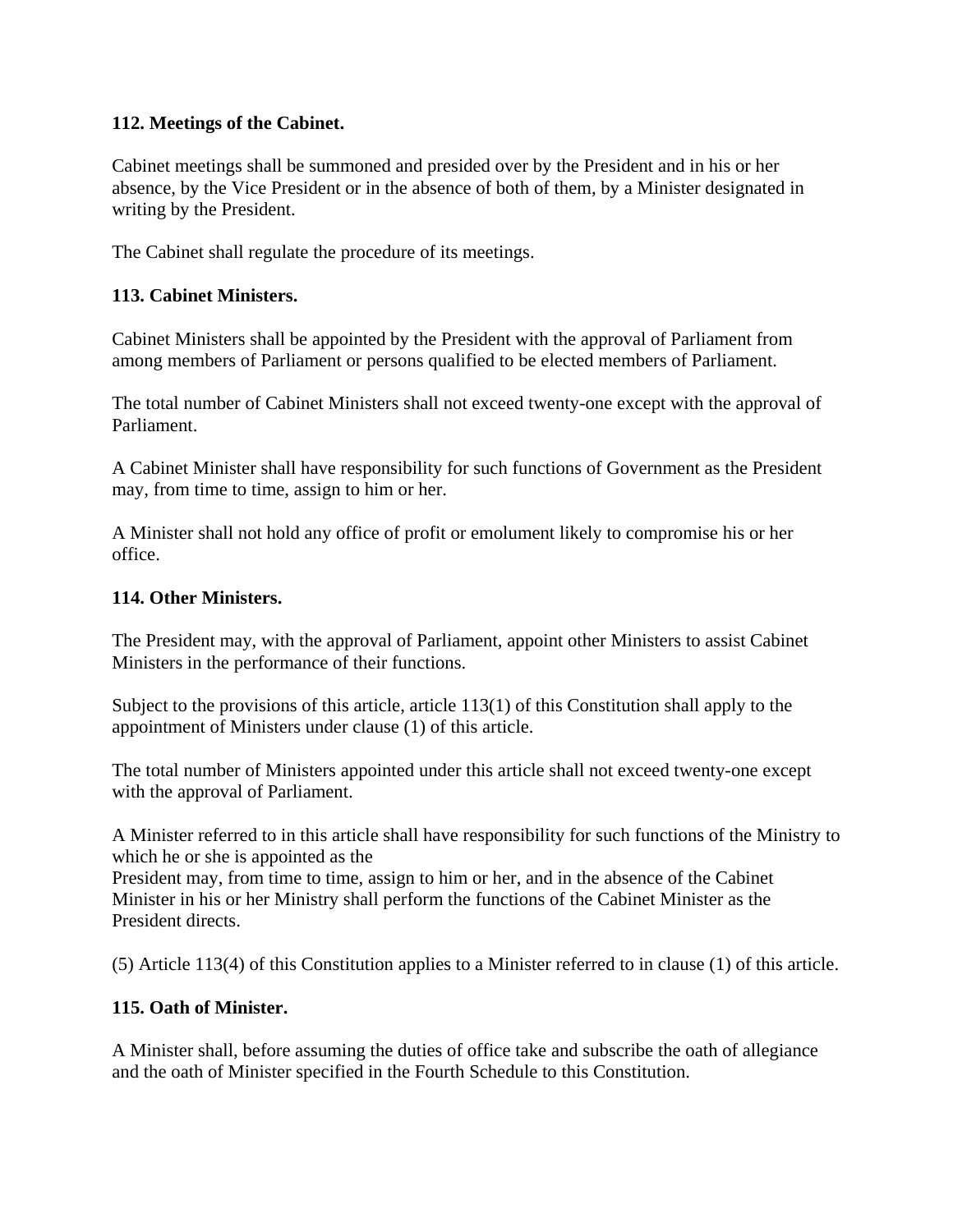**112. Meetings of the Cabinet.**

Cabinet meetings shall be summoned and presided over by the President and in his or her absence, by the Vice President or in the absence of both of them, by a Minister designated in writing by the President.

The Cabinet shall regulate the procedure of its meetings.

**113. Cabinet Ministers.**

Cabinet Ministers shall be appointed by the President with the approval of Parliament from among members of Parliament or persons qualified to be elected members of Parliament.

The total number of Cabinet Ministers shall not exceed twenty-one except with the approval of Parliament.

A Cabinet Minister shall have responsibility for such functions of Government as the President may, from time to time, assign to him or her.

A Minister shall not hold any office of profit or emolument likely to compromise his or her office.

**114. Other Ministers.**

The President may, with the approval of Parliament, appoint other Ministers to assist Cabinet Ministers in the performance of their functions.

Subject to the provisions of this article, article 113(1) of this Constitution shall apply to the appointment of Ministers under clause (1) of this article.

The total number of Ministers appointed under this article shall not exceed twenty-one except with the approval of Parliament.

A Minister referred to in this article shall have responsibility for such functions of the Ministry to which he or she is appointed as the
President may, from time to time, assign to him or her, and in the absence of the Cabinet Minister in his or her Ministry shall perform the functions of the Cabinet Minister as the President directs.

(5) Article 113(4) of this Constitution applies to a Minister referred to in clause (1) of this article.

**115. Oath of Minister.**

A Minister shall, before assuming the duties of office take and subscribe the oath of allegiance and the oath of Minister specified in the Fourth Schedule to this Constitution.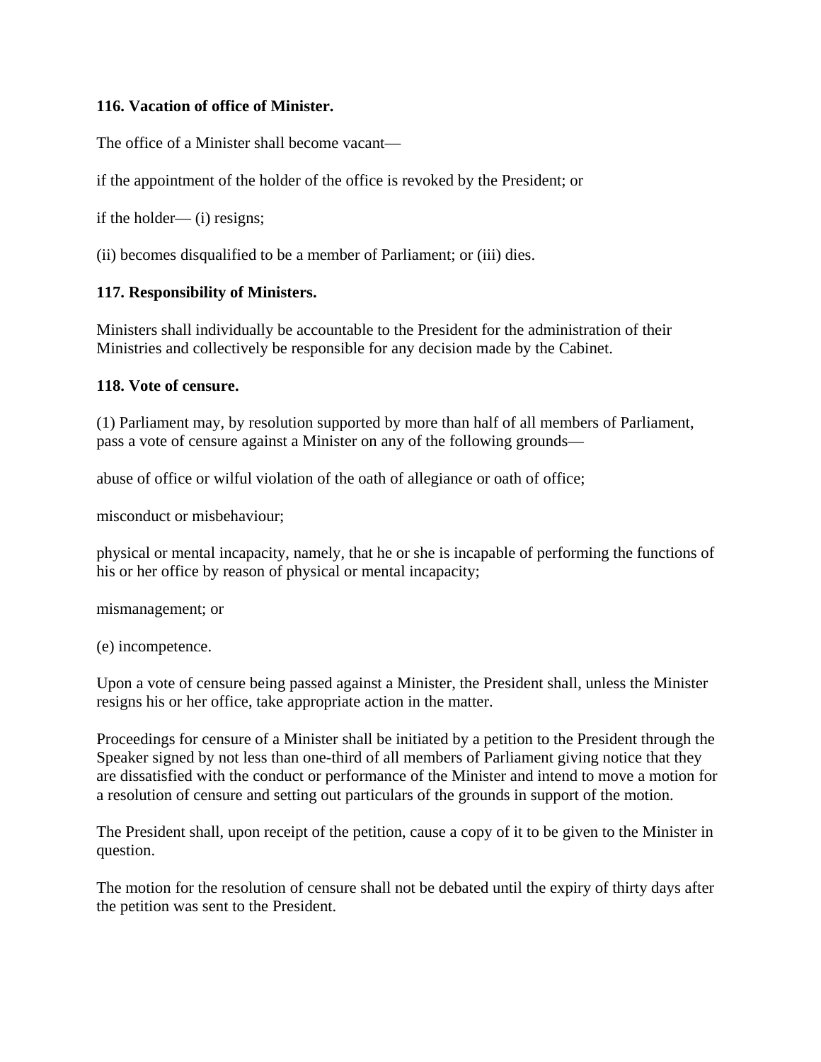**116. Vacation of office of Minister.**

The office of a Minister shall become vacant—

if the appointment of the holder of the office is revoked by the President; or

if the holder— (i) resigns;

(ii) becomes disqualified to be a member of Parliament; or (iii) dies.

**117. Responsibility of Ministers.**

Ministers shall individually be accountable to the President for the administration of their Ministries and collectively be responsible for any decision made by the Cabinet.

**118. Vote of censure.**

(1) Parliament may, by resolution supported by more than half of all members of Parliament, pass a vote of censure against a Minister on any of the following grounds—

abuse of office or wilful violation of the oath of allegiance or oath of office;

misconduct or misbehaviour;

physical or mental incapacity, namely, that he or she is incapable of performing the functions of his or her office by reason of physical or mental incapacity;

mismanagement; or

(e) incompetence.

Upon a vote of censure being passed against a Minister, the President shall, unless the Minister resigns his or her office, take appropriate action in the matter.

Proceedings for censure of a Minister shall be initiated by a petition to the President through the Speaker signed by not less than one-third of all members of Parliament giving notice that they are dissatisfied with the conduct or performance of the Minister and intend to move a motion for a resolution of censure and setting out particulars of the grounds in support of the motion.

The President shall, upon receipt of the petition, cause a copy of it to be given to the Minister in question.

The motion for the resolution of censure shall not be debated until the expiry of thirty days after the petition was sent to the President.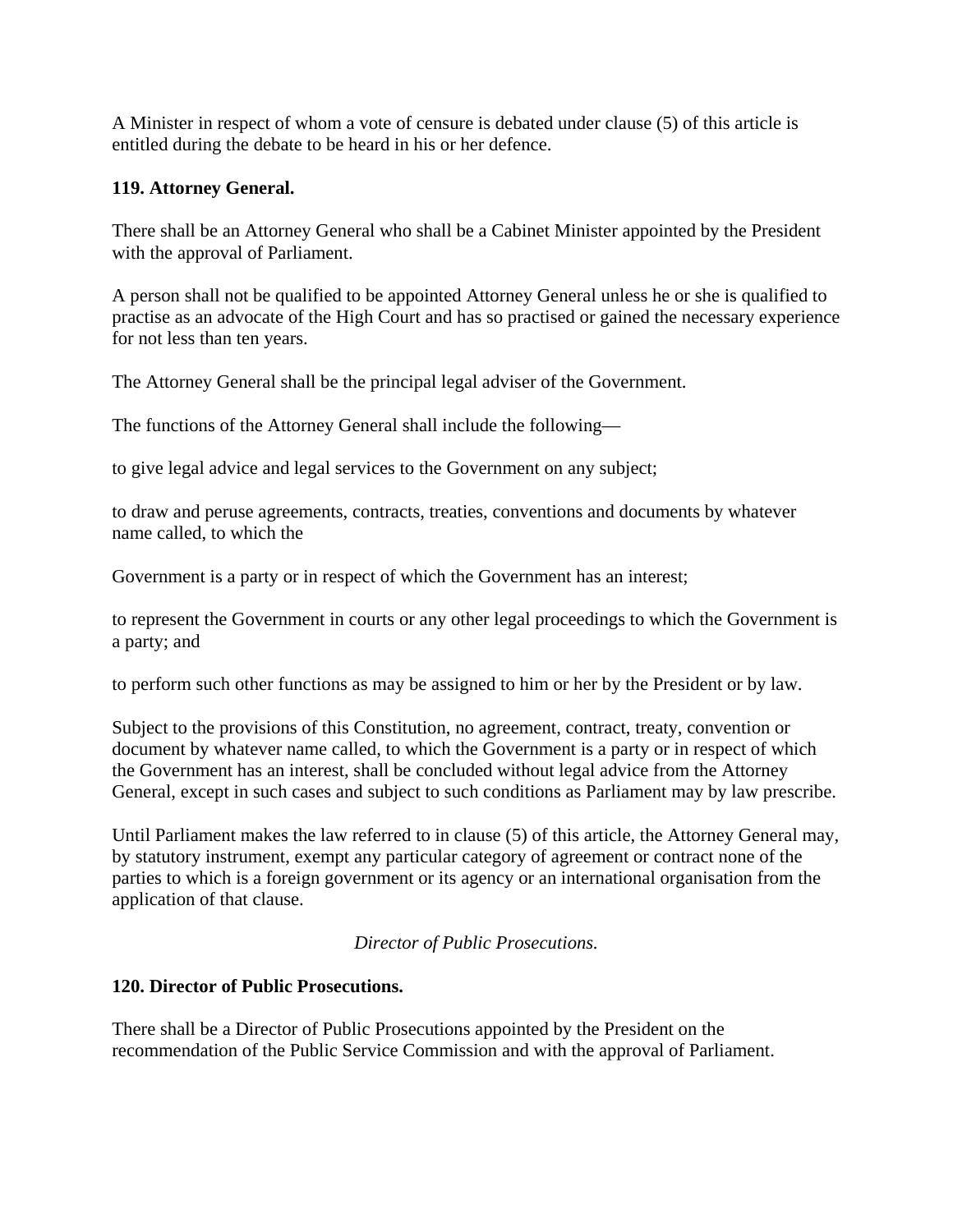A Minister in respect of whom a vote of censure is debated under clause (5) of this article is entitled during the debate to be heard in his or her defence.

**119. Attorney General.**

There shall be an Attorney General who shall be a Cabinet Minister appointed by the President with the approval of Parliament.

A person shall not be qualified to be appointed Attorney General unless he or she is qualified to practise as an advocate of the High Court and has so practised or gained the necessary experience for not less than ten years.

The Attorney General shall be the principal legal adviser of the Government.

The functions of the Attorney General shall include the following—

to give legal advice and legal services to the Government on any subject;

to draw and peruse agreements, contracts, treaties, conventions and documents by whatever name called, to which the

Government is a party or in respect of which the Government has an interest;

to represent the Government in courts or any other legal proceedings to which the Government is a party; and

to perform such other functions as may be assigned to him or her by the President or by law.

Subject to the provisions of this Constitution, no agreement, contract, treaty, convention or document by whatever name called, to which the Government is a party or in respect of which the Government has an interest, shall be concluded without legal advice from the Attorney General, except in such cases and subject to such conditions as Parliament may by law prescribe.

Until Parliament makes the law referred to in clause (5) of this article, the Attorney General may, by statutory instrument, exempt any particular category of agreement or contract none of the parties to which is a foreign government or its agency or an international organisation from the application of that clause.

*Director of Public Prosecutions.*

**120. Director of Public Prosecutions.**

There shall be a Director of Public Prosecutions appointed by the President on the recommendation of the Public Service Commission and with the approval of Parliament.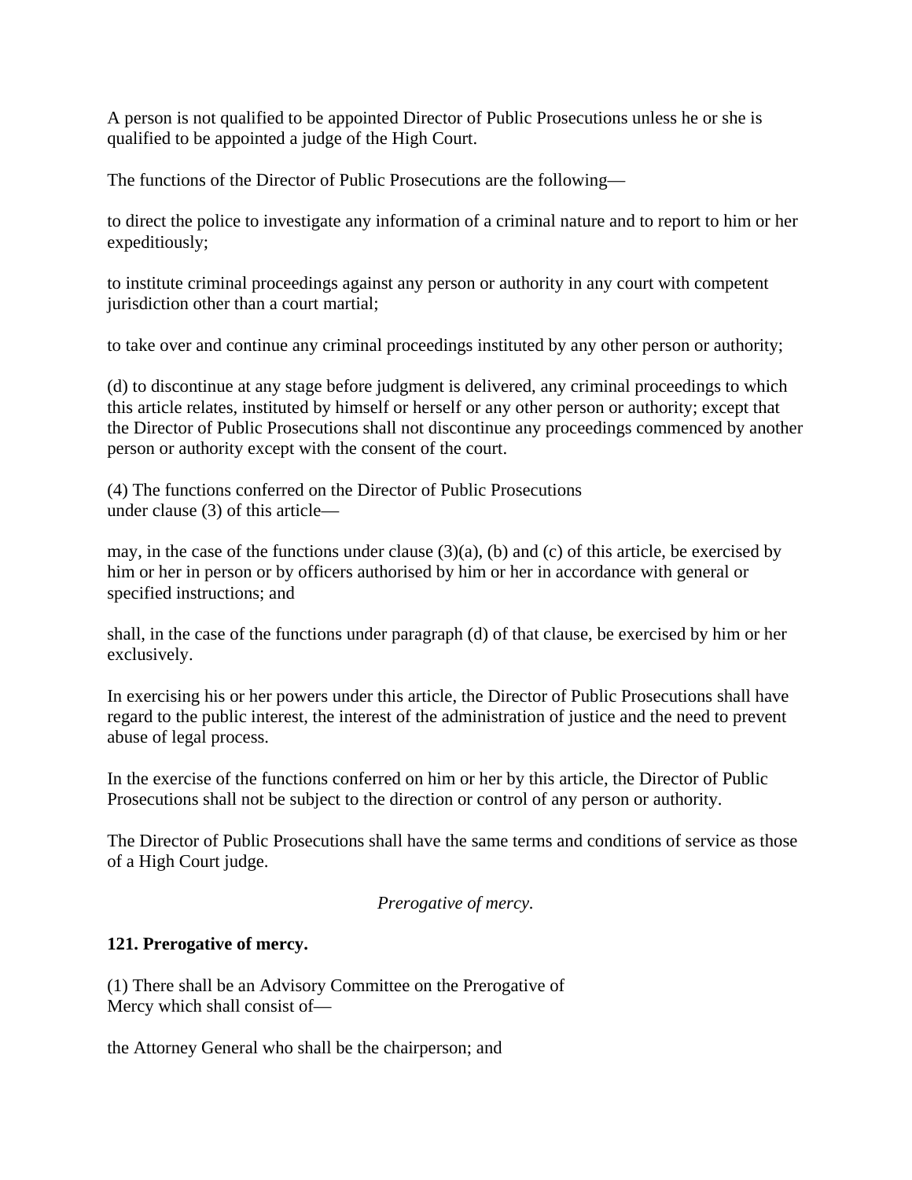A person is not qualified to be appointed Director of Public Prosecutions unless he or she is qualified to be appointed a judge of the High Court.

The functions of the Director of Public Prosecutions are the following—

to direct the police to investigate any information of a criminal nature and to report to him or her expeditiously;

to institute criminal proceedings against any person or authority in any court with competent jurisdiction other than a court martial;

to take over and continue any criminal proceedings instituted by any other person or authority;

(d) to discontinue at any stage before judgment is delivered, any criminal proceedings to which this article relates, instituted by himself or herself or any other person or authority; except that the Director of Public Prosecutions shall not discontinue any proceedings commenced by another person or authority except with the consent of the court.

(4) The functions conferred on the Director of Public Prosecutions under clause (3) of this article—

may, in the case of the functions under clause (3)(a), (b) and (c) of this article, be exercised by him or her in person or by officers authorised by him or her in accordance with general or specified instructions; and

shall, in the case of the functions under paragraph (d) of that clause, be exercised by him or her exclusively.

In exercising his or her powers under this article, the Director of Public Prosecutions shall have regard to the public interest, the interest of the administration of justice and the need to prevent abuse of legal process.

In the exercise of the functions conferred on him or her by this article, the Director of Public Prosecutions shall not be subject to the direction or control of any person or authority.

The Director of Public Prosecutions shall have the same terms and conditions of service as those of a High Court judge.

*Prerogative of mercy.*

**121. Prerogative of mercy.**

(1) There shall be an Advisory Committee on the Prerogative of Mercy which shall consist of—

the Attorney General who shall be the chairperson; and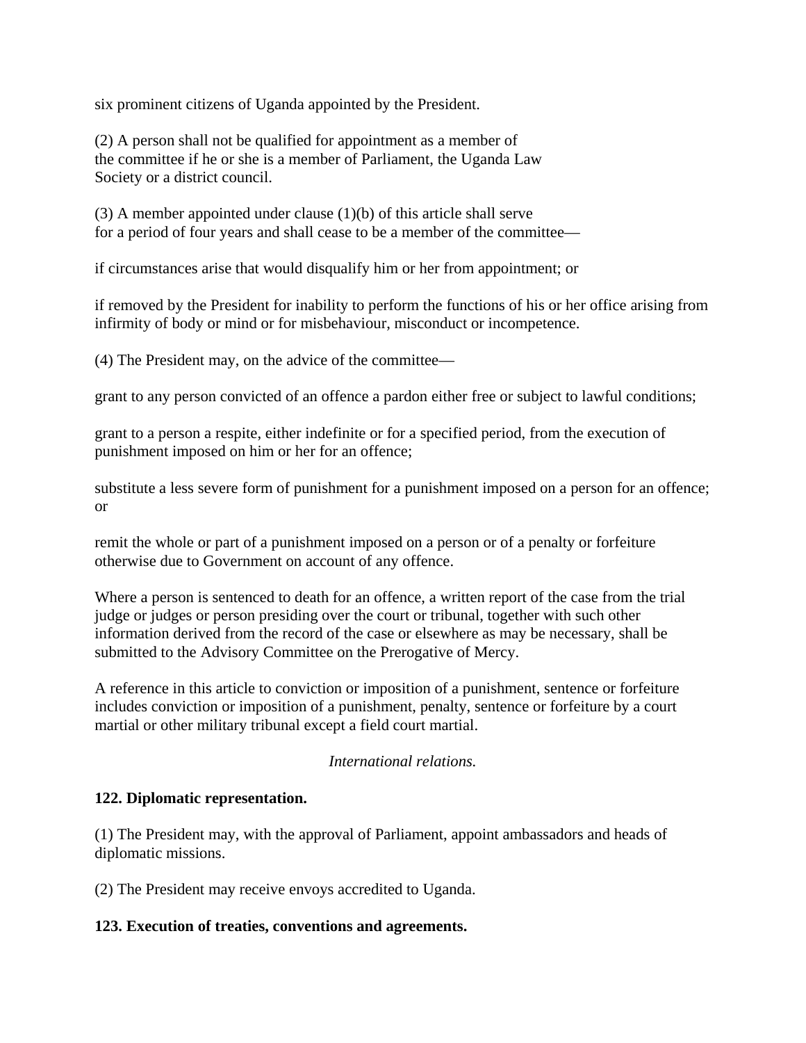six prominent citizens of Uganda appointed by the President.

(2) A person shall not be qualified for appointment as a member of the committee if he or she is a member of Parliament, the Uganda Law Society or a district council.

(3) A member appointed under clause (1)(b) of this article shall serve for a period of four years and shall cease to be a member of the committee—

if circumstances arise that would disqualify him or her from appointment; or

if removed by the President for inability to perform the functions of his or her office arising from infirmity of body or mind or for misbehaviour, misconduct or incompetence.

(4) The President may, on the advice of the committee—

grant to any person convicted of an offence a pardon either free or subject to lawful conditions;

grant to a person a respite, either indefinite or for a specified period, from the execution of punishment imposed on him or her for an offence;

substitute a less severe form of punishment for a punishment imposed on a person for an offence; or

remit the whole or part of a punishment imposed on a person or of a penalty or forfeiture otherwise due to Government on account of any offence.

Where a person is sentenced to death for an offence, a written report of the case from the trial judge or judges or person presiding over the court or tribunal, together with such other information derived from the record of the case or elsewhere as may be necessary, shall be submitted to the Advisory Committee on the Prerogative of Mercy.

A reference in this article to conviction or imposition of a punishment, sentence or forfeiture includes conviction or imposition of a punishment, penalty, sentence or forfeiture by a court martial or other military tribunal except a field court martial.

*International relations.*

**122. Diplomatic representation.**

(1) The President may, with the approval of Parliament, appoint ambassadors and heads of diplomatic missions.

(2) The President may receive envoys accredited to Uganda.

**123. Execution of treaties, conventions and agreements.**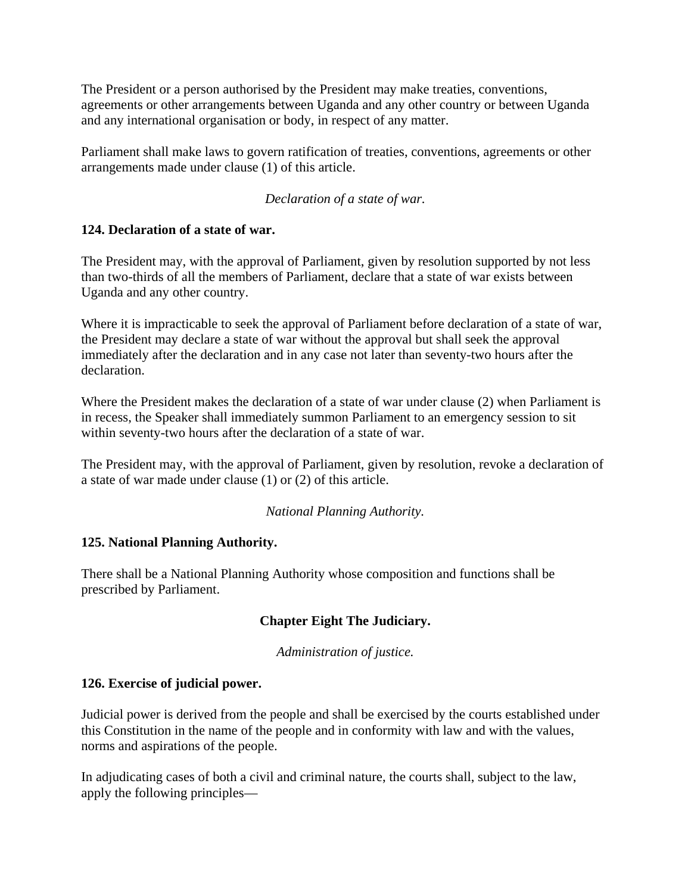The President or a person authorised by the President may make treaties, conventions, agreements or other arrangements between Uganda and any other country or between Uganda and any international organisation or body, in respect of any matter.

Parliament shall make laws to govern ratification of treaties, conventions, agreements or other arrangements made under clause (1) of this article.

*Declaration of a state of war.*

**124. Declaration of a state of war.**

The President may, with the approval of Parliament, given by resolution supported by not less than two-thirds of all the members of Parliament, declare that a state of war exists between Uganda and any other country.

Where it is impracticable to seek the approval of Parliament before declaration of a state of war, the President may declare a state of war without the approval but shall seek the approval immediately after the declaration and in any case not later than seventy-two hours after the declaration.

Where the President makes the declaration of a state of war under clause (2) when Parliament is in recess, the Speaker shall immediately summon Parliament to an emergency session to sit within seventy-two hours after the declaration of a state of war.

The President may, with the approval of Parliament, given by resolution, revoke a declaration of a state of war made under clause (1) or (2) of this article.

*National Planning Authority.*

**125. National Planning Authority.**

There shall be a National Planning Authority whose composition and functions shall be prescribed by Parliament.

## Chapter Eight The Judiciary.

*Administration of justice.*

**126. Exercise of judicial power.**

Judicial power is derived from the people and shall be exercised by the courts established under this Constitution in the name of the people and in conformity with law and with the values, norms and aspirations of the people.

In adjudicating cases of both a civil and criminal nature, the courts shall, subject to the law, apply the following principles—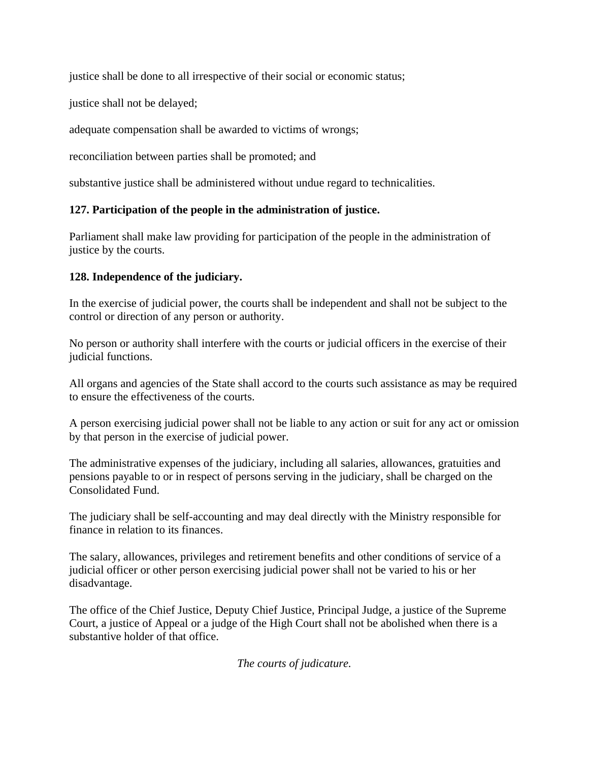justice shall be done to all irrespective of their social or economic status;

justice shall not be delayed;

adequate compensation shall be awarded to victims of wrongs;

reconciliation between parties shall be promoted; and

substantive justice shall be administered without undue regard to technicalities.

**127. Participation of the people in the administration of justice.**

Parliament shall make law providing for participation of the people in the administration of justice by the courts.

**128. Independence of the judiciary.**

In the exercise of judicial power, the courts shall be independent and shall not be subject to the control or direction of any person or authority.

No person or authority shall interfere with the courts or judicial officers in the exercise of their judicial functions.

All organs and agencies of the State shall accord to the courts such assistance as may be required to ensure the effectiveness of the courts.

A person exercising judicial power shall not be liable to any action or suit for any act or omission by that person in the exercise of judicial power.

The administrative expenses of the judiciary, including all salaries, allowances, gratuities and pensions payable to or in respect of persons serving in the judiciary, shall be charged on the Consolidated Fund.

The judiciary shall be self-accounting and may deal directly with the Ministry responsible for finance in relation to its finances.

The salary, allowances, privileges and retirement benefits and other conditions of service of a judicial officer or other person exercising judicial power shall not be varied to his or her disadvantage.

The office of the Chief Justice, Deputy Chief Justice, Principal Judge, a justice of the Supreme Court, a justice of Appeal or a judge of the High Court shall not be abolished when there is a substantive holder of that office.

*The courts of judicature.*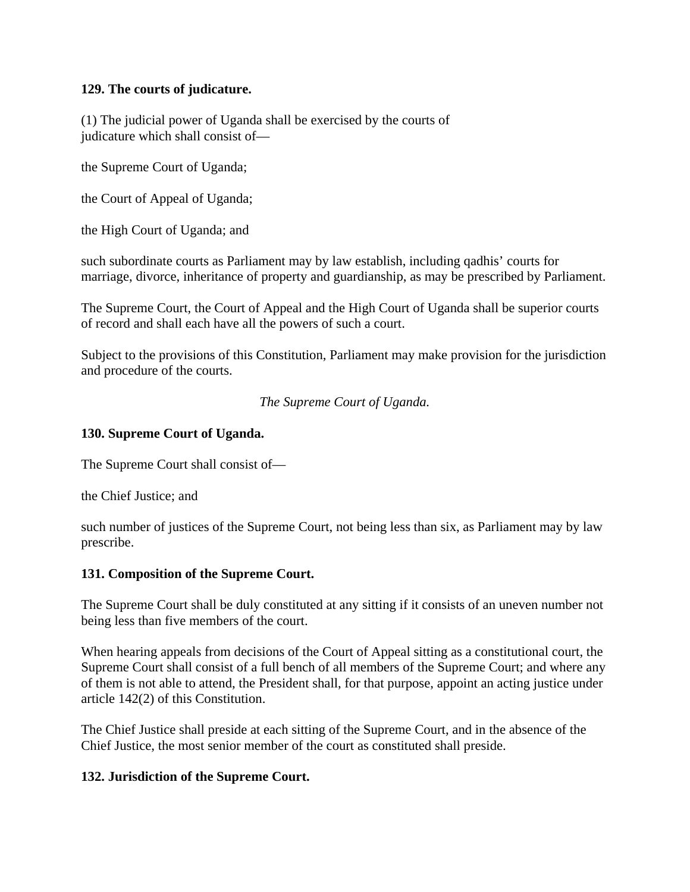**129. The courts of judicature.**

(1) The judicial power of Uganda shall be exercised by the courts of judicature which shall consist of—

the Supreme Court of Uganda;

the Court of Appeal of Uganda;

the High Court of Uganda; and

such subordinate courts as Parliament may by law establish, including qadhis' courts for marriage, divorce, inheritance of property and guardianship, as may be prescribed by Parliament.

The Supreme Court, the Court of Appeal and the High Court of Uganda shall be superior courts of record and shall each have all the powers of such a court.

Subject to the provisions of this Constitution, Parliament may make provision for the jurisdiction and procedure of the courts.

*The Supreme Court of Uganda.*

**130. Supreme Court of Uganda.**

The Supreme Court shall consist of—

the Chief Justice; and

such number of justices of the Supreme Court, not being less than six, as Parliament may by law prescribe.

**131. Composition of the Supreme Court.**

The Supreme Court shall be duly constituted at any sitting if it consists of an uneven number not being less than five members of the court.

When hearing appeals from decisions of the Court of Appeal sitting as a constitutional court, the Supreme Court shall consist of a full bench of all members of the Supreme Court; and where any of them is not able to attend, the President shall, for that purpose, appoint an acting justice under article 142(2) of this Constitution.

The Chief Justice shall preside at each sitting of the Supreme Court, and in the absence of the Chief Justice, the most senior member of the court as constituted shall preside.

**132. Jurisdiction of the Supreme Court.**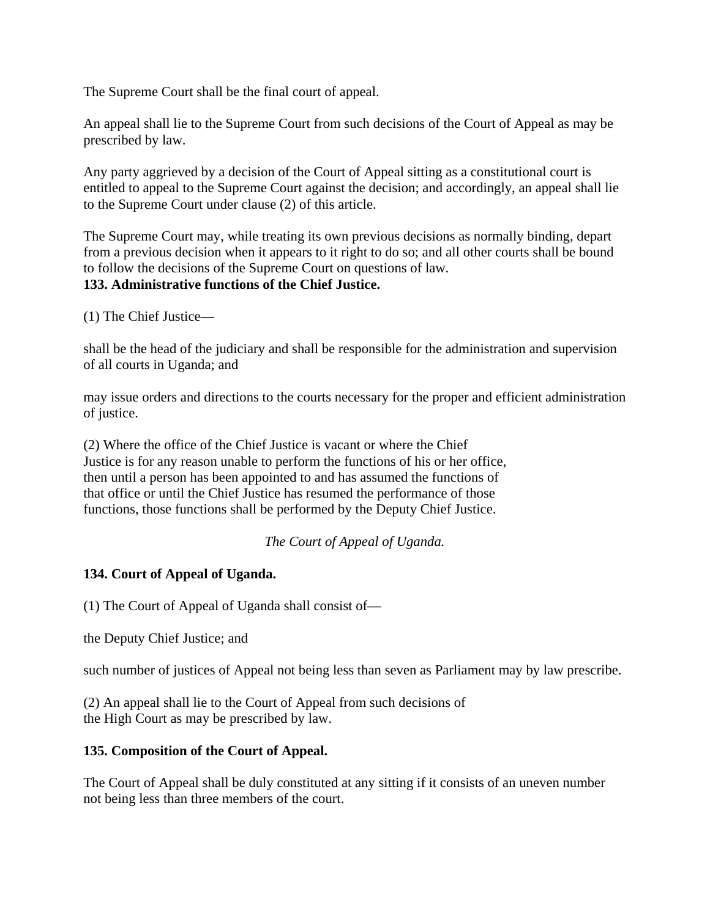The Supreme Court shall be the final court of appeal.

An appeal shall lie to the Supreme Court from such decisions of the Court of Appeal as may be prescribed by law.

Any party aggrieved by a decision of the Court of Appeal sitting as a constitutional court is entitled to appeal to the Supreme Court against the decision; and accordingly, an appeal shall lie to the Supreme Court under clause (2) of this article.

The Supreme Court may, while treating its own previous decisions as normally binding, depart from a previous decision when it appears to it right to do so; and all other courts shall be bound to follow the decisions of the Supreme Court on questions of law.

**133. Administrative functions of the Chief Justice.**

(1) The Chief Justice—

shall be the head of the judiciary and shall be responsible for the administration and supervision of all courts in Uganda; and

may issue orders and directions to the courts necessary for the proper and efficient administration of justice.

(2) Where the office of the Chief Justice is vacant or where the Chief Justice is for any reason unable to perform the functions of his or her office, then until a person has been appointed to and has assumed the functions of that office or until the Chief Justice has resumed the performance of those functions, those functions shall be performed by the Deputy Chief Justice.

*The Court of Appeal of Uganda.*

**134. Court of Appeal of Uganda.**

(1) The Court of Appeal of Uganda shall consist of—

the Deputy Chief Justice; and

such number of justices of Appeal not being less than seven as Parliament may by law prescribe.

(2) An appeal shall lie to the Court of Appeal from such decisions of the High Court as may be prescribed by law.

**135. Composition of the Court of Appeal.**

The Court of Appeal shall be duly constituted at any sitting if it consists of an uneven number not being less than three members of the court.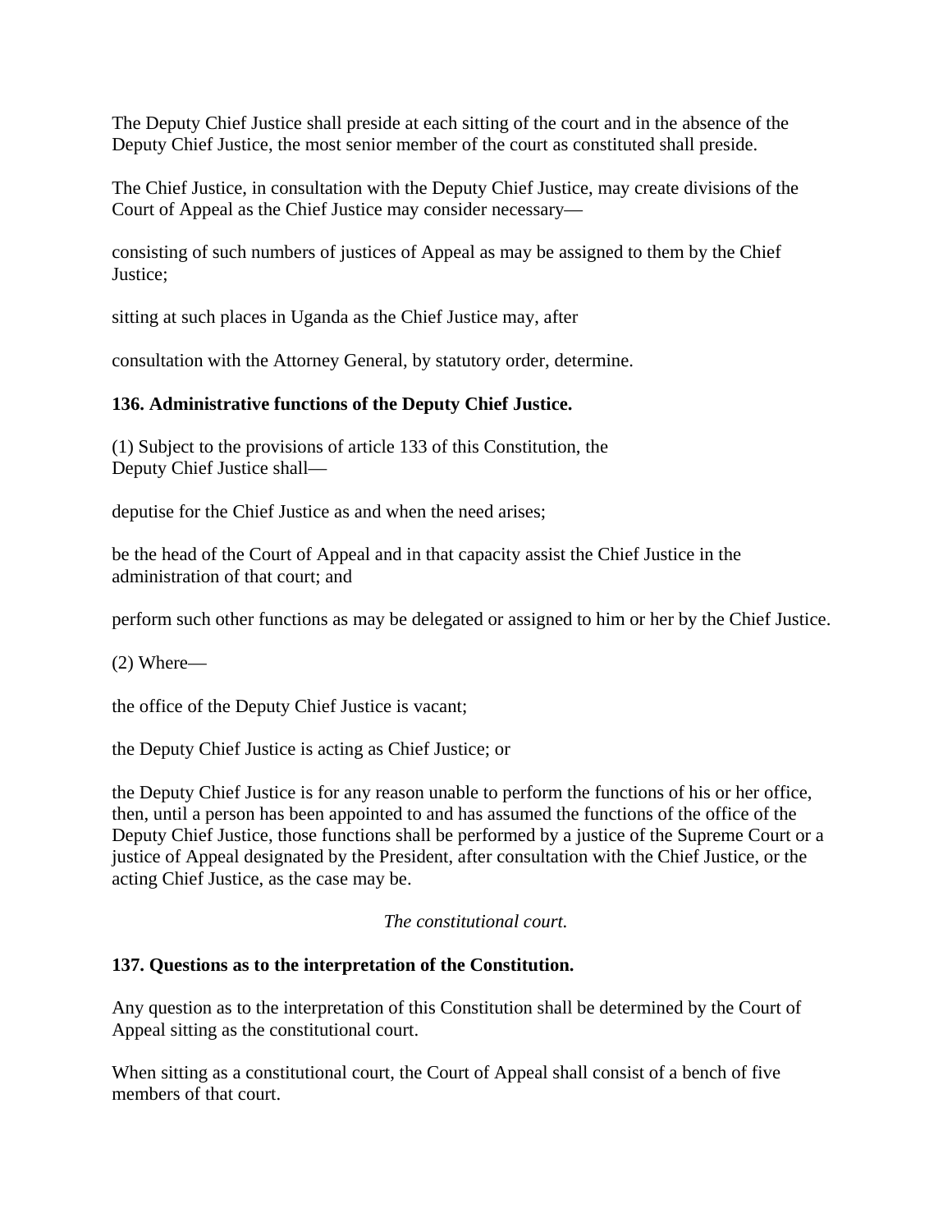The Deputy Chief Justice shall preside at each sitting of the court and in the absence of the Deputy Chief Justice, the most senior member of the court as constituted shall preside.

The Chief Justice, in consultation with the Deputy Chief Justice, may create divisions of the Court of Appeal as the Chief Justice may consider necessary—

consisting of such numbers of justices of Appeal as may be assigned to them by the Chief Justice;

sitting at such places in Uganda as the Chief Justice may, after

consultation with the Attorney General, by statutory order, determine.

**136. Administrative functions of the Deputy Chief Justice.**

(1) Subject to the provisions of article 133 of this Constitution, the Deputy Chief Justice shall—

deputise for the Chief Justice as and when the need arises;

be the head of the Court of Appeal and in that capacity assist the Chief Justice in the administration of that court; and

perform such other functions as may be delegated or assigned to him or her by the Chief Justice.

(2) Where—

the office of the Deputy Chief Justice is vacant;

the Deputy Chief Justice is acting as Chief Justice; or

the Deputy Chief Justice is for any reason unable to perform the functions of his or her office, then, until a person has been appointed to and has assumed the functions of the office of the Deputy Chief Justice, those functions shall be performed by a justice of the Supreme Court or a justice of Appeal designated by the President, after consultation with the Chief Justice, or the acting Chief Justice, as the case may be.

*The constitutional court.*

**137. Questions as to the interpretation of the Constitution.**

Any question as to the interpretation of this Constitution shall be determined by the Court of Appeal sitting as the constitutional court.

When sitting as a constitutional court, the Court of Appeal shall consist of a bench of five members of that court.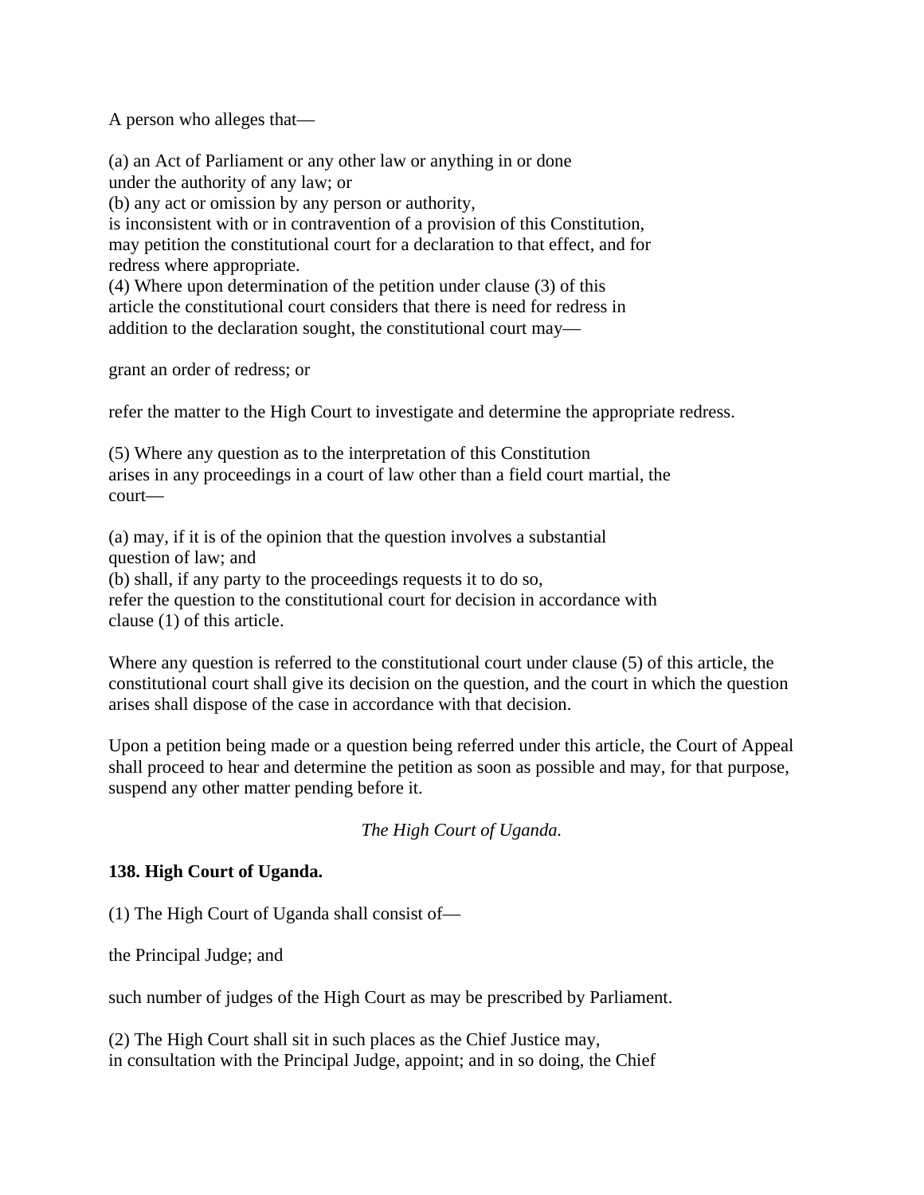A person who alleges that—

(a) an Act of Parliament or any other law or anything in or done
under the authority of any law; or
(b) any act or omission by any person or authority,
is inconsistent with or in contravention of a provision of this Constitution,
may petition the constitutional court for a declaration to that effect, and for
redress where appropriate.
(4) Where upon determination of the petition under clause (3) of this
article the constitutional court considers that there is need for redress in
addition to the declaration sought, the constitutional court may—

grant an order of redress; or

refer the matter to the High Court to investigate and determine the appropriate redress.

(5) Where any question as to the interpretation of this Constitution
arises in any proceedings in a court of law other than a field court martial, the
court—

(a) may, if it is of the opinion that the question involves a substantial
question of law; and
(b) shall, if any party to the proceedings requests it to do so,
refer the question to the constitutional court for decision in accordance with
clause (1) of this article.

Where any question is referred to the constitutional court under clause (5) of this article, the constitutional court shall give its decision on the question, and the court in which the question arises shall dispose of the case in accordance with that decision.

Upon a petition being made or a question being referred under this article, the Court of Appeal shall proceed to hear and determine the petition as soon as possible and may, for that purpose, suspend any other matter pending before it.

*The High Court of Uganda.*

**138. High Court of Uganda.**

(1) The High Court of Uganda shall consist of—

the Principal Judge; and

such number of judges of the High Court as may be prescribed by Parliament.

(2) The High Court shall sit in such places as the Chief Justice may,
in consultation with the Principal Judge, appoint; and in so doing, the Chief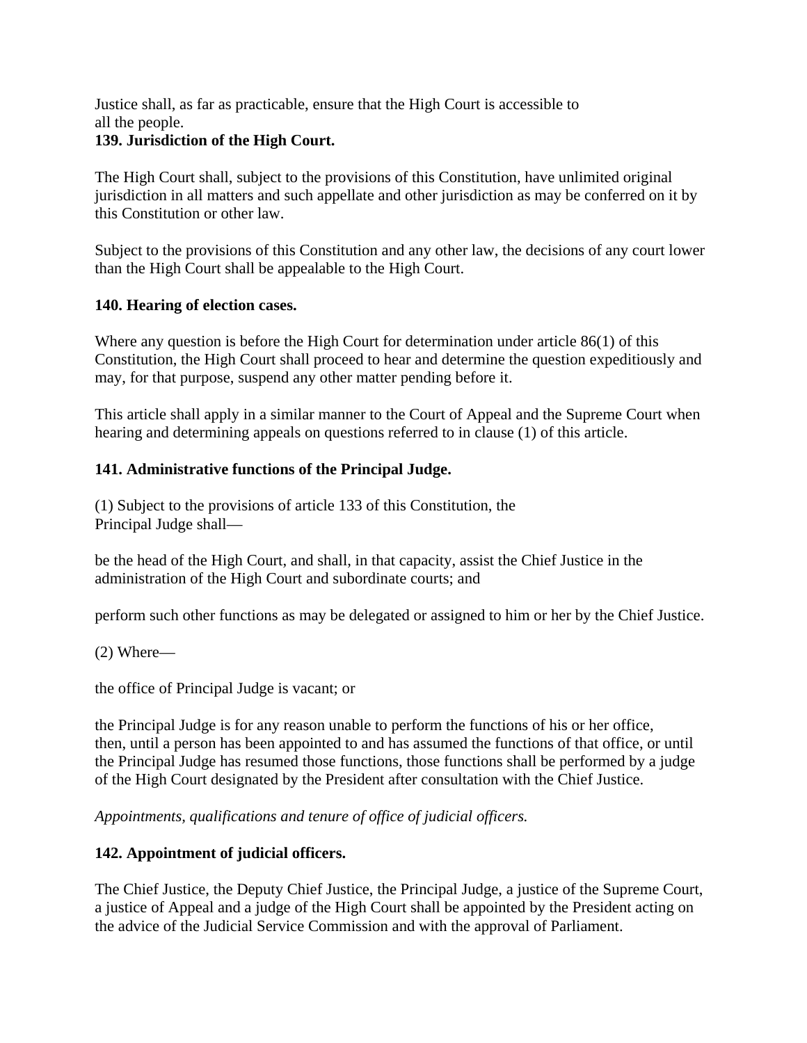Justice shall, as far as practicable, ensure that the High Court is accessible to all the people.

**139. Jurisdiction of the High Court.**

The High Court shall, subject to the provisions of this Constitution, have unlimited original jurisdiction in all matters and such appellate and other jurisdiction as may be conferred on it by this Constitution or other law.

Subject to the provisions of this Constitution and any other law, the decisions of any court lower than the High Court shall be appealable to the High Court.

**140. Hearing of election cases.**

Where any question is before the High Court for determination under article 86(1) of this Constitution, the High Court shall proceed to hear and determine the question expeditiously and may, for that purpose, suspend any other matter pending before it.

This article shall apply in a similar manner to the Court of Appeal and the Supreme Court when hearing and determining appeals on questions referred to in clause (1) of this article.

**141. Administrative functions of the Principal Judge.**

(1) Subject to the provisions of article 133 of this Constitution, the Principal Judge shall—

be the head of the High Court, and shall, in that capacity, assist the Chief Justice in the administration of the High Court and subordinate courts; and

perform such other functions as may be delegated or assigned to him or her by the Chief Justice.

(2) Where—

the office of Principal Judge is vacant; or

the Principal Judge is for any reason unable to perform the functions of his or her office, then, until a person has been appointed to and has assumed the functions of that office, or until the Principal Judge has resumed those functions, those functions shall be performed by a judge of the High Court designated by the President after consultation with the Chief Justice.

*Appointments, qualifications and tenure of office of judicial officers.*

**142. Appointment of judicial officers.**

The Chief Justice, the Deputy Chief Justice, the Principal Judge, a justice of the Supreme Court, a justice of Appeal and a judge of the High Court shall be appointed by the President acting on the advice of the Judicial Service Commission and with the approval of Parliament.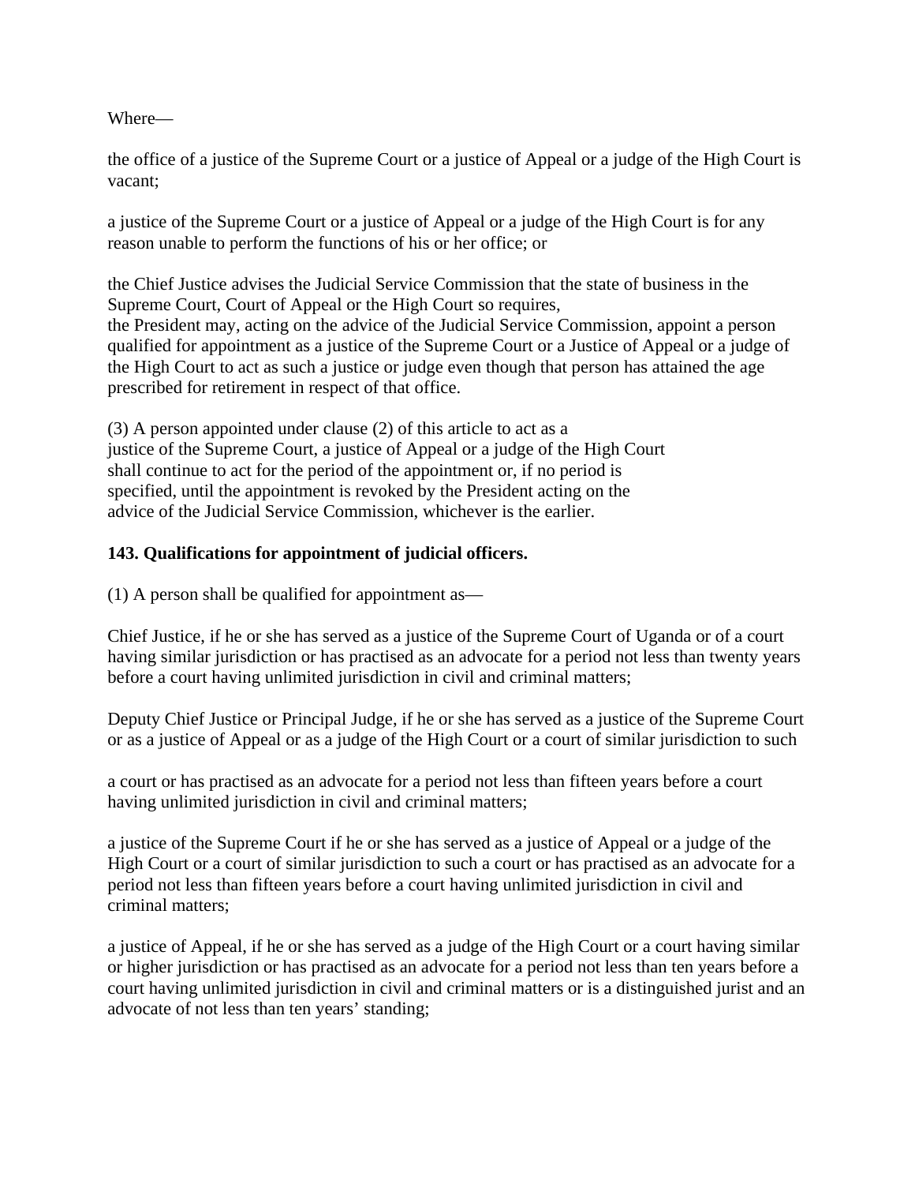Where—

the office of a justice of the Supreme Court or a justice of Appeal or a judge of the High Court is vacant;

a justice of the Supreme Court or a justice of Appeal or a judge of the High Court is for any reason unable to perform the functions of his or her office; or

the Chief Justice advises the Judicial Service Commission that the state of business in the Supreme Court, Court of Appeal or the High Court so requires,
the President may, acting on the advice of the Judicial Service Commission, appoint a person qualified for appointment as a justice of the Supreme Court or a Justice of Appeal or a judge of the High Court to act as such a justice or judge even though that person has attained the age prescribed for retirement in respect of that office.

(3) A person appointed under clause (2) of this article to act as a justice of the Supreme Court, a justice of Appeal or a judge of the High Court shall continue to act for the period of the appointment or, if no period is specified, until the appointment is revoked by the President acting on the advice of the Judicial Service Commission, whichever is the earlier.

**143. Qualifications for appointment of judicial officers.**

(1) A person shall be qualified for appointment as—

Chief Justice, if he or she has served as a justice of the Supreme Court of Uganda or of a court having similar jurisdiction or has practised as an advocate for a period not less than twenty years before a court having unlimited jurisdiction in civil and criminal matters;

Deputy Chief Justice or Principal Judge, if he or she has served as a justice of the Supreme Court or as a justice of Appeal or as a judge of the High Court or a court of similar jurisdiction to such a court or has practised as an advocate for a period not less than fifteen years before a court having unlimited jurisdiction in civil and criminal matters;

a justice of the Supreme Court if he or she has served as a justice of Appeal or a judge of the High Court or a court of similar jurisdiction to such a court or has practised as an advocate for a period not less than fifteen years before a court having unlimited jurisdiction in civil and criminal matters;

a justice of Appeal, if he or she has served as a judge of the High Court or a court having similar or higher jurisdiction or has practised as an advocate for a period not less than ten years before a court having unlimited jurisdiction in civil and criminal matters or is a distinguished jurist and an advocate of not less than ten years' standing;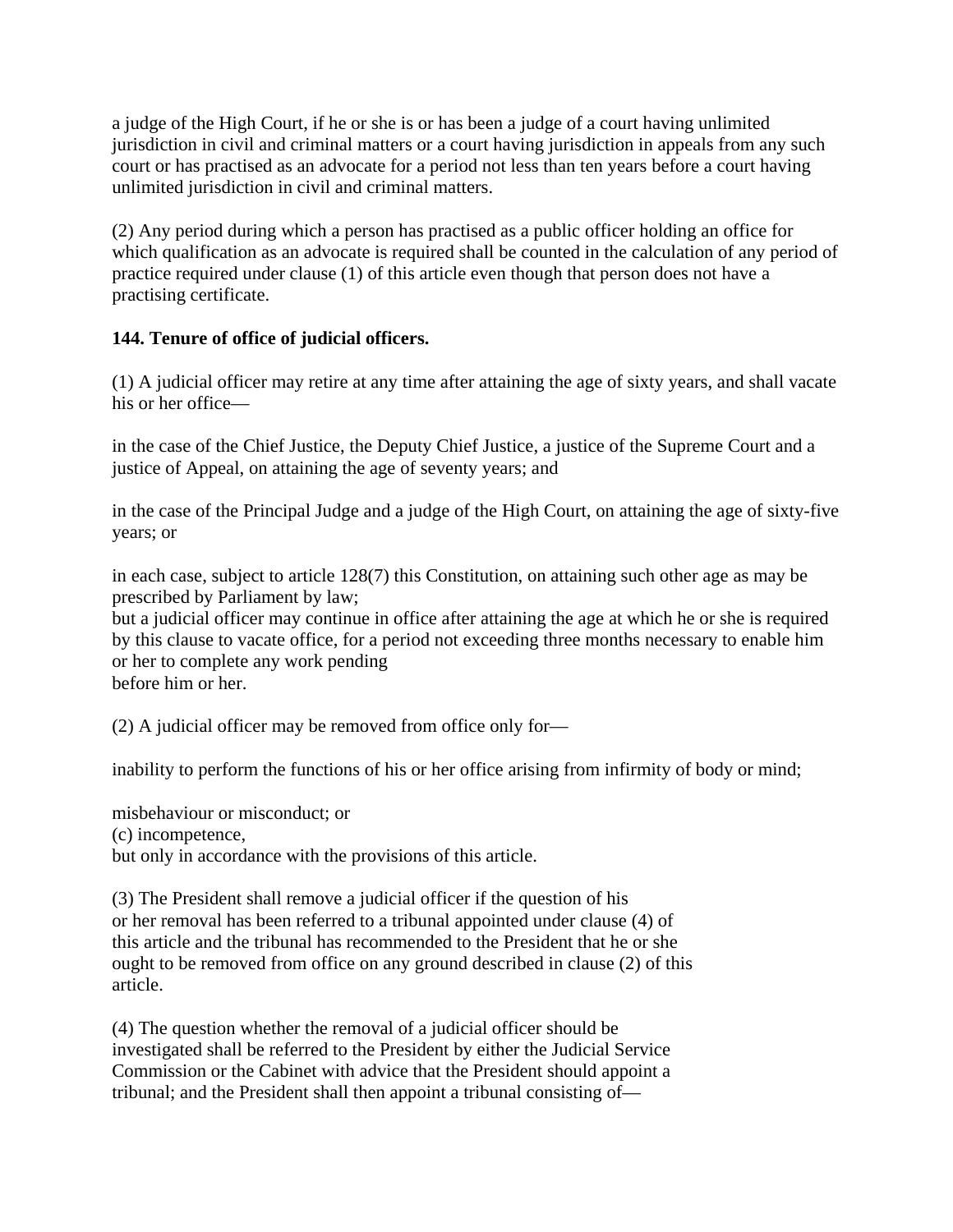a judge of the High Court, if he or she is or has been a judge of a court having unlimited jurisdiction in civil and criminal matters or a court having jurisdiction in appeals from any such court or has practised as an advocate for a period not less than ten years before a court having unlimited jurisdiction in civil and criminal matters.

(2) Any period during which a person has practised as a public officer holding an office for which qualification as an advocate is required shall be counted in the calculation of any period of practice required under clause (1) of this article even though that person does not have a practising certificate.

**144. Tenure of office of judicial officers.**

(1) A judicial officer may retire at any time after attaining the age of sixty years, and shall vacate his or her office—

in the case of the Chief Justice, the Deputy Chief Justice, a justice of the Supreme Court and a justice of Appeal, on attaining the age of seventy years; and

in the case of the Principal Judge and a judge of the High Court, on attaining the age of sixty-five years; or

in each case, subject to article 128(7) this Constitution, on attaining such other age as may be prescribed by Parliament by law;
but a judicial officer may continue in office after attaining the age at which he or she is required by this clause to vacate office, for a period not exceeding three months necessary to enable him or her to complete any work pending
before him or her.

(2) A judicial officer may be removed from office only for—

inability to perform the functions of his or her office arising from infirmity of body or mind;

misbehaviour or misconduct; or
(c) incompetence,
but only in accordance with the provisions of this article.

(3) The President shall remove a judicial officer if the question of his or her removal has been referred to a tribunal appointed under clause (4) of this article and the tribunal has recommended to the President that he or she ought to be removed from office on any ground described in clause (2) of this article.

(4) The question whether the removal of a judicial officer should be investigated shall be referred to the President by either the Judicial Service Commission or the Cabinet with advice that the President should appoint a tribunal; and the President shall then appoint a tribunal consisting of—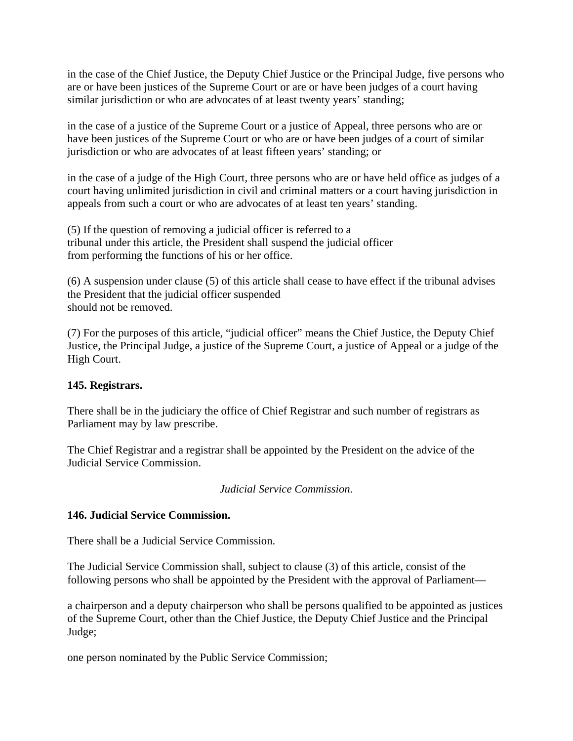in the case of the Chief Justice, the Deputy Chief Justice or the Principal Judge, five persons who are or have been justices of the Supreme Court or are or have been judges of a court having similar jurisdiction or who are advocates of at least twenty years' standing;

in the case of a justice of the Supreme Court or a justice of Appeal, three persons who are or have been justices of the Supreme Court or who are or have been judges of a court of similar jurisdiction or who are advocates of at least fifteen years' standing; or

in the case of a judge of the High Court, three persons who are or have held office as judges of a court having unlimited jurisdiction in civil and criminal matters or a court having jurisdiction in appeals from such a court or who are advocates of at least ten years' standing.

(5) If the question of removing a judicial officer is referred to a tribunal under this article, the President shall suspend the judicial officer from performing the functions of his or her office.

(6) A suspension under clause (5) of this article shall cease to have effect if the tribunal advises the President that the judicial officer suspended should not be removed.

(7) For the purposes of this article, "judicial officer" means the Chief Justice, the Deputy Chief Justice, the Principal Judge, a justice of the Supreme Court, a justice of Appeal or a judge of the High Court.

**145. Registrars.**

There shall be in the judiciary the office of Chief Registrar and such number of registrars as Parliament may by law prescribe.

The Chief Registrar and a registrar shall be appointed by the President on the advice of the Judicial Service Commission.

*Judicial Service Commission.*

**146. Judicial Service Commission.**

There shall be a Judicial Service Commission.

The Judicial Service Commission shall, subject to clause (3) of this article, consist of the following persons who shall be appointed by the President with the approval of Parliament—

a chairperson and a deputy chairperson who shall be persons qualified to be appointed as justices of the Supreme Court, other than the Chief Justice, the Deputy Chief Justice and the Principal Judge;

one person nominated by the Public Service Commission;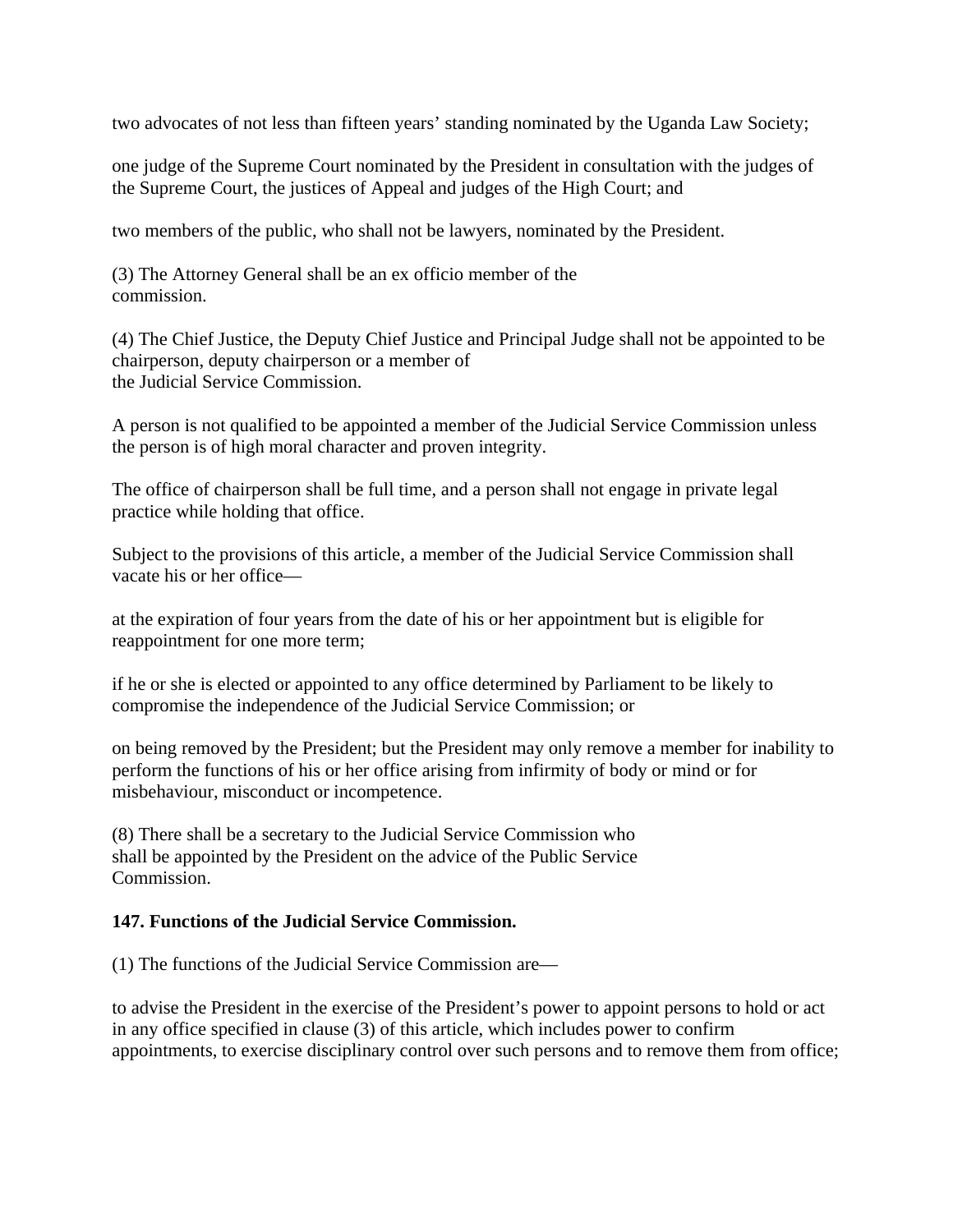two advocates of not less than fifteen years' standing nominated by the Uganda Law Society;

one judge of the Supreme Court nominated by the President in consultation with the judges of the Supreme Court, the justices of Appeal and judges of the High Court; and

two members of the public, who shall not be lawyers, nominated by the President.

(3) The Attorney General shall be an ex officio member of the commission.

(4) The Chief Justice, the Deputy Chief Justice and Principal Judge shall not be appointed to be chairperson, deputy chairperson or a member of the Judicial Service Commission.

A person is not qualified to be appointed a member of the Judicial Service Commission unless the person is of high moral character and proven integrity.

The office of chairperson shall be full time, and a person shall not engage in private legal practice while holding that office.

Subject to the provisions of this article, a member of the Judicial Service Commission shall vacate his or her office—

at the expiration of four years from the date of his or her appointment but is eligible for reappointment for one more term;

if he or she is elected or appointed to any office determined by Parliament to be likely to compromise the independence of the Judicial Service Commission; or

on being removed by the President; but the President may only remove a member for inability to perform the functions of his or her office arising from infirmity of body or mind or for misbehaviour, misconduct or incompetence.

(8) There shall be a secretary to the Judicial Service Commission who shall be appointed by the President on the advice of the Public Service Commission.

**147. Functions of the Judicial Service Commission.**

(1) The functions of the Judicial Service Commission are—

to advise the President in the exercise of the President's power to appoint persons to hold or act in any office specified in clause (3) of this article, which includes power to confirm appointments, to exercise disciplinary control over such persons and to remove them from office;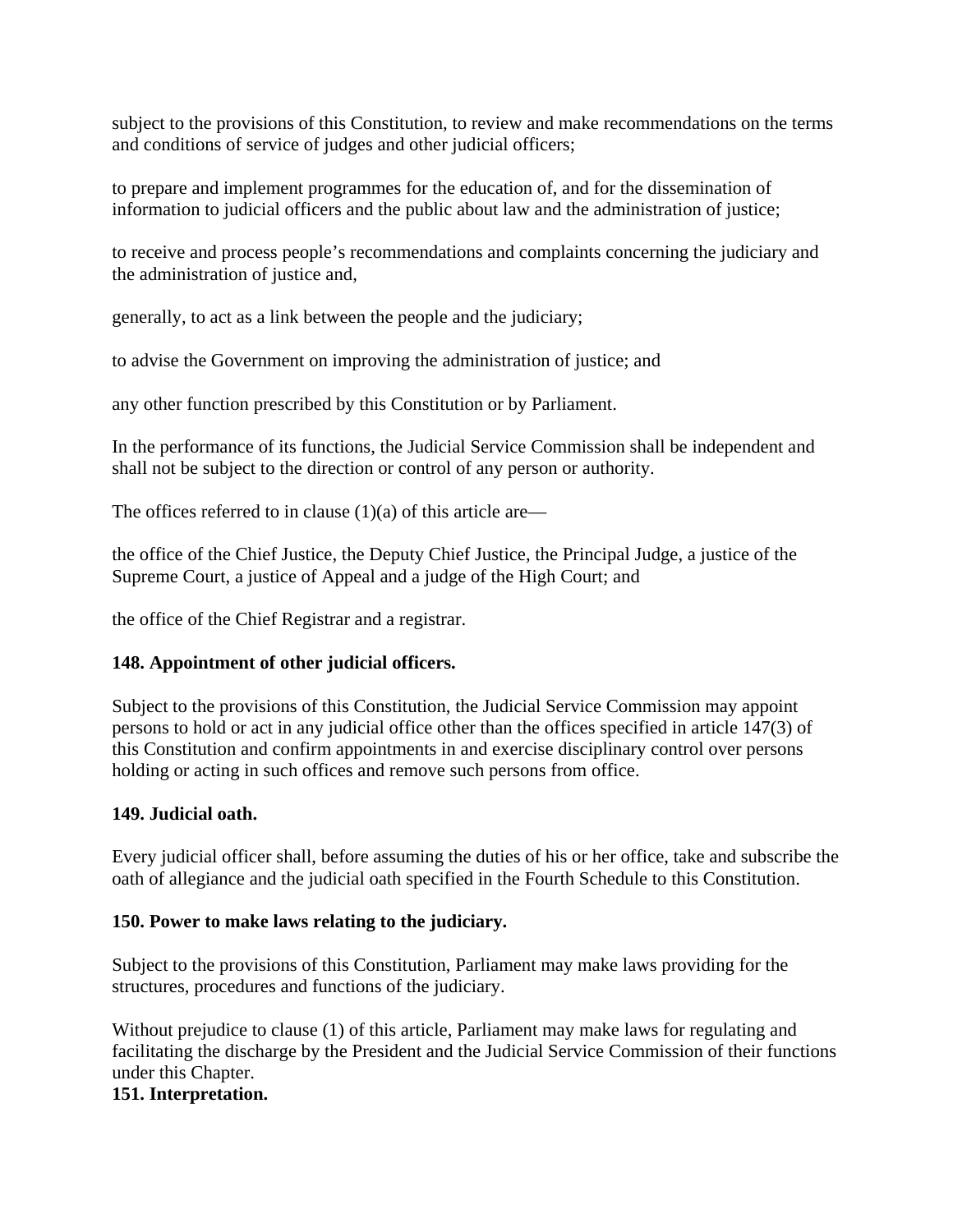subject to the provisions of this Constitution, to review and make recommendations on the terms and conditions of service of judges and other judicial officers;

to prepare and implement programmes for the education of, and for the dissemination of information to judicial officers and the public about law and the administration of justice;

to receive and process people's recommendations and complaints concerning the judiciary and the administration of justice and,

generally, to act as a link between the people and the judiciary;

to advise the Government on improving the administration of justice; and

any other function prescribed by this Constitution or by Parliament.

In the performance of its functions, the Judicial Service Commission shall be independent and shall not be subject to the direction or control of any person or authority.

The offices referred to in clause (1)(a) of this article are—

the office of the Chief Justice, the Deputy Chief Justice, the Principal Judge, a justice of the Supreme Court, a justice of Appeal and a judge of the High Court; and

the office of the Chief Registrar and a registrar.

**148. Appointment of other judicial officers.**

Subject to the provisions of this Constitution, the Judicial Service Commission may appoint persons to hold or act in any judicial office other than the offices specified in article 147(3) of this Constitution and confirm appointments in and exercise disciplinary control over persons holding or acting in such offices and remove such persons from office.

**149. Judicial oath.**

Every judicial officer shall, before assuming the duties of his or her office, take and subscribe the oath of allegiance and the judicial oath specified in the Fourth Schedule to this Constitution.

**150. Power to make laws relating to the judiciary.**

Subject to the provisions of this Constitution, Parliament may make laws providing for the structures, procedures and functions of the judiciary.

Without prejudice to clause (1) of this article, Parliament may make laws for regulating and facilitating the discharge by the President and the Judicial Service Commission of their functions under this Chapter.

**151. Interpretation.**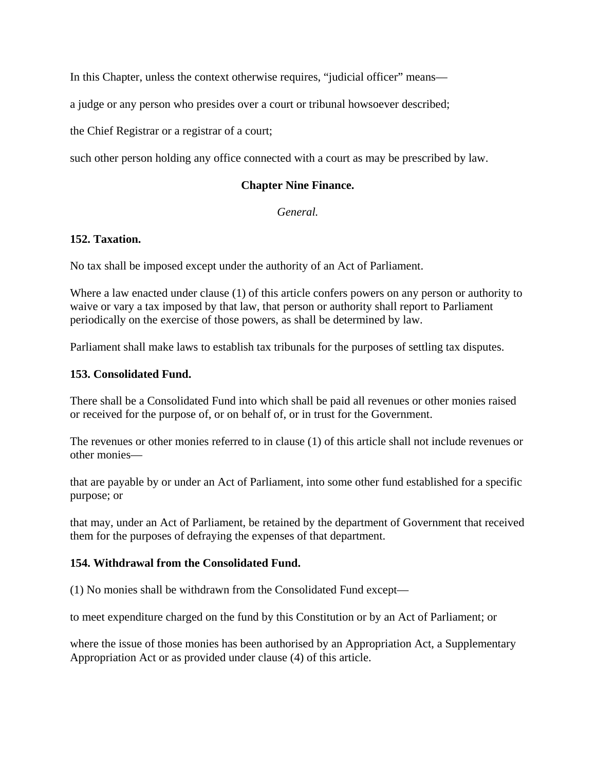In this Chapter, unless the context otherwise requires, “judicial officer” means—

a judge or any person who presides over a court or tribunal howsoever described;

the Chief Registrar or a registrar of a court;

such other person holding any office connected with a court as may be prescribed by law.

## Chapter Nine Finance.

*General.*

### 152. Taxation.

No tax shall be imposed except under the authority of an Act of Parliament.

Where a law enacted under clause (1) of this article confers powers on any person or authority to waive or vary a tax imposed by that law, that person or authority shall report to Parliament periodically on the exercise of those powers, as shall be determined by law.

Parliament shall make laws to establish tax tribunals for the purposes of settling tax disputes.

### 153. Consolidated Fund.

There shall be a Consolidated Fund into which shall be paid all revenues or other monies raised or received for the purpose of, or on behalf of, or in trust for the Government.

The revenues or other monies referred to in clause (1) of this article shall not include revenues or other monies—

that are payable by or under an Act of Parliament, into some other fund established for a specific purpose; or

that may, under an Act of Parliament, be retained by the department of Government that received them for the purposes of defraying the expenses of that department.

### 154. Withdrawal from the Consolidated Fund.

(1) No monies shall be withdrawn from the Consolidated Fund except—

to meet expenditure charged on the fund by this Constitution or by an Act of Parliament; or

where the issue of those monies has been authorised by an Appropriation Act, a Supplementary Appropriation Act or as provided under clause (4) of this article.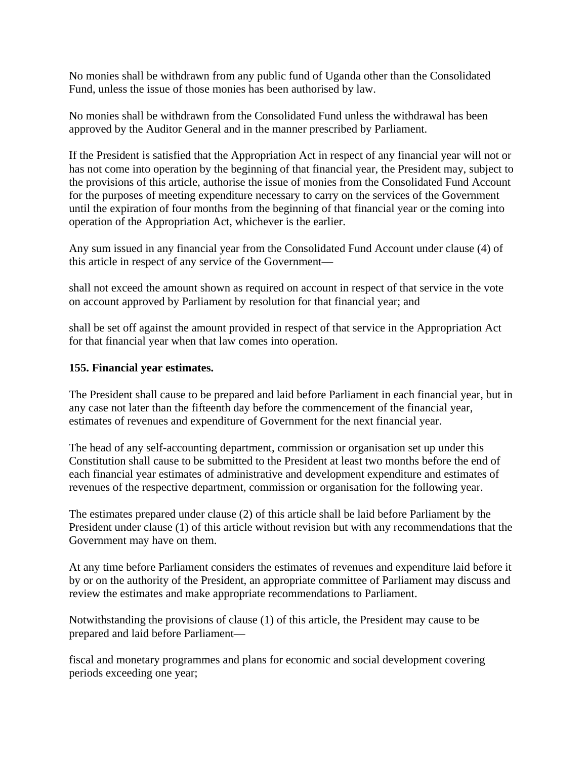No monies shall be withdrawn from any public fund of Uganda other than the Consolidated Fund, unless the issue of those monies has been authorised by law.

No monies shall be withdrawn from the Consolidated Fund unless the withdrawal has been approved by the Auditor General and in the manner prescribed by Parliament.

If the President is satisfied that the Appropriation Act in respect of any financial year will not or has not come into operation by the beginning of that financial year, the President may, subject to the provisions of this article, authorise the issue of monies from the Consolidated Fund Account for the purposes of meeting expenditure necessary to carry on the services of the Government until the expiration of four months from the beginning of that financial year or the coming into operation of the Appropriation Act, whichever is the earlier.

Any sum issued in any financial year from the Consolidated Fund Account under clause (4) of this article in respect of any service of the Government—

shall not exceed the amount shown as required on account in respect of that service in the vote on account approved by Parliament by resolution for that financial year; and

shall be set off against the amount provided in respect of that service in the Appropriation Act for that financial year when that law comes into operation.

**155. Financial year estimates.**

The President shall cause to be prepared and laid before Parliament in each financial year, but in any case not later than the fifteenth day before the commencement of the financial year, estimates of revenues and expenditure of Government for the next financial year.

The head of any self-accounting department, commission or organisation set up under this Constitution shall cause to be submitted to the President at least two months before the end of each financial year estimates of administrative and development expenditure and estimates of revenues of the respective department, commission or organisation for the following year.

The estimates prepared under clause (2) of this article shall be laid before Parliament by the President under clause (1) of this article without revision but with any recommendations that the Government may have on them.

At any time before Parliament considers the estimates of revenues and expenditure laid before it by or on the authority of the President, an appropriate committee of Parliament may discuss and review the estimates and make appropriate recommendations to Parliament.

Notwithstanding the provisions of clause (1) of this article, the President may cause to be prepared and laid before Parliament—

fiscal and monetary programmes and plans for economic and social development covering periods exceeding one year;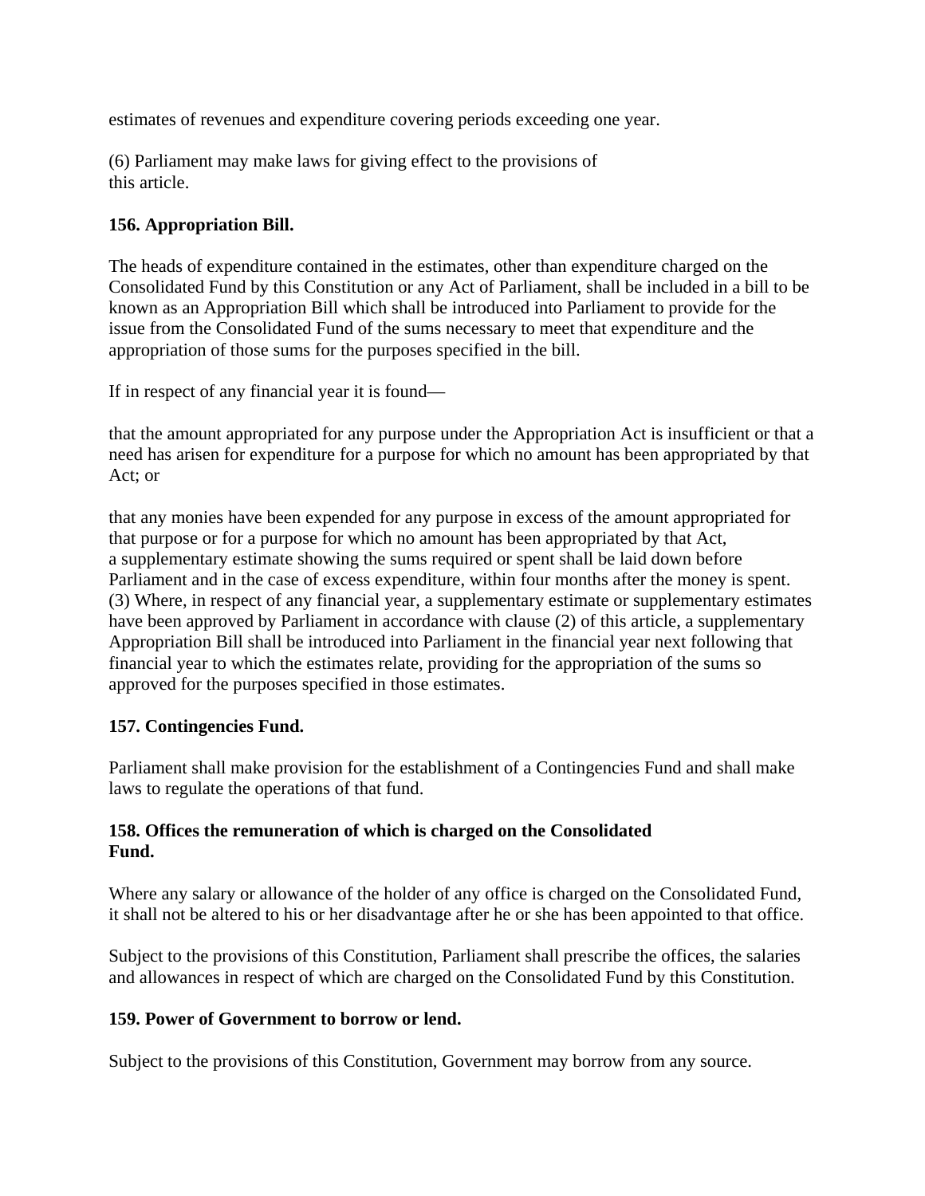estimates of revenues and expenditure covering periods exceeding one year.

(6) Parliament may make laws for giving effect to the provisions of this article.

**156. Appropriation Bill.**

The heads of expenditure contained in the estimates, other than expenditure charged on the Consolidated Fund by this Constitution or any Act of Parliament, shall be included in a bill to be known as an Appropriation Bill which shall be introduced into Parliament to provide for the issue from the Consolidated Fund of the sums necessary to meet that expenditure and the appropriation of those sums for the purposes specified in the bill.

If in respect of any financial year it is found—

that the amount appropriated for any purpose under the Appropriation Act is insufficient or that a need has arisen for expenditure for a purpose for which no amount has been appropriated by that Act; or

that any monies have been expended for any purpose in excess of the amount appropriated for that purpose or for a purpose for which no amount has been appropriated by that Act, a supplementary estimate showing the sums required or spent shall be laid down before Parliament and in the case of excess expenditure, within four months after the money is spent.
(3) Where, in respect of any financial year, a supplementary estimate or supplementary estimates have been approved by Parliament in accordance with clause (2) of this article, a supplementary Appropriation Bill shall be introduced into Parliament in the financial year next following that financial year to which the estimates relate, providing for the appropriation of the sums so approved for the purposes specified in those estimates.

**157. Contingencies Fund.**

Parliament shall make provision for the establishment of a Contingencies Fund and shall make laws to regulate the operations of that fund.

**158. Offices the remuneration of which is charged on the Consolidated Fund.**

Where any salary or allowance of the holder of any office is charged on the Consolidated Fund, it shall not be altered to his or her disadvantage after he or she has been appointed to that office.

Subject to the provisions of this Constitution, Parliament shall prescribe the offices, the salaries and allowances in respect of which are charged on the Consolidated Fund by this Constitution.

**159. Power of Government to borrow or lend.**

Subject to the provisions of this Constitution, Government may borrow from any source.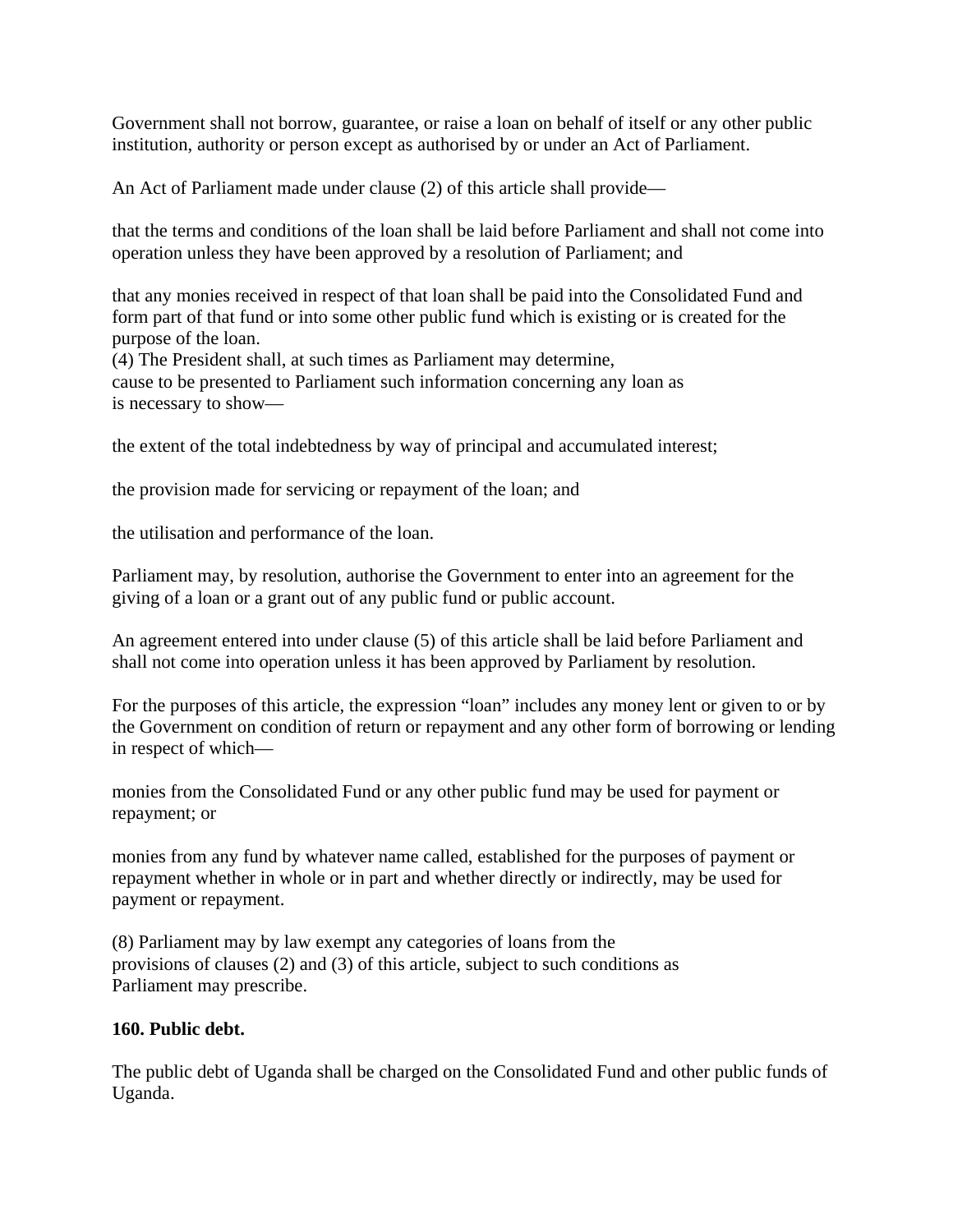Government shall not borrow, guarantee, or raise a loan on behalf of itself or any other public institution, authority or person except as authorised by or under an Act of Parliament.

An Act of Parliament made under clause (2) of this article shall provide—

that the terms and conditions of the loan shall be laid before Parliament and shall not come into operation unless they have been approved by a resolution of Parliament; and

that any monies received in respect of that loan shall be paid into the Consolidated Fund and form part of that fund or into some other public fund which is existing or is created for the purpose of the loan.
(4) The President shall, at such times as Parliament may determine, cause to be presented to Parliament such information concerning any loan as is necessary to show—

the extent of the total indebtedness by way of principal and accumulated interest;

the provision made for servicing or repayment of the loan; and

the utilisation and performance of the loan.

Parliament may, by resolution, authorise the Government to enter into an agreement for the giving of a loan or a grant out of any public fund or public account.

An agreement entered into under clause (5) of this article shall be laid before Parliament and shall not come into operation unless it has been approved by Parliament by resolution.

For the purposes of this article, the expression "loan" includes any money lent or given to or by the Government on condition of return or repayment and any other form of borrowing or lending in respect of which—

monies from the Consolidated Fund or any other public fund may be used for payment or repayment; or

monies from any fund by whatever name called, established for the purposes of payment or repayment whether in whole or in part and whether directly or indirectly, may be used for payment or repayment.

(8) Parliament may by law exempt any categories of loans from the provisions of clauses (2) and (3) of this article, subject to such conditions as Parliament may prescribe.

**160. Public debt.**

The public debt of Uganda shall be charged on the Consolidated Fund and other public funds of Uganda.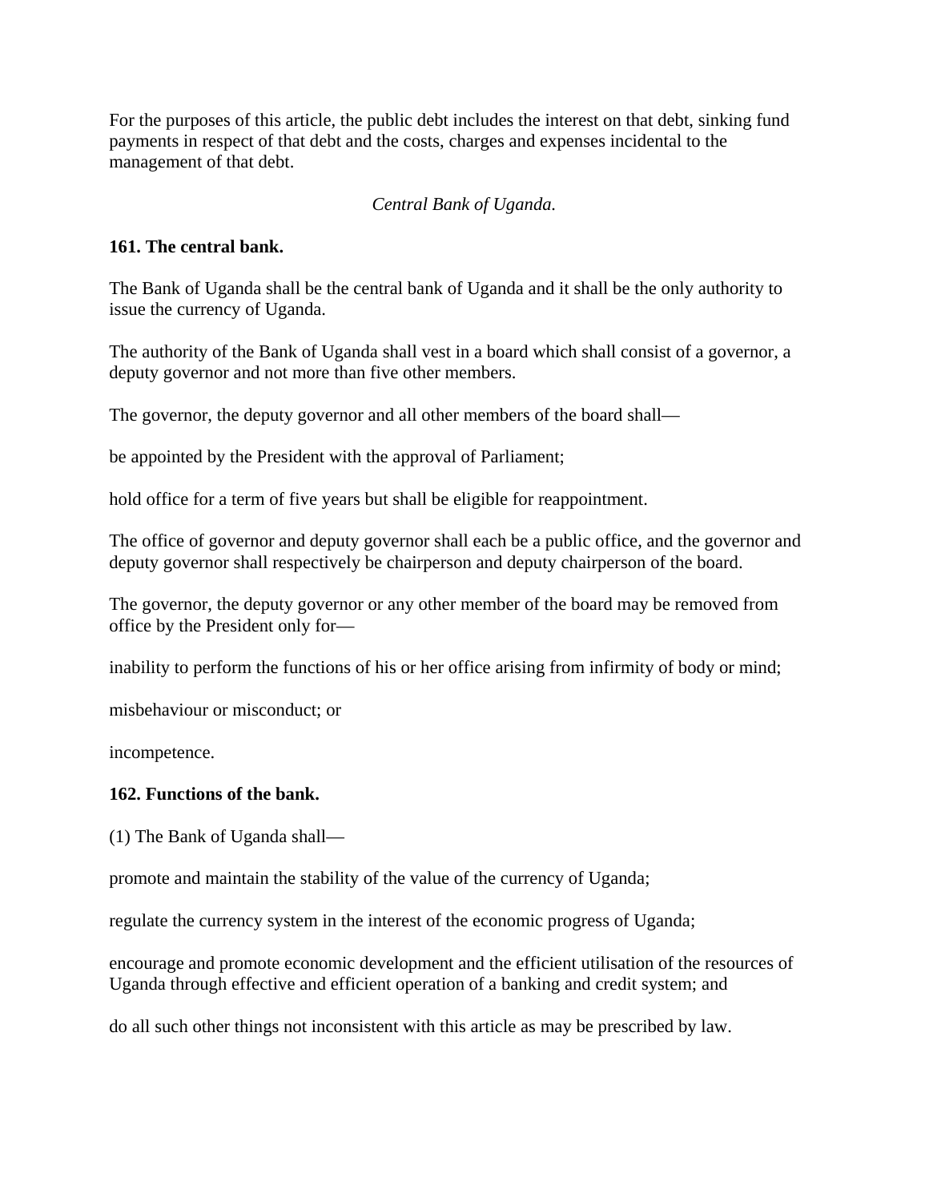For the purposes of this article, the public debt includes the interest on that debt, sinking fund payments in respect of that debt and the costs, charges and expenses incidental to the management of that debt.

*Central Bank of Uganda.*

**161. The central bank.**

The Bank of Uganda shall be the central bank of Uganda and it shall be the only authority to issue the currency of Uganda.

The authority of the Bank of Uganda shall vest in a board which shall consist of a governor, a deputy governor and not more than five other members.

The governor, the deputy governor and all other members of the board shall—

be appointed by the President with the approval of Parliament;

hold office for a term of five years but shall be eligible for reappointment.

The office of governor and deputy governor shall each be a public office, and the governor and deputy governor shall respectively be chairperson and deputy chairperson of the board.

The governor, the deputy governor or any other member of the board may be removed from office by the President only for—

inability to perform the functions of his or her office arising from infirmity of body or mind;

misbehaviour or misconduct; or

incompetence.

**162. Functions of the bank.**

(1) The Bank of Uganda shall—

promote and maintain the stability of the value of the currency of Uganda;

regulate the currency system in the interest of the economic progress of Uganda;

encourage and promote economic development and the efficient utilisation of the resources of Uganda through effective and efficient operation of a banking and credit system; and

do all such other things not inconsistent with this article as may be prescribed by law.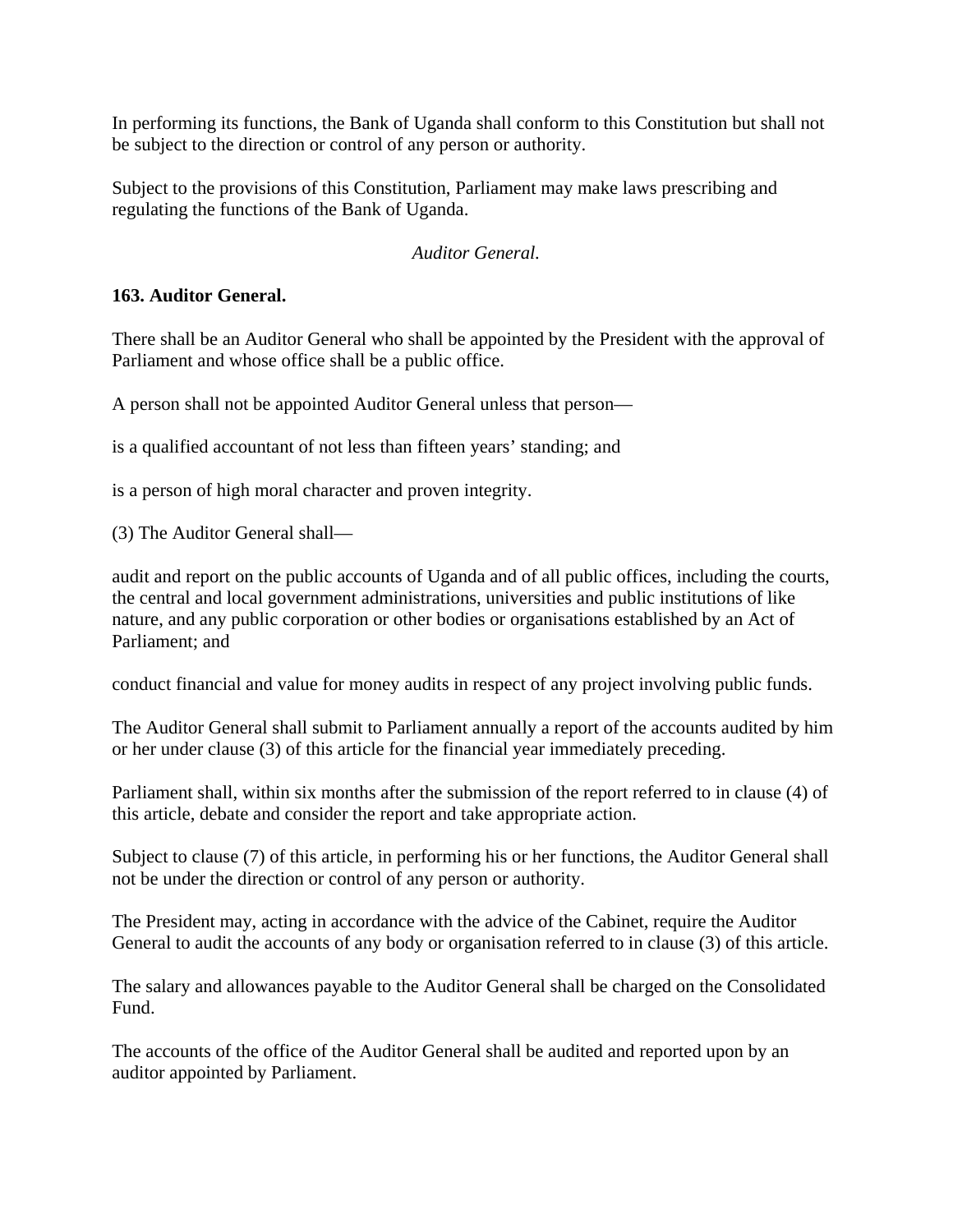In performing its functions, the Bank of Uganda shall conform to this Constitution but shall not be subject to the direction or control of any person or authority.

Subject to the provisions of this Constitution, Parliament may make laws prescribing and regulating the functions of the Bank of Uganda.

*Auditor General.*

**163. Auditor General.**

There shall be an Auditor General who shall be appointed by the President with the approval of Parliament and whose office shall be a public office.

A person shall not be appointed Auditor General unless that person—

is a qualified accountant of not less than fifteen years' standing; and

is a person of high moral character and proven integrity.

(3) The Auditor General shall—

audit and report on the public accounts of Uganda and of all public offices, including the courts, the central and local government administrations, universities and public institutions of like nature, and any public corporation or other bodies or organisations established by an Act of Parliament; and

conduct financial and value for money audits in respect of any project involving public funds.

The Auditor General shall submit to Parliament annually a report of the accounts audited by him or her under clause (3) of this article for the financial year immediately preceding.

Parliament shall, within six months after the submission of the report referred to in clause (4) of this article, debate and consider the report and take appropriate action.

Subject to clause (7) of this article, in performing his or her functions, the Auditor General shall not be under the direction or control of any person or authority.

The President may, acting in accordance with the advice of the Cabinet, require the Auditor General to audit the accounts of any body or organisation referred to in clause (3) of this article.

The salary and allowances payable to the Auditor General shall be charged on the Consolidated Fund.

The accounts of the office of the Auditor General shall be audited and reported upon by an auditor appointed by Parliament.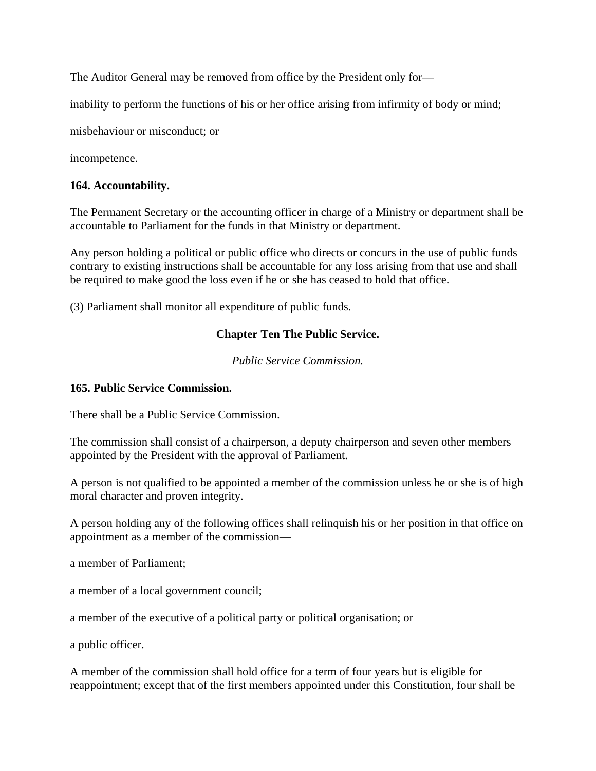The Auditor General may be removed from office by the President only for—

inability to perform the functions of his or her office arising from infirmity of body or mind;

misbehaviour or misconduct; or

incompetence.

**164. Accountability.**

The Permanent Secretary or the accounting officer in charge of a Ministry or department shall be accountable to Parliament for the funds in that Ministry or department.

Any person holding a political or public office who directs or concurs in the use of public funds contrary to existing instructions shall be accountable for any loss arising from that use and shall be required to make good the loss even if he or she has ceased to hold that office.

(3) Parliament shall monitor all expenditure of public funds.

## Chapter Ten The Public Service.

*Public Service Commission.*

**165. Public Service Commission.**

There shall be a Public Service Commission.

The commission shall consist of a chairperson, a deputy chairperson and seven other members appointed by the President with the approval of Parliament.

A person is not qualified to be appointed a member of the commission unless he or she is of high moral character and proven integrity.

A person holding any of the following offices shall relinquish his or her position in that office on appointment as a member of the commission—

a member of Parliament;

a member of a local government council;

a member of the executive of a political party or political organisation; or

a public officer.

A member of the commission shall hold office for a term of four years but is eligible for reappointment; except that of the first members appointed under this Constitution, four shall be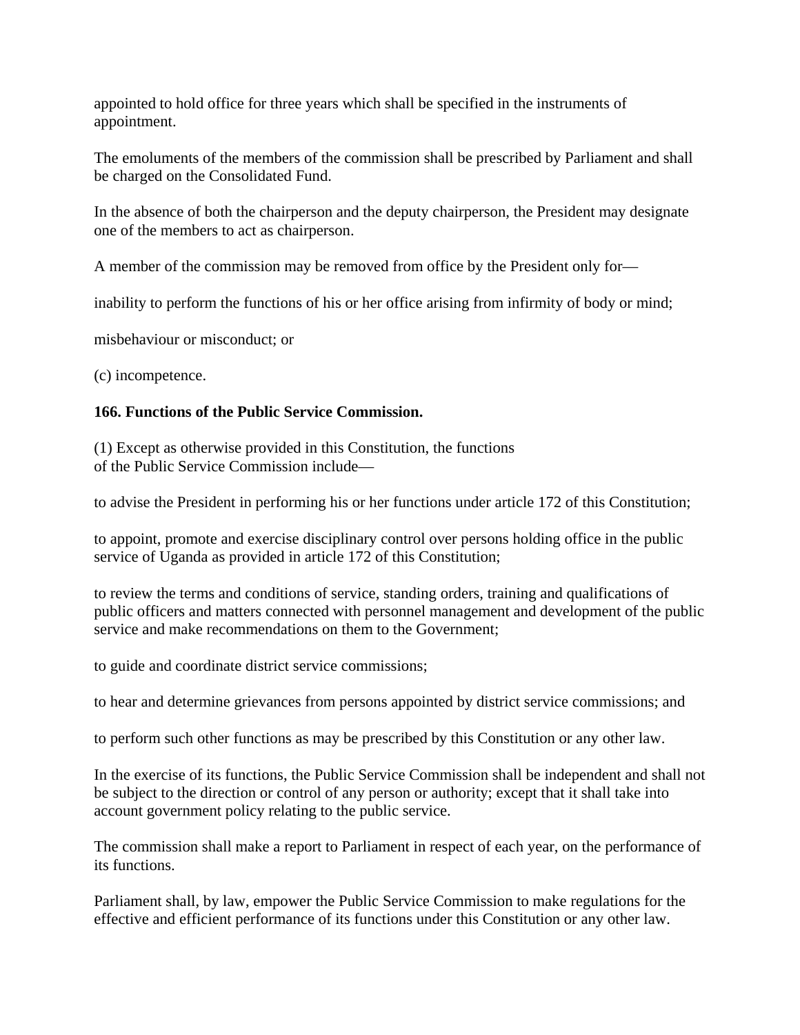appointed to hold office for three years which shall be specified in the instruments of appointment.

The emoluments of the members of the commission shall be prescribed by Parliament and shall be charged on the Consolidated Fund.

In the absence of both the chairperson and the deputy chairperson, the President may designate one of the members to act as chairperson.

A member of the commission may be removed from office by the President only for—

inability to perform the functions of his or her office arising from infirmity of body or mind;

misbehaviour or misconduct; or

(c) incompetence.

**166. Functions of the Public Service Commission.**

(1) Except as otherwise provided in this Constitution, the functions of the Public Service Commission include—

to advise the President in performing his or her functions under article 172 of this Constitution;

to appoint, promote and exercise disciplinary control over persons holding office in the public service of Uganda as provided in article 172 of this Constitution;

to review the terms and conditions of service, standing orders, training and qualifications of public officers and matters connected with personnel management and development of the public service and make recommendations on them to the Government;

to guide and coordinate district service commissions;

to hear and determine grievances from persons appointed by district service commissions; and

to perform such other functions as may be prescribed by this Constitution or any other law.

In the exercise of its functions, the Public Service Commission shall be independent and shall not be subject to the direction or control of any person or authority; except that it shall take into account government policy relating to the public service.

The commission shall make a report to Parliament in respect of each year, on the performance of its functions.

Parliament shall, by law, empower the Public Service Commission to make regulations for the effective and efficient performance of its functions under this Constitution or any other law.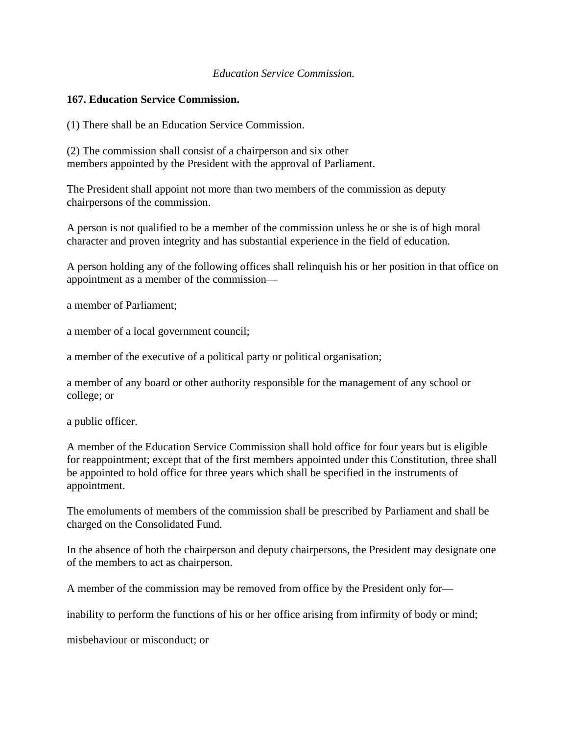*Education Service Commission.*

**167. Education Service Commission.**

(1) There shall be an Education Service Commission.

(2) The commission shall consist of a chairperson and six other members appointed by the President with the approval of Parliament.

The President shall appoint not more than two members of the commission as deputy chairpersons of the commission.

A person is not qualified to be a member of the commission unless he or she is of high moral character and proven integrity and has substantial experience in the field of education.

A person holding any of the following offices shall relinquish his or her position in that office on appointment as a member of the commission—

a member of Parliament;

a member of a local government council;

a member of the executive of a political party or political organisation;

a member of any board or other authority responsible for the management of any school or college; or

a public officer.

A member of the Education Service Commission shall hold office for four years but is eligible for reappointment; except that of the first members appointed under this Constitution, three shall be appointed to hold office for three years which shall be specified in the instruments of appointment.

The emoluments of members of the commission shall be prescribed by Parliament and shall be charged on the Consolidated Fund.

In the absence of both the chairperson and deputy chairpersons, the President may designate one of the members to act as chairperson.

A member of the commission may be removed from office by the President only for—

inability to perform the functions of his or her office arising from infirmity of body or mind;

misbehaviour or misconduct; or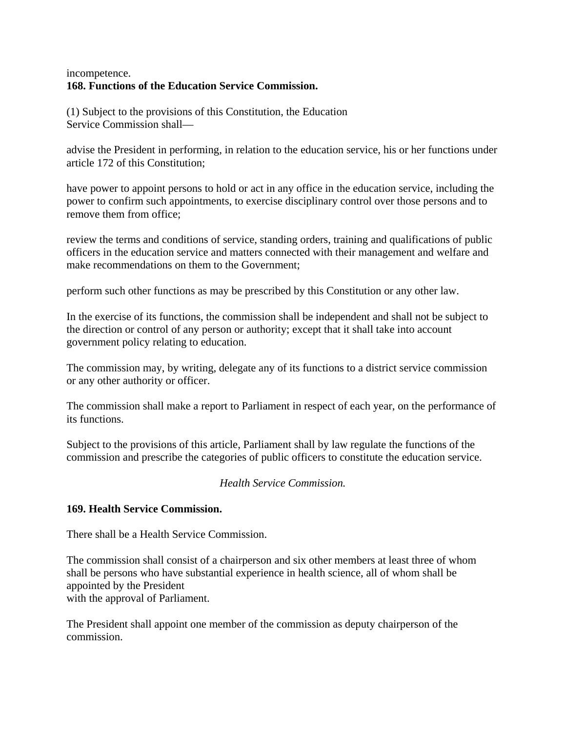incompetence.

**168. Functions of the Education Service Commission.**

(1) Subject to the provisions of this Constitution, the Education Service Commission shall—

advise the President in performing, in relation to the education service, his or her functions under article 172 of this Constitution;

have power to appoint persons to hold or act in any office in the education service, including the power to confirm such appointments, to exercise disciplinary control over those persons and to remove them from office;

review the terms and conditions of service, standing orders, training and qualifications of public officers in the education service and matters connected with their management and welfare and make recommendations on them to the Government;

perform such other functions as may be prescribed by this Constitution or any other law.

In the exercise of its functions, the commission shall be independent and shall not be subject to the direction or control of any person or authority; except that it shall take into account government policy relating to education.

The commission may, by writing, delegate any of its functions to a district service commission or any other authority or officer.

The commission shall make a report to Parliament in respect of each year, on the performance of its functions.

Subject to the provisions of this article, Parliament shall by law regulate the functions of the commission and prescribe the categories of public officers to constitute the education service.

*Health Service Commission.*

**169. Health Service Commission.**

There shall be a Health Service Commission.

The commission shall consist of a chairperson and six other members at least three of whom shall be persons who have substantial experience in health science, all of whom shall be appointed by the President with the approval of Parliament.

The President shall appoint one member of the commission as deputy chairperson of the commission.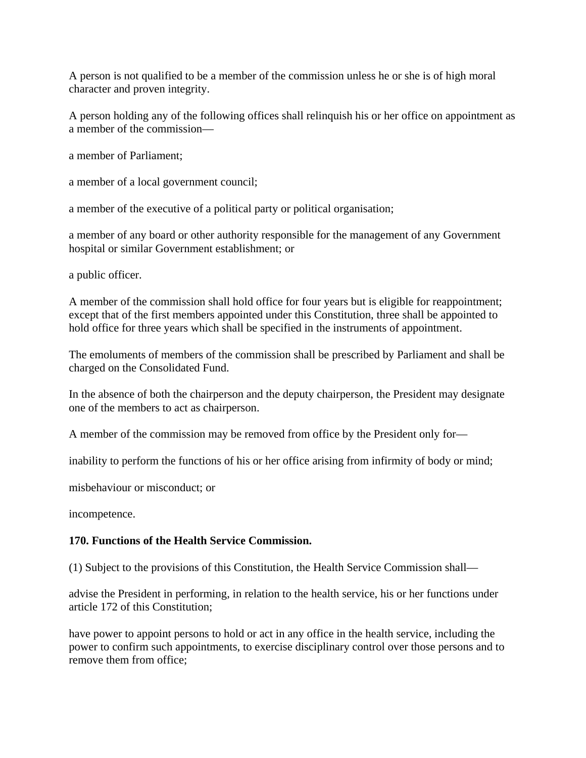A person is not qualified to be a member of the commission unless he or she is of high moral character and proven integrity.

A person holding any of the following offices shall relinquish his or her office on appointment as a member of the commission—

a member of Parliament;

a member of a local government council;

a member of the executive of a political party or political organisation;

a member of any board or other authority responsible for the management of any Government hospital or similar Government establishment; or

a public officer.

A member of the commission shall hold office for four years but is eligible for reappointment; except that of the first members appointed under this Constitution, three shall be appointed to hold office for three years which shall be specified in the instruments of appointment.

The emoluments of members of the commission shall be prescribed by Parliament and shall be charged on the Consolidated Fund.

In the absence of both the chairperson and the deputy chairperson, the President may designate one of the members to act as chairperson.

A member of the commission may be removed from office by the President only for—

inability to perform the functions of his or her office arising from infirmity of body or mind;

misbehaviour or misconduct; or

incompetence.

**170. Functions of the Health Service Commission.**

(1) Subject to the provisions of this Constitution, the Health Service Commission shall—

advise the President in performing, in relation to the health service, his or her functions under article 172 of this Constitution;

have power to appoint persons to hold or act in any office in the health service, including the power to confirm such appointments, to exercise disciplinary control over those persons and to remove them from office;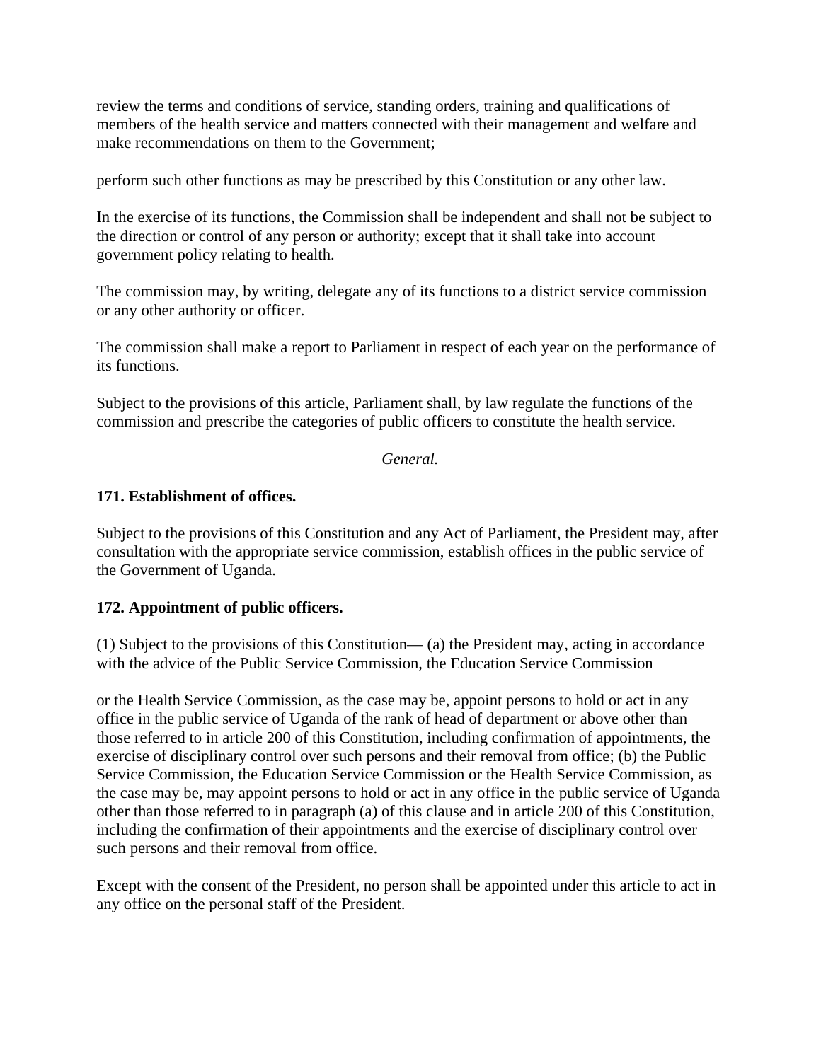review the terms and conditions of service, standing orders, training and qualifications of members of the health service and matters connected with their management and welfare and make recommendations on them to the Government;

perform such other functions as may be prescribed by this Constitution or any other law.

In the exercise of its functions, the Commission shall be independent and shall not be subject to the direction or control of any person or authority; except that it shall take into account government policy relating to health.

The commission may, by writing, delegate any of its functions to a district service commission or any other authority or officer.

The commission shall make a report to Parliament in respect of each year on the performance of its functions.

Subject to the provisions of this article, Parliament shall, by law regulate the functions of the commission and prescribe the categories of public officers to constitute the health service.

*General.*

**171. Establishment of offices.**

Subject to the provisions of this Constitution and any Act of Parliament, the President may, after consultation with the appropriate service commission, establish offices in the public service of the Government of Uganda.

**172. Appointment of public officers.**

(1) Subject to the provisions of this Constitution— (a) the President may, acting in accordance with the advice of the Public Service Commission, the Education Service Commission

or the Health Service Commission, as the case may be, appoint persons to hold or act in any office in the public service of Uganda of the rank of head of department or above other than those referred to in article 200 of this Constitution, including confirmation of appointments, the exercise of disciplinary control over such persons and their removal from office; (b) the Public Service Commission, the Education Service Commission or the Health Service Commission, as the case may be, may appoint persons to hold or act in any office in the public service of Uganda other than those referred to in paragraph (a) of this clause and in article 200 of this Constitution, including the confirmation of their appointments and the exercise of disciplinary control over such persons and their removal from office.

Except with the consent of the President, no person shall be appointed under this article to act in any office on the personal staff of the President.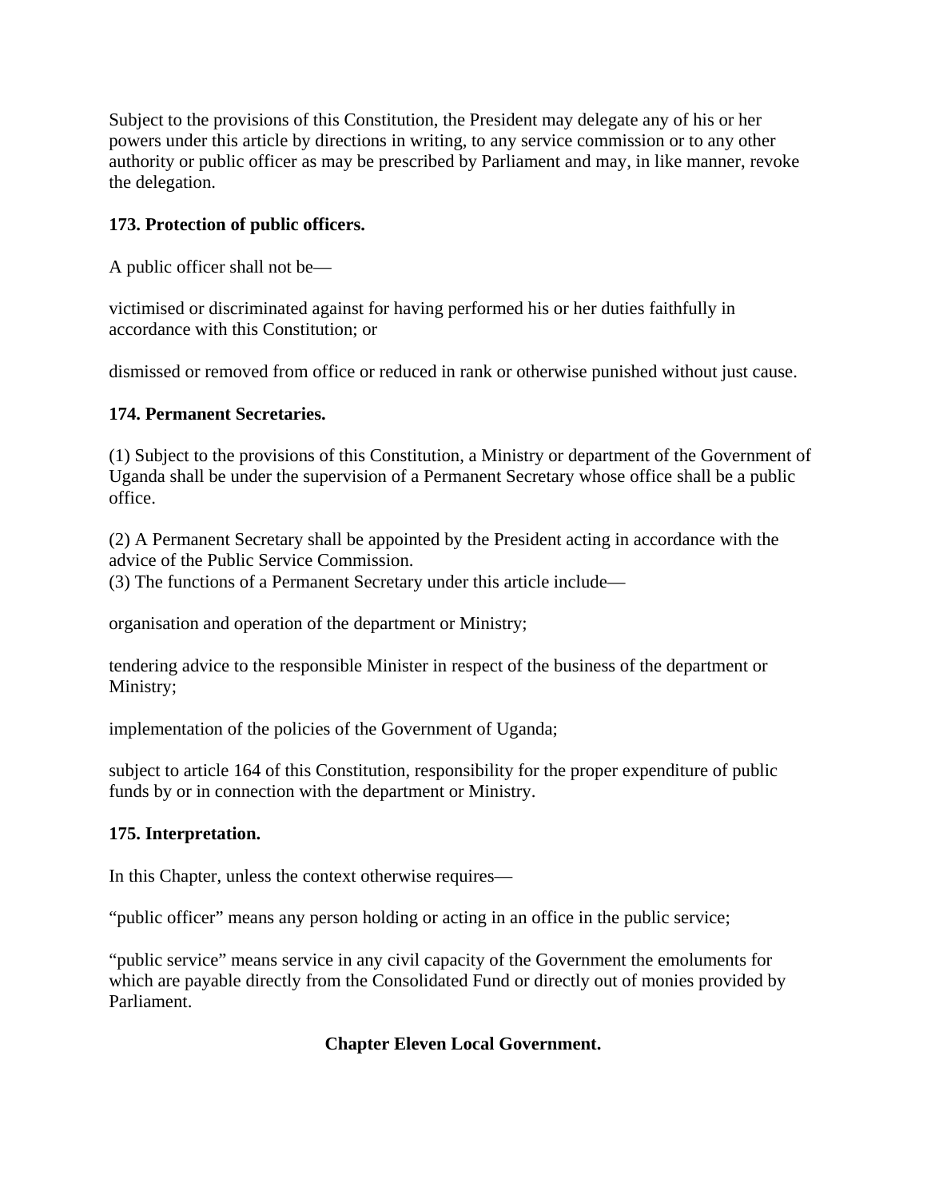Subject to the provisions of this Constitution, the President may delegate any of his or her powers under this article by directions in writing, to any service commission or to any other authority or public officer as may be prescribed by Parliament and may, in like manner, revoke the delegation.

**173. Protection of public officers.**

A public officer shall not be—

victimised or discriminated against for having performed his or her duties faithfully in accordance with this Constitution; or

dismissed or removed from office or reduced in rank or otherwise punished without just cause.

**174. Permanent Secretaries.**

(1) Subject to the provisions of this Constitution, a Ministry or department of the Government of Uganda shall be under the supervision of a Permanent Secretary whose office shall be a public office.

(2) A Permanent Secretary shall be appointed by the President acting in accordance with the advice of the Public Service Commission.
(3) The functions of a Permanent Secretary under this article include—

organisation and operation of the department or Ministry;

tendering advice to the responsible Minister in respect of the business of the department or Ministry;

implementation of the policies of the Government of Uganda;

subject to article 164 of this Constitution, responsibility for the proper expenditure of public funds by or in connection with the department or Ministry.

**175. Interpretation.**

In this Chapter, unless the context otherwise requires—

"public officer" means any person holding or acting in an office in the public service;

"public service" means service in any civil capacity of the Government the emoluments for which are payable directly from the Consolidated Fund or directly out of monies provided by Parliament.

## Chapter Eleven Local Government.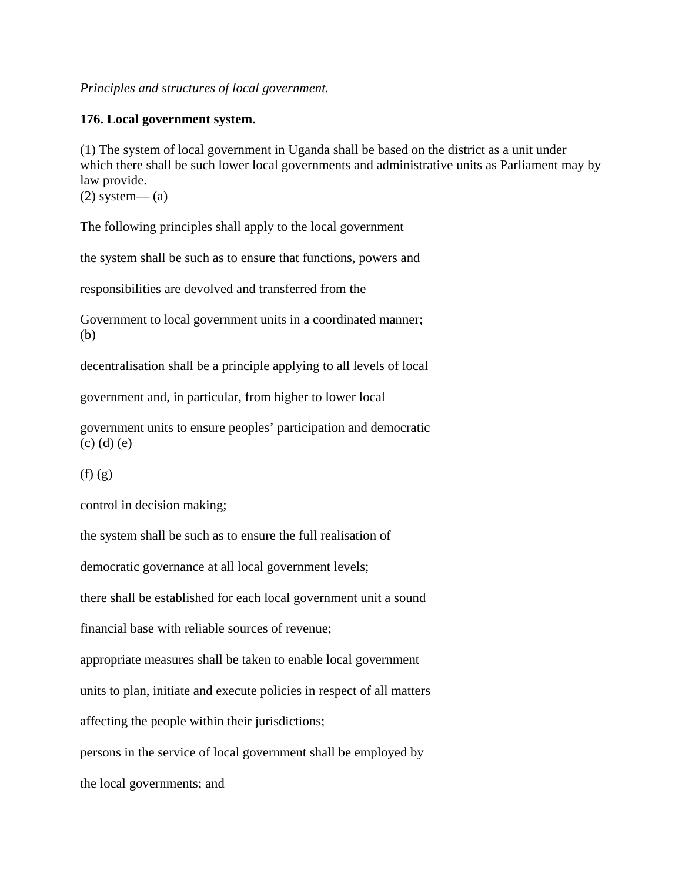*Principles and structures of local government.*

**176. Local government system.**

(1) The system of local government in Uganda shall be based on the district as a unit under which there shall be such lower local governments and administrative units as Parliament may by law provide.

(2) The following principles shall apply to the local government system—

(a) the system shall be such as to ensure that functions, powers and responsibilities are devolved and transferred from the Government to local government units in a coordinated manner;

(b) decentralisation shall be a principle applying to all levels of local government and, in particular, from higher to lower local government units to ensure peoples' participation and democratic control in decision making;

(c) the system shall be such as to ensure the full realisation of democratic governance at all local government levels;

(d) there shall be established for each local government unit a sound financial base with reliable sources of revenue;

(e) appropriate measures shall be taken to enable local government units to plan, initiate and execute policies in respect of all matters affecting the people within their jurisdictions;

(f) persons in the service of local government shall be employed by the local governments; and

(g)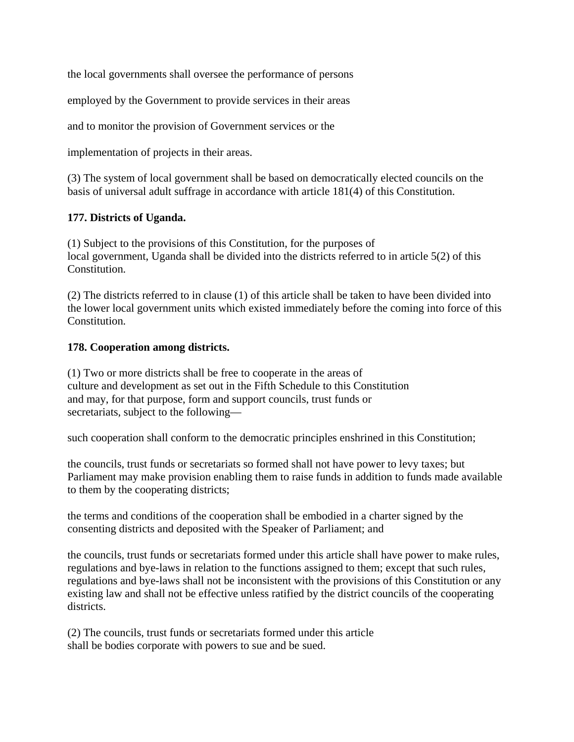the local governments shall oversee the performance of persons

employed by the Government to provide services in their areas

and to monitor the provision of Government services or the

implementation of projects in their areas.

(3) The system of local government shall be based on democratically elected councils on the basis of universal adult suffrage in accordance with article 181(4) of this Constitution.

**177. Districts of Uganda.**

(1) Subject to the provisions of this Constitution, for the purposes of local government, Uganda shall be divided into the districts referred to in article 5(2) of this Constitution.

(2) The districts referred to in clause (1) of this article shall be taken to have been divided into the lower local government units which existed immediately before the coming into force of this Constitution.

**178. Cooperation among districts.**

(1) Two or more districts shall be free to cooperate in the areas of culture and development as set out in the Fifth Schedule to this Constitution and may, for that purpose, form and support councils, trust funds or secretariats, subject to the following—

such cooperation shall conform to the democratic principles enshrined in this Constitution;

the councils, trust funds or secretariats so formed shall not have power to levy taxes; but Parliament may make provision enabling them to raise funds in addition to funds made available to them by the cooperating districts;

the terms and conditions of the cooperation shall be embodied in a charter signed by the consenting districts and deposited with the Speaker of Parliament; and

the councils, trust funds or secretariats formed under this article shall have power to make rules, regulations and bye-laws in relation to the functions assigned to them; except that such rules, regulations and bye-laws shall not be inconsistent with the provisions of this Constitution or any existing law and shall not be effective unless ratified by the district councils of the cooperating districts.

(2) The councils, trust funds or secretariats formed under this article shall be bodies corporate with powers to sue and be sued.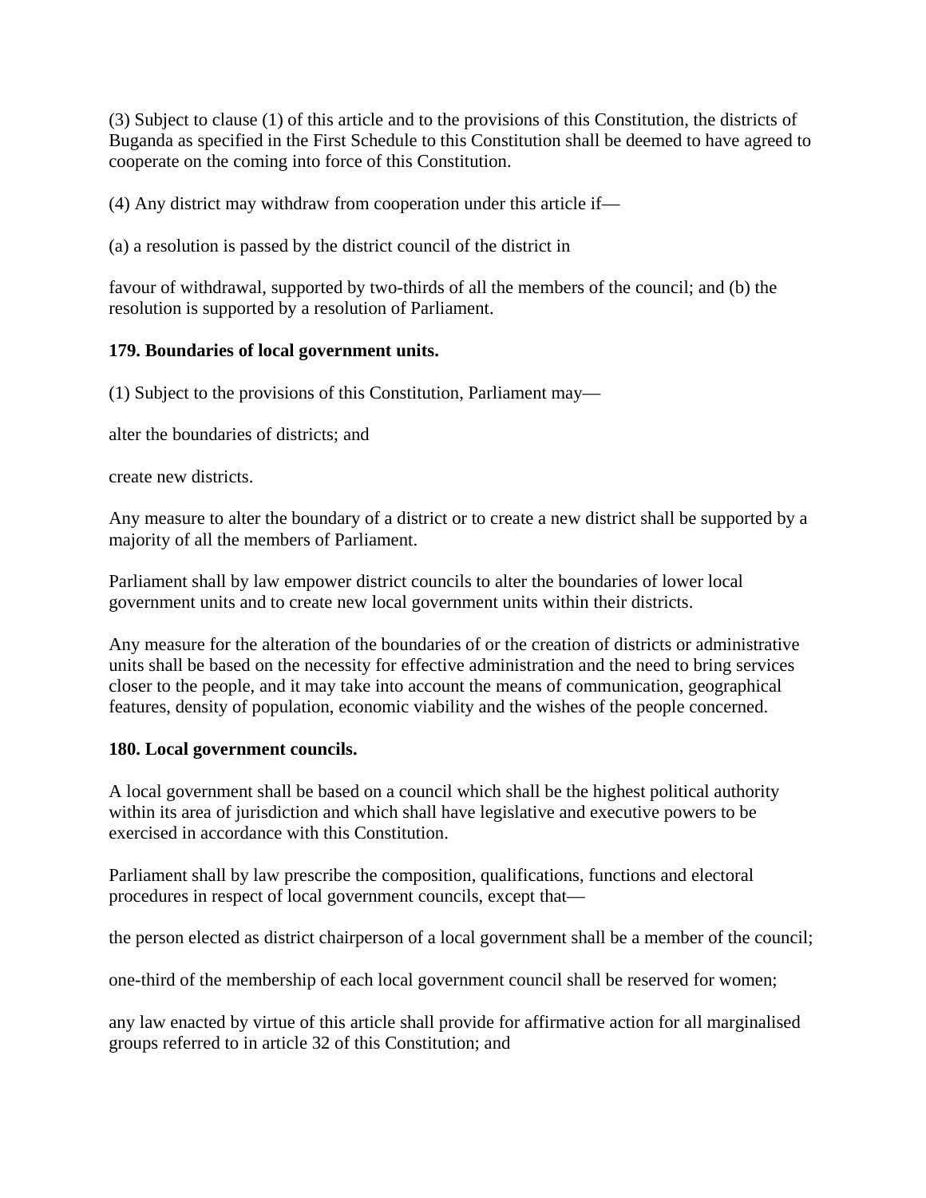(3) Subject to clause (1) of this article and to the provisions of this Constitution, the districts of Buganda as specified in the First Schedule to this Constitution shall be deemed to have agreed to cooperate on the coming into force of this Constitution.

(4) Any district may withdraw from cooperation under this article if—

(a) a resolution is passed by the district council of the district in

favour of withdrawal, supported by two-thirds of all the members of the council; and (b) the resolution is supported by a resolution of Parliament.

**179. Boundaries of local government units.**

(1) Subject to the provisions of this Constitution, Parliament may—

alter the boundaries of districts; and

create new districts.

Any measure to alter the boundary of a district or to create a new district shall be supported by a majority of all the members of Parliament.

Parliament shall by law empower district councils to alter the boundaries of lower local government units and to create new local government units within their districts.

Any measure for the alteration of the boundaries of or the creation of districts or administrative units shall be based on the necessity for effective administration and the need to bring services closer to the people, and it may take into account the means of communication, geographical features, density of population, economic viability and the wishes of the people concerned.

**180. Local government councils.**

A local government shall be based on a council which shall be the highest political authority within its area of jurisdiction and which shall have legislative and executive powers to be exercised in accordance with this Constitution.

Parliament shall by law prescribe the composition, qualifications, functions and electoral procedures in respect of local government councils, except that—

the person elected as district chairperson of a local government shall be a member of the council;

one-third of the membership of each local government council shall be reserved for women;

any law enacted by virtue of this article shall provide for affirmative action for all marginalised groups referred to in article 32 of this Constitution; and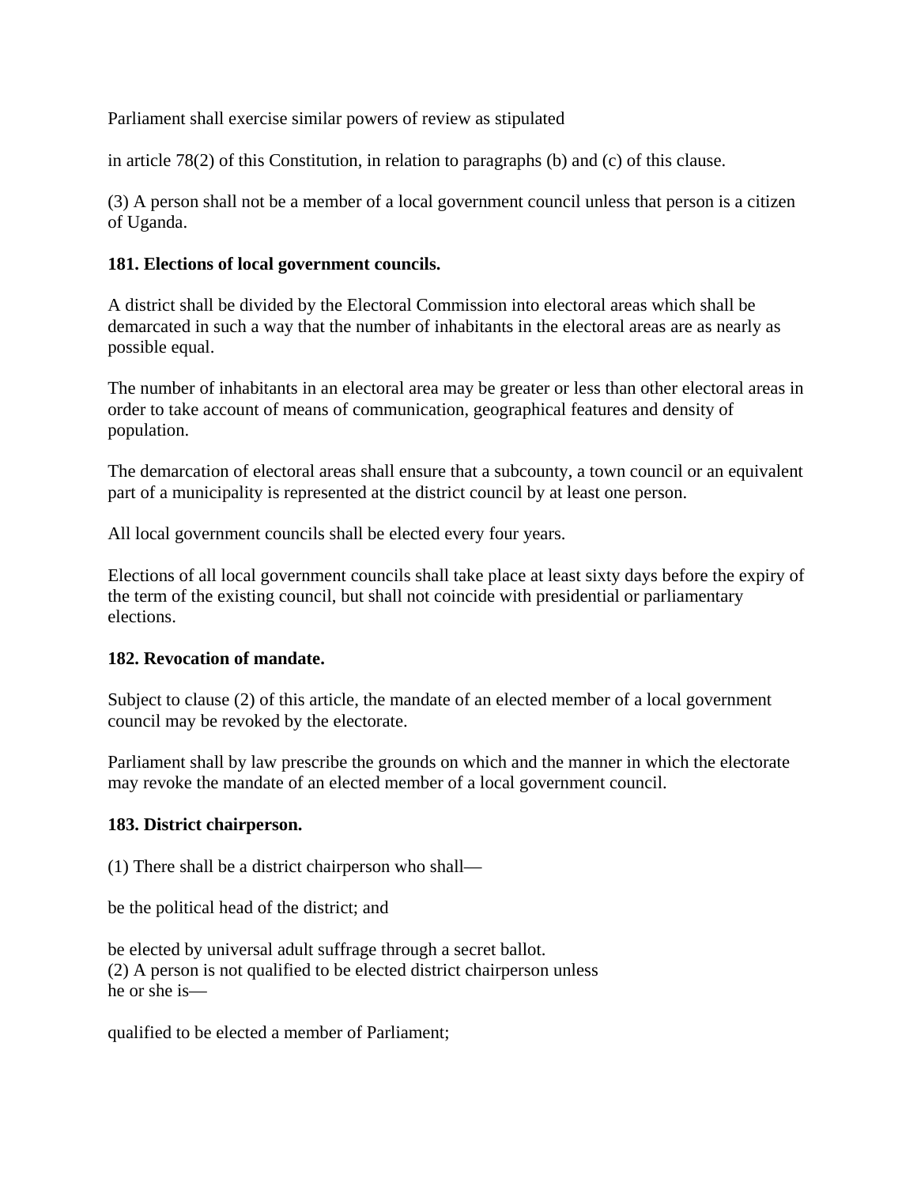Parliament shall exercise similar powers of review as stipulated

in article 78(2) of this Constitution, in relation to paragraphs (b) and (c) of this clause.

(3) A person shall not be a member of a local government council unless that person is a citizen of Uganda.

**181. Elections of local government councils.**

A district shall be divided by the Electoral Commission into electoral areas which shall be demarcated in such a way that the number of inhabitants in the electoral areas are as nearly as possible equal.

The number of inhabitants in an electoral area may be greater or less than other electoral areas in order to take account of means of communication, geographical features and density of population.

The demarcation of electoral areas shall ensure that a subcounty, a town council or an equivalent part of a municipality is represented at the district council by at least one person.

All local government councils shall be elected every four years.

Elections of all local government councils shall take place at least sixty days before the expiry of the term of the existing council, but shall not coincide with presidential or parliamentary elections.

**182. Revocation of mandate.**

Subject to clause (2) of this article, the mandate of an elected member of a local government council may be revoked by the electorate.

Parliament shall by law prescribe the grounds on which and the manner in which the electorate may revoke the mandate of an elected member of a local government council.

**183. District chairperson.**

(1) There shall be a district chairperson who shall—

be the political head of the district; and

be elected by universal adult suffrage through a secret ballot.
(2) A person is not qualified to be elected district chairperson unless he or she is—

qualified to be elected a member of Parliament;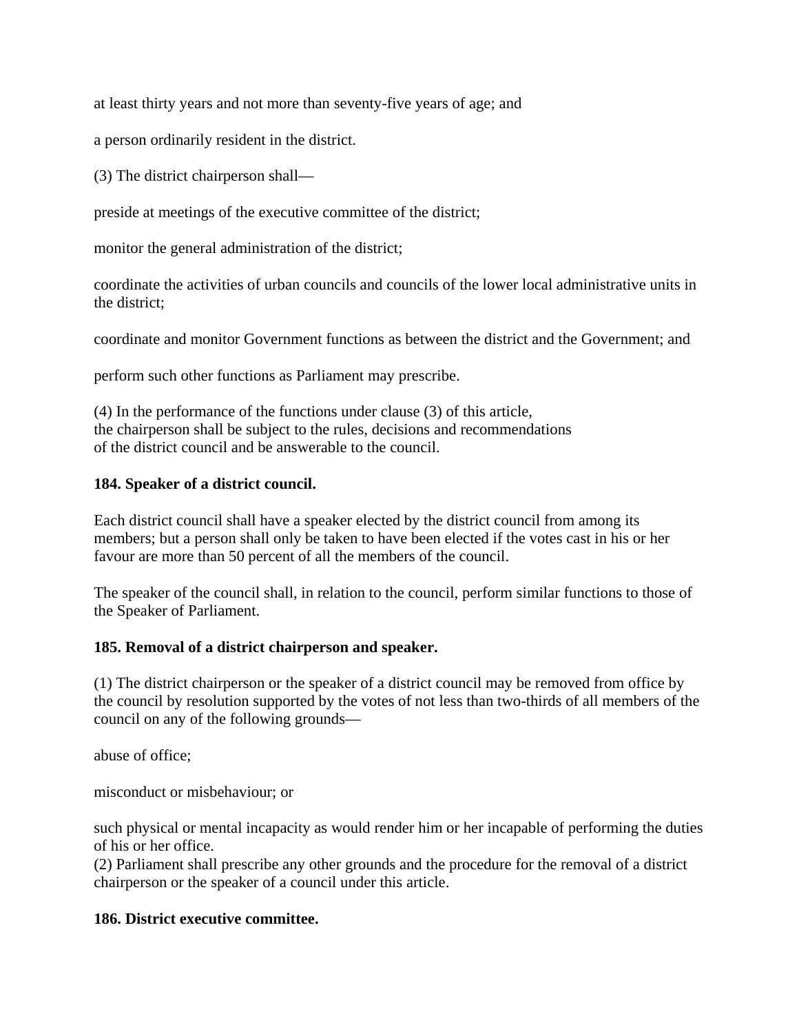at least thirty years and not more than seventy-five years of age; and

a person ordinarily resident in the district.

(3) The district chairperson shall—

preside at meetings of the executive committee of the district;

monitor the general administration of the district;

coordinate the activities of urban councils and councils of the lower local administrative units in the district;

coordinate and monitor Government functions as between the district and the Government; and

perform such other functions as Parliament may prescribe.

(4) In the performance of the functions under clause (3) of this article, the chairperson shall be subject to the rules, decisions and recommendations of the district council and be answerable to the council.

**184. Speaker of a district council.**

Each district council shall have a speaker elected by the district council from among its members; but a person shall only be taken to have been elected if the votes cast in his or her favour are more than 50 percent of all the members of the council.

The speaker of the council shall, in relation to the council, perform similar functions to those of the Speaker of Parliament.

**185. Removal of a district chairperson and speaker.**

(1) The district chairperson or the speaker of a district council may be removed from office by the council by resolution supported by the votes of not less than two-thirds of all members of the council on any of the following grounds—

abuse of office;

misconduct or misbehaviour; or

such physical or mental incapacity as would render him or her incapable of performing the duties of his or her office.

(2) Parliament shall prescribe any other grounds and the procedure for the removal of a district chairperson or the speaker of a council under this article.

**186. District executive committee.**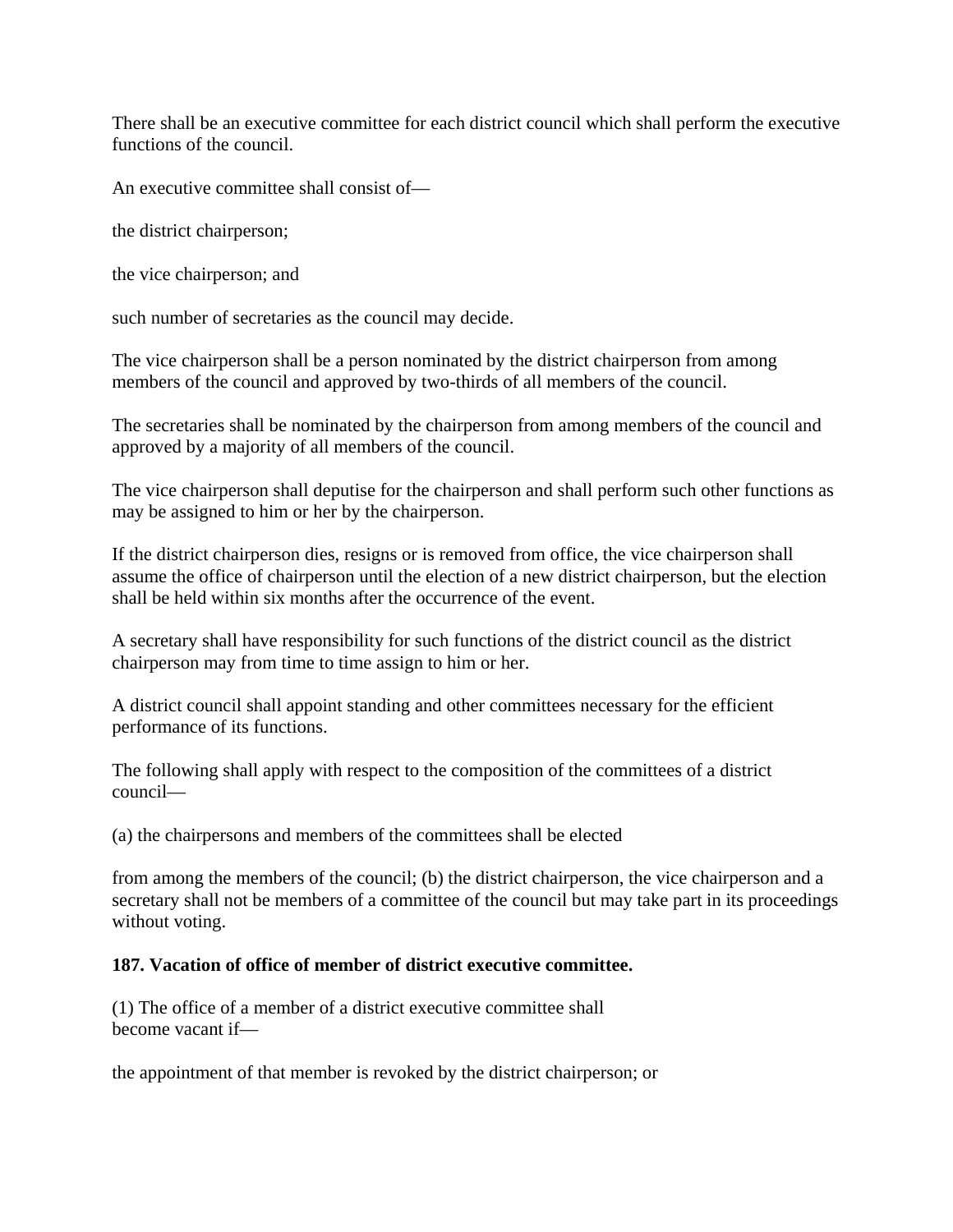There shall be an executive committee for each district council which shall perform the executive functions of the council.

An executive committee shall consist of—

the district chairperson;

the vice chairperson; and

such number of secretaries as the council may decide.

The vice chairperson shall be a person nominated by the district chairperson from among members of the council and approved by two-thirds of all members of the council.

The secretaries shall be nominated by the chairperson from among members of the council and approved by a majority of all members of the council.

The vice chairperson shall deputise for the chairperson and shall perform such other functions as may be assigned to him or her by the chairperson.

If the district chairperson dies, resigns or is removed from office, the vice chairperson shall assume the office of chairperson until the election of a new district chairperson, but the election shall be held within six months after the occurrence of the event.

A secretary shall have responsibility for such functions of the district council as the district chairperson may from time to time assign to him or her.

A district council shall appoint standing and other committees necessary for the efficient performance of its functions.

The following shall apply with respect to the composition of the committees of a district council—

(a) the chairpersons and members of the committees shall be elected

from among the members of the council; (b) the district chairperson, the vice chairperson and a secretary shall not be members of a committee of the council but may take part in its proceedings without voting.

**187. Vacation of office of member of district executive committee.**

(1) The office of a member of a district executive committee shall become vacant if—

the appointment of that member is revoked by the district chairperson; or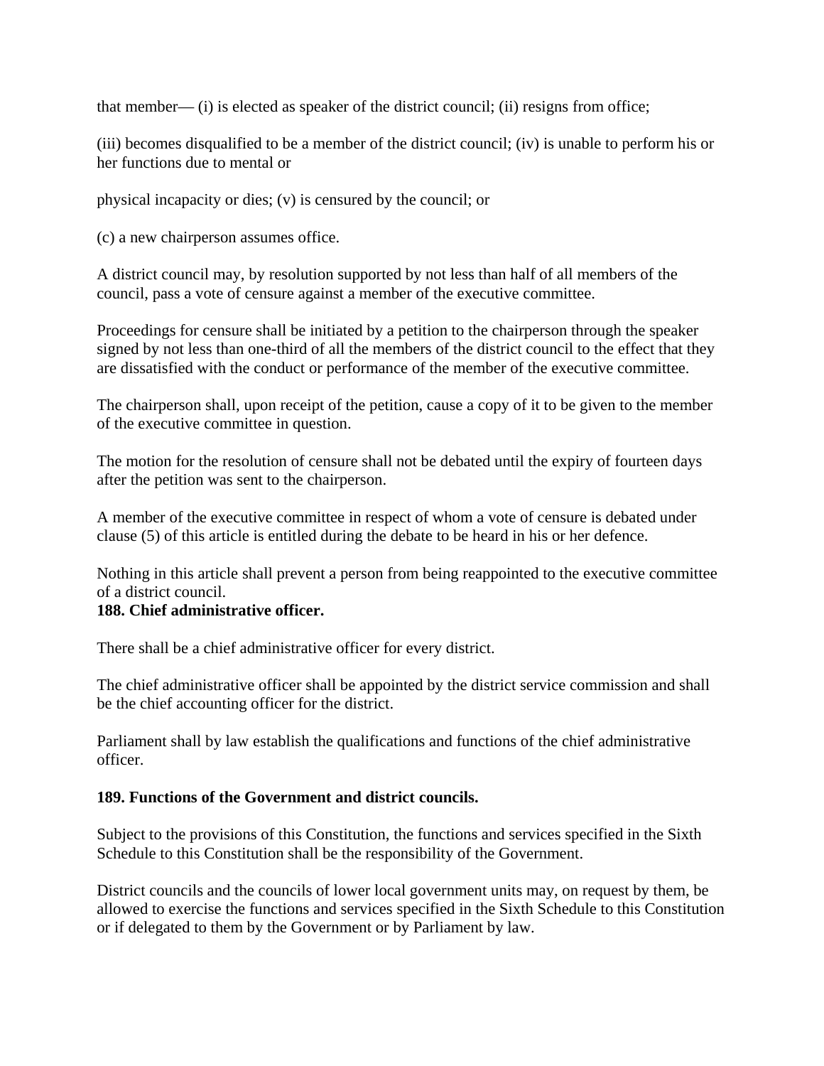that member— (i) is elected as speaker of the district council; (ii) resigns from office;

(iii) becomes disqualified to be a member of the district council; (iv) is unable to perform his or her functions due to mental or

physical incapacity or dies; (v) is censured by the council; or

(c) a new chairperson assumes office.

A district council may, by resolution supported by not less than half of all members of the council, pass a vote of censure against a member of the executive committee.

Proceedings for censure shall be initiated by a petition to the chairperson through the speaker signed by not less than one-third of all the members of the district council to the effect that they are dissatisfied with the conduct or performance of the member of the executive committee.

The chairperson shall, upon receipt of the petition, cause a copy of it to be given to the member of the executive committee in question.

The motion for the resolution of censure shall not be debated until the expiry of fourteen days after the petition was sent to the chairperson.

A member of the executive committee in respect of whom a vote of censure is debated under clause (5) of this article is entitled during the debate to be heard in his or her defence.

Nothing in this article shall prevent a person from being reappointed to the executive committee of a district council.

**188. Chief administrative officer.**

There shall be a chief administrative officer for every district.

The chief administrative officer shall be appointed by the district service commission and shall be the chief accounting officer for the district.

Parliament shall by law establish the qualifications and functions of the chief administrative officer.

**189. Functions of the Government and district councils.**

Subject to the provisions of this Constitution, the functions and services specified in the Sixth Schedule to this Constitution shall be the responsibility of the Government.

District councils and the councils of lower local government units may, on request by them, be allowed to exercise the functions and services specified in the Sixth Schedule to this Constitution or if delegated to them by the Government or by Parliament by law.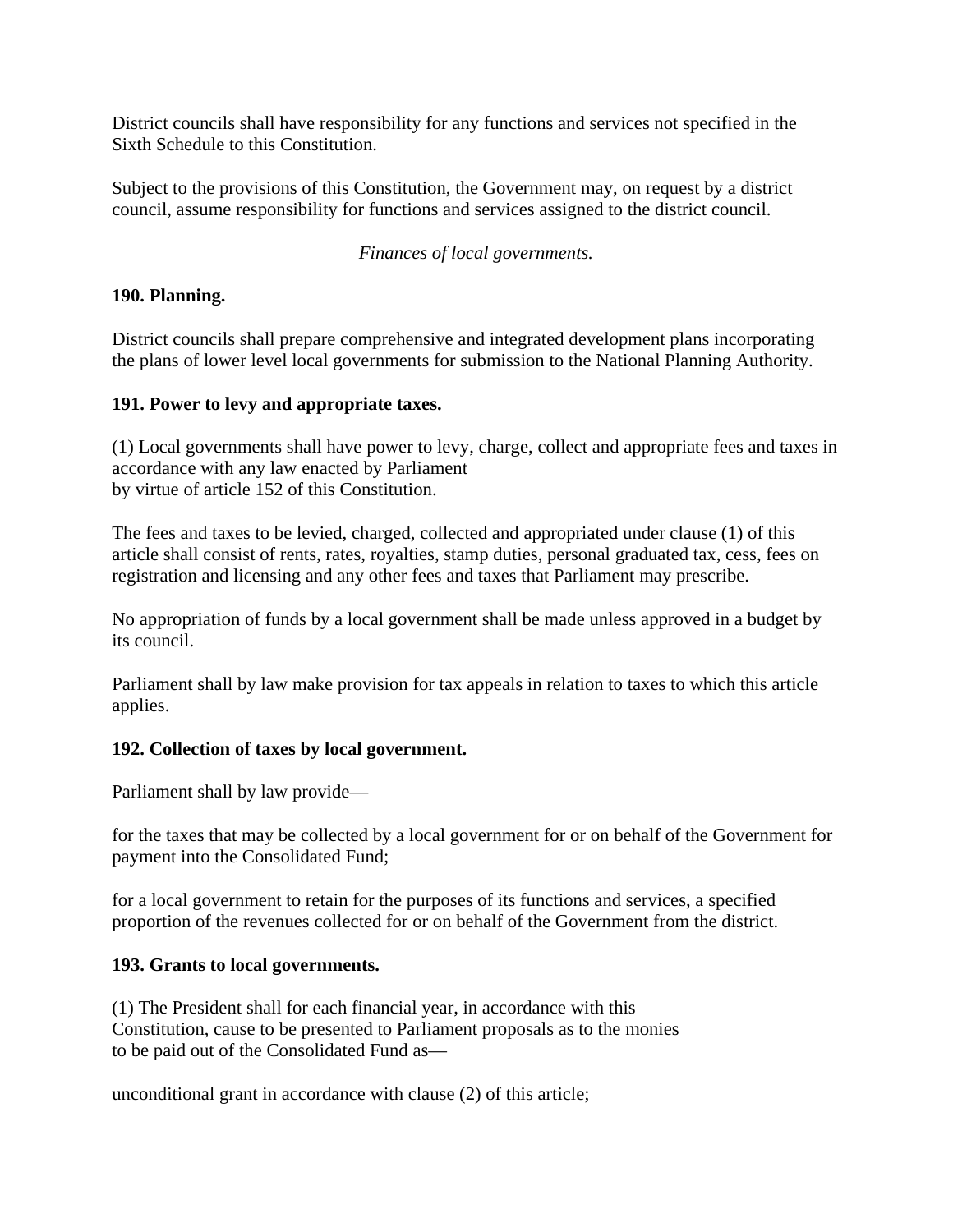District councils shall have responsibility for any functions and services not specified in the Sixth Schedule to this Constitution.

Subject to the provisions of this Constitution, the Government may, on request by a district council, assume responsibility for functions and services assigned to the district council.

*Finances of local governments.*

**190. Planning.**

District councils shall prepare comprehensive and integrated development plans incorporating the plans of lower level local governments for submission to the National Planning Authority.

**191. Power to levy and appropriate taxes.**

(1) Local governments shall have power to levy, charge, collect and appropriate fees and taxes in accordance with any law enacted by Parliament
by virtue of article 152 of this Constitution.

The fees and taxes to be levied, charged, collected and appropriated under clause (1) of this article shall consist of rents, rates, royalties, stamp duties, personal graduated tax, cess, fees on registration and licensing and any other fees and taxes that Parliament may prescribe.

No appropriation of funds by a local government shall be made unless approved in a budget by its council.

Parliament shall by law make provision for tax appeals in relation to taxes to which this article applies.

**192. Collection of taxes by local government.**

Parliament shall by law provide—

for the taxes that may be collected by a local government for or on behalf of the Government for payment into the Consolidated Fund;

for a local government to retain for the purposes of its functions and services, a specified proportion of the revenues collected for or on behalf of the Government from the district.

**193. Grants to local governments.**

(1) The President shall for each financial year, in accordance with this
Constitution, cause to be presented to Parliament proposals as to the monies
to be paid out of the Consolidated Fund as—

unconditional grant in accordance with clause (2) of this article;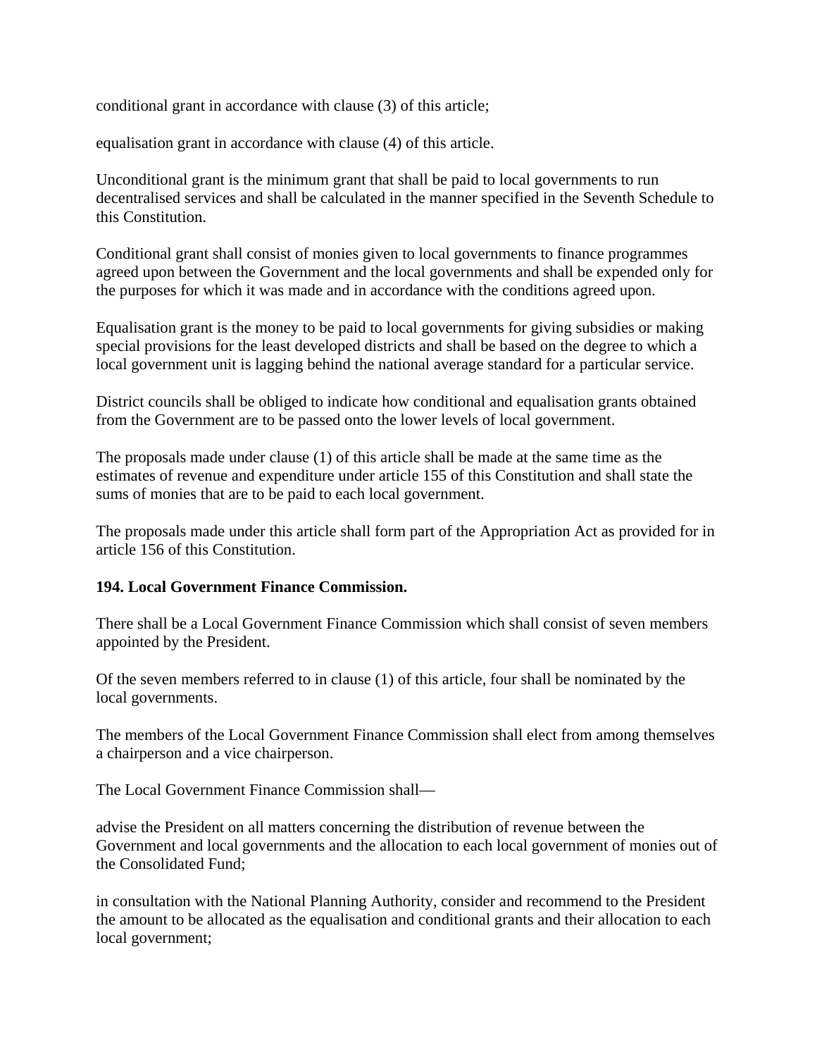conditional grant in accordance with clause (3) of this article;

equalisation grant in accordance with clause (4) of this article.

Unconditional grant is the minimum grant that shall be paid to local governments to run decentralised services and shall be calculated in the manner specified in the Seventh Schedule to this Constitution.

Conditional grant shall consist of monies given to local governments to finance programmes agreed upon between the Government and the local governments and shall be expended only for the purposes for which it was made and in accordance with the conditions agreed upon.

Equalisation grant is the money to be paid to local governments for giving subsidies or making special provisions for the least developed districts and shall be based on the degree to which a local government unit is lagging behind the national average standard for a particular service.

District councils shall be obliged to indicate how conditional and equalisation grants obtained from the Government are to be passed onto the lower levels of local government.

The proposals made under clause (1) of this article shall be made at the same time as the estimates of revenue and expenditure under article 155 of this Constitution and shall state the sums of monies that are to be paid to each local government.

The proposals made under this article shall form part of the Appropriation Act as provided for in article 156 of this Constitution.

**194. Local Government Finance Commission.**

There shall be a Local Government Finance Commission which shall consist of seven members appointed by the President.

Of the seven members referred to in clause (1) of this article, four shall be nominated by the local governments.

The members of the Local Government Finance Commission shall elect from among themselves a chairperson and a vice chairperson.

The Local Government Finance Commission shall—

advise the President on all matters concerning the distribution of revenue between the Government and local governments and the allocation to each local government of monies out of the Consolidated Fund;

in consultation with the National Planning Authority, consider and recommend to the President the amount to be allocated as the equalisation and conditional grants and their allocation to each local government;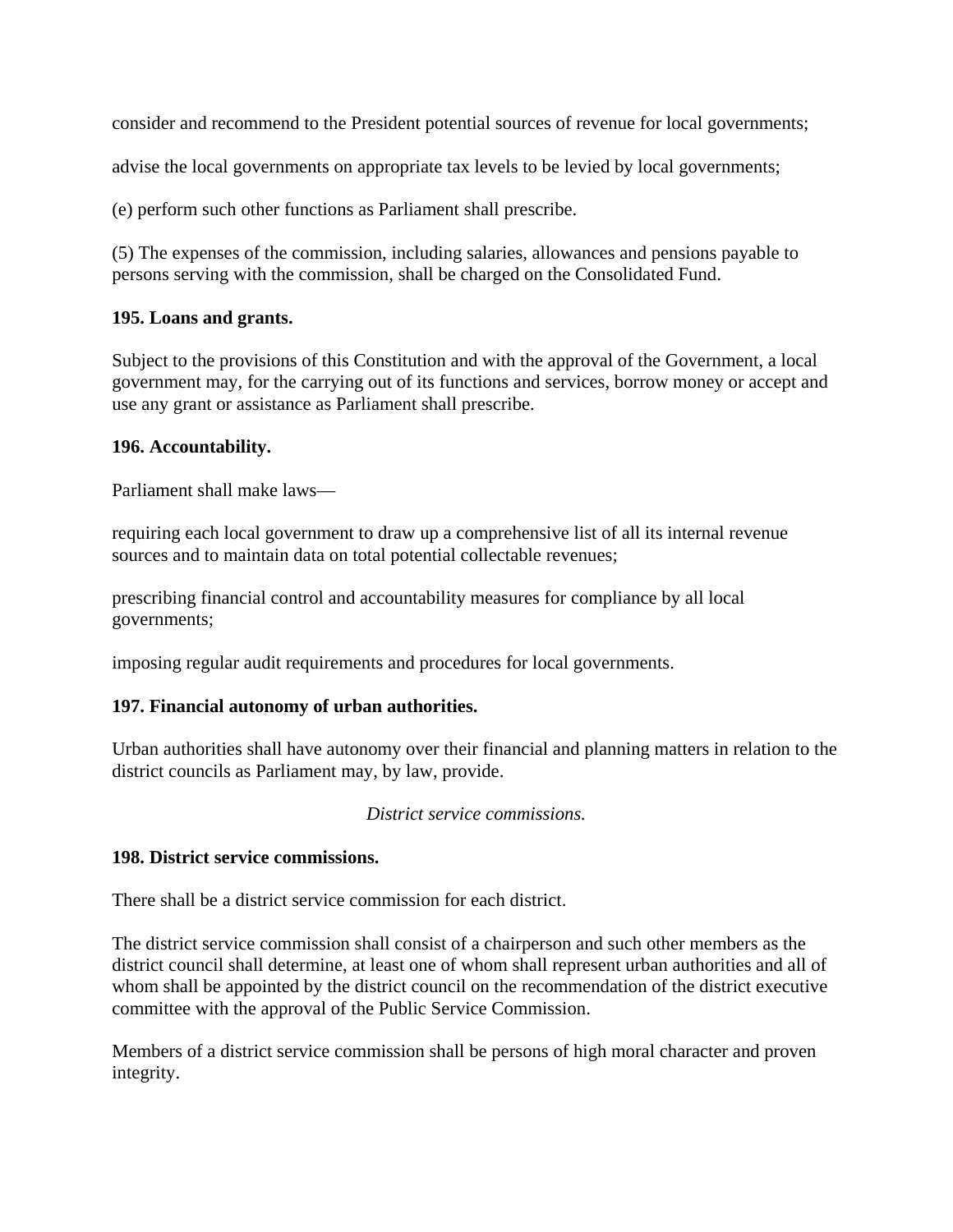consider and recommend to the President potential sources of revenue for local governments;

advise the local governments on appropriate tax levels to be levied by local governments;

(e) perform such other functions as Parliament shall prescribe.

(5) The expenses of the commission, including salaries, allowances and pensions payable to persons serving with the commission, shall be charged on the Consolidated Fund.

**195. Loans and grants.**

Subject to the provisions of this Constitution and with the approval of the Government, a local government may, for the carrying out of its functions and services, borrow money or accept and use any grant or assistance as Parliament shall prescribe.

**196. Accountability.**

Parliament shall make laws—

requiring each local government to draw up a comprehensive list of all its internal revenue sources and to maintain data on total potential collectable revenues;

prescribing financial control and accountability measures for compliance by all local governments;

imposing regular audit requirements and procedures for local governments.

**197. Financial autonomy of urban authorities.**

Urban authorities shall have autonomy over their financial and planning matters in relation to the district councils as Parliament may, by law, provide.

*District service commissions.*

**198. District service commissions.**

There shall be a district service commission for each district.

The district service commission shall consist of a chairperson and such other members as the district council shall determine, at least one of whom shall represent urban authorities and all of whom shall be appointed by the district council on the recommendation of the district executive committee with the approval of the Public Service Commission.

Members of a district service commission shall be persons of high moral character and proven integrity.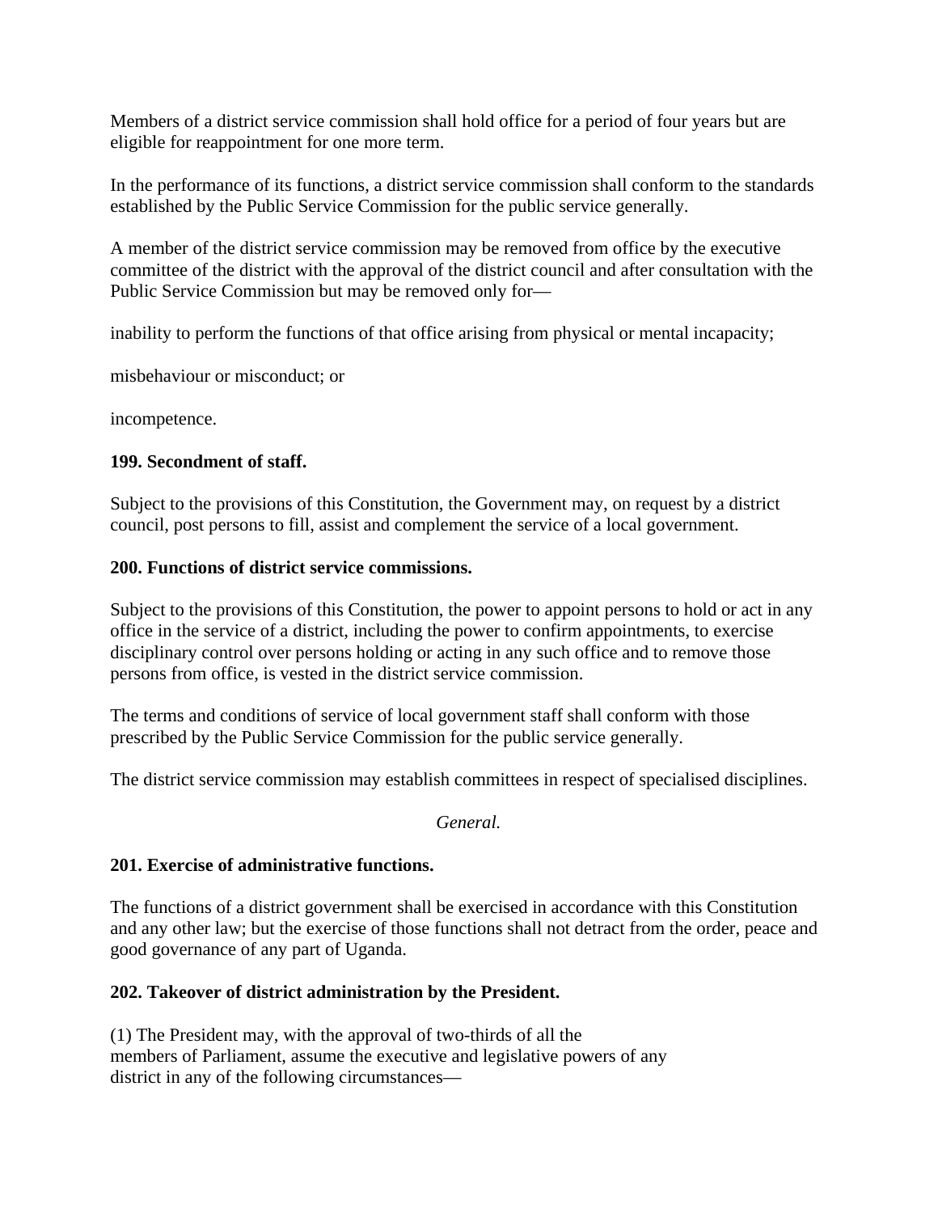Members of a district service commission shall hold office for a period of four years but are eligible for reappointment for one more term.

In the performance of its functions, a district service commission shall conform to the standards established by the Public Service Commission for the public service generally.

A member of the district service commission may be removed from office by the executive committee of the district with the approval of the district council and after consultation with the Public Service Commission but may be removed only for—

inability to perform the functions of that office arising from physical or mental incapacity;

misbehaviour or misconduct; or

incompetence.

**199. Secondment of staff.**

Subject to the provisions of this Constitution, the Government may, on request by a district council, post persons to fill, assist and complement the service of a local government.

**200. Functions of district service commissions.**

Subject to the provisions of this Constitution, the power to appoint persons to hold or act in any office in the service of a district, including the power to confirm appointments, to exercise disciplinary control over persons holding or acting in any such office and to remove those persons from office, is vested in the district service commission.

The terms and conditions of service of local government staff shall conform with those prescribed by the Public Service Commission for the public service generally.

The district service commission may establish committees in respect of specialised disciplines.

*General.*

**201. Exercise of administrative functions.**

The functions of a district government shall be exercised in accordance with this Constitution and any other law; but the exercise of those functions shall not detract from the order, peace and good governance of any part of Uganda.

**202. Takeover of district administration by the President.**

(1) The President may, with the approval of two-thirds of all the members of Parliament, assume the executive and legislative powers of any district in any of the following circumstances—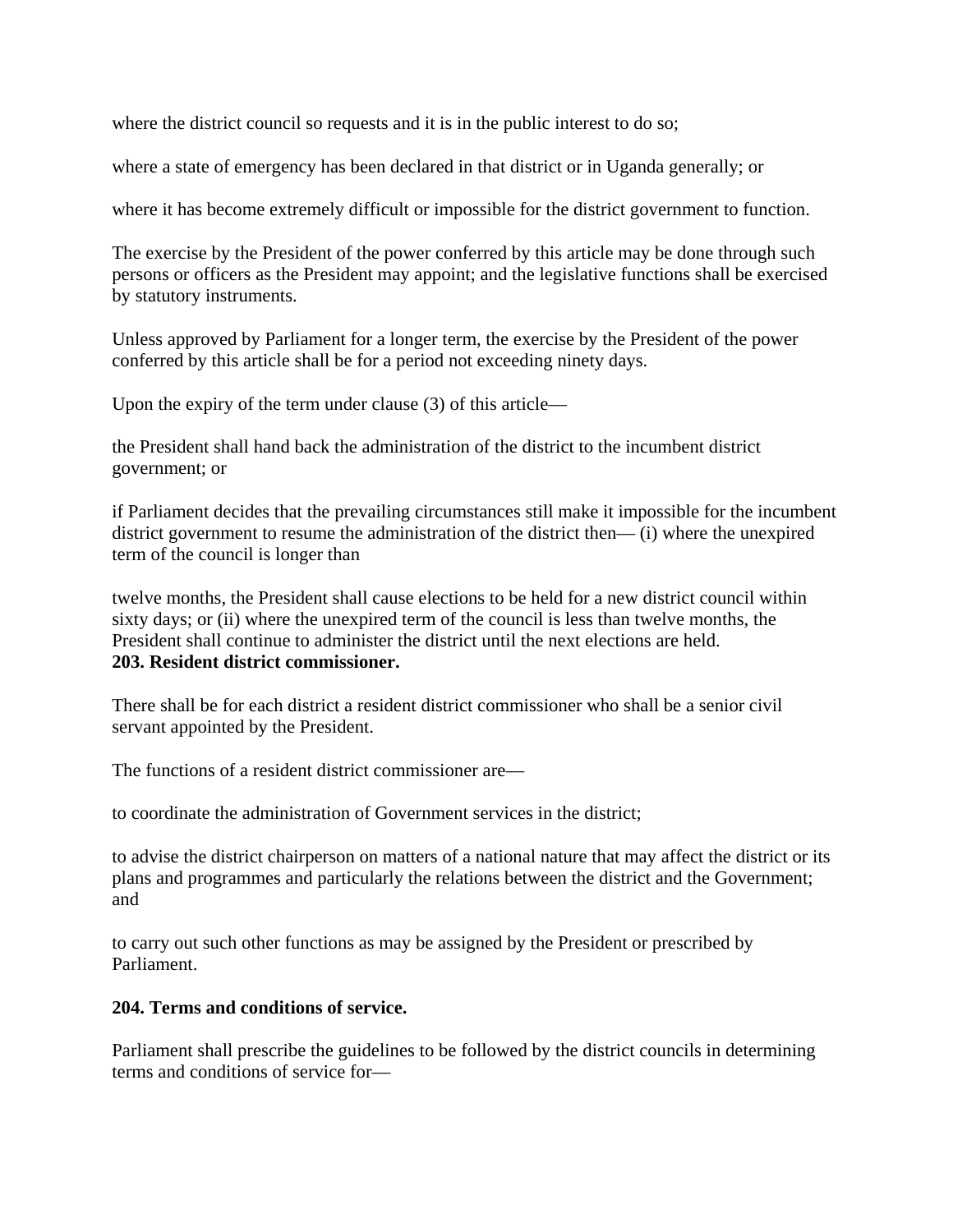where the district council so requests and it is in the public interest to do so;

where a state of emergency has been declared in that district or in Uganda generally; or

where it has become extremely difficult or impossible for the district government to function.

The exercise by the President of the power conferred by this article may be done through such persons or officers as the President may appoint; and the legislative functions shall be exercised by statutory instruments.

Unless approved by Parliament for a longer term, the exercise by the President of the power conferred by this article shall be for a period not exceeding ninety days.

Upon the expiry of the term under clause (3) of this article—

the President shall hand back the administration of the district to the incumbent district government; or

if Parliament decides that the prevailing circumstances still make it impossible for the incumbent district government to resume the administration of the district then— (i) where the unexpired term of the council is longer than

twelve months, the President shall cause elections to be held for a new district council within sixty days; or (ii) where the unexpired term of the council is less than twelve months, the President shall continue to administer the district until the next elections are held.

**203. Resident district commissioner.**

There shall be for each district a resident district commissioner who shall be a senior civil servant appointed by the President.

The functions of a resident district commissioner are—

to coordinate the administration of Government services in the district;

to advise the district chairperson on matters of a national nature that may affect the district or its plans and programmes and particularly the relations between the district and the Government; and

to carry out such other functions as may be assigned by the President or prescribed by Parliament.

**204. Terms and conditions of service.**

Parliament shall prescribe the guidelines to be followed by the district councils in determining terms and conditions of service for—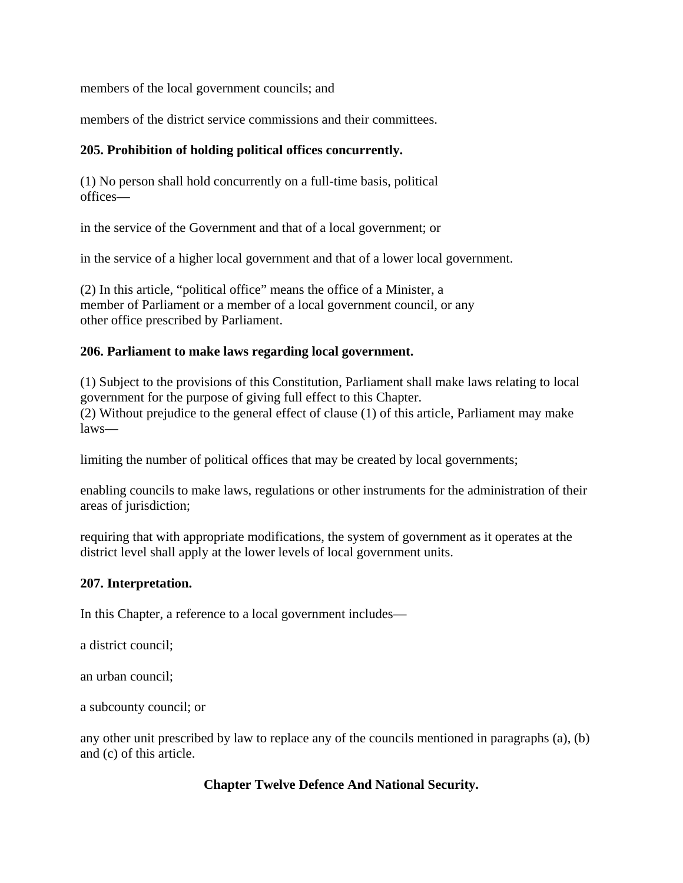members of the local government councils; and

members of the district service commissions and their committees.

**205. Prohibition of holding political offices concurrently.**

(1) No person shall hold concurrently on a full-time basis, political offices—

in the service of the Government and that of a local government; or

in the service of a higher local government and that of a lower local government.

(2) In this article, "political office" means the office of a Minister, a member of Parliament or a member of a local government council, or any other office prescribed by Parliament.

**206. Parliament to make laws regarding local government.**

(1) Subject to the provisions of this Constitution, Parliament shall make laws relating to local government for the purpose of giving full effect to this Chapter.
(2) Without prejudice to the general effect of clause (1) of this article, Parliament may make laws—

limiting the number of political offices that may be created by local governments;

enabling councils to make laws, regulations or other instruments for the administration of their areas of jurisdiction;

requiring that with appropriate modifications, the system of government as it operates at the district level shall apply at the lower levels of local government units.

**207. Interpretation.**

In this Chapter, a reference to a local government includes—

a district council;

an urban council;

a subcounty council; or

any other unit prescribed by law to replace any of the councils mentioned in paragraphs (a), (b) and (c) of this article.

## Chapter Twelve Defence And National Security.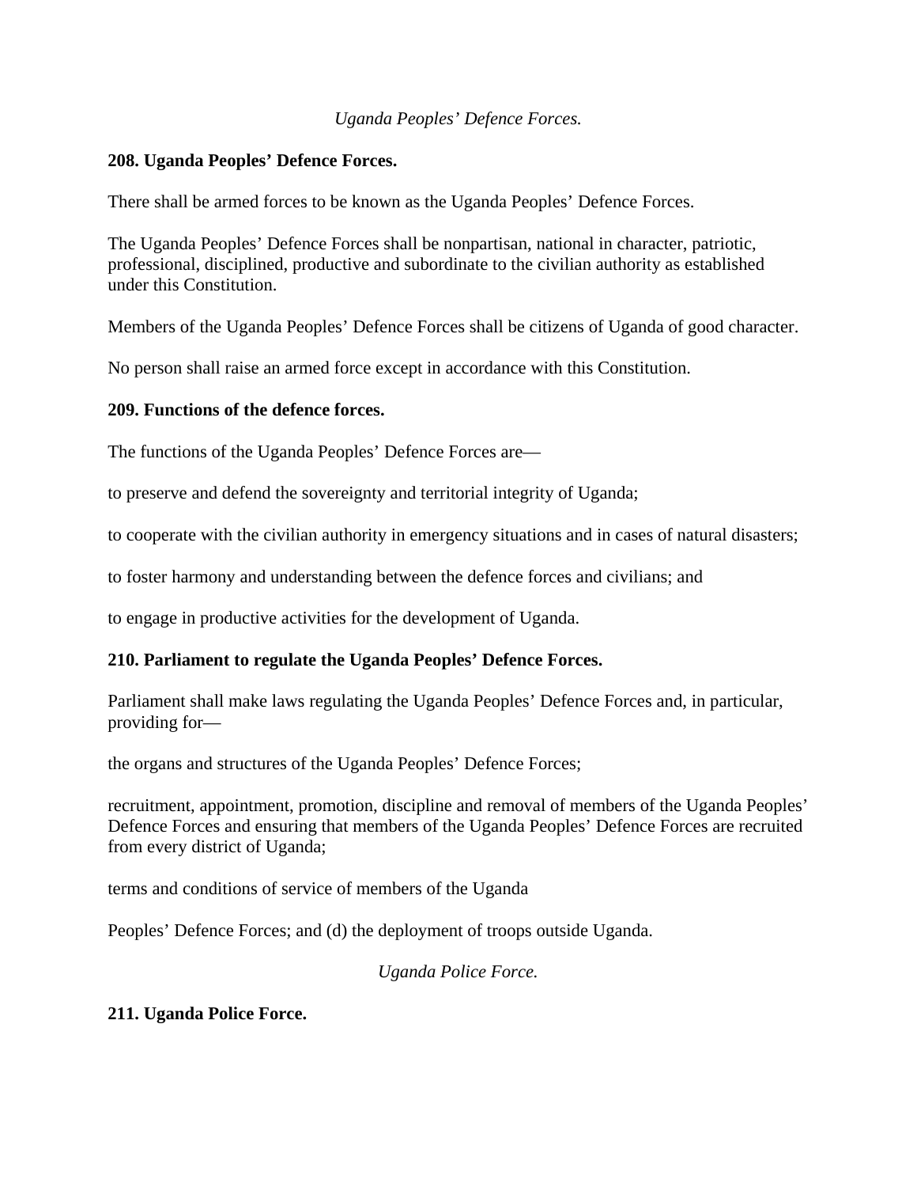*Uganda Peoples' Defence Forces.*

**208. Uganda Peoples' Defence Forces.**

There shall be armed forces to be known as the Uganda Peoples' Defence Forces.

The Uganda Peoples' Defence Forces shall be nonpartisan, national in character, patriotic, professional, disciplined, productive and subordinate to the civilian authority as established under this Constitution.

Members of the Uganda Peoples' Defence Forces shall be citizens of Uganda of good character.

No person shall raise an armed force except in accordance with this Constitution.

**209. Functions of the defence forces.**

The functions of the Uganda Peoples' Defence Forces are—

to preserve and defend the sovereignty and territorial integrity of Uganda;

to cooperate with the civilian authority in emergency situations and in cases of natural disasters;

to foster harmony and understanding between the defence forces and civilians; and

to engage in productive activities for the development of Uganda.

**210. Parliament to regulate the Uganda Peoples' Defence Forces.**

Parliament shall make laws regulating the Uganda Peoples' Defence Forces and, in particular, providing for—

the organs and structures of the Uganda Peoples' Defence Forces;

recruitment, appointment, promotion, discipline and removal of members of the Uganda Peoples' Defence Forces and ensuring that members of the Uganda Peoples' Defence Forces are recruited from every district of Uganda;

terms and conditions of service of members of the Uganda

Peoples' Defence Forces; and (d) the deployment of troops outside Uganda.

*Uganda Police Force.*

**211. Uganda Police Force.**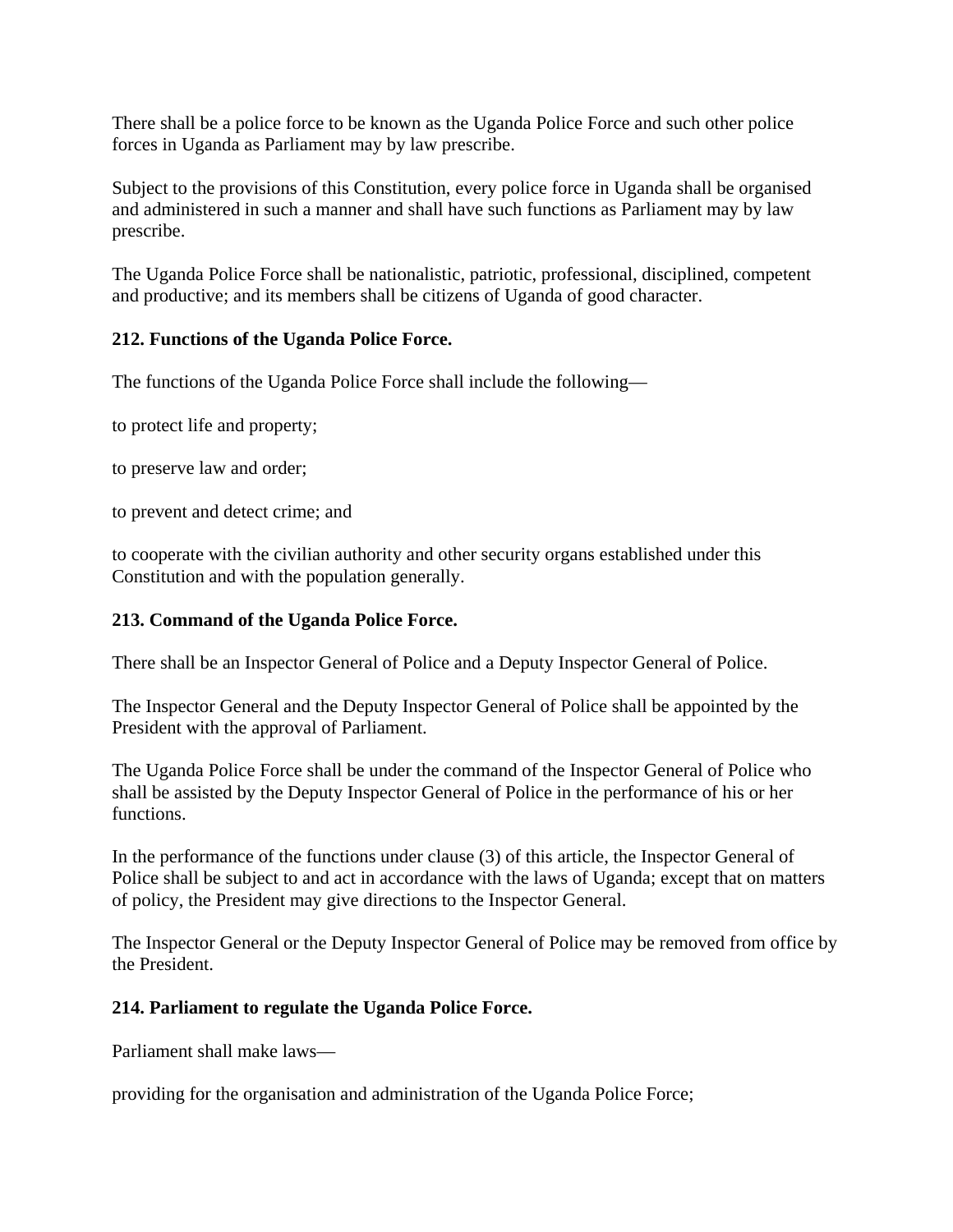There shall be a police force to be known as the Uganda Police Force and such other police forces in Uganda as Parliament may by law prescribe.

Subject to the provisions of this Constitution, every police force in Uganda shall be organised and administered in such a manner and shall have such functions as Parliament may by law prescribe.

The Uganda Police Force shall be nationalistic, patriotic, professional, disciplined, competent and productive; and its members shall be citizens of Uganda of good character.

**212. Functions of the Uganda Police Force.**

The functions of the Uganda Police Force shall include the following—

to protect life and property;

to preserve law and order;

to prevent and detect crime; and

to cooperate with the civilian authority and other security organs established under this Constitution and with the population generally.

**213. Command of the Uganda Police Force.**

There shall be an Inspector General of Police and a Deputy Inspector General of Police.

The Inspector General and the Deputy Inspector General of Police shall be appointed by the President with the approval of Parliament.

The Uganda Police Force shall be under the command of the Inspector General of Police who shall be assisted by the Deputy Inspector General of Police in the performance of his or her functions.

In the performance of the functions under clause (3) of this article, the Inspector General of Police shall be subject to and act in accordance with the laws of Uganda; except that on matters of policy, the President may give directions to the Inspector General.

The Inspector General or the Deputy Inspector General of Police may be removed from office by the President.

**214. Parliament to regulate the Uganda Police Force.**

Parliament shall make laws—

providing for the organisation and administration of the Uganda Police Force;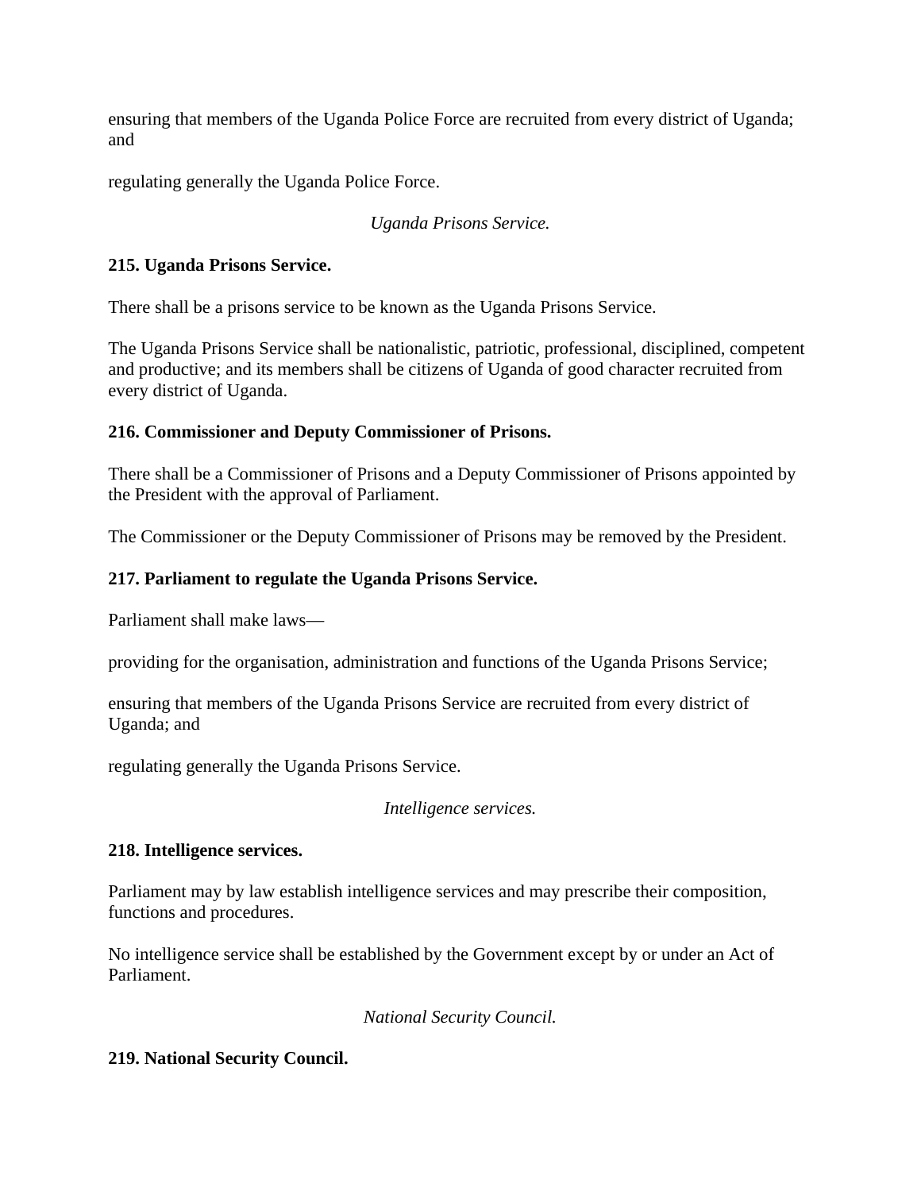ensuring that members of the Uganda Police Force are recruited from every district of Uganda; and

regulating generally the Uganda Police Force.

*Uganda Prisons Service.*

**215. Uganda Prisons Service.**

There shall be a prisons service to be known as the Uganda Prisons Service.

The Uganda Prisons Service shall be nationalistic, patriotic, professional, disciplined, competent and productive; and its members shall be citizens of Uganda of good character recruited from every district of Uganda.

**216. Commissioner and Deputy Commissioner of Prisons.**

There shall be a Commissioner of Prisons and a Deputy Commissioner of Prisons appointed by the President with the approval of Parliament.

The Commissioner or the Deputy Commissioner of Prisons may be removed by the President.

**217. Parliament to regulate the Uganda Prisons Service.**

Parliament shall make laws—

providing for the organisation, administration and functions of the Uganda Prisons Service;

ensuring that members of the Uganda Prisons Service are recruited from every district of Uganda; and

regulating generally the Uganda Prisons Service.

*Intelligence services.*

**218. Intelligence services.**

Parliament may by law establish intelligence services and may prescribe their composition, functions and procedures.

No intelligence service shall be established by the Government except by or under an Act of Parliament.

*National Security Council.*

**219. National Security Council.**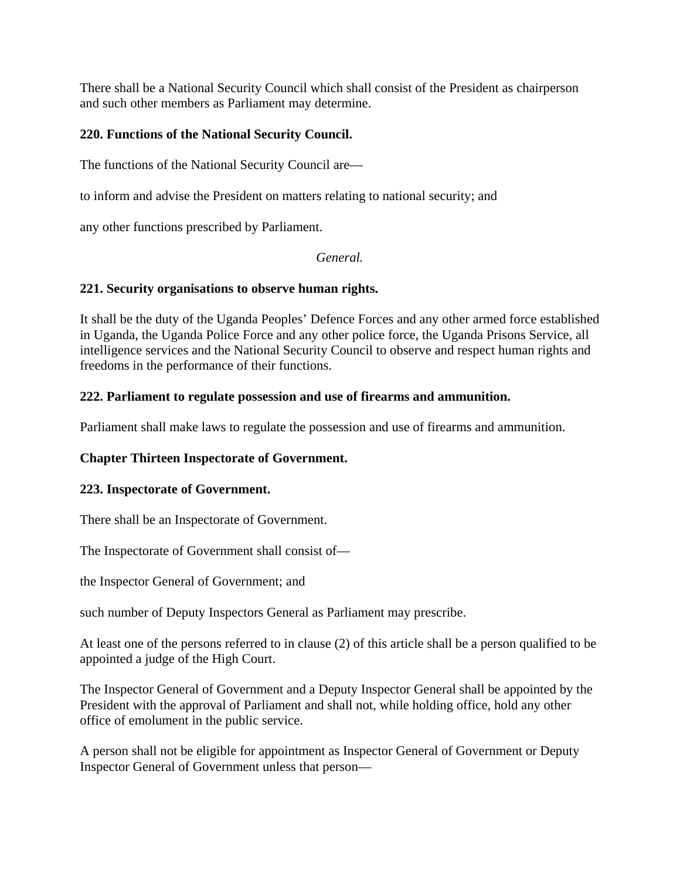There shall be a National Security Council which shall consist of the President as chairperson and such other members as Parliament may determine.

**220. Functions of the National Security Council.**

The functions of the National Security Council are—

to inform and advise the President on matters relating to national security; and

any other functions prescribed by Parliament.

*General.*

**221. Security organisations to observe human rights.**

It shall be the duty of the Uganda Peoples' Defence Forces and any other armed force established in Uganda, the Uganda Police Force and any other police force, the Uganda Prisons Service, all intelligence services and the National Security Council to observe and respect human rights and freedoms in the performance of their functions.

**222. Parliament to regulate possession and use of firearms and ammunition.**

Parliament shall make laws to regulate the possession and use of firearms and ammunition.

**Chapter Thirteen Inspectorate of Government.**

**223. Inspectorate of Government.**

There shall be an Inspectorate of Government.

The Inspectorate of Government shall consist of—

the Inspector General of Government; and

such number of Deputy Inspectors General as Parliament may prescribe.

At least one of the persons referred to in clause (2) of this article shall be a person qualified to be appointed a judge of the High Court.

The Inspector General of Government and a Deputy Inspector General shall be appointed by the President with the approval of Parliament and shall not, while holding office, hold any other office of emolument in the public service.

A person shall not be eligible for appointment as Inspector General of Government or Deputy Inspector General of Government unless that person—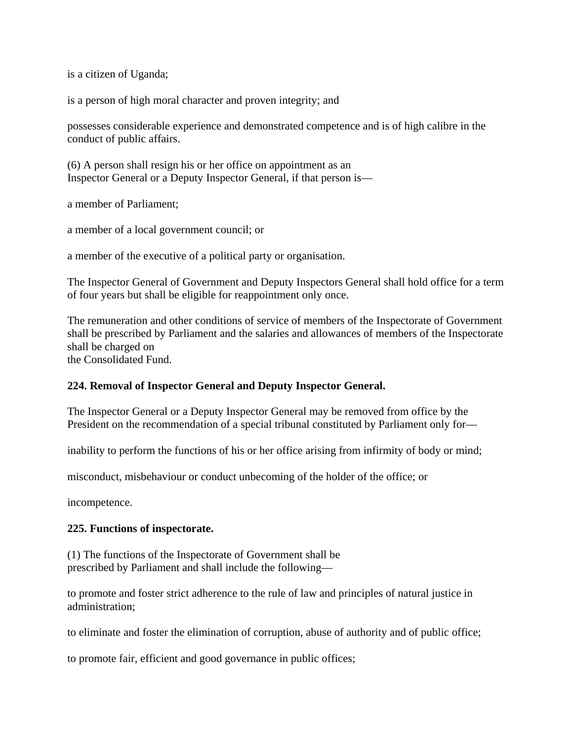is a citizen of Uganda;

is a person of high moral character and proven integrity; and

possesses considerable experience and demonstrated competence and is of high calibre in the conduct of public affairs.

(6) A person shall resign his or her office on appointment as an Inspector General or a Deputy Inspector General, if that person is—

a member of Parliament;

a member of a local government council; or

a member of the executive of a political party or organisation.

The Inspector General of Government and Deputy Inspectors General shall hold office for a term of four years but shall be eligible for reappointment only once.

The remuneration and other conditions of service of members of the Inspectorate of Government shall be prescribed by Parliament and the salaries and allowances of members of the Inspectorate shall be charged on the Consolidated Fund.

**224. Removal of Inspector General and Deputy Inspector General.**

The Inspector General or a Deputy Inspector General may be removed from office by the President on the recommendation of a special tribunal constituted by Parliament only for—

inability to perform the functions of his or her office arising from infirmity of body or mind;

misconduct, misbehaviour or conduct unbecoming of the holder of the office; or

incompetence.

**225. Functions of inspectorate.**

(1) The functions of the Inspectorate of Government shall be prescribed by Parliament and shall include the following—

to promote and foster strict adherence to the rule of law and principles of natural justice in administration;

to eliminate and foster the elimination of corruption, abuse of authority and of public office;

to promote fair, efficient and good governance in public offices;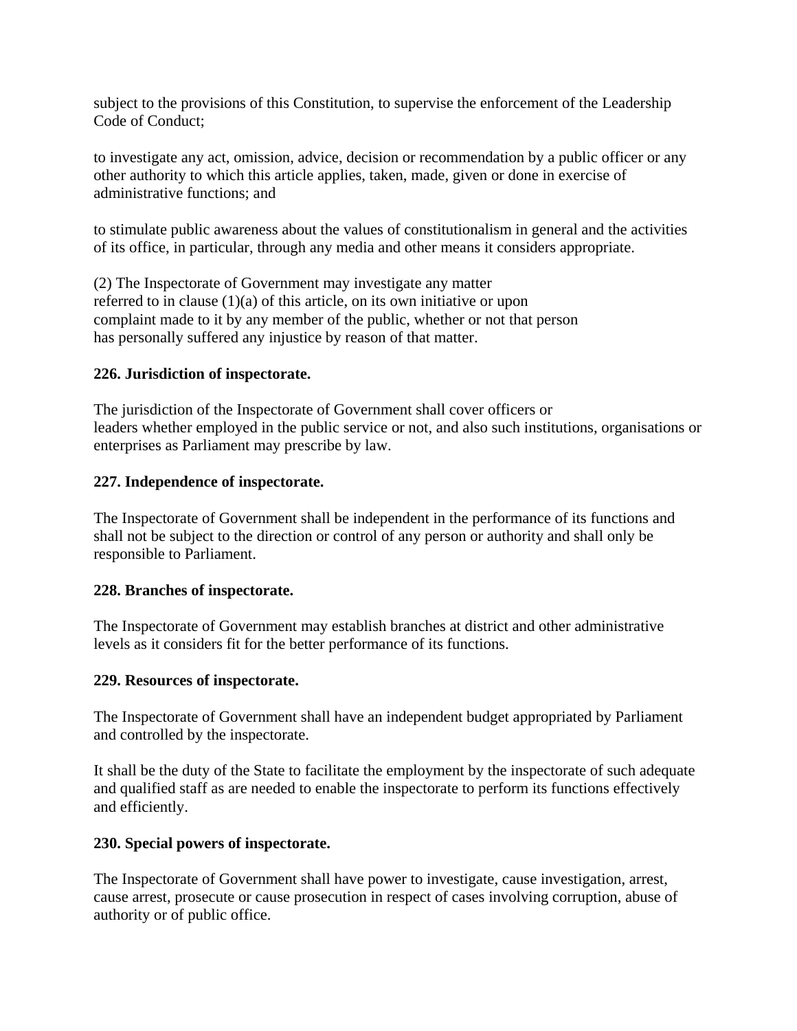subject to the provisions of this Constitution, to supervise the enforcement of the Leadership Code of Conduct;

to investigate any act, omission, advice, decision or recommendation by a public officer or any other authority to which this article applies, taken, made, given or done in exercise of administrative functions; and

to stimulate public awareness about the values of constitutionalism in general and the activities of its office, in particular, through any media and other means it considers appropriate.

(2) The Inspectorate of Government may investigate any matter referred to in clause (1)(a) of this article, on its own initiative or upon complaint made to it by any member of the public, whether or not that person has personally suffered any injustice by reason of that matter.

**226. Jurisdiction of inspectorate.**

The jurisdiction of the Inspectorate of Government shall cover officers or leaders whether employed in the public service or not, and also such institutions, organisations or enterprises as Parliament may prescribe by law.

**227. Independence of inspectorate.**

The Inspectorate of Government shall be independent in the performance of its functions and shall not be subject to the direction or control of any person or authority and shall only be responsible to Parliament.

**228. Branches of inspectorate.**

The Inspectorate of Government may establish branches at district and other administrative levels as it considers fit for the better performance of its functions.

**229. Resources of inspectorate.**

The Inspectorate of Government shall have an independent budget appropriated by Parliament and controlled by the inspectorate.

It shall be the duty of the State to facilitate the employment by the inspectorate of such adequate and qualified staff as are needed to enable the inspectorate to perform its functions effectively and efficiently.

**230. Special powers of inspectorate.**

The Inspectorate of Government shall have power to investigate, cause investigation, arrest, cause arrest, prosecute or cause prosecution in respect of cases involving corruption, abuse of authority or of public office.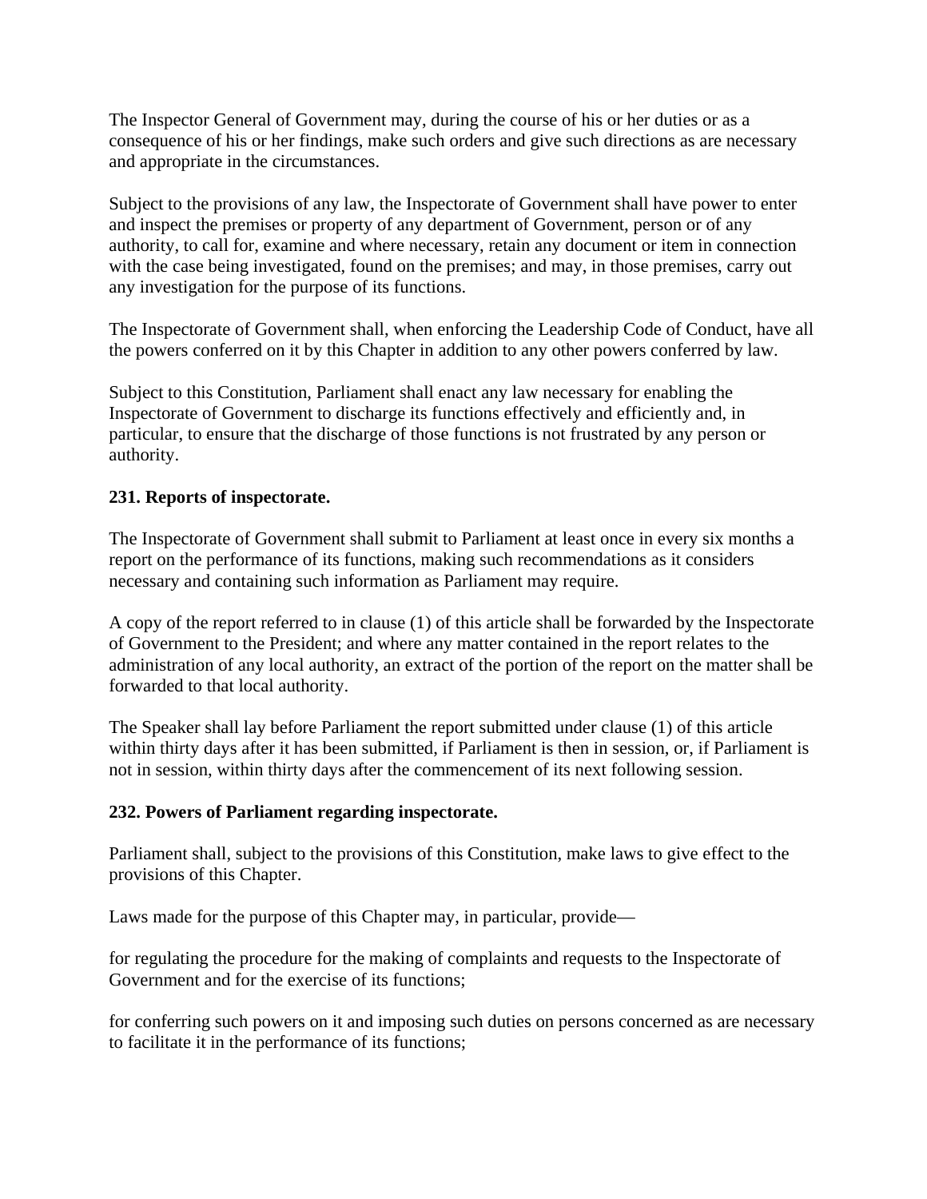The Inspector General of Government may, during the course of his or her duties or as a consequence of his or her findings, make such orders and give such directions as are necessary and appropriate in the circumstances.

Subject to the provisions of any law, the Inspectorate of Government shall have power to enter and inspect the premises or property of any department of Government, person or of any authority, to call for, examine and where necessary, retain any document or item in connection with the case being investigated, found on the premises; and may, in those premises, carry out any investigation for the purpose of its functions.

The Inspectorate of Government shall, when enforcing the Leadership Code of Conduct, have all the powers conferred on it by this Chapter in addition to any other powers conferred by law.

Subject to this Constitution, Parliament shall enact any law necessary for enabling the Inspectorate of Government to discharge its functions effectively and efficiently and, in particular, to ensure that the discharge of those functions is not frustrated by any person or authority.

**231. Reports of inspectorate.**

The Inspectorate of Government shall submit to Parliament at least once in every six months a report on the performance of its functions, making such recommendations as it considers necessary and containing such information as Parliament may require.

A copy of the report referred to in clause (1) of this article shall be forwarded by the Inspectorate of Government to the President; and where any matter contained in the report relates to the administration of any local authority, an extract of the portion of the report on the matter shall be forwarded to that local authority.

The Speaker shall lay before Parliament the report submitted under clause (1) of this article within thirty days after it has been submitted, if Parliament is then in session, or, if Parliament is not in session, within thirty days after the commencement of its next following session.

**232. Powers of Parliament regarding inspectorate.**

Parliament shall, subject to the provisions of this Constitution, make laws to give effect to the provisions of this Chapter.

Laws made for the purpose of this Chapter may, in particular, provide—

for regulating the procedure for the making of complaints and requests to the Inspectorate of Government and for the exercise of its functions;

for conferring such powers on it and imposing such duties on persons concerned as are necessary to facilitate it in the performance of its functions;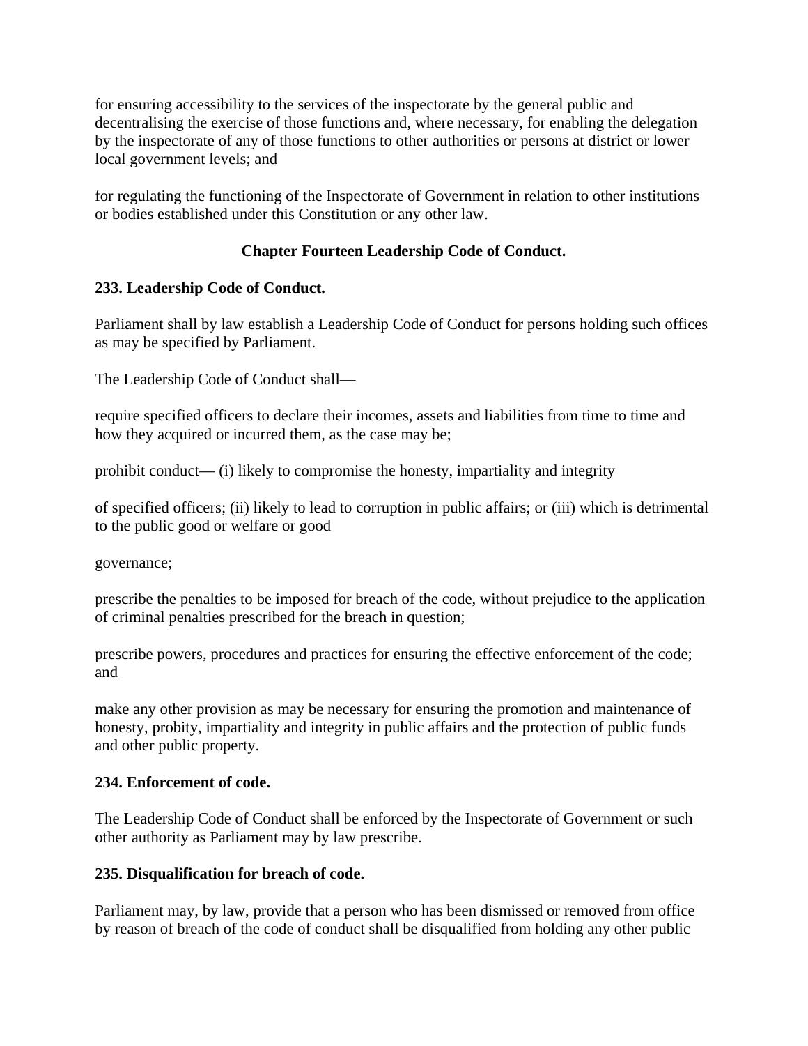for ensuring accessibility to the services of the inspectorate by the general public and decentralising the exercise of those functions and, where necessary, for enabling the delegation by the inspectorate of any of those functions to other authorities or persons at district or lower local government levels; and

for regulating the functioning of the Inspectorate of Government in relation to other institutions or bodies established under this Constitution or any other law.

## Chapter Fourteen Leadership Code of Conduct.

### 233. Leadership Code of Conduct.

Parliament shall by law establish a Leadership Code of Conduct for persons holding such offices as may be specified by Parliament.

The Leadership Code of Conduct shall—

require specified officers to declare their incomes, assets and liabilities from time to time and how they acquired or incurred them, as the case may be;

prohibit conduct— (i) likely to compromise the honesty, impartiality and integrity

of specified officers; (ii) likely to lead to corruption in public affairs; or (iii) which is detrimental to the public good or welfare or good

governance;

prescribe the penalties to be imposed for breach of the code, without prejudice to the application of criminal penalties prescribed for the breach in question;

prescribe powers, procedures and practices for ensuring the effective enforcement of the code; and

make any other provision as may be necessary for ensuring the promotion and maintenance of honesty, probity, impartiality and integrity in public affairs and the protection of public funds and other public property.

### 234. Enforcement of code.

The Leadership Code of Conduct shall be enforced by the Inspectorate of Government or such other authority as Parliament may by law prescribe.

### 235. Disqualification for breach of code.

Parliament may, by law, provide that a person who has been dismissed or removed from office by reason of breach of the code of conduct shall be disqualified from holding any other public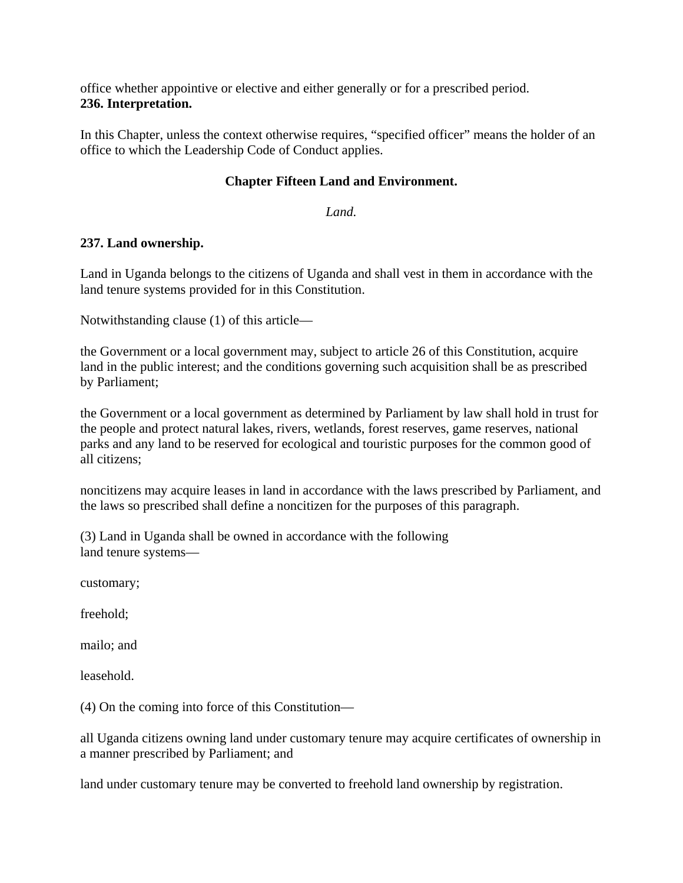office whether appointive or elective and either generally or for a prescribed period.

**236. Interpretation.**

In this Chapter, unless the context otherwise requires, "specified officer" means the holder of an office to which the Leadership Code of Conduct applies.

## Chapter Fifteen Land and Environment.

*Land.*

**237. Land ownership.**

Land in Uganda belongs to the citizens of Uganda and shall vest in them in accordance with the land tenure systems provided for in this Constitution.

Notwithstanding clause (1) of this article—

the Government or a local government may, subject to article 26 of this Constitution, acquire land in the public interest; and the conditions governing such acquisition shall be as prescribed by Parliament;

the Government or a local government as determined by Parliament by law shall hold in trust for the people and protect natural lakes, rivers, wetlands, forest reserves, game reserves, national parks and any land to be reserved for ecological and touristic purposes for the common good of all citizens;

noncitizens may acquire leases in land in accordance with the laws prescribed by Parliament, and the laws so prescribed shall define a noncitizen for the purposes of this paragraph.

(3) Land in Uganda shall be owned in accordance with the following land tenure systems—

customary;

freehold;

mailo; and

leasehold.

(4) On the coming into force of this Constitution—

all Uganda citizens owning land under customary tenure may acquire certificates of ownership in a manner prescribed by Parliament; and

land under customary tenure may be converted to freehold land ownership by registration.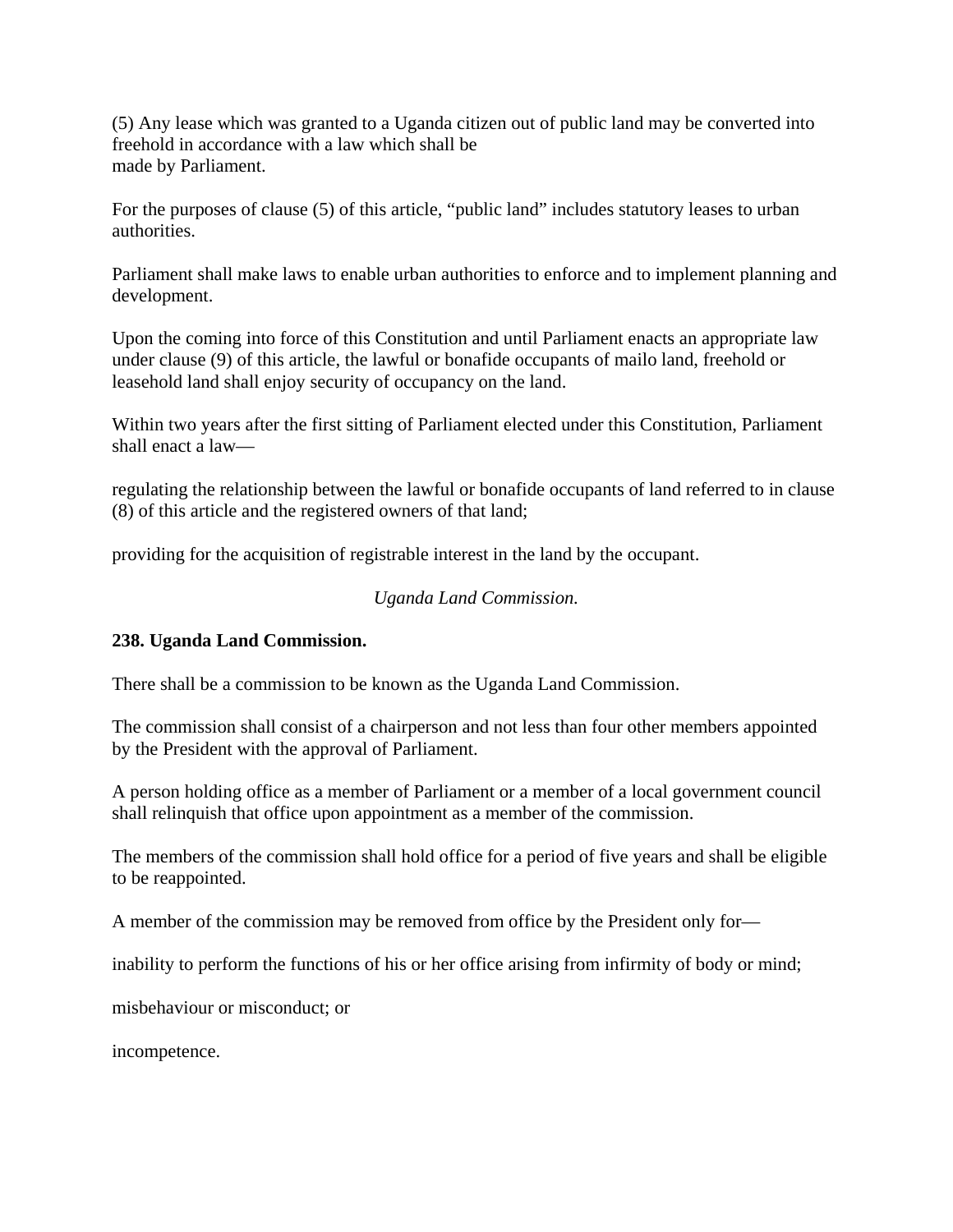(5) Any lease which was granted to a Uganda citizen out of public land may be converted into freehold in accordance with a law which shall be
made by Parliament.

For the purposes of clause (5) of this article, “public land” includes statutory leases to urban authorities.

Parliament shall make laws to enable urban authorities to enforce and to implement planning and development.

Upon the coming into force of this Constitution and until Parliament enacts an appropriate law under clause (9) of this article, the lawful or bonafide occupants of mailo land, freehold or leasehold land shall enjoy security of occupancy on the land.

Within two years after the first sitting of Parliament elected under this Constitution, Parliament shall enact a law—

regulating the relationship between the lawful or bonafide occupants of land referred to in clause (8) of this article and the registered owners of that land;

providing for the acquisition of registrable interest in the land by the occupant.

*Uganda Land Commission.*

**238. Uganda Land Commission.**

There shall be a commission to be known as the Uganda Land Commission.

The commission shall consist of a chairperson and not less than four other members appointed by the President with the approval of Parliament.

A person holding office as a member of Parliament or a member of a local government council shall relinquish that office upon appointment as a member of the commission.

The members of the commission shall hold office for a period of five years and shall be eligible to be reappointed.

A member of the commission may be removed from office by the President only for—

inability to perform the functions of his or her office arising from infirmity of body or mind;

misbehaviour or misconduct; or

incompetence.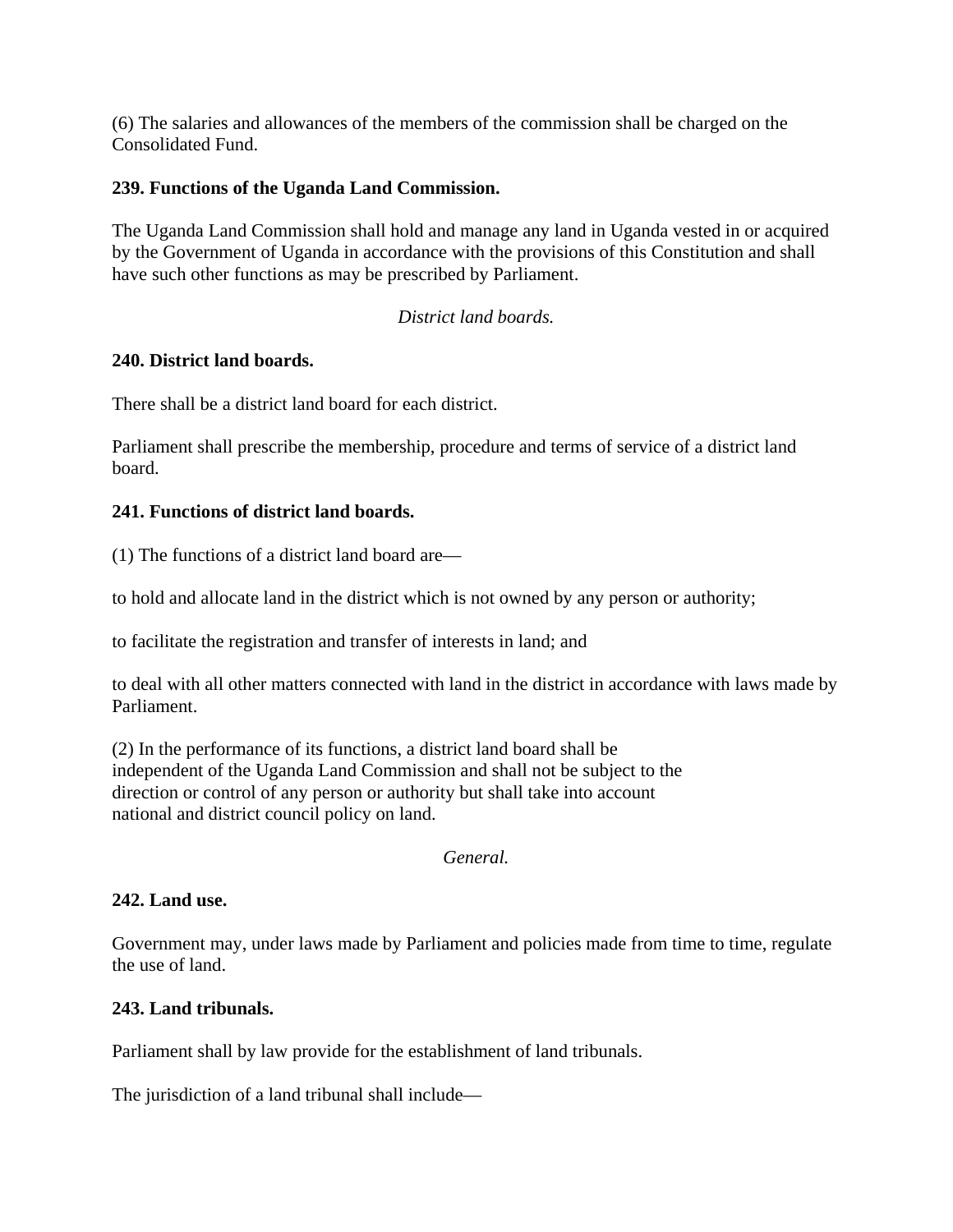(6) The salaries and allowances of the members of the commission shall be charged on the Consolidated Fund.

**239. Functions of the Uganda Land Commission.**

The Uganda Land Commission shall hold and manage any land in Uganda vested in or acquired by the Government of Uganda in accordance with the provisions of this Constitution and shall have such other functions as may be prescribed by Parliament.

*District land boards.*

**240. District land boards.**

There shall be a district land board for each district.

Parliament shall prescribe the membership, procedure and terms of service of a district land board.

**241. Functions of district land boards.**

(1) The functions of a district land board are—

to hold and allocate land in the district which is not owned by any person or authority;

to facilitate the registration and transfer of interests in land; and

to deal with all other matters connected with land in the district in accordance with laws made by Parliament.

(2) In the performance of its functions, a district land board shall be independent of the Uganda Land Commission and shall not be subject to the direction or control of any person or authority but shall take into account national and district council policy on land.

*General.*

**242. Land use.**

Government may, under laws made by Parliament and policies made from time to time, regulate the use of land.

**243. Land tribunals.**

Parliament shall by law provide for the establishment of land tribunals.

The jurisdiction of a land tribunal shall include—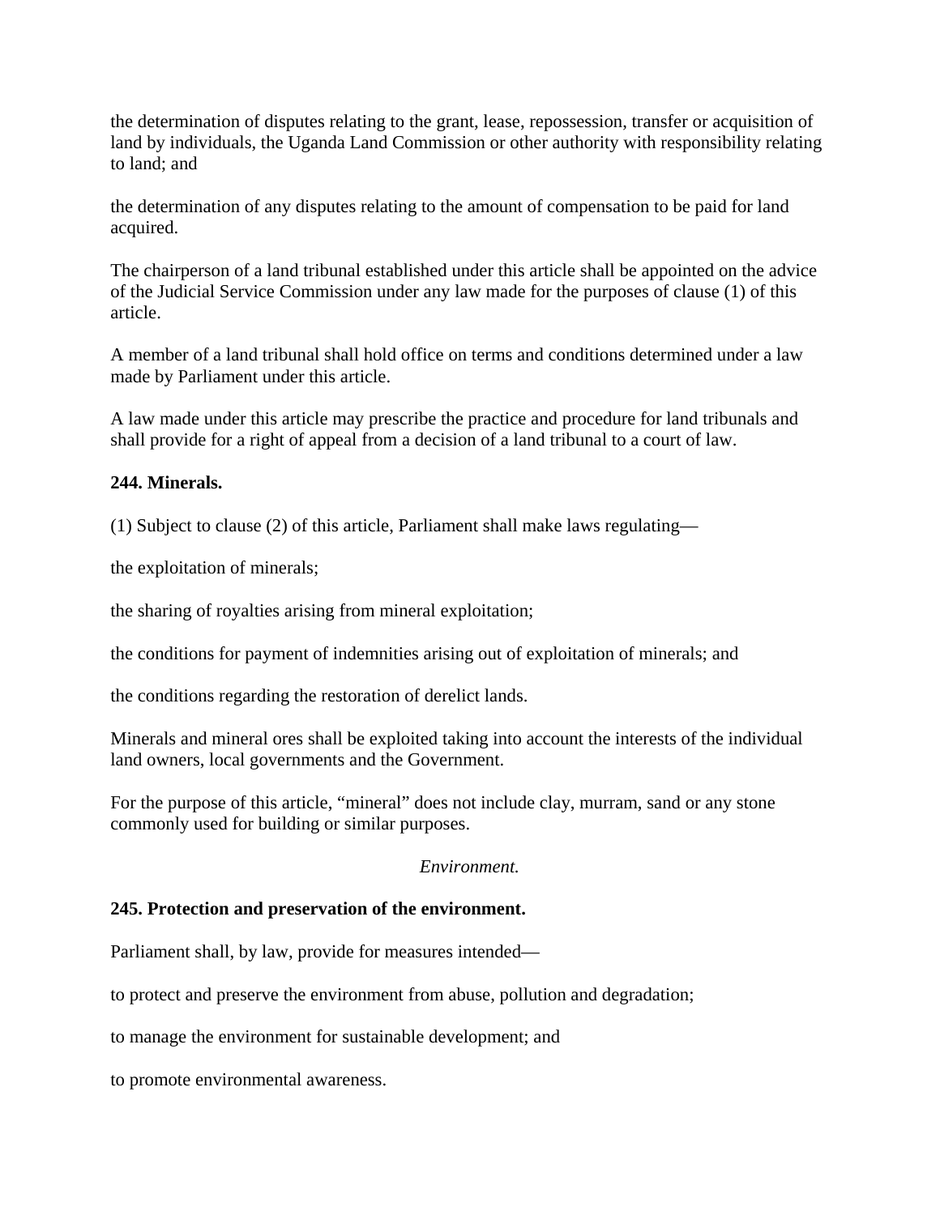the determination of disputes relating to the grant, lease, repossession, transfer or acquisition of land by individuals, the Uganda Land Commission or other authority with responsibility relating to land; and

the determination of any disputes relating to the amount of compensation to be paid for land acquired.

The chairperson of a land tribunal established under this article shall be appointed on the advice of the Judicial Service Commission under any law made for the purposes of clause (1) of this article.

A member of a land tribunal shall hold office on terms and conditions determined under a law made by Parliament under this article.

A law made under this article may prescribe the practice and procedure for land tribunals and shall provide for a right of appeal from a decision of a land tribunal to a court of law.

**244. Minerals.**

(1) Subject to clause (2) of this article, Parliament shall make laws regulating—

the exploitation of minerals;

the sharing of royalties arising from mineral exploitation;

the conditions for payment of indemnities arising out of exploitation of minerals; and

the conditions regarding the restoration of derelict lands.

Minerals and mineral ores shall be exploited taking into account the interests of the individual land owners, local governments and the Government.

For the purpose of this article, "mineral" does not include clay, murram, sand or any stone commonly used for building or similar purposes.

*Environment.*

**245. Protection and preservation of the environment.**

Parliament shall, by law, provide for measures intended—

to protect and preserve the environment from abuse, pollution and degradation;

to manage the environment for sustainable development; and

to promote environmental awareness.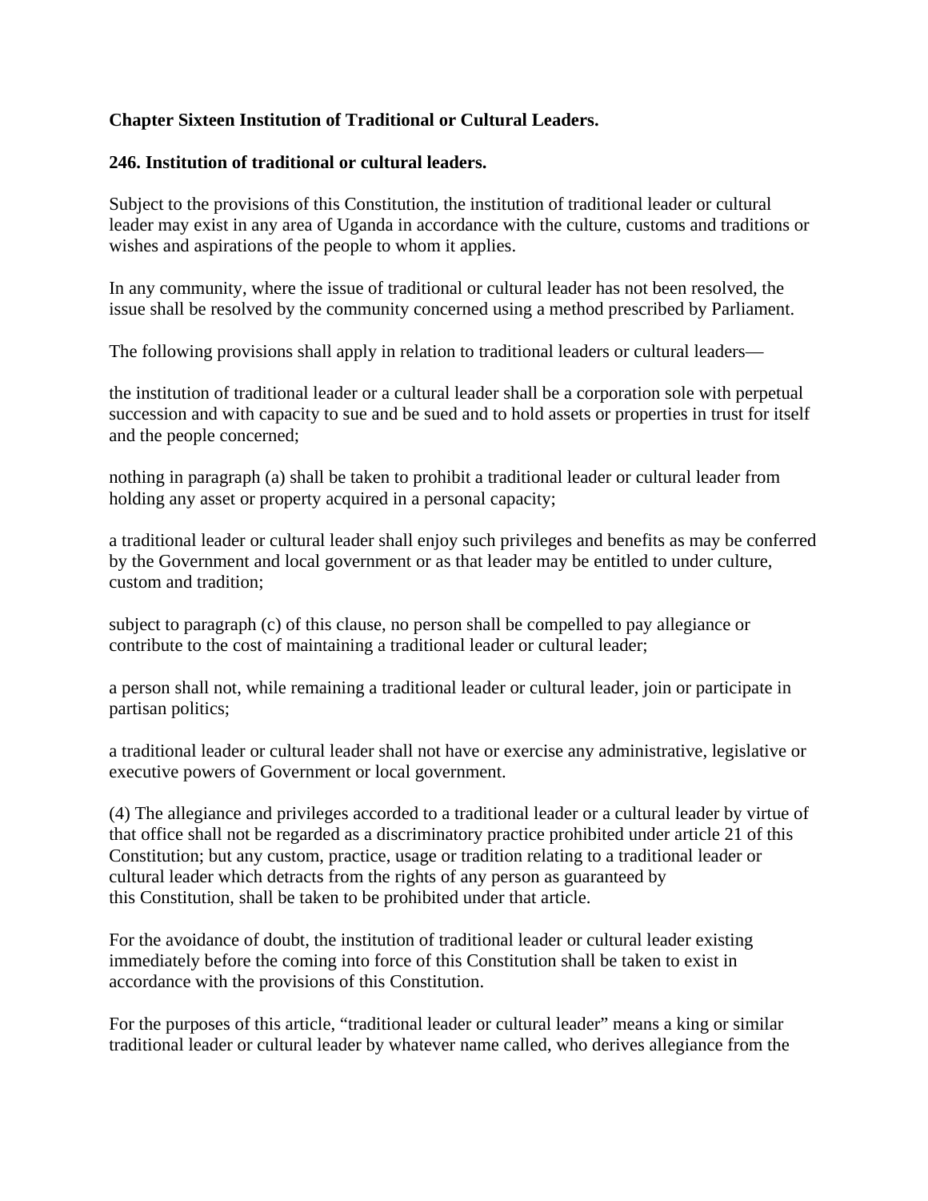**Chapter Sixteen Institution of Traditional or Cultural Leaders.**

**246. Institution of traditional or cultural leaders.**

Subject to the provisions of this Constitution, the institution of traditional leader or cultural leader may exist in any area of Uganda in accordance with the culture, customs and traditions or wishes and aspirations of the people to whom it applies.

In any community, where the issue of traditional or cultural leader has not been resolved, the issue shall be resolved by the community concerned using a method prescribed by Parliament.

The following provisions shall apply in relation to traditional leaders or cultural leaders—

the institution of traditional leader or a cultural leader shall be a corporation sole with perpetual succession and with capacity to sue and be sued and to hold assets or properties in trust for itself and the people concerned;

nothing in paragraph (a) shall be taken to prohibit a traditional leader or cultural leader from holding any asset or property acquired in a personal capacity;

a traditional leader or cultural leader shall enjoy such privileges and benefits as may be conferred by the Government and local government or as that leader may be entitled to under culture, custom and tradition;

subject to paragraph (c) of this clause, no person shall be compelled to pay allegiance or contribute to the cost of maintaining a traditional leader or cultural leader;

a person shall not, while remaining a traditional leader or cultural leader, join or participate in partisan politics;

a traditional leader or cultural leader shall not have or exercise any administrative, legislative or executive powers of Government or local government.

(4) The allegiance and privileges accorded to a traditional leader or a cultural leader by virtue of that office shall not be regarded as a discriminatory practice prohibited under article 21 of this Constitution; but any custom, practice, usage or tradition relating to a traditional leader or cultural leader which detracts from the rights of any person as guaranteed by this Constitution, shall be taken to be prohibited under that article.

For the avoidance of doubt, the institution of traditional leader or cultural leader existing immediately before the coming into force of this Constitution shall be taken to exist in accordance with the provisions of this Constitution.

For the purposes of this article, "traditional leader or cultural leader" means a king or similar traditional leader or cultural leader by whatever name called, who derives allegiance from the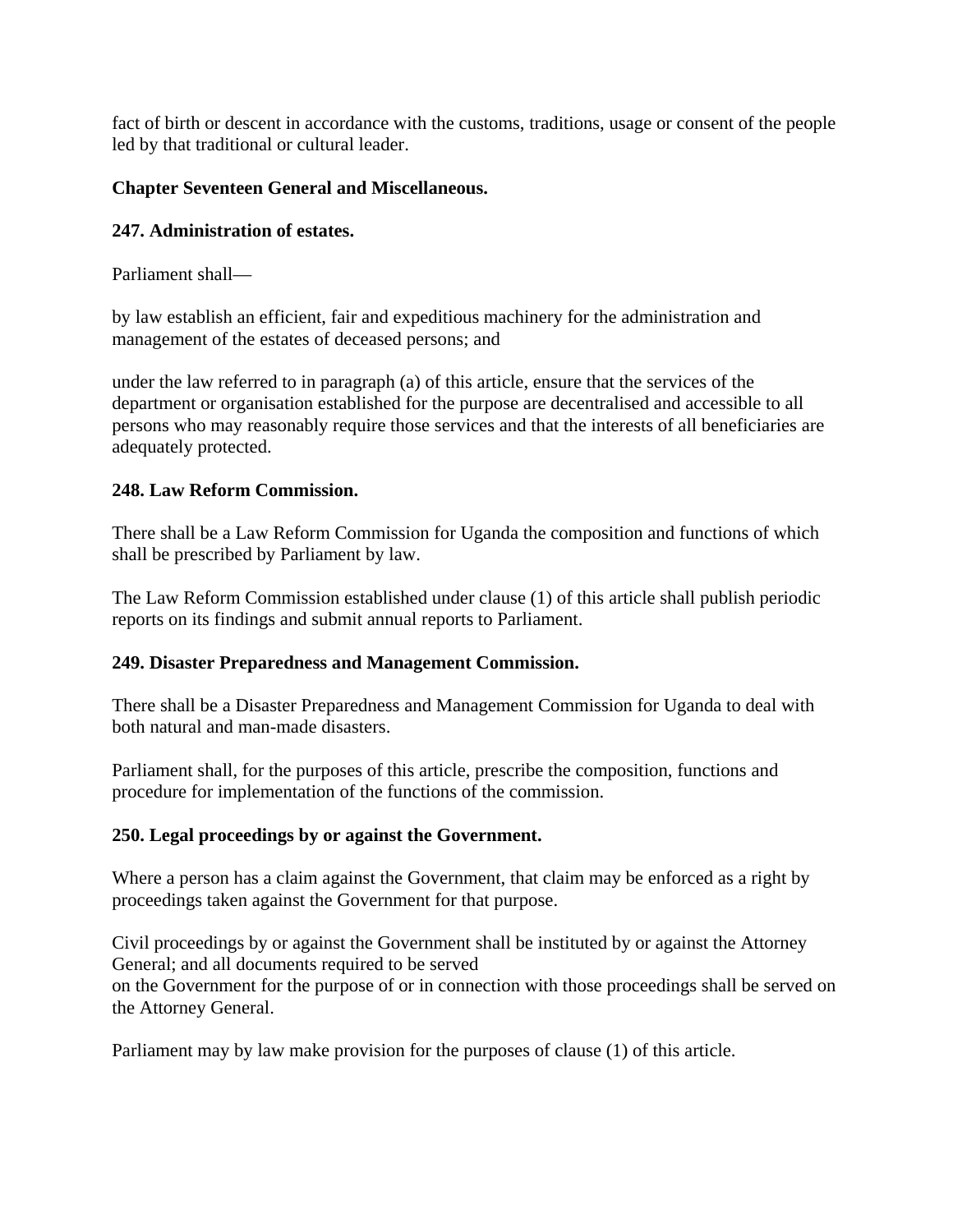fact of birth or descent in accordance with the customs, traditions, usage or consent of the people led by that traditional or cultural leader.

## Chapter Seventeen General and Miscellaneous.

### 247. Administration of estates.

Parliament shall—

by law establish an efficient, fair and expeditious machinery for the administration and management of the estates of deceased persons; and

under the law referred to in paragraph (a) of this article, ensure that the services of the department or organisation established for the purpose are decentralised and accessible to all persons who may reasonably require those services and that the interests of all beneficiaries are adequately protected.

### 248. Law Reform Commission.

There shall be a Law Reform Commission for Uganda the composition and functions of which shall be prescribed by Parliament by law.

The Law Reform Commission established under clause (1) of this article shall publish periodic reports on its findings and submit annual reports to Parliament.

### 249. Disaster Preparedness and Management Commission.

There shall be a Disaster Preparedness and Management Commission for Uganda to deal with both natural and man-made disasters.

Parliament shall, for the purposes of this article, prescribe the composition, functions and procedure for implementation of the functions of the commission.

### 250. Legal proceedings by or against the Government.

Where a person has a claim against the Government, that claim may be enforced as a right by proceedings taken against the Government for that purpose.

Civil proceedings by or against the Government shall be instituted by or against the Attorney General; and all documents required to be served on the Government for the purpose of or in connection with those proceedings shall be served on the Attorney General.

Parliament may by law make provision for the purposes of clause (1) of this article.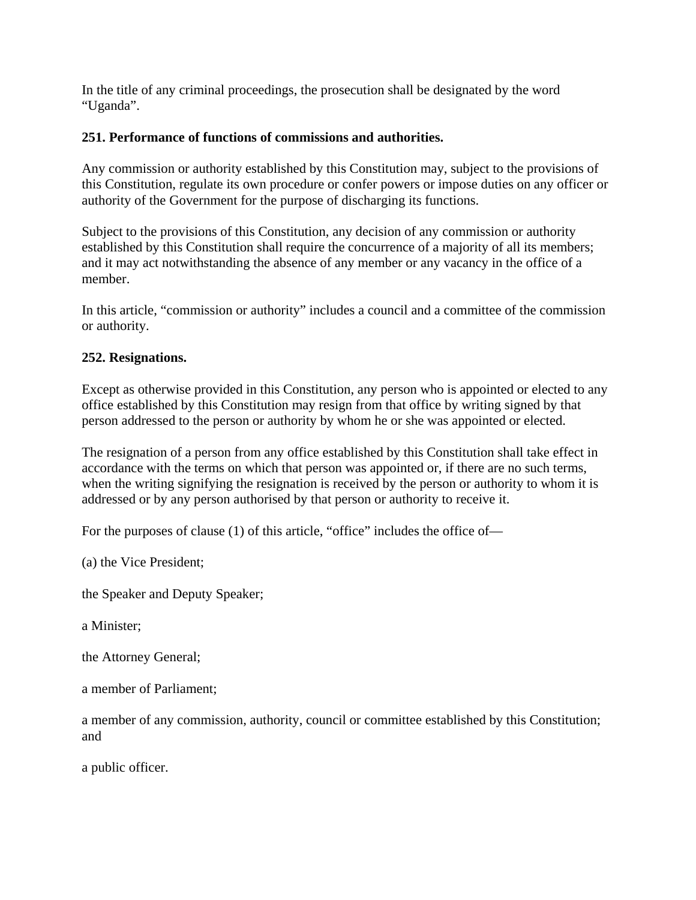In the title of any criminal proceedings, the prosecution shall be designated by the word "Uganda".

**251. Performance of functions of commissions and authorities.**

Any commission or authority established by this Constitution may, subject to the provisions of this Constitution, regulate its own procedure or confer powers or impose duties on any officer or authority of the Government for the purpose of discharging its functions.

Subject to the provisions of this Constitution, any decision of any commission or authority established by this Constitution shall require the concurrence of a majority of all its members; and it may act notwithstanding the absence of any member or any vacancy in the office of a member.

In this article, "commission or authority" includes a council and a committee of the commission or authority.

**252. Resignations.**

Except as otherwise provided in this Constitution, any person who is appointed or elected to any office established by this Constitution may resign from that office by writing signed by that person addressed to the person or authority by whom he or she was appointed or elected.

The resignation of a person from any office established by this Constitution shall take effect in accordance with the terms on which that person was appointed or, if there are no such terms, when the writing signifying the resignation is received by the person or authority to whom it is addressed or by any person authorised by that person or authority to receive it.

For the purposes of clause (1) of this article, "office" includes the office of—

(a) the Vice President;

the Speaker and Deputy Speaker;

a Minister;

the Attorney General;

a member of Parliament;

a member of any commission, authority, council or committee established by this Constitution; and

a public officer.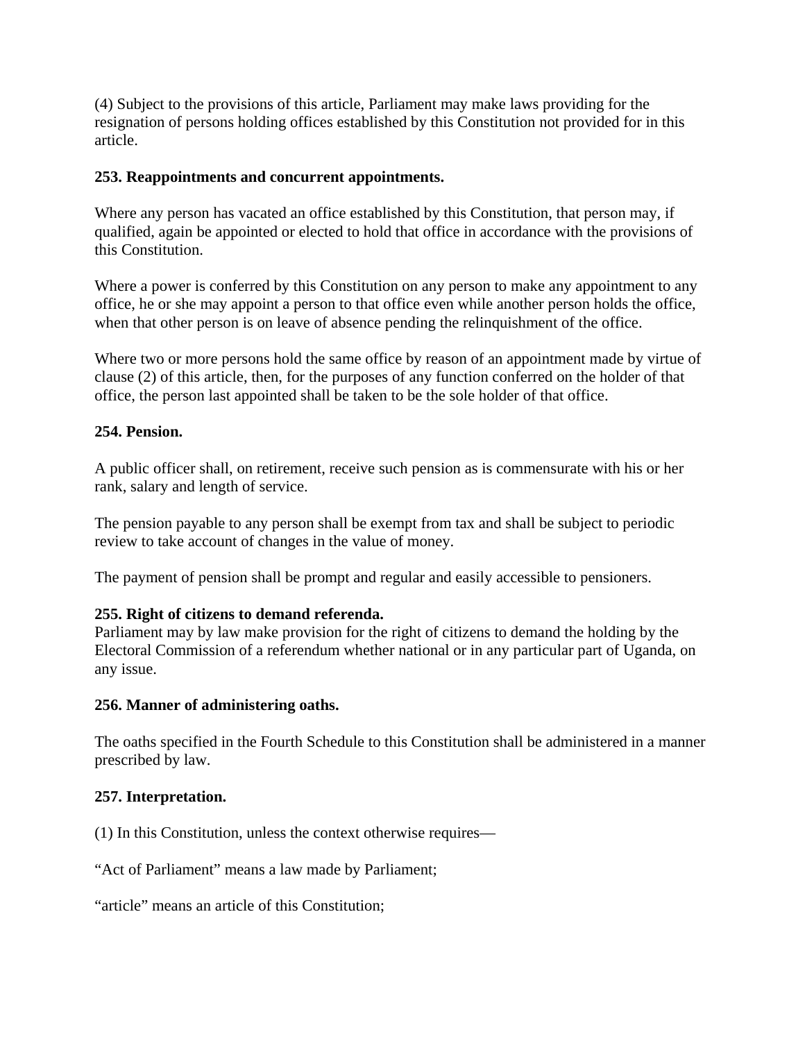(4) Subject to the provisions of this article, Parliament may make laws providing for the resignation of persons holding offices established by this Constitution not provided for in this article.

**253. Reappointments and concurrent appointments.**

Where any person has vacated an office established by this Constitution, that person may, if qualified, again be appointed or elected to hold that office in accordance with the provisions of this Constitution.

Where a power is conferred by this Constitution on any person to make any appointment to any office, he or she may appoint a person to that office even while another person holds the office, when that other person is on leave of absence pending the relinquishment of the office.

Where two or more persons hold the same office by reason of an appointment made by virtue of clause (2) of this article, then, for the purposes of any function conferred on the holder of that office, the person last appointed shall be taken to be the sole holder of that office.

**254. Pension.**

A public officer shall, on retirement, receive such pension as is commensurate with his or her rank, salary and length of service.

The pension payable to any person shall be exempt from tax and shall be subject to periodic review to take account of changes in the value of money.

The payment of pension shall be prompt and regular and easily accessible to pensioners.

**255. Right of citizens to demand referenda.**

Parliament may by law make provision for the right of citizens to demand the holding by the Electoral Commission of a referendum whether national or in any particular part of Uganda, on any issue.

**256. Manner of administering oaths.**

The oaths specified in the Fourth Schedule to this Constitution shall be administered in a manner prescribed by law.

**257. Interpretation.**

(1) In this Constitution, unless the context otherwise requires—

"Act of Parliament" means a law made by Parliament;

"article" means an article of this Constitution;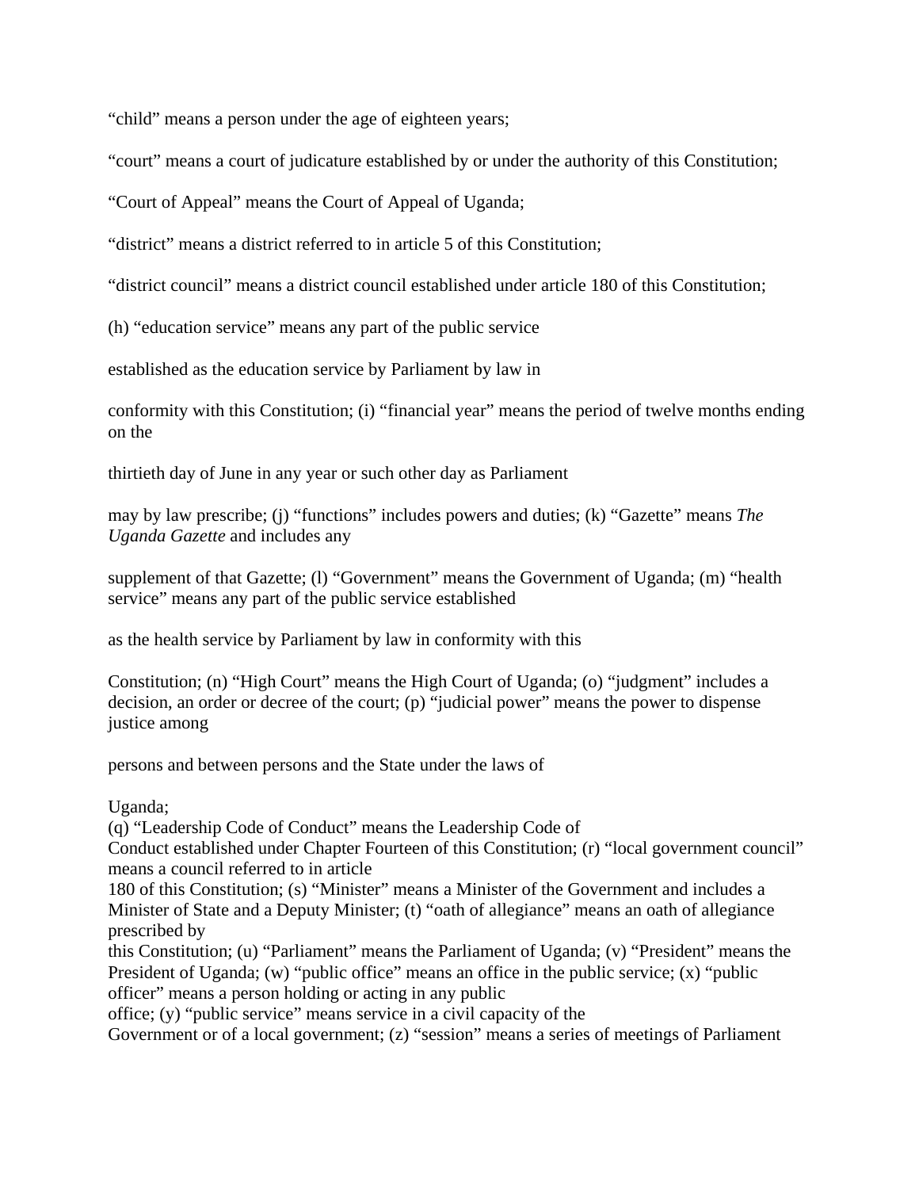"child" means a person under the age of eighteen years;

"court" means a court of judicature established by or under the authority of this Constitution;

"Court of Appeal" means the Court of Appeal of Uganda;

"district" means a district referred to in article 5 of this Constitution;

"district council" means a district council established under article 180 of this Constitution;

(h) "education service" means any part of the public service

established as the education service by Parliament by law in

conformity with this Constitution; (i) "financial year" means the period of twelve months ending on the

thirtieth day of June in any year or such other day as Parliament

may by law prescribe; (j) "functions" includes powers and duties; (k) "Gazette" means *The Uganda Gazette* and includes any

supplement of that Gazette; (l) "Government" means the Government of Uganda; (m) "health service" means any part of the public service established

as the health service by Parliament by law in conformity with this

Constitution; (n) "High Court" means the High Court of Uganda; (o) "judgment" includes a decision, an order or decree of the court; (p) "judicial power" means the power to dispense justice among

persons and between persons and the State under the laws of

Uganda;
(q) "Leadership Code of Conduct" means the Leadership Code of
Conduct established under Chapter Fourteen of this Constitution; (r) "local government council" means a council referred to in article
180 of this Constitution; (s) "Minister" means a Minister of the Government and includes a Minister of State and a Deputy Minister; (t) "oath of allegiance" means an oath of allegiance prescribed by
this Constitution; (u) "Parliament" means the Parliament of Uganda; (v) "President" means the President of Uganda; (w) "public office" means an office in the public service; (x) "public officer" means a person holding or acting in any public
office; (y) "public service" means service in a civil capacity of the
Government or of a local government; (z) "session" means a series of meetings of Parliament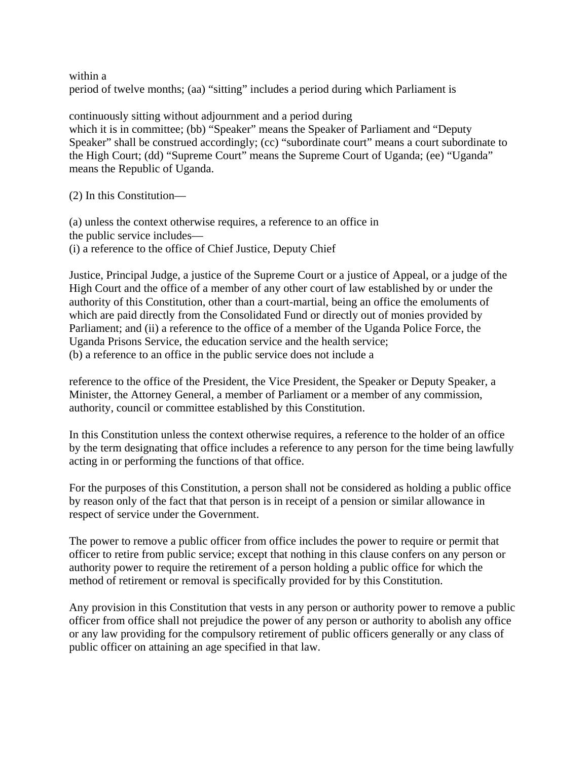within a
period of twelve months; (aa) “sitting” includes a period during which Parliament is

continuously sitting without adjournment and a period during
which it is in committee; (bb) “Speaker” means the Speaker of Parliament and “Deputy Speaker” shall be construed accordingly; (cc) “subordinate court” means a court subordinate to the High Court; (dd) “Supreme Court” means the Supreme Court of Uganda; (ee) “Uganda” means the Republic of Uganda.

(2) In this Constitution—

(a) unless the context otherwise requires, a reference to an office in
the public service includes—
(i) a reference to the office of Chief Justice, Deputy Chief

Justice, Principal Judge, a justice of the Supreme Court or a justice of Appeal, or a judge of the High Court and the office of a member of any other court of law established by or under the authority of this Constitution, other than a court-martial, being an office the emoluments of which are paid directly from the Consolidated Fund or directly out of monies provided by Parliament; and (ii) a reference to the office of a member of the Uganda Police Force, the Uganda Prisons Service, the education service and the health service;
(b) a reference to an office in the public service does not include a

reference to the office of the President, the Vice President, the Speaker or Deputy Speaker, a Minister, the Attorney General, a member of Parliament or a member of any commission, authority, council or committee established by this Constitution.

In this Constitution unless the context otherwise requires, a reference to the holder of an office by the term designating that office includes a reference to any person for the time being lawfully acting in or performing the functions of that office.

For the purposes of this Constitution, a person shall not be considered as holding a public office by reason only of the fact that that person is in receipt of a pension or similar allowance in respect of service under the Government.

The power to remove a public officer from office includes the power to require or permit that officer to retire from public service; except that nothing in this clause confers on any person or authority power to require the retirement of a person holding a public office for which the method of retirement or removal is specifically provided for by this Constitution.

Any provision in this Constitution that vests in any person or authority power to remove a public officer from office shall not prejudice the power of any person or authority to abolish any office or any law providing for the compulsory retirement of public officers generally or any class of public officer on attaining an age specified in that law.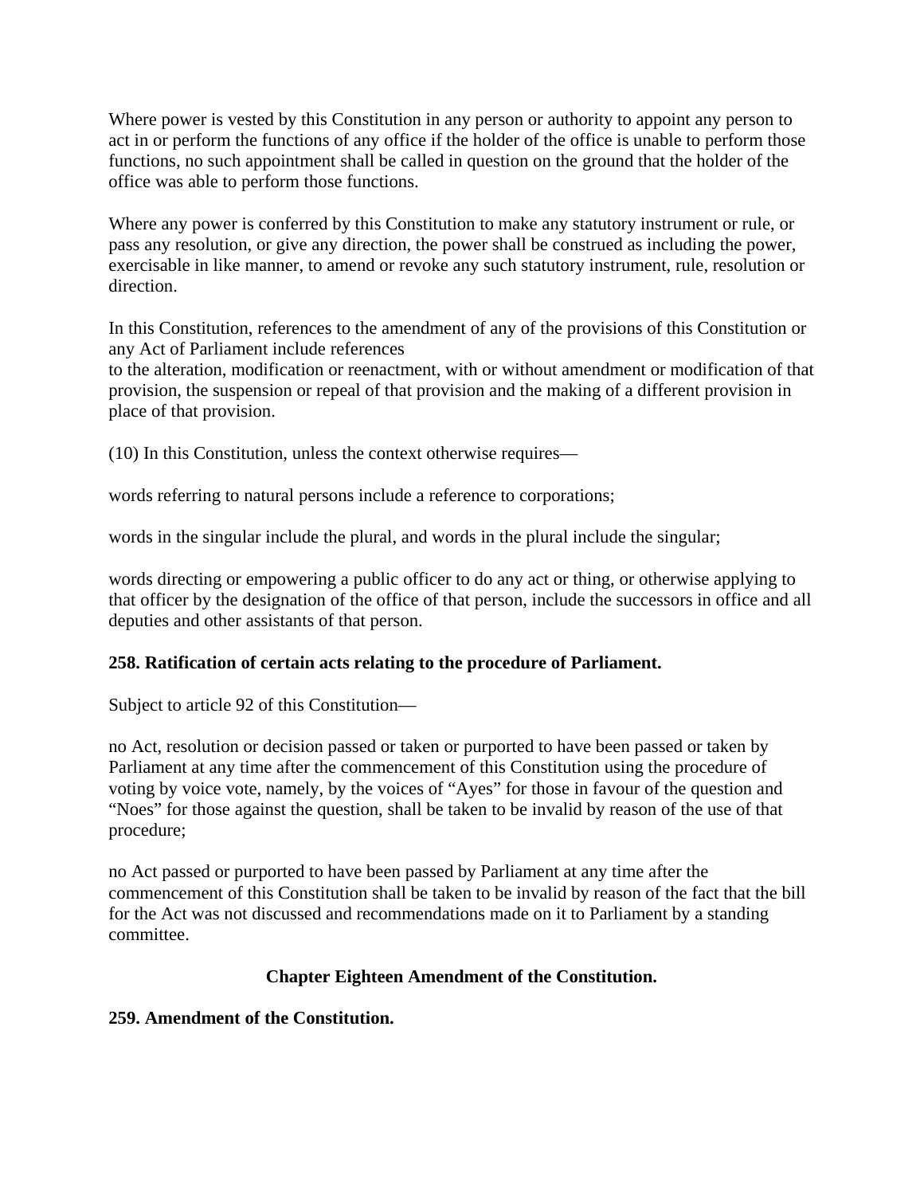Where power is vested by this Constitution in any person or authority to appoint any person to act in or perform the functions of any office if the holder of the office is unable to perform those functions, no such appointment shall be called in question on the ground that the holder of the office was able to perform those functions.

Where any power is conferred by this Constitution to make any statutory instrument or rule, or pass any resolution, or give any direction, the power shall be construed as including the power, exercisable in like manner, to amend or revoke any such statutory instrument, rule, resolution or direction.

In this Constitution, references to the amendment of any of the provisions of this Constitution or any Act of Parliament include references
to the alteration, modification or reenactment, with or without amendment or modification of that provision, the suspension or repeal of that provision and the making of a different provision in place of that provision.

(10) In this Constitution, unless the context otherwise requires—

words referring to natural persons include a reference to corporations;

words in the singular include the plural, and words in the plural include the singular;

words directing or empowering a public officer to do any act or thing, or otherwise applying to that officer by the designation of the office of that person, include the successors in office and all deputies and other assistants of that person.

**258. Ratification of certain acts relating to the procedure of Parliament.**

Subject to article 92 of this Constitution—

no Act, resolution or decision passed or taken or purported to have been passed or taken by Parliament at any time after the commencement of this Constitution using the procedure of voting by voice vote, namely, by the voices of “Ayes” for those in favour of the question and “Noes” for those against the question, shall be taken to be invalid by reason of the use of that procedure;

no Act passed or purported to have been passed by Parliament at any time after the commencement of this Constitution shall be taken to be invalid by reason of the fact that the bill for the Act was not discussed and recommendations made on it to Parliament by a standing committee.

## Chapter Eighteen Amendment of the Constitution.

**259. Amendment of the Constitution.**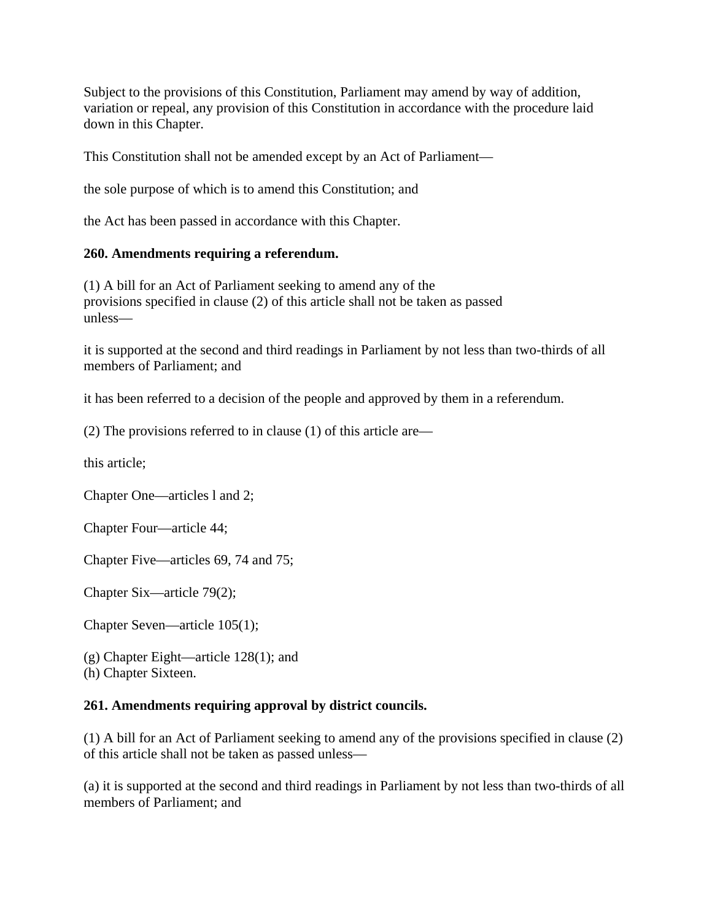Subject to the provisions of this Constitution, Parliament may amend by way of addition, variation or repeal, any provision of this Constitution in accordance with the procedure laid down in this Chapter.

This Constitution shall not be amended except by an Act of Parliament—

the sole purpose of which is to amend this Constitution; and

the Act has been passed in accordance with this Chapter.

**260. Amendments requiring a referendum.**

(1) A bill for an Act of Parliament seeking to amend any of the provisions specified in clause (2) of this article shall not be taken as passed unless—

it is supported at the second and third readings in Parliament by not less than two-thirds of all members of Parliament; and

it has been referred to a decision of the people and approved by them in a referendum.

(2) The provisions referred to in clause (1) of this article are—

this article;

Chapter One—articles l and 2;

Chapter Four—article 44;

Chapter Five—articles 69, 74 and 75;

Chapter Six—article 79(2);

Chapter Seven—article 105(1);

(g) Chapter Eight—article 128(1); and
(h) Chapter Sixteen.

**261. Amendments requiring approval by district councils.**

(1) A bill for an Act of Parliament seeking to amend any of the provisions specified in clause (2) of this article shall not be taken as passed unless—

(a) it is supported at the second and third readings in Parliament by not less than two-thirds of all members of Parliament; and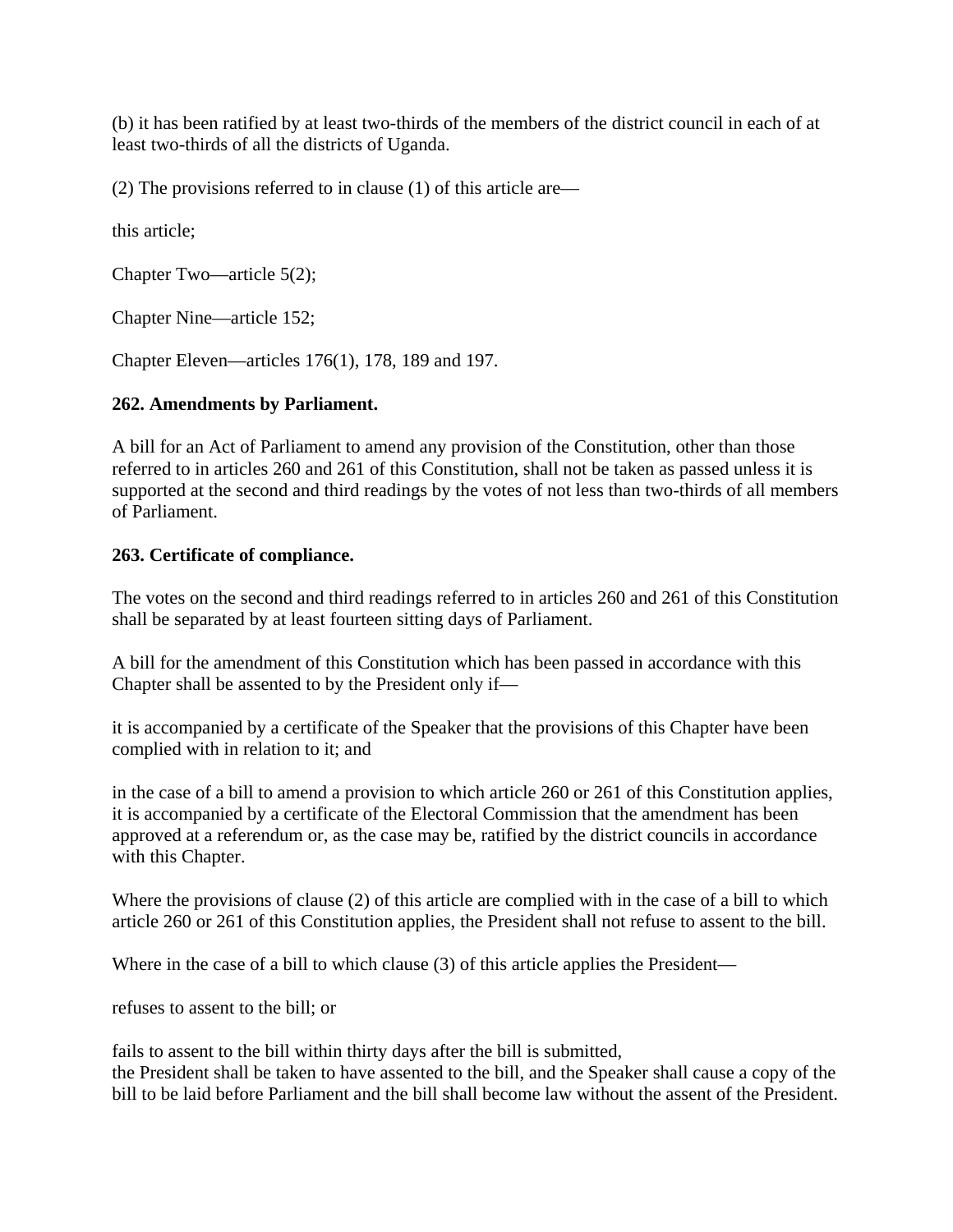(b) it has been ratified by at least two-thirds of the members of the district council in each of at least two-thirds of all the districts of Uganda.

(2) The provisions referred to in clause (1) of this article are—

this article;

Chapter Two—article 5(2);

Chapter Nine—article 152;

Chapter Eleven—articles 176(1), 178, 189 and 197.

**262. Amendments by Parliament.**

A bill for an Act of Parliament to amend any provision of the Constitution, other than those referred to in articles 260 and 261 of this Constitution, shall not be taken as passed unless it is supported at the second and third readings by the votes of not less than two-thirds of all members of Parliament.

**263. Certificate of compliance.**

The votes on the second and third readings referred to in articles 260 and 261 of this Constitution shall be separated by at least fourteen sitting days of Parliament.

A bill for the amendment of this Constitution which has been passed in accordance with this Chapter shall be assented to by the President only if—

it is accompanied by a certificate of the Speaker that the provisions of this Chapter have been complied with in relation to it; and

in the case of a bill to amend a provision to which article 260 or 261 of this Constitution applies, it is accompanied by a certificate of the Electoral Commission that the amendment has been approved at a referendum or, as the case may be, ratified by the district councils in accordance with this Chapter.

Where the provisions of clause (2) of this article are complied with in the case of a bill to which article 260 or 261 of this Constitution applies, the President shall not refuse to assent to the bill.

Where in the case of a bill to which clause (3) of this article applies the President—

refuses to assent to the bill; or

fails to assent to the bill within thirty days after the bill is submitted,
the President shall be taken to have assented to the bill, and the Speaker shall cause a copy of the bill to be laid before Parliament and the bill shall become law without the assent of the President.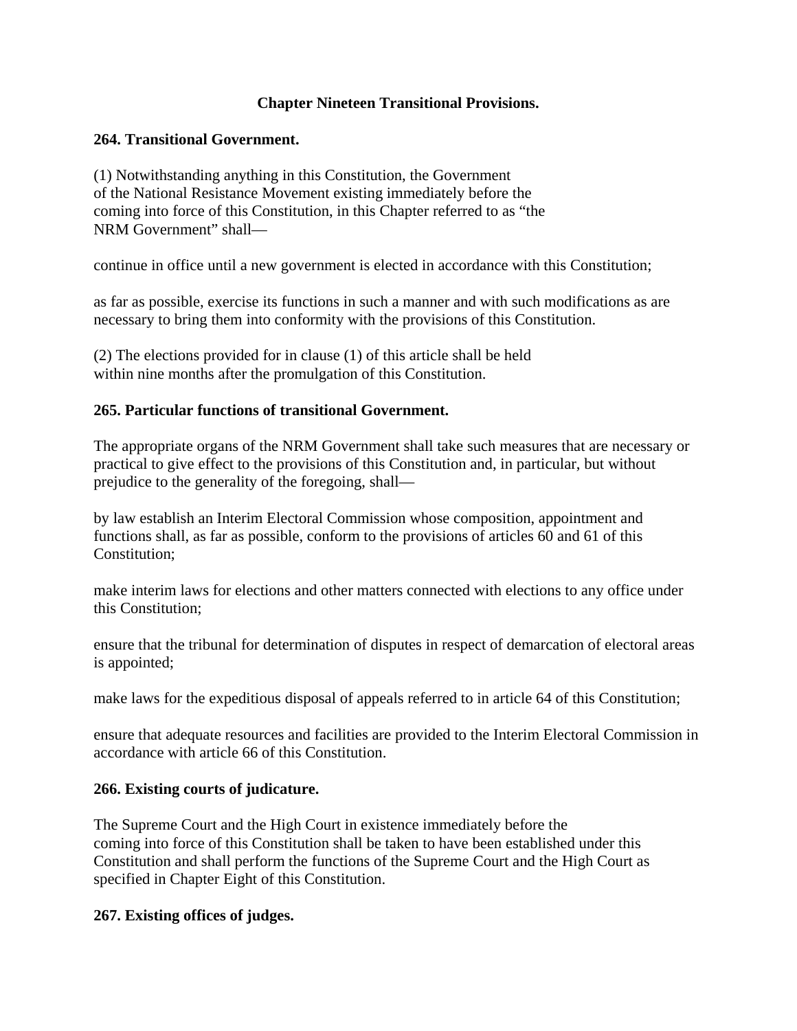**Chapter Nineteen Transitional Provisions.**

**264. Transitional Government.**

(1) Notwithstanding anything in this Constitution, the Government of the National Resistance Movement existing immediately before the coming into force of this Constitution, in this Chapter referred to as "the NRM Government" shall—

continue in office until a new government is elected in accordance with this Constitution;

as far as possible, exercise its functions in such a manner and with such modifications as are necessary to bring them into conformity with the provisions of this Constitution.

(2) The elections provided for in clause (1) of this article shall be held within nine months after the promulgation of this Constitution.

**265. Particular functions of transitional Government.**

The appropriate organs of the NRM Government shall take such measures that are necessary or practical to give effect to the provisions of this Constitution and, in particular, but without prejudice to the generality of the foregoing, shall—

by law establish an Interim Electoral Commission whose composition, appointment and functions shall, as far as possible, conform to the provisions of articles 60 and 61 of this Constitution;

make interim laws for elections and other matters connected with elections to any office under this Constitution;

ensure that the tribunal for determination of disputes in respect of demarcation of electoral areas is appointed;

make laws for the expeditious disposal of appeals referred to in article 64 of this Constitution;

ensure that adequate resources and facilities are provided to the Interim Electoral Commission in accordance with article 66 of this Constitution.

**266. Existing courts of judicature.**

The Supreme Court and the High Court in existence immediately before the coming into force of this Constitution shall be taken to have been established under this Constitution and shall perform the functions of the Supreme Court and the High Court as specified in Chapter Eight of this Constitution.

**267. Existing offices of judges.**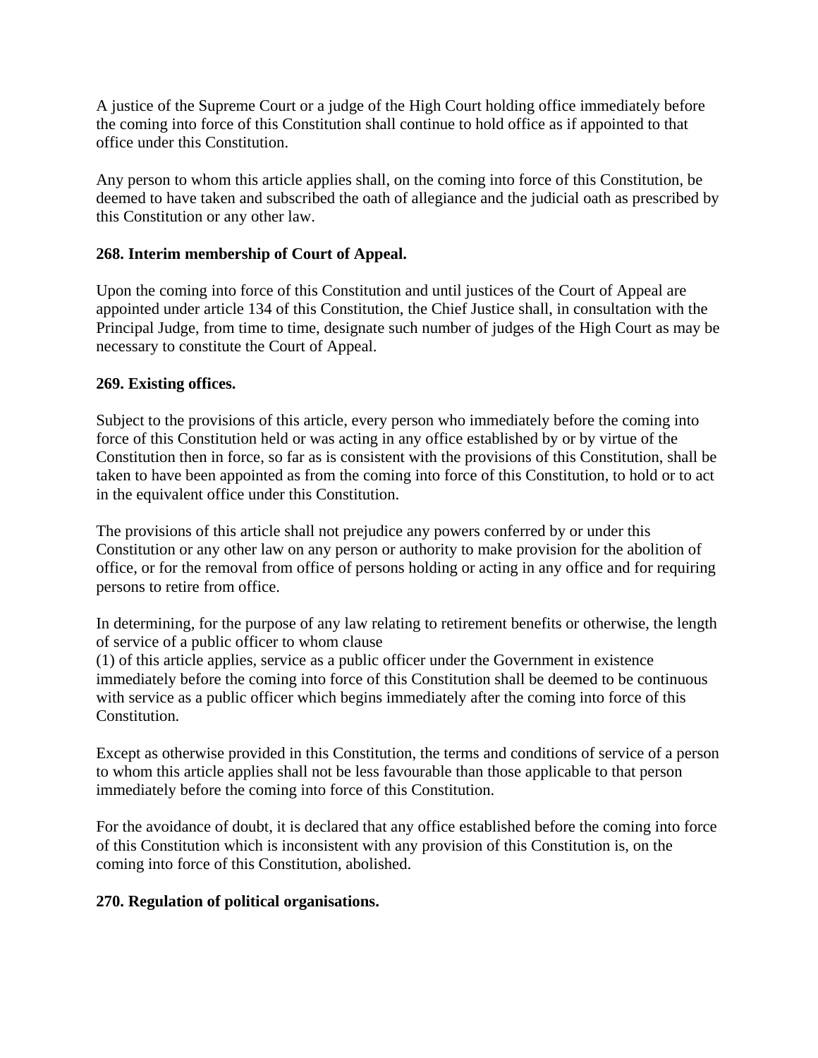A justice of the Supreme Court or a judge of the High Court holding office immediately before the coming into force of this Constitution shall continue to hold office as if appointed to that office under this Constitution.

Any person to whom this article applies shall, on the coming into force of this Constitution, be deemed to have taken and subscribed the oath of allegiance and the judicial oath as prescribed by this Constitution or any other law.

**268. Interim membership of Court of Appeal.**

Upon the coming into force of this Constitution and until justices of the Court of Appeal are appointed under article 134 of this Constitution, the Chief Justice shall, in consultation with the Principal Judge, from time to time, designate such number of judges of the High Court as may be necessary to constitute the Court of Appeal.

**269. Existing offices.**

Subject to the provisions of this article, every person who immediately before the coming into force of this Constitution held or was acting in any office established by or by virtue of the Constitution then in force, so far as is consistent with the provisions of this Constitution, shall be taken to have been appointed as from the coming into force of this Constitution, to hold or to act in the equivalent office under this Constitution.

The provisions of this article shall not prejudice any powers conferred by or under this Constitution or any other law on any person or authority to make provision for the abolition of office, or for the removal from office of persons holding or acting in any office and for requiring persons to retire from office.

In determining, for the purpose of any law relating to retirement benefits or otherwise, the length of service of a public officer to whom clause
(1) of this article applies, service as a public officer under the Government in existence immediately before the coming into force of this Constitution shall be deemed to be continuous with service as a public officer which begins immediately after the coming into force of this Constitution.

Except as otherwise provided in this Constitution, the terms and conditions of service of a person to whom this article applies shall not be less favourable than those applicable to that person immediately before the coming into force of this Constitution.

For the avoidance of doubt, it is declared that any office established before the coming into force of this Constitution which is inconsistent with any provision of this Constitution is, on the coming into force of this Constitution, abolished.

**270. Regulation of political organisations.**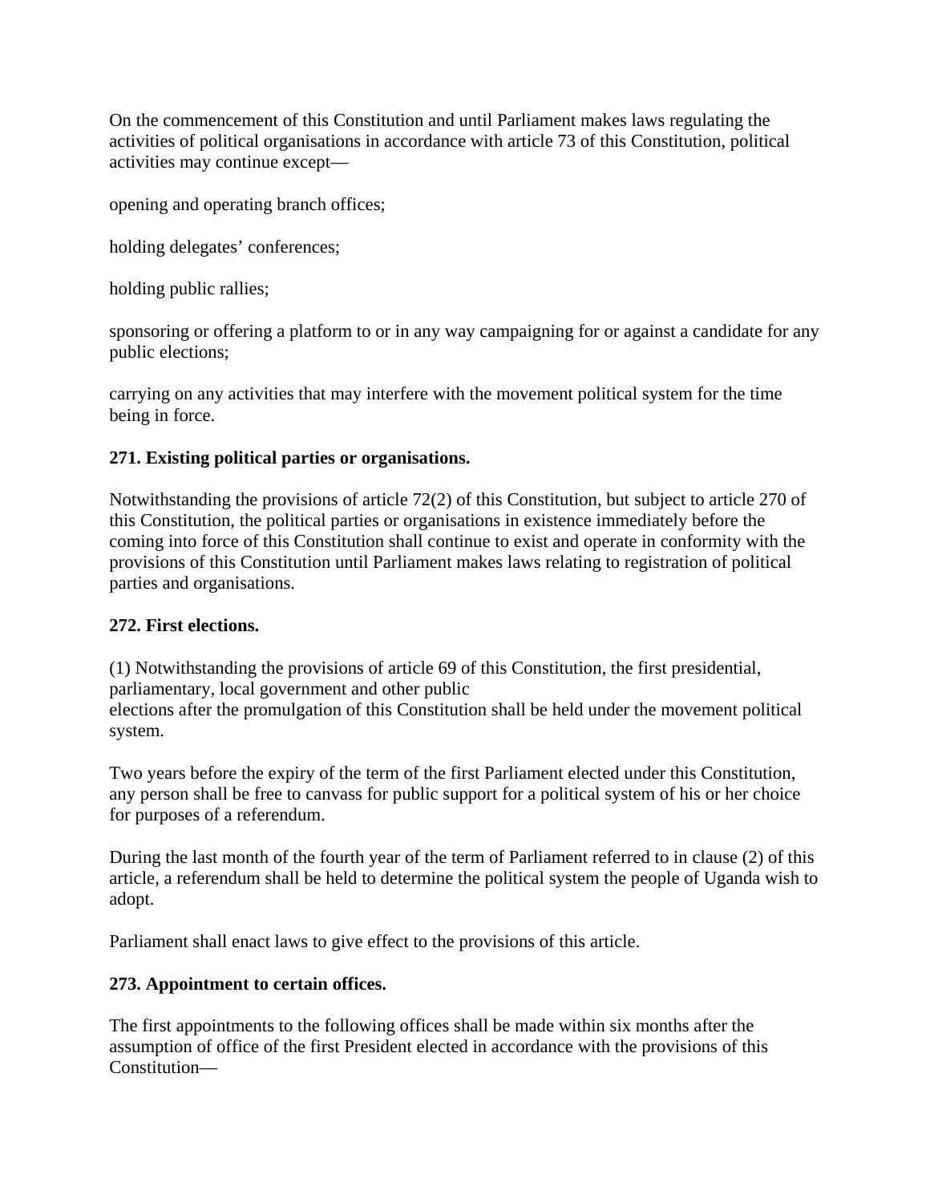On the commencement of this Constitution and until Parliament makes laws regulating the activities of political organisations in accordance with article 73 of this Constitution, political activities may continue except—

opening and operating branch offices;

holding delegates' conferences;

holding public rallies;

sponsoring or offering a platform to or in any way campaigning for or against a candidate for any public elections;

carrying on any activities that may interfere with the movement political system for the time being in force.

**271. Existing political parties or organisations.**

Notwithstanding the provisions of article 72(2) of this Constitution, but subject to article 270 of this Constitution, the political parties or organisations in existence immediately before the coming into force of this Constitution shall continue to exist and operate in conformity with the provisions of this Constitution until Parliament makes laws relating to registration of political parties and organisations.

**272. First elections.**

(1) Notwithstanding the provisions of article 69 of this Constitution, the first presidential, parliamentary, local government and other public elections after the promulgation of this Constitution shall be held under the movement political system.

Two years before the expiry of the term of the first Parliament elected under this Constitution, any person shall be free to canvass for public support for a political system of his or her choice for purposes of a referendum.

During the last month of the fourth year of the term of Parliament referred to in clause (2) of this article, a referendum shall be held to determine the political system the people of Uganda wish to adopt.

Parliament shall enact laws to give effect to the provisions of this article.

**273. Appointment to certain offices.**

The first appointments to the following offices shall be made within six months after the assumption of office of the first President elected in accordance with the provisions of this Constitution—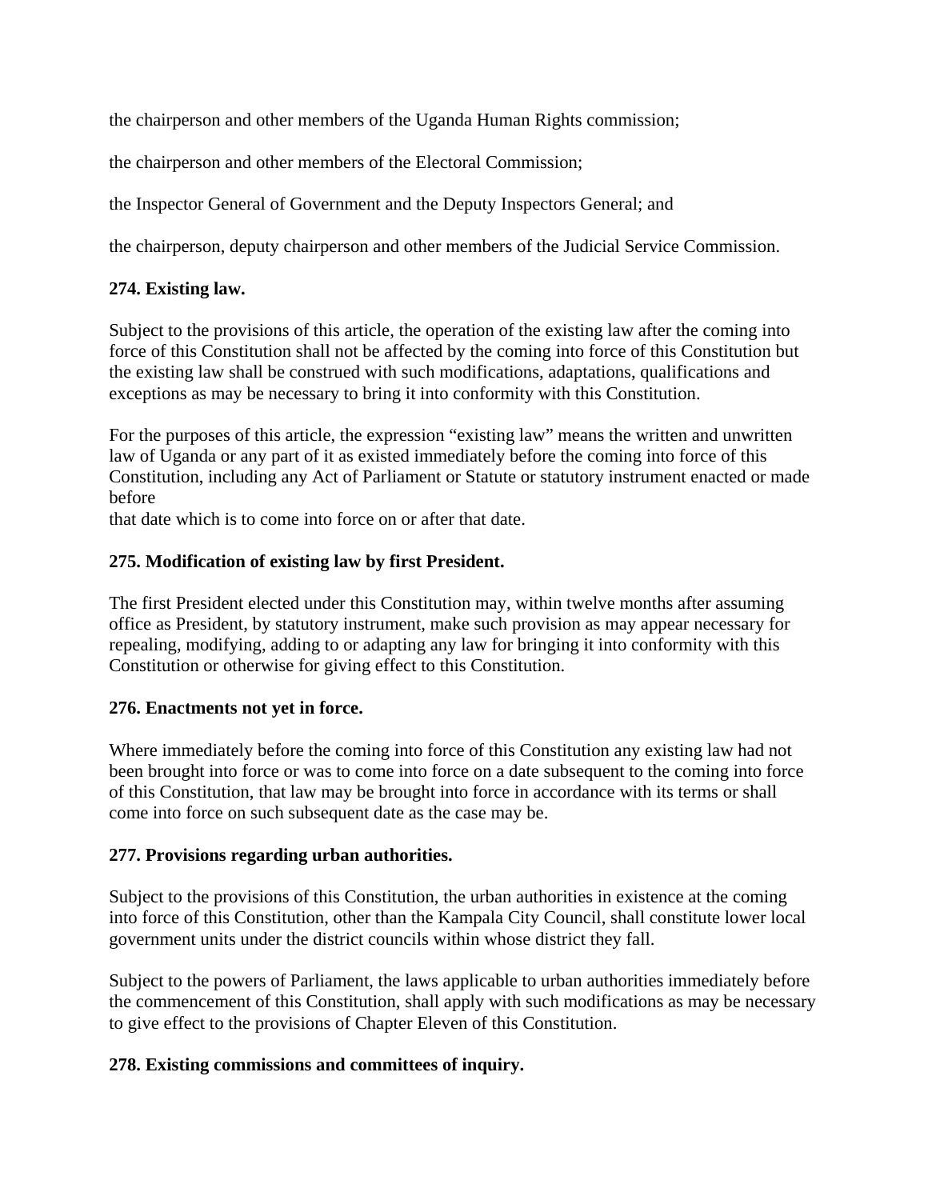the chairperson and other members of the Uganda Human Rights commission;

the chairperson and other members of the Electoral Commission;

the Inspector General of Government and the Deputy Inspectors General; and

the chairperson, deputy chairperson and other members of the Judicial Service Commission.

**274. Existing law.**

Subject to the provisions of this article, the operation of the existing law after the coming into force of this Constitution shall not be affected by the coming into force of this Constitution but the existing law shall be construed with such modifications, adaptations, qualifications and exceptions as may be necessary to bring it into conformity with this Constitution.

For the purposes of this article, the expression "existing law" means the written and unwritten law of Uganda or any part of it as existed immediately before the coming into force of this Constitution, including any Act of Parliament or Statute or statutory instrument enacted or made before
that date which is to come into force on or after that date.

**275. Modification of existing law by first President.**

The first President elected under this Constitution may, within twelve months after assuming office as President, by statutory instrument, make such provision as may appear necessary for repealing, modifying, adding to or adapting any law for bringing it into conformity with this Constitution or otherwise for giving effect to this Constitution.

**276. Enactments not yet in force.**

Where immediately before the coming into force of this Constitution any existing law had not been brought into force or was to come into force on a date subsequent to the coming into force of this Constitution, that law may be brought into force in accordance with its terms or shall come into force on such subsequent date as the case may be.

**277. Provisions regarding urban authorities.**

Subject to the provisions of this Constitution, the urban authorities in existence at the coming into force of this Constitution, other than the Kampala City Council, shall constitute lower local government units under the district councils within whose district they fall.

Subject to the powers of Parliament, the laws applicable to urban authorities immediately before the commencement of this Constitution, shall apply with such modifications as may be necessary to give effect to the provisions of Chapter Eleven of this Constitution.

**278. Existing commissions and committees of inquiry.**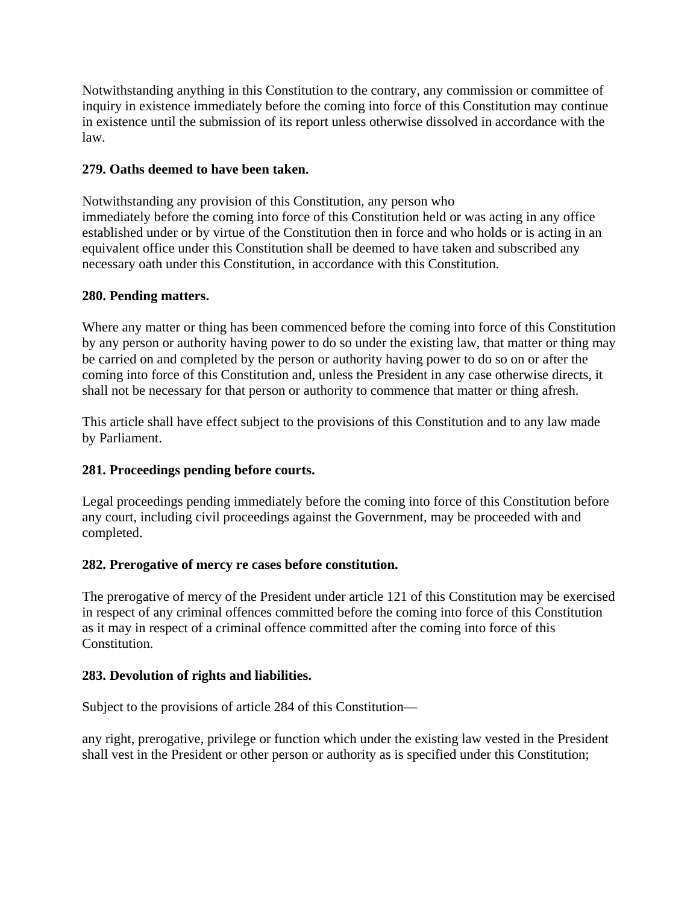Notwithstanding anything in this Constitution to the contrary, any commission or committee of inquiry in existence immediately before the coming into force of this Constitution may continue in existence until the submission of its report unless otherwise dissolved in accordance with the law.

**279. Oaths deemed to have been taken.**

Notwithstanding any provision of this Constitution, any person who immediately before the coming into force of this Constitution held or was acting in any office established under or by virtue of the Constitution then in force and who holds or is acting in an equivalent office under this Constitution shall be deemed to have taken and subscribed any necessary oath under this Constitution, in accordance with this Constitution.

**280. Pending matters.**

Where any matter or thing has been commenced before the coming into force of this Constitution by any person or authority having power to do so under the existing law, that matter or thing may be carried on and completed by the person or authority having power to do so on or after the coming into force of this Constitution and, unless the President in any case otherwise directs, it shall not be necessary for that person or authority to commence that matter or thing afresh.

This article shall have effect subject to the provisions of this Constitution and to any law made by Parliament.

**281. Proceedings pending before courts.**

Legal proceedings pending immediately before the coming into force of this Constitution before any court, including civil proceedings against the Government, may be proceeded with and completed.

**282. Prerogative of mercy re cases before constitution.**

The prerogative of mercy of the President under article 121 of this Constitution may be exercised in respect of any criminal offences committed before the coming into force of this Constitution as it may in respect of a criminal offence committed after the coming into force of this Constitution.

**283. Devolution of rights and liabilities.**

Subject to the provisions of article 284 of this Constitution—

any right, prerogative, privilege or function which under the existing law vested in the President shall vest in the President or other person or authority as is specified under this Constitution;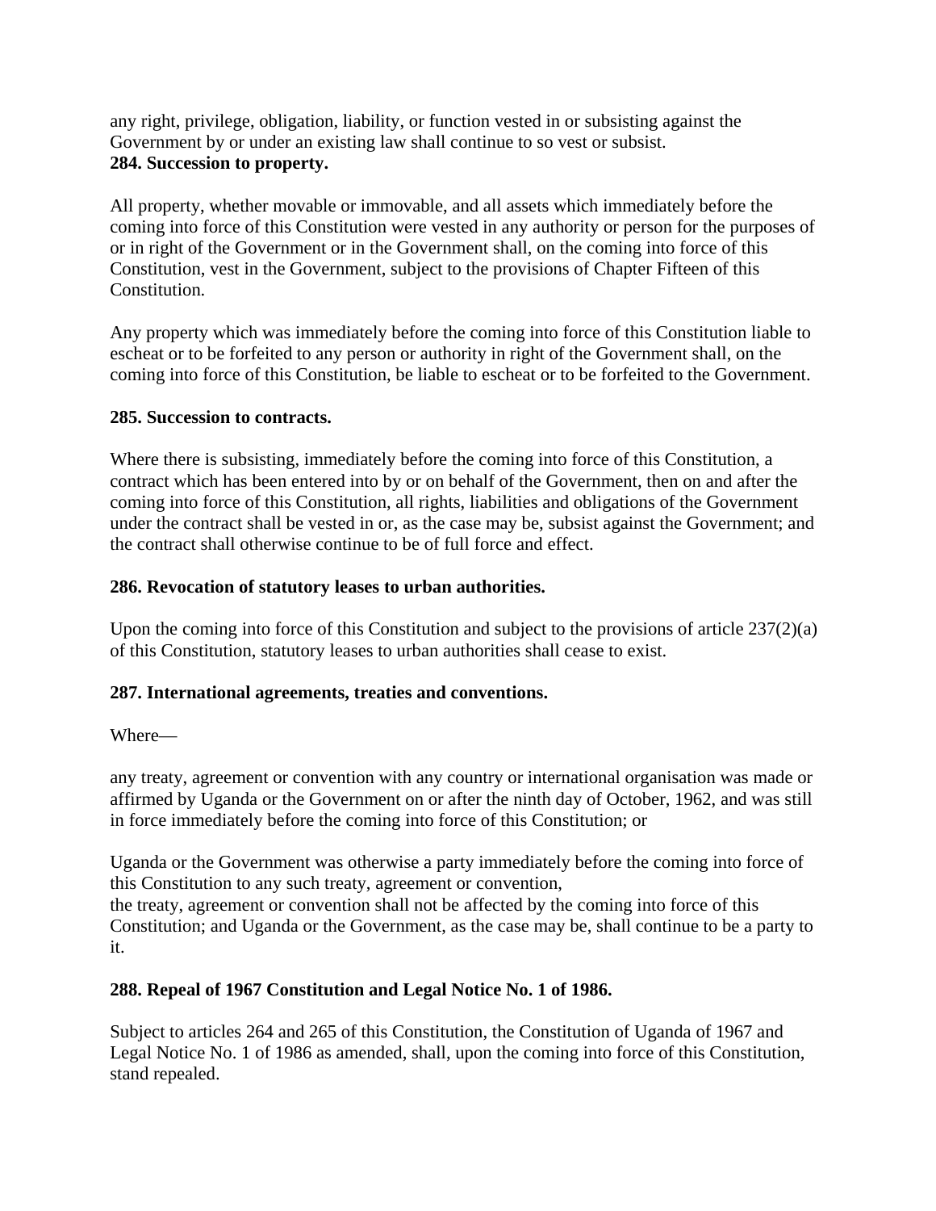any right, privilege, obligation, liability, or function vested in or subsisting against the Government by or under an existing law shall continue to so vest or subsist.

**284. Succession to property.**

All property, whether movable or immovable, and all assets which immediately before the coming into force of this Constitution were vested in any authority or person for the purposes of or in right of the Government or in the Government shall, on the coming into force of this Constitution, vest in the Government, subject to the provisions of Chapter Fifteen of this Constitution.

Any property which was immediately before the coming into force of this Constitution liable to escheat or to be forfeited to any person or authority in right of the Government shall, on the coming into force of this Constitution, be liable to escheat or to be forfeited to the Government.

**285. Succession to contracts.**

Where there is subsisting, immediately before the coming into force of this Constitution, a contract which has been entered into by or on behalf of the Government, then on and after the coming into force of this Constitution, all rights, liabilities and obligations of the Government under the contract shall be vested in or, as the case may be, subsist against the Government; and the contract shall otherwise continue to be of full force and effect.

**286. Revocation of statutory leases to urban authorities.**

Upon the coming into force of this Constitution and subject to the provisions of article 237(2)(a) of this Constitution, statutory leases to urban authorities shall cease to exist.

**287. International agreements, treaties and conventions.**

Where—

any treaty, agreement or convention with any country or international organisation was made or affirmed by Uganda or the Government on or after the ninth day of October, 1962, and was still in force immediately before the coming into force of this Constitution; or

Uganda or the Government was otherwise a party immediately before the coming into force of this Constitution to any such treaty, agreement or convention,
the treaty, agreement or convention shall not be affected by the coming into force of this Constitution; and Uganda or the Government, as the case may be, shall continue to be a party to it.

**288. Repeal of 1967 Constitution and Legal Notice No. 1 of 1986.**

Subject to articles 264 and 265 of this Constitution, the Constitution of Uganda of 1967 and Legal Notice No. 1 of 1986 as amended, shall, upon the coming into force of this Constitution, stand repealed.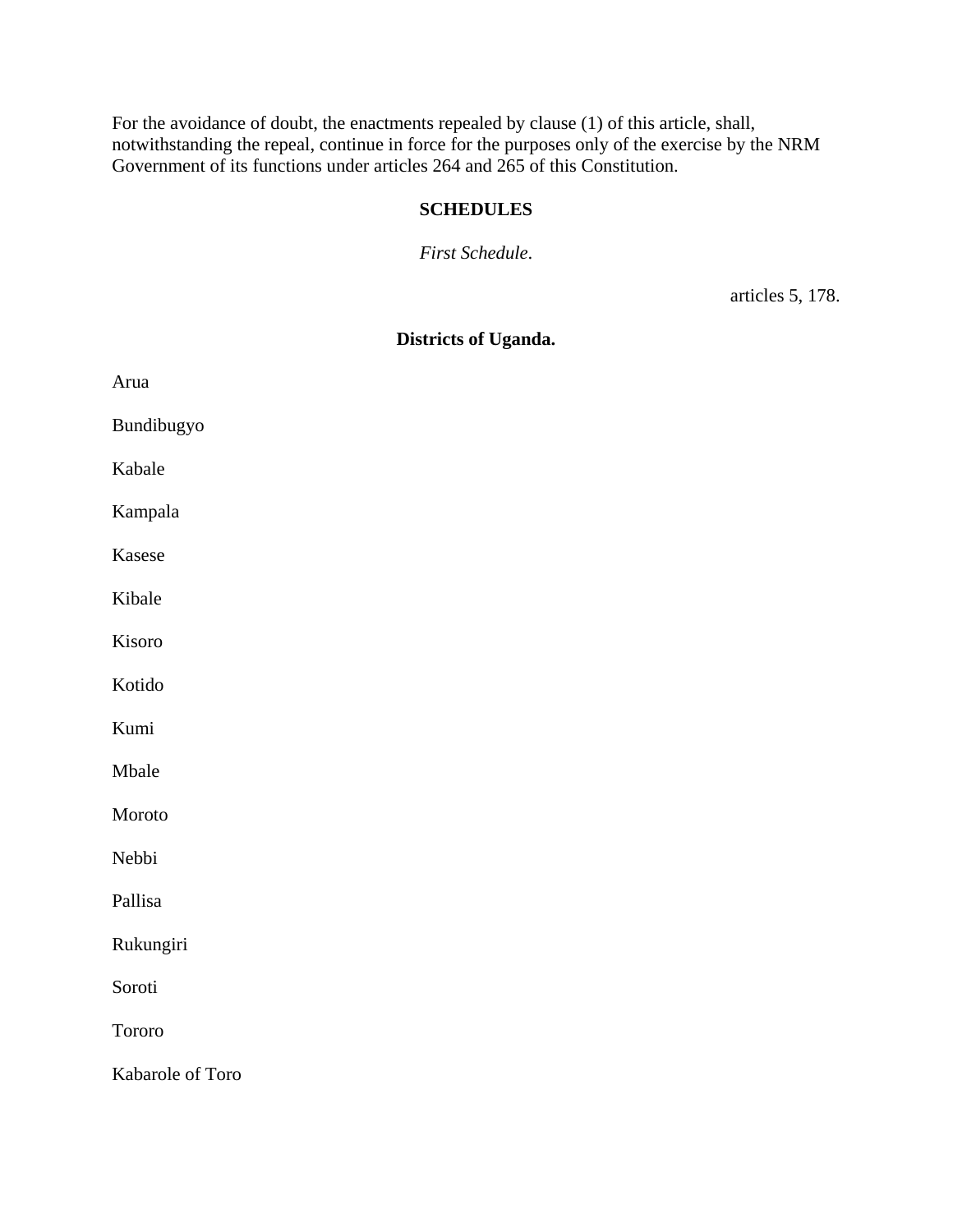For the avoidance of doubt, the enactments repealed by clause (1) of this article, shall, notwithstanding the repeal, continue in force for the purposes only of the exercise by the NRM Government of its functions under articles 264 and 265 of this Constitution.

## SCHEDULES

*First Schedule*.

articles 5, 178.

### Districts of Uganda.

Arua

Bundibugyo

Kabale

Kampala

Kasese

Kibale

Kisoro

Kotido

Kumi

Mbale

Moroto

Nebbi

Pallisa

Rukungiri

Soroti

Tororo

Kabarole of Toro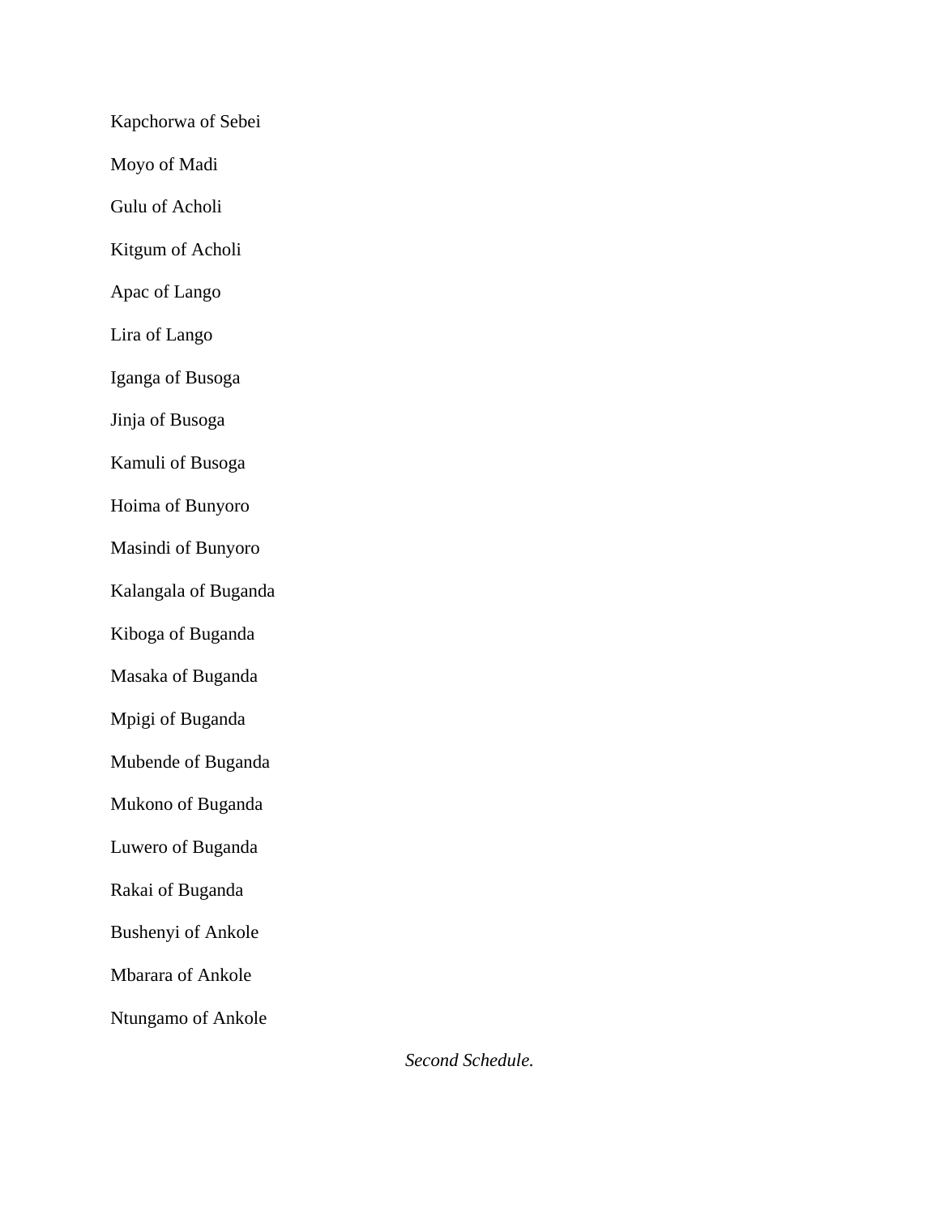Kapchorwa of Sebei

Moyo of Madi

Gulu of Acholi

Kitgum of Acholi

Apac of Lango

Lira of Lango

Iganga of Busoga

Jinja of Busoga

Kamuli of Busoga

Hoima of Bunyoro

Masindi of Bunyoro

Kalangala of Buganda

Kiboga of Buganda

Masaka of Buganda

Mpigi of Buganda

Mubende of Buganda

Mukono of Buganda

Luwero of Buganda

Rakai of Buganda

Bushenyi of Ankole

Mbarara of Ankole

Ntungamo of Ankole

*Second Schedule.*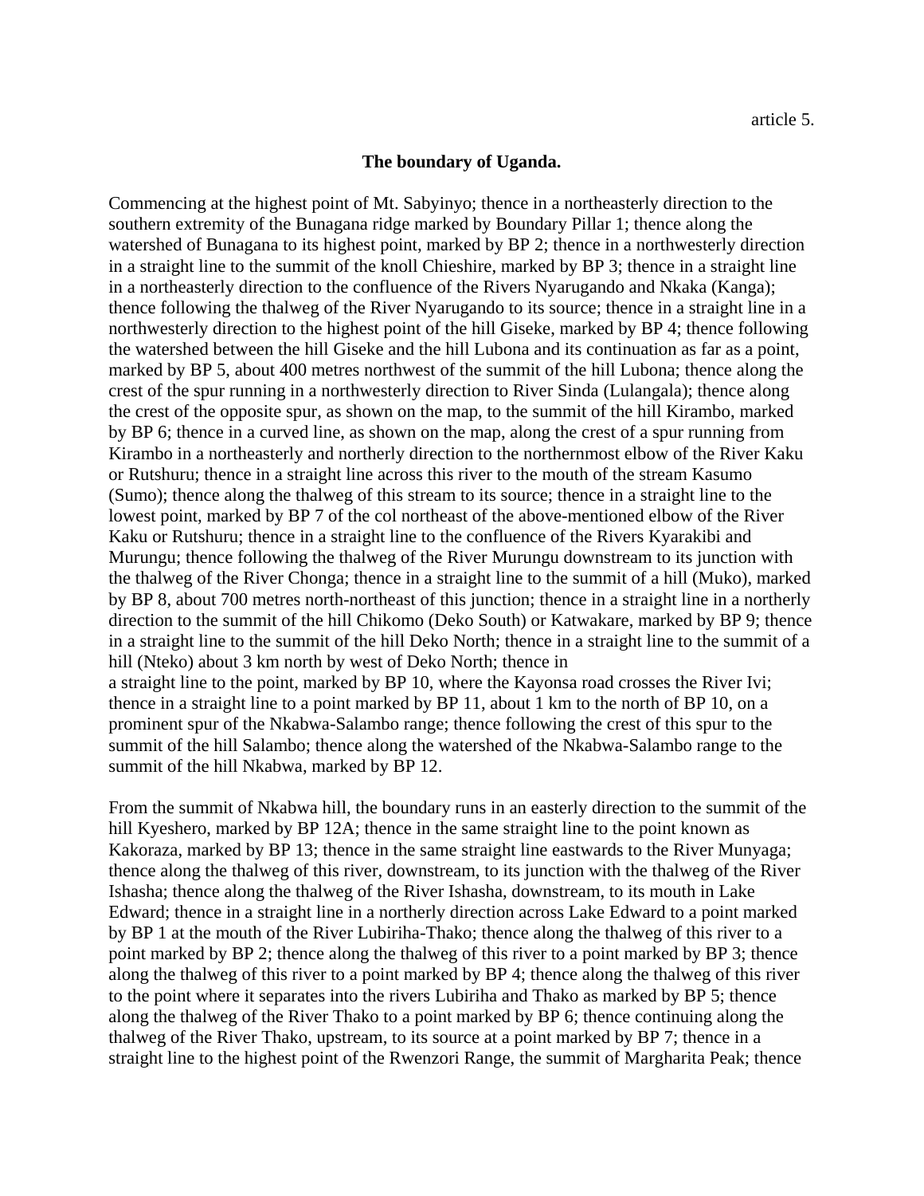article 5.

**The boundary of Uganda.**

Commencing at the highest point of Mt. Sabyinyo; thence in a northeasterly direction to the southern extremity of the Bunagana ridge marked by Boundary Pillar 1; thence along the watershed of Bunagana to its highest point, marked by BP 2; thence in a northwesterly direction in a straight line to the summit of the knoll Chieshire, marked by BP 3; thence in a straight line in a northeasterly direction to the confluence of the Rivers Nyarugando and Nkaka (Kanga); thence following the thalweg of the River Nyarugando to its source; thence in a straight line in a northwesterly direction to the highest point of the hill Giseke, marked by BP 4; thence following the watershed between the hill Giseke and the hill Lubona and its continuation as far as a point, marked by BP 5, about 400 metres northwest of the summit of the hill Lubona; thence along the crest of the spur running in a northwesterly direction to River Sinda (Lulangala); thence along the crest of the opposite spur, as shown on the map, to the summit of the hill Kirambo, marked by BP 6; thence in a curved line, as shown on the map, along the crest of a spur running from Kirambo in a northeasterly and northerly direction to the northernmost elbow of the River Kaku or Rutshuru; thence in a straight line across this river to the mouth of the stream Kasumo (Sumo); thence along the thalweg of this stream to its source; thence in a straight line to the lowest point, marked by BP 7 of the col northeast of the above-mentioned elbow of the River Kaku or Rutshuru; thence in a straight line to the confluence of the Rivers Kyarakibi and Murungu; thence following the thalweg of the River Murungu downstream to its junction with the thalweg of the River Chonga; thence in a straight line to the summit of a hill (Muko), marked by BP 8, about 700 metres north-northeast of this junction; thence in a straight line in a northerly direction to the summit of the hill Chikomo (Deko South) or Katwakare, marked by BP 9; thence in a straight line to the summit of the hill Deko North; thence in a straight line to the summit of a hill (Nteko) about 3 km north by west of Deko North; thence in a straight line to the point, marked by BP 10, where the Kayonsa road crosses the River Ivi; thence in a straight line to a point marked by BP 11, about 1 km to the north of BP 10, on a prominent spur of the Nkabwa-Salambo range; thence following the crest of this spur to the summit of the hill Salambo; thence along the watershed of the Nkabwa-Salambo range to the summit of the hill Nkabwa, marked by BP 12.

From the summit of Nkabwa hill, the boundary runs in an easterly direction to the summit of the hill Kyeshero, marked by BP 12A; thence in the same straight line to the point known as Kakoraza, marked by BP 13; thence in the same straight line eastwards to the River Munyaga; thence along the thalweg of this river, downstream, to its junction with the thalweg of the River Ishasha; thence along the thalweg of the River Ishasha, downstream, to its mouth in Lake Edward; thence in a straight line in a northerly direction across Lake Edward to a point marked by BP 1 at the mouth of the River Lubiriha-Thako; thence along the thalweg of this river to a point marked by BP 2; thence along the thalweg of this river to a point marked by BP 3; thence along the thalweg of this river to a point marked by BP 4; thence along the thalweg of this river to the point where it separates into the rivers Lubiriha and Thako as marked by BP 5; thence along the thalweg of the River Thako to a point marked by BP 6; thence continuing along the thalweg of the River Thako, upstream, to its source at a point marked by BP 7; thence in a straight line to the highest point of the Rwenzori Range, the summit of Margharita Peak; thence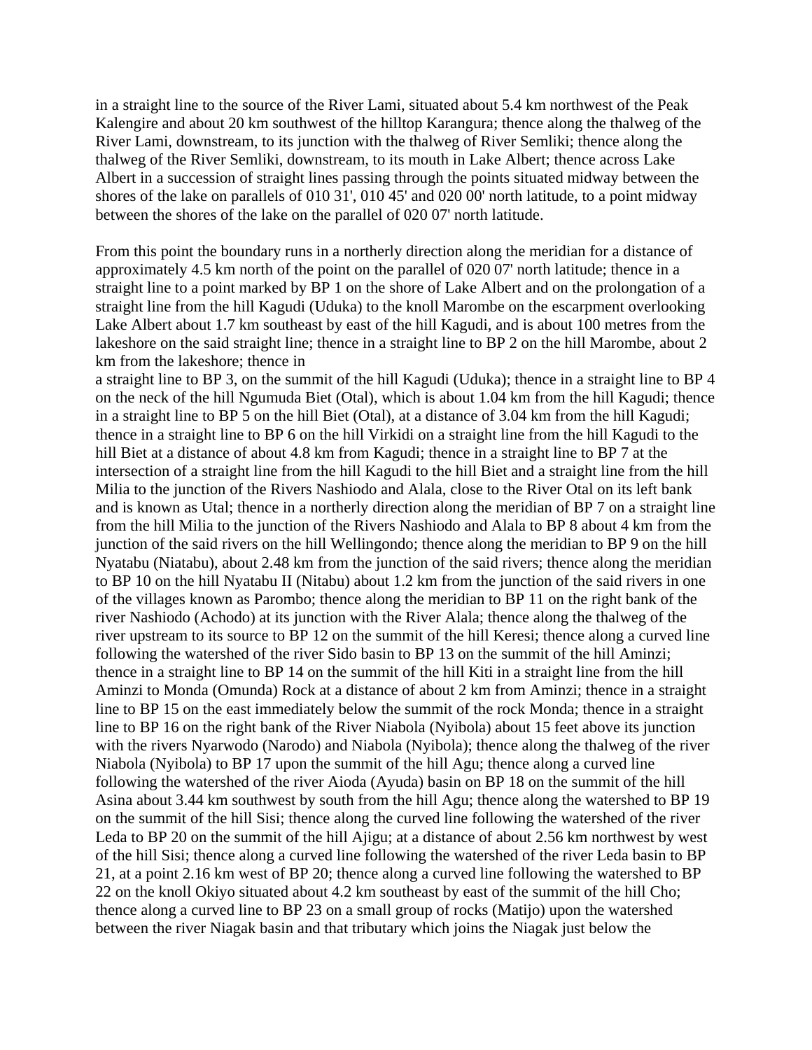in a straight line to the source of the River Lami, situated about 5.4 km northwest of the Peak Kalengire and about 20 km southwest of the hilltop Karangura; thence along the thalweg of the River Lami, downstream, to its junction with the thalweg of River Semliki; thence along the thalweg of the River Semliki, downstream, to its mouth in Lake Albert; thence across Lake Albert in a succession of straight lines passing through the points situated midway between the shores of the lake on parallels of 010 31', 010 45' and 020 00' north latitude, to a point midway between the shores of the lake on the parallel of 020 07' north latitude.

From this point the boundary runs in a northerly direction along the meridian for a distance of approximately 4.5 km north of the point on the parallel of 020 07' north latitude; thence in a straight line to a point marked by BP 1 on the shore of Lake Albert and on the prolongation of a straight line from the hill Kagudi (Uduka) to the knoll Marombe on the escarpment overlooking Lake Albert about 1.7 km southeast by east of the hill Kagudi, and is about 100 metres from the lakeshore on the said straight line; thence in a straight line to BP 2 on the hill Marombe, about 2 km from the lakeshore; thence in
a straight line to BP 3, on the summit of the hill Kagudi (Uduka); thence in a straight line to BP 4 on the neck of the hill Ngumuda Biet (Otal), which is about 1.04 km from the hill Kagudi; thence in a straight line to BP 5 on the hill Biet (Otal), at a distance of 3.04 km from the hill Kagudi; thence in a straight line to BP 6 on the hill Virkidi on a straight line from the hill Kagudi to the hill Biet at a distance of about 4.8 km from Kagudi; thence in a straight line to BP 7 at the intersection of a straight line from the hill Kagudi to the hill Biet and a straight line from the hill Milia to the junction of the Rivers Nashiodo and Alala, close to the River Otal on its left bank and is known as Utal; thence in a northerly direction along the meridian of BP 7 on a straight line from the hill Milia to the junction of the Rivers Nashiodo and Alala to BP 8 about 4 km from the junction of the said rivers on the hill Wellingondo; thence along the meridian to BP 9 on the hill Nyatabu (Niatabu), about 2.48 km from the junction of the said rivers; thence along the meridian to BP 10 on the hill Nyatabu II (Nitabu) about 1.2 km from the junction of the said rivers in one of the villages known as Parombo; thence along the meridian to BP 11 on the right bank of the river Nashiodo (Achodo) at its junction with the River Alala; thence along the thalweg of the river upstream to its source to BP 12 on the summit of the hill Keresi; thence along a curved line following the watershed of the river Sido basin to BP 13 on the summit of the hill Aminzi; thence in a straight line to BP 14 on the summit of the hill Kiti in a straight line from the hill Aminzi to Monda (Omunda) Rock at a distance of about 2 km from Aminzi; thence in a straight line to BP 15 on the east immediately below the summit of the rock Monda; thence in a straight line to BP 16 on the right bank of the River Niabola (Nyibola) about 15 feet above its junction with the rivers Nyarwodo (Narodo) and Niabola (Nyibola); thence along the thalweg of the river Niabola (Nyibola) to BP 17 upon the summit of the hill Agu; thence along a curved line following the watershed of the river Aioda (Ayuda) basin on BP 18 on the summit of the hill Asina about 3.44 km southwest by south from the hill Agu; thence along the watershed to BP 19 on the summit of the hill Sisi; thence along the curved line following the watershed of the river Leda to BP 20 on the summit of the hill Ajigu; at a distance of about 2.56 km northwest by west of the hill Sisi; thence along a curved line following the watershed of the river Leda basin to BP 21, at a point 2.16 km west of BP 20; thence along a curved line following the watershed to BP 22 on the knoll Okiyo situated about 4.2 km southeast by east of the summit of the hill Cho; thence along a curved line to BP 23 on a small group of rocks (Matijo) upon the watershed between the river Niagak basin and that tributary which joins the Niagak just below the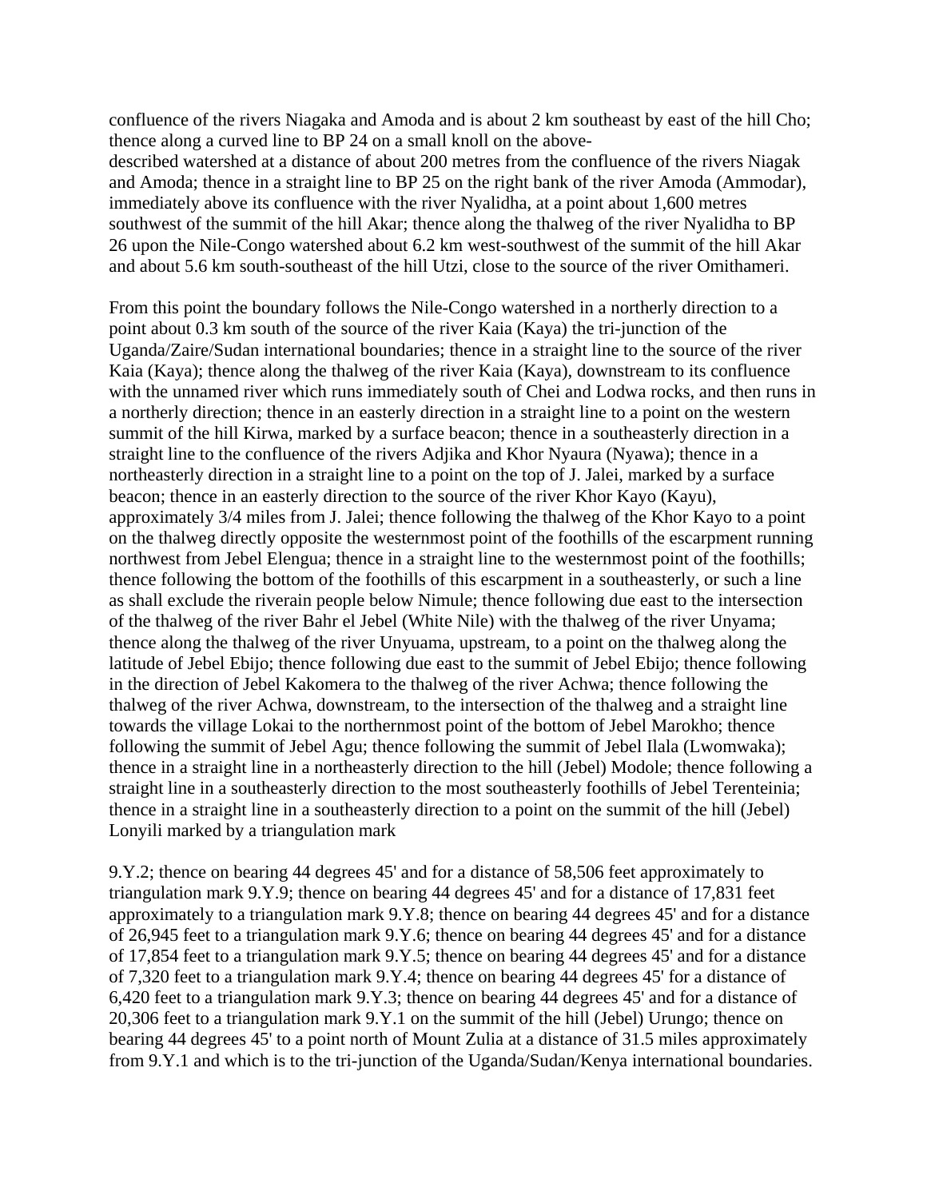confluence of the rivers Niagaka and Amoda and is about 2 km southeast by east of the hill Cho; thence along a curved line to BP 24 on a small knoll on the above-described watershed at a distance of about 200 metres from the confluence of the rivers Niagak and Amoda; thence in a straight line to BP 25 on the right bank of the river Amoda (Ammodar), immediately above its confluence with the river Nyalidha, at a point about 1,600 metres southwest of the summit of the hill Akar; thence along the thalweg of the river Nyalidha to BP 26 upon the Nile-Congo watershed about 6.2 km west-southwest of the summit of the hill Akar and about 5.6 km south-southeast of the hill Utzi, close to the source of the river Omithameri.

From this point the boundary follows the Nile-Congo watershed in a northerly direction to a point about 0.3 km south of the source of the river Kaia (Kaya) the tri-junction of the Uganda/Zaire/Sudan international boundaries; thence in a straight line to the source of the river Kaia (Kaya); thence along the thalweg of the river Kaia (Kaya), downstream to its confluence with the unnamed river which runs immediately south of Chei and Lodwa rocks, and then runs in a northerly direction; thence in an easterly direction in a straight line to a point on the western summit of the hill Kirwa, marked by a surface beacon; thence in a southeasterly direction in a straight line to the confluence of the rivers Adjika and Khor Nyaura (Nyawa); thence in a northeasterly direction in a straight line to a point on the top of J. Jalei, marked by a surface beacon; thence in an easterly direction to the source of the river Khor Kayo (Kayu), approximately 3/4 miles from J. Jalei; thence following the thalweg of the Khor Kayo to a point on the thalweg directly opposite the westernmost point of the foothills of the escarpment running northwest from Jebel Elengua; thence in a straight line to the westernmost point of the foothills; thence following the bottom of the foothills of this escarpment in a southeasterly, or such a line as shall exclude the riverain people below Nimule; thence following due east to the intersection of the thalweg of the river Bahr el Jebel (White Nile) with the thalweg of the river Unyama; thence along the thalweg of the river Unyuama, upstream, to a point on the thalweg along the latitude of Jebel Ebijo; thence following due east to the summit of Jebel Ebijo; thence following in the direction of Jebel Kakomera to the thalweg of the river Achwa; thence following the thalweg of the river Achwa, downstream, to the intersection of the thalweg and a straight line towards the village Lokai to the northernmost point of the bottom of Jebel Marokho; thence following the summit of Jebel Agu; thence following the summit of Jebel Ilala (Lwomwaka); thence in a straight line in a northeasterly direction to the hill (Jebel) Modole; thence following a straight line in a southeasterly direction to the most southeasterly foothills of Jebel Terenteinia; thence in a straight line in a southeasterly direction to a point on the summit of the hill (Jebel) Lonyili marked by a triangulation mark

9.Y.2; thence on bearing 44 degrees 45' and for a distance of 58,506 feet approximately to triangulation mark 9.Y.9; thence on bearing 44 degrees 45' and for a distance of 17,831 feet approximately to a triangulation mark 9.Y.8; thence on bearing 44 degrees 45' and for a distance of 26,945 feet to a triangulation mark 9.Y.6; thence on bearing 44 degrees 45' and for a distance of 17,854 feet to a triangulation mark 9.Y.5; thence on bearing 44 degrees 45' and for a distance of 7,320 feet to a triangulation mark 9.Y.4; thence on bearing 44 degrees 45' for a distance of 6,420 feet to a triangulation mark 9.Y.3; thence on bearing 44 degrees 45' and for a distance of 20,306 feet to a triangulation mark 9.Y.1 on the summit of the hill (Jebel) Urungo; thence on bearing 44 degrees 45' to a point north of Mount Zulia at a distance of 31.5 miles approximately from 9.Y.1 and which is to the tri-junction of the Uganda/Sudan/Kenya international boundaries.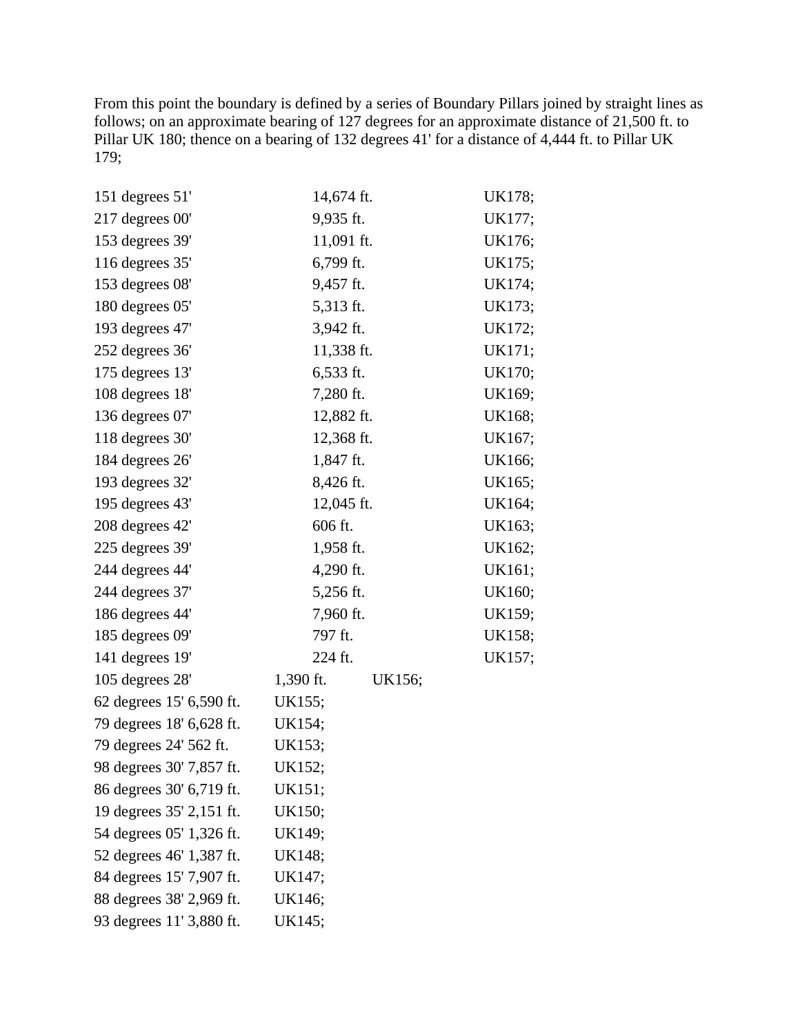From this point the boundary is defined by a series of Boundary Pillars joined by straight lines as follows; on an approximate bearing of 127 degrees for an approximate distance of 21,500 ft. to Pillar UK 180; thence on a bearing of 132 degrees 41' for a distance of 4,444 ft. to Pillar UK 179;

| | | |
|---|---|---|
| 151 degrees 51' | 14,674 ft. | UK178; |
| 217 degrees 00' | 9,935 ft. | UK177; |
| 153 degrees 39' | 11,091 ft. | UK176; |
| 116 degrees 35' | 6,799 ft. | UK175; |
| 153 degrees 08' | 9,457 ft. | UK174; |
| 180 degrees 05' | 5,313 ft. | UK173; |
| 193 degrees 47' | 3,942 ft. | UK172; |
| 252 degrees 36' | 11,338 ft. | UK171; |
| 175 degrees 13' | 6,533 ft. | UK170; |
| 108 degrees 18' | 7,280 ft. | UK169; |
| 136 degrees 07' | 12,882 ft. | UK168; |
| 118 degrees 30' | 12,368 ft. | UK167; |
| 184 degrees 26' | 1,847 ft. | UK166; |
| 193 degrees 32' | 8,426 ft. | UK165; |
| 195 degrees 43' | 12,045 ft. | UK164; |
| 208 degrees 42' | 606 ft. | UK163; |
| 225 degrees 39' | 1,958 ft. | UK162; |
| 244 degrees 44' | 4,290 ft. | UK161; |
| 244 degrees 37' | 5,256 ft. | UK160; |
| 186 degrees 44' | 7,960 ft. | UK159; |
| 185 degrees 09' | 797 ft. | UK158; |
| 141 degrees 19' | 224 ft. | UK157; |
| 105 degrees 28' | 1,390 ft. | UK156; |
| 62 degrees 15' | 6,590 ft. | UK155; |
| 79 degrees 18' | 6,628 ft. | UK154; |
| 79 degrees 24' | 562 ft. | UK153; |
| 98 degrees 30' | 7,857 ft. | UK152; |
| 86 degrees 30' | 6,719 ft. | UK151; |
| 19 degrees 35' | 2,151 ft. | UK150; |
| 54 degrees 05' | 1,326 ft. | UK149; |
| 52 degrees 46' | 1,387 ft. | UK148; |
| 84 degrees 15' | 7,907 ft. | UK147; |
| 88 degrees 38' | 2,969 ft. | UK146; |
| 93 degrees 11' | 3,880 ft. | UK145; |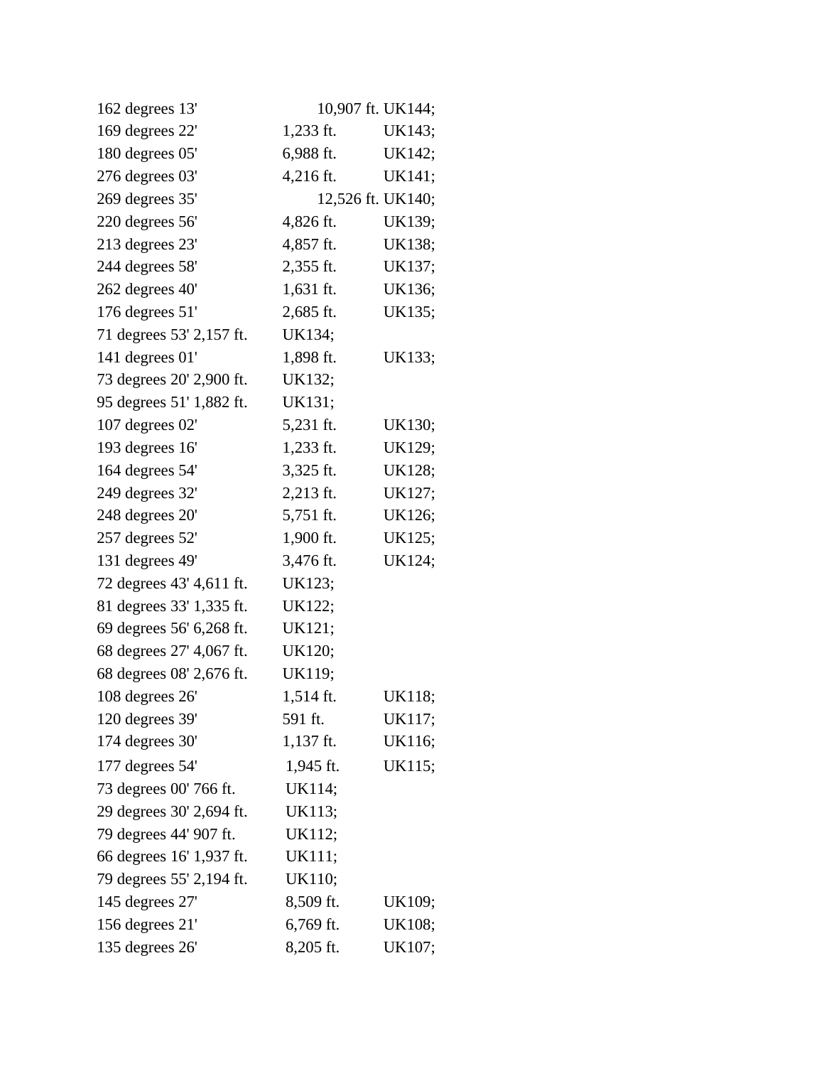162 degrees 13' 10,907 ft. UK144;
169 degrees 22' 1,233 ft. UK143;
180 degrees 05' 6,988 ft. UK142;
276 degrees 03' 4,216 ft. UK141;
269 degrees 35' 12,526 ft. UK140;
220 degrees 56' 4,826 ft. UK139;
213 degrees 23' 4,857 ft. UK138;
244 degrees 58' 2,355 ft. UK137;
262 degrees 40' 1,631 ft. UK136;
176 degrees 51' 2,685 ft. UK135;
71 degrees 53' 2,157 ft. UK134;
141 degrees 01' 1,898 ft. UK133;
73 degrees 20' 2,900 ft. UK132;
95 degrees 51' 1,882 ft. UK131;
107 degrees 02' 5,231 ft. UK130;
193 degrees 16' 1,233 ft. UK129;
164 degrees 54' 3,325 ft. UK128;
249 degrees 32' 2,213 ft. UK127;
248 degrees 20' 5,751 ft. UK126;
257 degrees 52' 1,900 ft. UK125;
131 degrees 49' 3,476 ft. UK124;
72 degrees 43' 4,611 ft. UK123;
81 degrees 33' 1,335 ft. UK122;
69 degrees 56' 6,268 ft. UK121;
68 degrees 27' 4,067 ft. UK120;
68 degrees 08' 2,676 ft. UK119;
108 degrees 26' 1,514 ft. UK118;
120 degrees 39' 591 ft. UK117;
174 degrees 30' 1,137 ft. UK116;
177 degrees 54' 1,945 ft. UK115;
73 degrees 00' 766 ft. UK114;
29 degrees 30' 2,694 ft. UK113;
79 degrees 44' 907 ft. UK112;
66 degrees 16' 1,937 ft. UK111;
79 degrees 55' 2,194 ft. UK110;
145 degrees 27' 8,509 ft. UK109;
156 degrees 21' 6,769 ft. UK108;
135 degrees 26' 8,205 ft. UK107;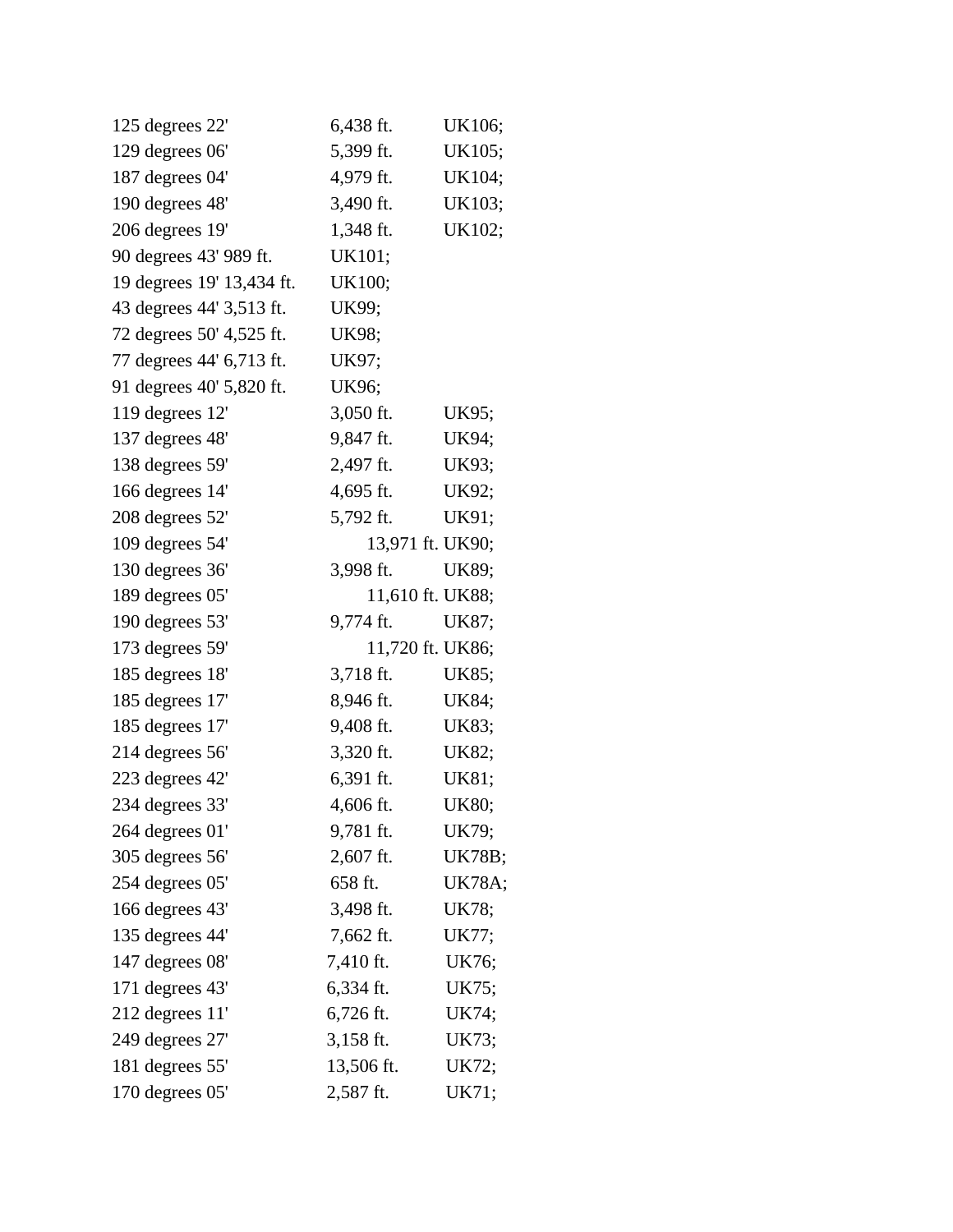125 degrees 22' 6,438 ft. UK106;
129 degrees 06' 5,399 ft. UK105;
187 degrees 04' 4,979 ft. UK104;
190 degrees 48' 3,490 ft. UK103;
206 degrees 19' 1,348 ft. UK102;
90 degrees 43' 989 ft. UK101;
19 degrees 19' 13,434 ft. UK100;
43 degrees 44' 3,513 ft. UK99;
72 degrees 50' 4,525 ft. UK98;
77 degrees 44' 6,713 ft. UK97;
91 degrees 40' 5,820 ft. UK96;
119 degrees 12' 3,050 ft. UK95;
137 degrees 48' 9,847 ft. UK94;
138 degrees 59' 2,497 ft. UK93;
166 degrees 14' 4,695 ft. UK92;
208 degrees 52' 5,792 ft. UK91;
109 degrees 54' 13,971 ft. UK90;
130 degrees 36' 3,998 ft. UK89;
189 degrees 05' 11,610 ft. UK88;
190 degrees 53' 9,774 ft. UK87;
173 degrees 59' 11,720 ft. UK86;
185 degrees 18' 3,718 ft. UK85;
185 degrees 17' 8,946 ft. UK84;
185 degrees 17' 9,408 ft. UK83;
214 degrees 56' 3,320 ft. UK82;
223 degrees 42' 6,391 ft. UK81;
234 degrees 33' 4,606 ft. UK80;
264 degrees 01' 9,781 ft. UK79;
305 degrees 56' 2,607 ft. UK78B;
254 degrees 05' 658 ft. UK78A;
166 degrees 43' 3,498 ft. UK78;
135 degrees 44' 7,662 ft. UK77;
147 degrees 08' 7,410 ft. UK76;
171 degrees 43' 6,334 ft. UK75;
212 degrees 11' 6,726 ft. UK74;
249 degrees 27' 3,158 ft. UK73;
181 degrees 55' 13,506 ft. UK72;
170 degrees 05' 2,587 ft. UK71;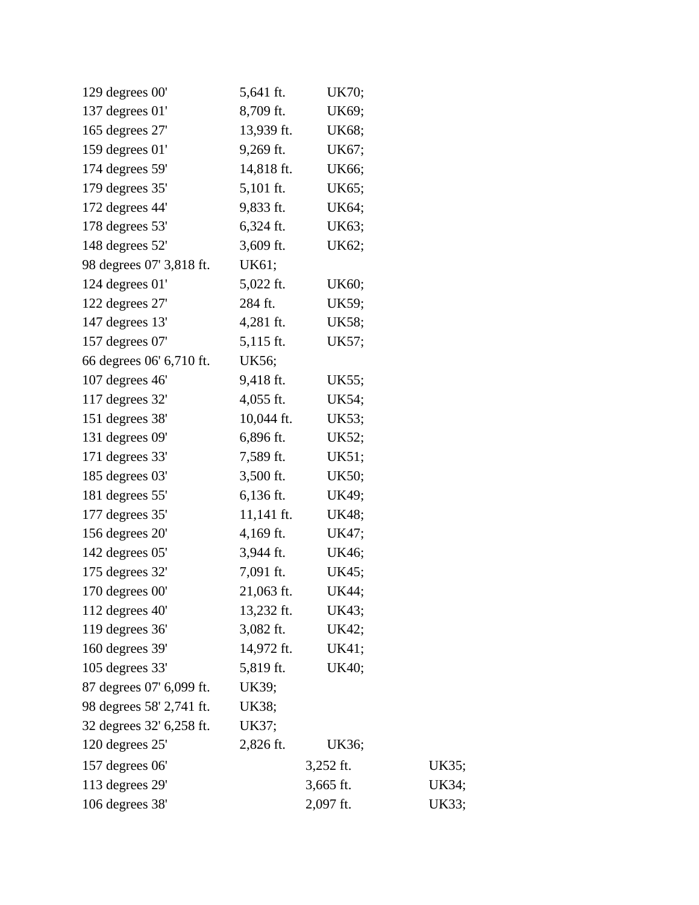129 degrees 00' 5,641 ft. UK70;
137 degrees 01' 8,709 ft. UK69;
165 degrees 27' 13,939 ft. UK68;
159 degrees 01' 9,269 ft. UK67;
174 degrees 59' 14,818 ft. UK66;
179 degrees 35' 5,101 ft. UK65;
172 degrees 44' 9,833 ft. UK64;
178 degrees 53' 6,324 ft. UK63;
148 degrees 52' 3,609 ft. UK62;
98 degrees 07' 3,818 ft. UK61;
124 degrees 01' 5,022 ft. UK60;
122 degrees 27' 284 ft. UK59;
147 degrees 13' 4,281 ft. UK58;
157 degrees 07' 5,115 ft. UK57;
66 degrees 06' 6,710 ft. UK56;
107 degrees 46' 9,418 ft. UK55;
117 degrees 32' 4,055 ft. UK54;
151 degrees 38' 10,044 ft. UK53;
131 degrees 09' 6,896 ft. UK52;
171 degrees 33' 7,589 ft. UK51;
185 degrees 03' 3,500 ft. UK50;
181 degrees 55' 6,136 ft. UK49;
177 degrees 35' 11,141 ft. UK48;
156 degrees 20' 4,169 ft. UK47;
142 degrees 05' 3,944 ft. UK46;
175 degrees 32' 7,091 ft. UK45;
170 degrees 00' 21,063 ft. UK44;
112 degrees 40' 13,232 ft. UK43;
119 degrees 36' 3,082 ft. UK42;
160 degrees 39' 14,972 ft. UK41;
105 degrees 33' 5,819 ft. UK40;
87 degrees 07' 6,099 ft. UK39;
98 degrees 58' 2,741 ft. UK38;
32 degrees 32' 6,258 ft. UK37;
120 degrees 25' 2,826 ft. UK36;
157 degrees 06' 3,252 ft. UK35;
113 degrees 29' 3,665 ft. UK34;
106 degrees 38' 2,097 ft. UK33;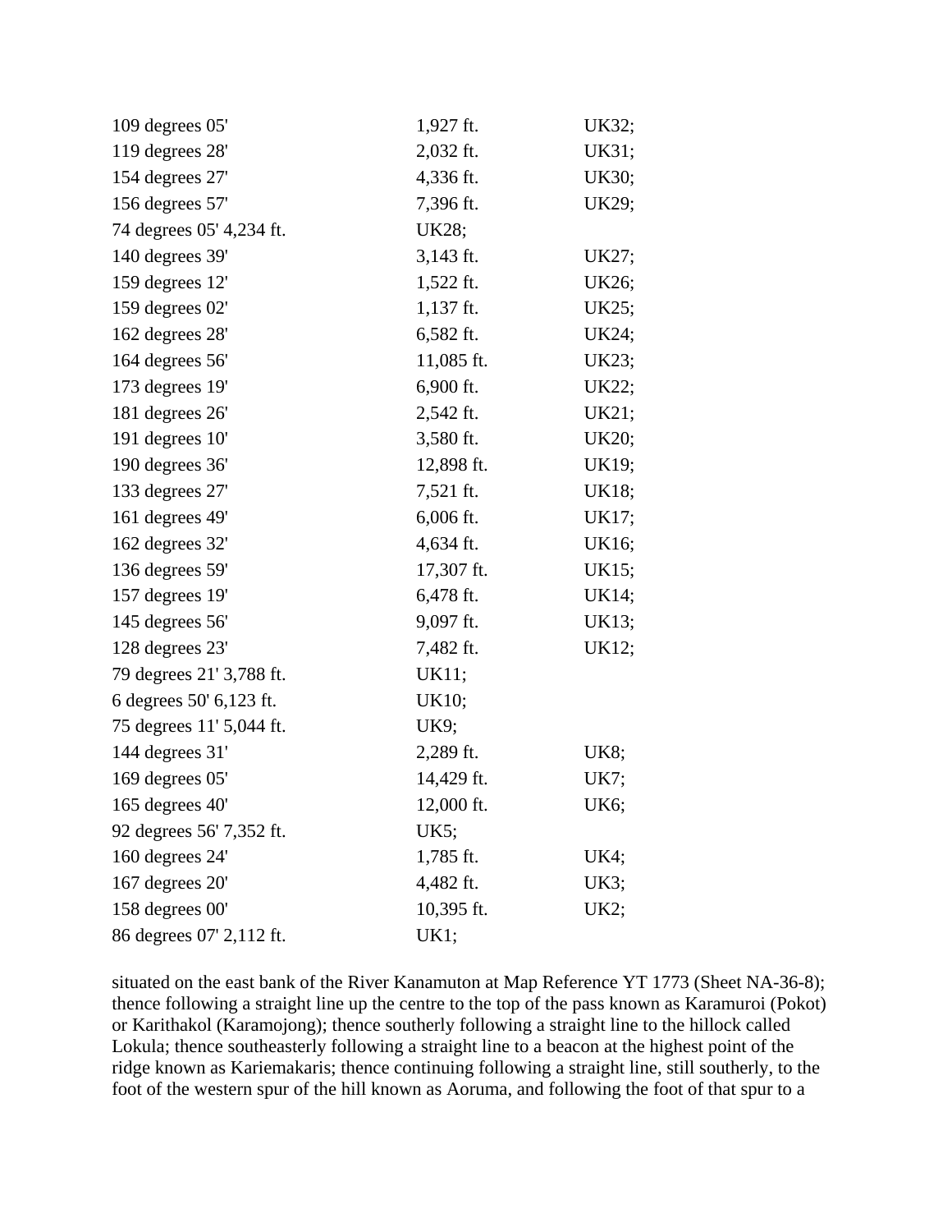| | | |
|---|---|---|
| 109 degrees 05' | 1,927 ft. | UK32; |
| 119 degrees 28' | 2,032 ft. | UK31; |
| 154 degrees 27' | 4,336 ft. | UK30; |
| 156 degrees 57' | 7,396 ft. | UK29; |
| 74 degrees 05' 4,234 ft. | UK28; | |
| 140 degrees 39' | 3,143 ft. | UK27; |
| 159 degrees 12' | 1,522 ft. | UK26; |
| 159 degrees 02' | 1,137 ft. | UK25; |
| 162 degrees 28' | 6,582 ft. | UK24; |
| 164 degrees 56' | 11,085 ft. | UK23; |
| 173 degrees 19' | 6,900 ft. | UK22; |
| 181 degrees 26' | 2,542 ft. | UK21; |
| 191 degrees 10' | 3,580 ft. | UK20; |
| 190 degrees 36' | 12,898 ft. | UK19; |
| 133 degrees 27' | 7,521 ft. | UK18; |
| 161 degrees 49' | 6,006 ft. | UK17; |
| 162 degrees 32' | 4,634 ft. | UK16; |
| 136 degrees 59' | 17,307 ft. | UK15; |
| 157 degrees 19' | 6,478 ft. | UK14; |
| 145 degrees 56' | 9,097 ft. | UK13; |
| 128 degrees 23' | 7,482 ft. | UK12; |
| 79 degrees 21' 3,788 ft. | UK11; | |
| 6 degrees 50' 6,123 ft. | UK10; | |
| 75 degrees 11' 5,044 ft. | UK9; | |
| 144 degrees 31' | 2,289 ft. | UK8; |
| 169 degrees 05' | 14,429 ft. | UK7; |
| 165 degrees 40' | 12,000 ft. | UK6; |
| 92 degrees 56' 7,352 ft. | UK5; | |
| 160 degrees 24' | 1,785 ft. | UK4; |
| 167 degrees 20' | 4,482 ft. | UK3; |
| 158 degrees 00' | 10,395 ft. | UK2; |
| 86 degrees 07' 2,112 ft. | UK1; | |

situated on the east bank of the River Kanamuton at Map Reference YT 1773 (Sheet NA-36-8); thence following a straight line up the centre to the top of the pass known as Karamuroi (Pokot) or Karithakol (Karamojong); thence southerly following a straight line to the hillock called Lokula; thence southeasterly following a straight line to a beacon at the highest point of the ridge known as Kariemakaris; thence continuing following a straight line, still southerly, to the foot of the western spur of the hill known as Aoruma, and following the foot of that spur to a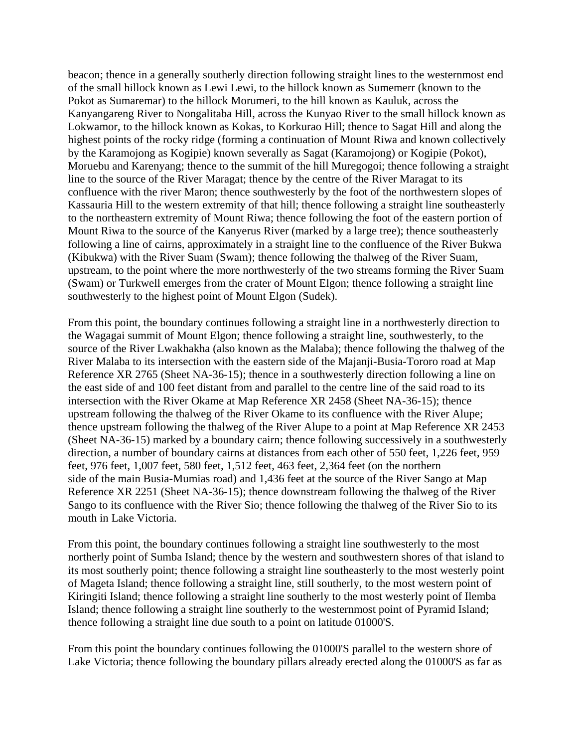beacon; thence in a generally southerly direction following straight lines to the westernmost end of the small hillock known as Lewi Lewi, to the hillock known as Sumemerr (known to the Pokot as Sumaremar) to the hillock Morumeri, to the hill known as Kauluk, across the Kanyangareng River to Nongalitaba Hill, across the Kunyao River to the small hillock known as Lokwamor, to the hillock known as Kokas, to Korkurao Hill; thence to Sagat Hill and along the highest points of the rocky ridge (forming a continuation of Mount Riwa and known collectively by the Karamojong as Kogipie) known severally as Sagat (Karamojong) or Kogipie (Pokot), Moruebu and Karenyang; thence to the summit of the hill Muregogoi; thence following a straight line to the source of the River Maragat; thence by the centre of the River Maragat to its confluence with the river Maron; thence southwesterly by the foot of the northwestern slopes of Kassauria Hill to the western extremity of that hill; thence following a straight line southeasterly to the northeastern extremity of Mount Riwa; thence following the foot of the eastern portion of Mount Riwa to the source of the Kanyerus River (marked by a large tree); thence southeasterly following a line of cairns, approximately in a straight line to the confluence of the River Bukwa (Kibukwa) with the River Suam (Swam); thence following the thalweg of the River Suam, upstream, to the point where the more northwesterly of the two streams forming the River Suam (Swam) or Turkwell emerges from the crater of Mount Elgon; thence following a straight line southwesterly to the highest point of Mount Elgon (Sudek).

From this point, the boundary continues following a straight line in a northwesterly direction to the Wagagai summit of Mount Elgon; thence following a straight line, southwesterly, to the source of the River Lwakhakha (also known as the Malaba); thence following the thalweg of the River Malaba to its intersection with the eastern side of the Majanji-Busia-Tororo road at Map Reference XR 2765 (Sheet NA-36-15); thence in a southwesterly direction following a line on the east side of and 100 feet distant from and parallel to the centre line of the said road to its intersection with the River Okame at Map Reference XR 2458 (Sheet NA-36-15); thence upstream following the thalweg of the River Okame to its confluence with the River Alupe; thence upstream following the thalweg of the River Alupe to a point at Map Reference XR 2453 (Sheet NA-36-15) marked by a boundary cairn; thence following successively in a southwesterly direction, a number of boundary cairns at distances from each other of 550 feet, 1,226 feet, 959 feet, 976 feet, 1,007 feet, 580 feet, 1,512 feet, 463 feet, 2,364 feet (on the northern side of the main Busia-Mumias road) and 1,436 feet at the source of the River Sango at Map Reference XR 2251 (Sheet NA-36-15); thence downstream following the thalweg of the River Sango to its confluence with the River Sio; thence following the thalweg of the River Sio to its mouth in Lake Victoria.

From this point, the boundary continues following a straight line southwesterly to the most northerly point of Sumba Island; thence by the western and southwestern shores of that island to its most southerly point; thence following a straight line southeasterly to the most westerly point of Mageta Island; thence following a straight line, still southerly, to the most western point of Kiringiti Island; thence following a straight line southerly to the most westerly point of Ilemba Island; thence following a straight line southerly to the westernmost point of Pyramid Island; thence following a straight line due south to a point on latitude 01000'S.

From this point the boundary continues following the 01000'S parallel to the western shore of Lake Victoria; thence following the boundary pillars already erected along the 01000'S as far as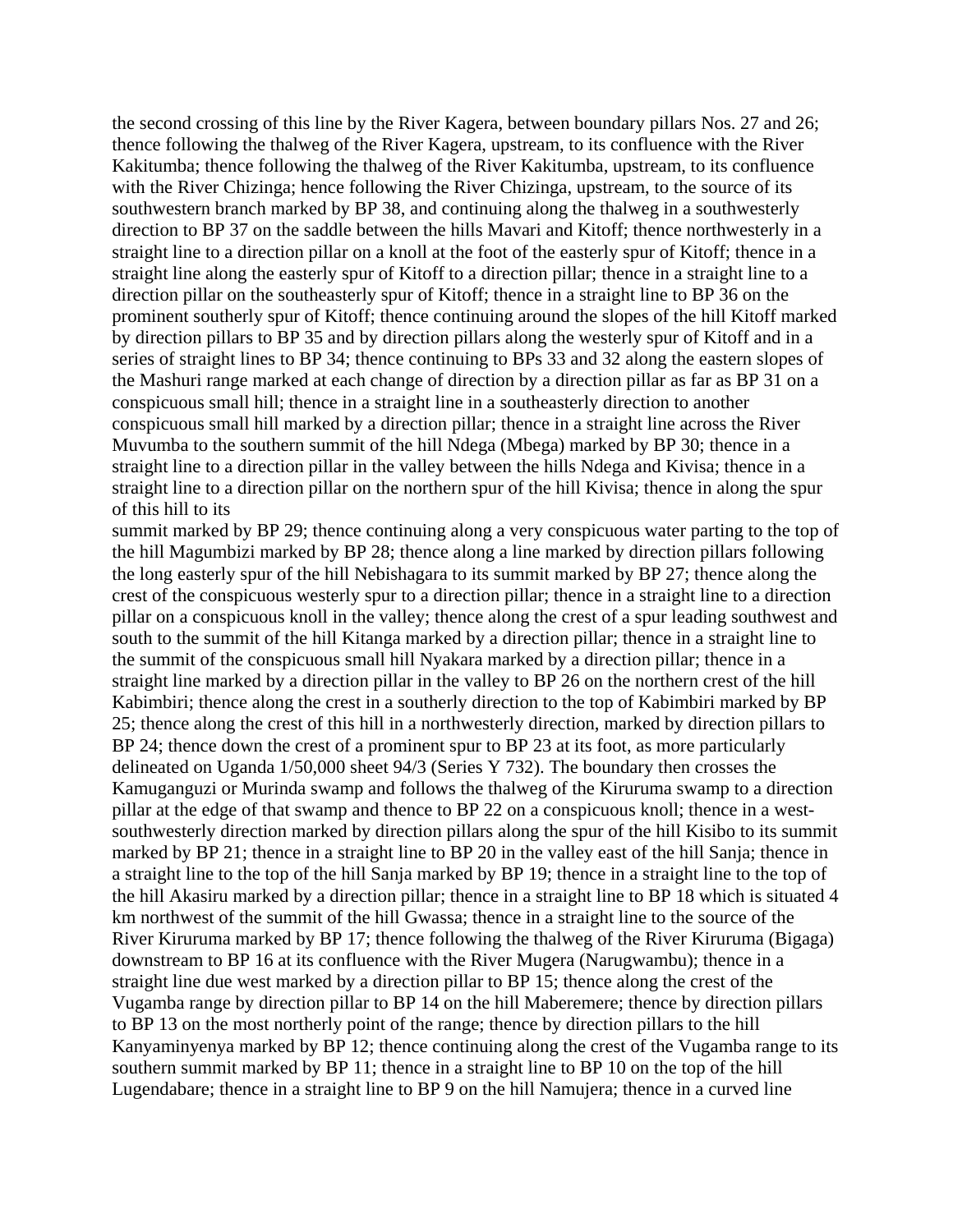the second crossing of this line by the River Kagera, between boundary pillars Nos. 27 and 26; thence following the thalweg of the River Kagera, upstream, to its confluence with the River Kakitumba; thence following the thalweg of the River Kakitumba, upstream, to its confluence with the River Chizinga; hence following the River Chizinga, upstream, to the source of its southwestern branch marked by BP 38, and continuing along the thalweg in a southwesterly direction to BP 37 on the saddle between the hills Mavari and Kitoff; thence northwesterly in a straight line to a direction pillar on a knoll at the foot of the easterly spur of Kitoff; thence in a straight line along the easterly spur of Kitoff to a direction pillar; thence in a straight line to a direction pillar on the southeasterly spur of Kitoff; thence in a straight line to BP 36 on the prominent southerly spur of Kitoff; thence continuing around the slopes of the hill Kitoff marked by direction pillars to BP 35 and by direction pillars along the westerly spur of Kitoff and in a series of straight lines to BP 34; thence continuing to BPs 33 and 32 along the eastern slopes of the Mashuri range marked at each change of direction by a direction pillar as far as BP 31 on a conspicuous small hill; thence in a straight line in a southeasterly direction to another conspicuous small hill marked by a direction pillar; thence in a straight line across the River Muvumba to the southern summit of the hill Ndega (Mbega) marked by BP 30; thence in a straight line to a direction pillar in the valley between the hills Ndega and Kivisa; thence in a straight line to a direction pillar on the northern spur of the hill Kivisa; thence in along the spur of this hill to its
summit marked by BP 29; thence continuing along a very conspicuous water parting to the top of the hill Magumbizi marked by BP 28; thence along a line marked by direction pillars following the long easterly spur of the hill Nebishagara to its summit marked by BP 27; thence along the crest of the conspicuous westerly spur to a direction pillar; thence in a straight line to a direction pillar on a conspicuous knoll in the valley; thence along the crest of a spur leading southwest and south to the summit of the hill Kitanga marked by a direction pillar; thence in a straight line to the summit of the conspicuous small hill Nyakara marked by a direction pillar; thence in a straight line marked by a direction pillar in the valley to BP 26 on the northern crest of the hill Kabimbiri; thence along the crest in a southerly direction to the top of Kabimbiri marked by BP 25; thence along the crest of this hill in a northwesterly direction, marked by direction pillars to BP 24; thence down the crest of a prominent spur to BP 23 at its foot, as more particularly delineated on Uganda 1/50,000 sheet 94/3 (Series Y 732). The boundary then crosses the Kamuganguzi or Murinda swamp and follows the thalweg of the Kiruruma swamp to a direction pillar at the edge of that swamp and thence to BP 22 on a conspicuous knoll; thence in a west-southwesterly direction marked by direction pillars along the spur of the hill Kisibo to its summit marked by BP 21; thence in a straight line to BP 20 in the valley east of the hill Sanja; thence in a straight line to the top of the hill Sanja marked by BP 19; thence in a straight line to the top of the hill Akasiru marked by a direction pillar; thence in a straight line to BP 18 which is situated 4 km northwest of the summit of the hill Gwassa; thence in a straight line to the source of the River Kiruruma marked by BP 17; thence following the thalweg of the River Kiruruma (Bigaga) downstream to BP 16 at its confluence with the River Mugera (Narugwambu); thence in a straight line due west marked by a direction pillar to BP 15; thence along the crest of the Vugamba range by direction pillar to BP 14 on the hill Maberemere; thence by direction pillars to BP 13 on the most northerly point of the range; thence by direction pillars to the hill Kanyaminyenya marked by BP 12; thence continuing along the crest of the Vugamba range to its southern summit marked by BP 11; thence in a straight line to BP 10 on the top of the hill Lugendabare; thence in a straight line to BP 9 on the hill Namujera; thence in a curved line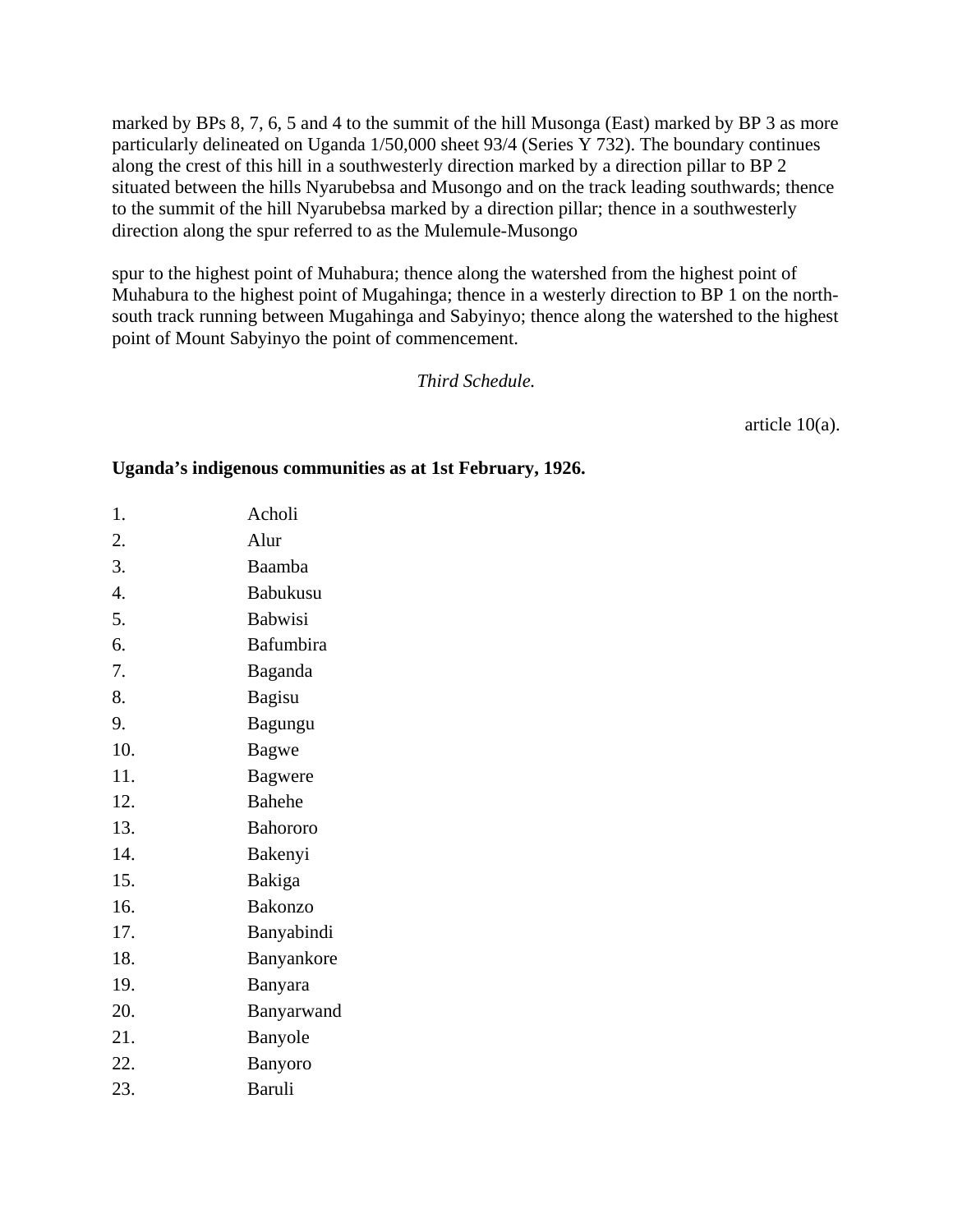marked by BPs 8, 7, 6, 5 and 4 to the summit of the hill Musonga (East) marked by BP 3 as more particularly delineated on Uganda 1/50,000 sheet 93/4 (Series Y 732). The boundary continues along the crest of this hill in a southwesterly direction marked by a direction pillar to BP 2 situated between the hills Nyarubebsa and Musongo and on the track leading southwards; thence to the summit of the hill Nyarubebsa marked by a direction pillar; thence in a southwesterly direction along the spur referred to as the Mulemule-Musongo

spur to the highest point of Muhabura; thence along the watershed from the highest point of Muhabura to the highest point of Mugahinga; thence in a westerly direction to BP 1 on the north-south track running between Mugahinga and Sabyinyo; thence along the watershed to the highest point of Mount Sabyinyo the point of commencement.

*Third Schedule.*

article 10(a).

**Uganda's indigenous communities as at 1st February, 1926.**

1. Acholi
2. Alur
3. Baamba
4. Babukusu
5. Babwisi
6. Bafumbira
7. Baganda
8. Bagisu
9. Bagungu
10. Bagwe
11. Bagwere
12. Bahehe
13. Bahororo
14. Bakenyi
15. Bakiga
16. Bakonzo
17. Banyabindi
18. Banyankore
19. Banyara
20. Banyarwand
21. Banyole
22. Banyoro
23. Baruli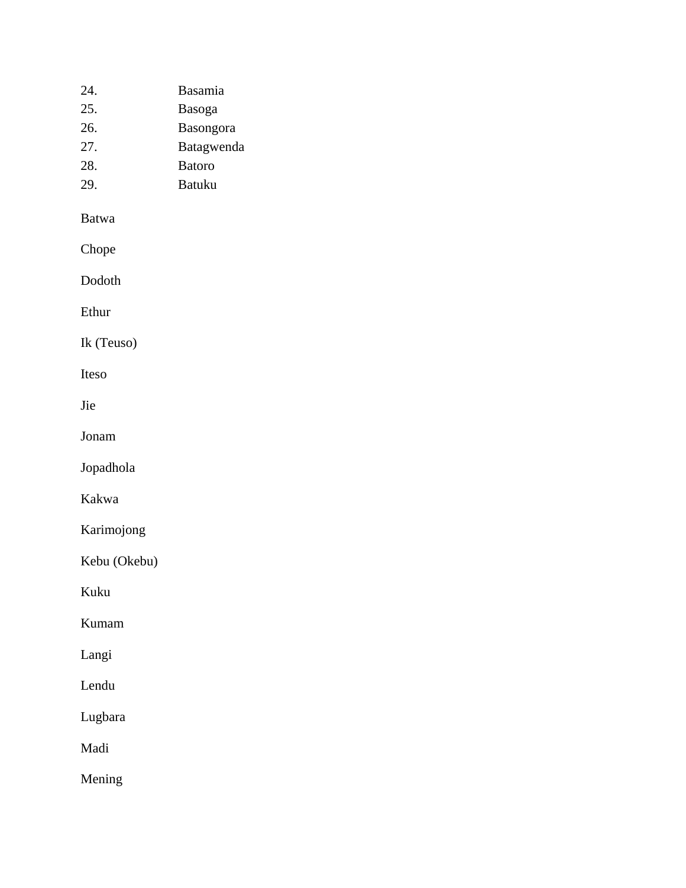24. Basamia
25. Basoga
26. Basongora
27. Batagwenda
28. Batoro
29. Batuku

Batwa

Chope

Dodoth

Ethur

Ik (Teuso)

Iteso

Jie

Jonam

Jopadhola

Kakwa

Karimojong

Kebu (Okebu)

Kuku

Kumam

Langi

Lendu

Lugbara

Madi

Mening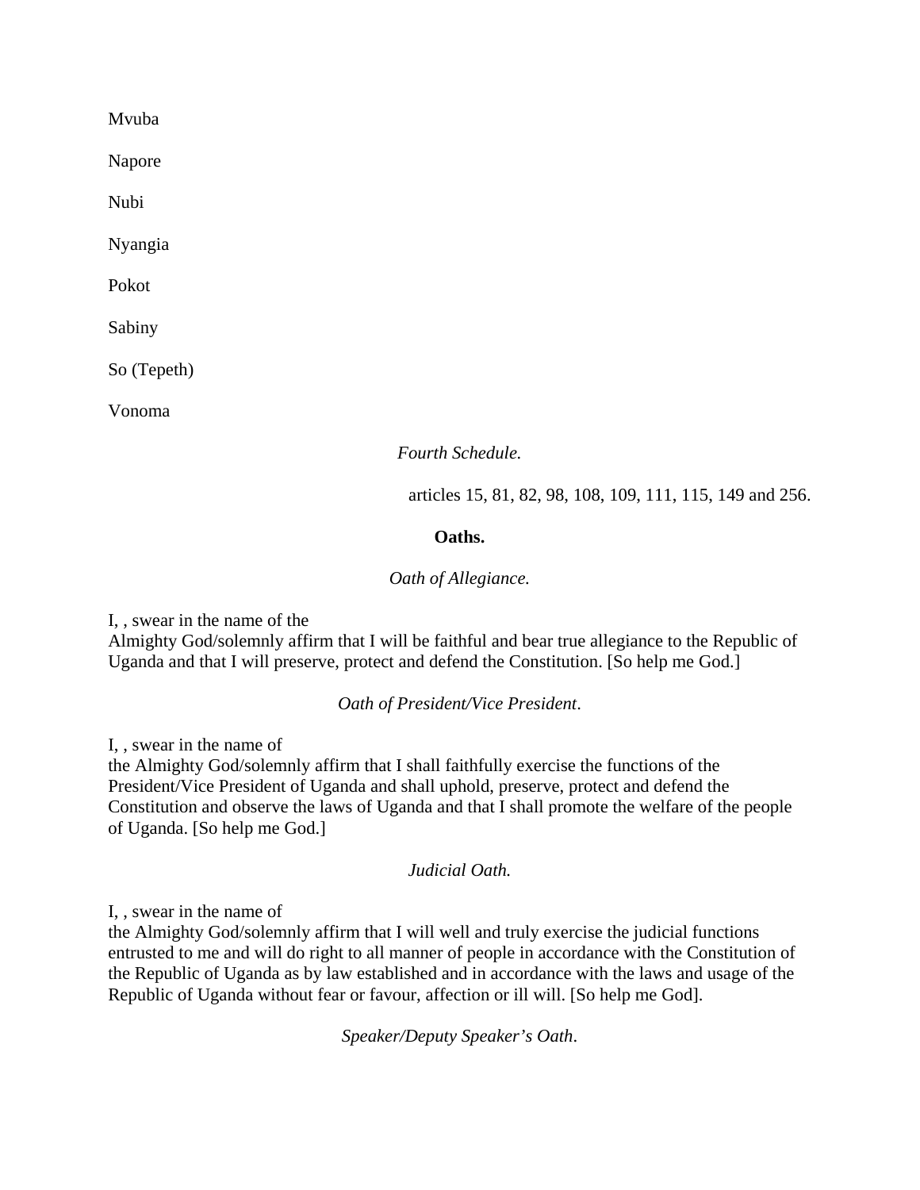Mvuba

Napore

Nubi

Nyangia

Pokot

Sabiny

So (Tepeth)

Vonoma

*Fourth Schedule.*

articles 15, 81, 82, 98, 108, 109, 111, 115, 149 and 256.

**Oaths.**

*Oath of Allegiance.*

I, , swear in the name of the Almighty God/solemnly affirm that I will be faithful and bear true allegiance to the Republic of Uganda and that I will preserve, protect and defend the Constitution. [So help me God.]

*Oath of President/Vice President*.

I, , swear in the name of the Almighty God/solemnly affirm that I shall faithfully exercise the functions of the President/Vice President of Uganda and shall uphold, preserve, protect and defend the Constitution and observe the laws of Uganda and that I shall promote the welfare of the people of Uganda. [So help me God.]

*Judicial Oath.*

I, , swear in the name of the Almighty God/solemnly affirm that I will well and truly exercise the judicial functions entrusted to me and will do right to all manner of people in accordance with the Constitution of the Republic of Uganda as by law established and in accordance with the laws and usage of the Republic of Uganda without fear or favour, affection or ill will. [So help me God].

*Speaker/Deputy Speaker's Oath*.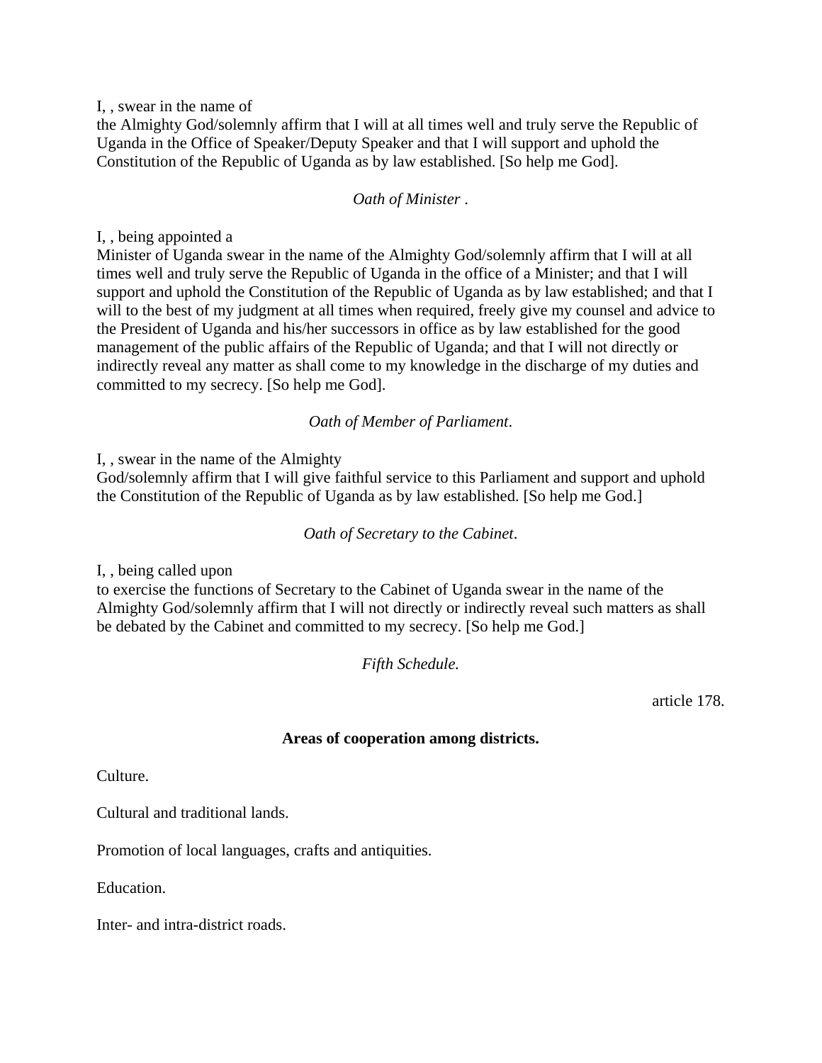I, , swear in the name of
the Almighty God/solemnly affirm that I will at all times well and truly serve the Republic of Uganda in the Office of Speaker/Deputy Speaker and that I will support and uphold the Constitution of the Republic of Uganda as by law established. [So help me God].

*Oath of Minister .*

I, , being appointed a
Minister of Uganda swear in the name of the Almighty God/solemnly affirm that I will at all times well and truly serve the Republic of Uganda in the office of a Minister; and that I will support and uphold the Constitution of the Republic of Uganda as by law established; and that I will to the best of my judgment at all times when required, freely give my counsel and advice to the President of Uganda and his/her successors in office as by law established for the good management of the public affairs of the Republic of Uganda; and that I will not directly or indirectly reveal any matter as shall come to my knowledge in the discharge of my duties and committed to my secrecy. [So help me God].

*Oath of Member of Parliament*.

I, , swear in the name of the Almighty
God/solemnly affirm that I will give faithful service to this Parliament and support and uphold the Constitution of the Republic of Uganda as by law established. [So help me God.]

*Oath of Secretary to the Cabinet*.

I, , being called upon
to exercise the functions of Secretary to the Cabinet of Uganda swear in the name of the Almighty God/solemnly affirm that I will not directly or indirectly reveal such matters as shall be debated by the Cabinet and committed to my secrecy. [So help me God.]

*Fifth Schedule.*

article 178.

**Areas of cooperation among districts.**

Culture.

Cultural and traditional lands.

Promotion of local languages, crafts and antiquities.

Education.

Inter- and intra-district roads.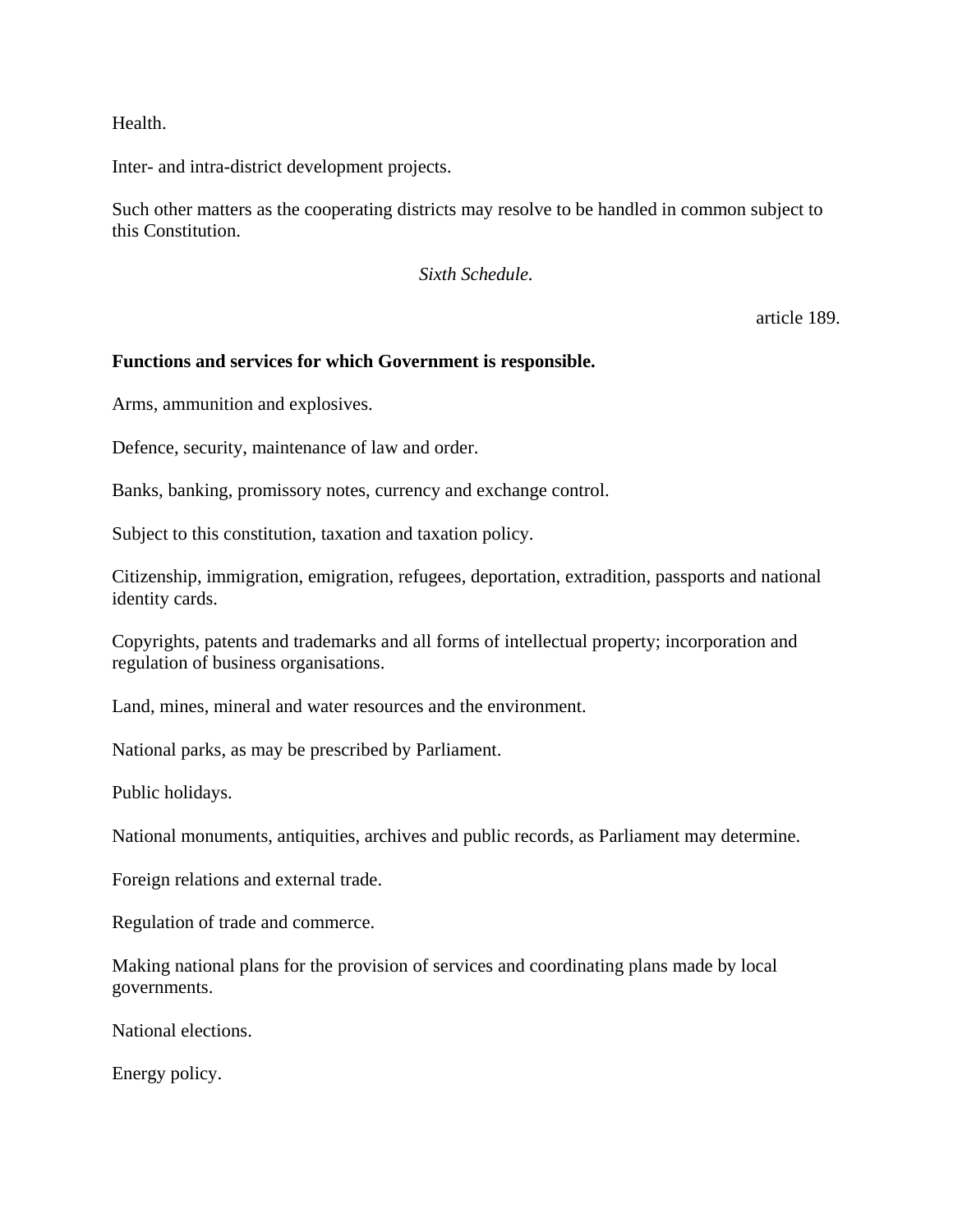Health.

Inter- and intra-district development projects.

Such other matters as the cooperating districts may resolve to be handled in common subject to this Constitution.

*Sixth Schedule.*

article 189.

**Functions and services for which Government is responsible.**

Arms, ammunition and explosives.

Defence, security, maintenance of law and order.

Banks, banking, promissory notes, currency and exchange control.

Subject to this constitution, taxation and taxation policy.

Citizenship, immigration, emigration, refugees, deportation, extradition, passports and national identity cards.

Copyrights, patents and trademarks and all forms of intellectual property; incorporation and regulation of business organisations.

Land, mines, mineral and water resources and the environment.

National parks, as may be prescribed by Parliament.

Public holidays.

National monuments, antiquities, archives and public records, as Parliament may determine.

Foreign relations and external trade.

Regulation of trade and commerce.

Making national plans for the provision of services and coordinating plans made by local governments.

National elections.

Energy policy.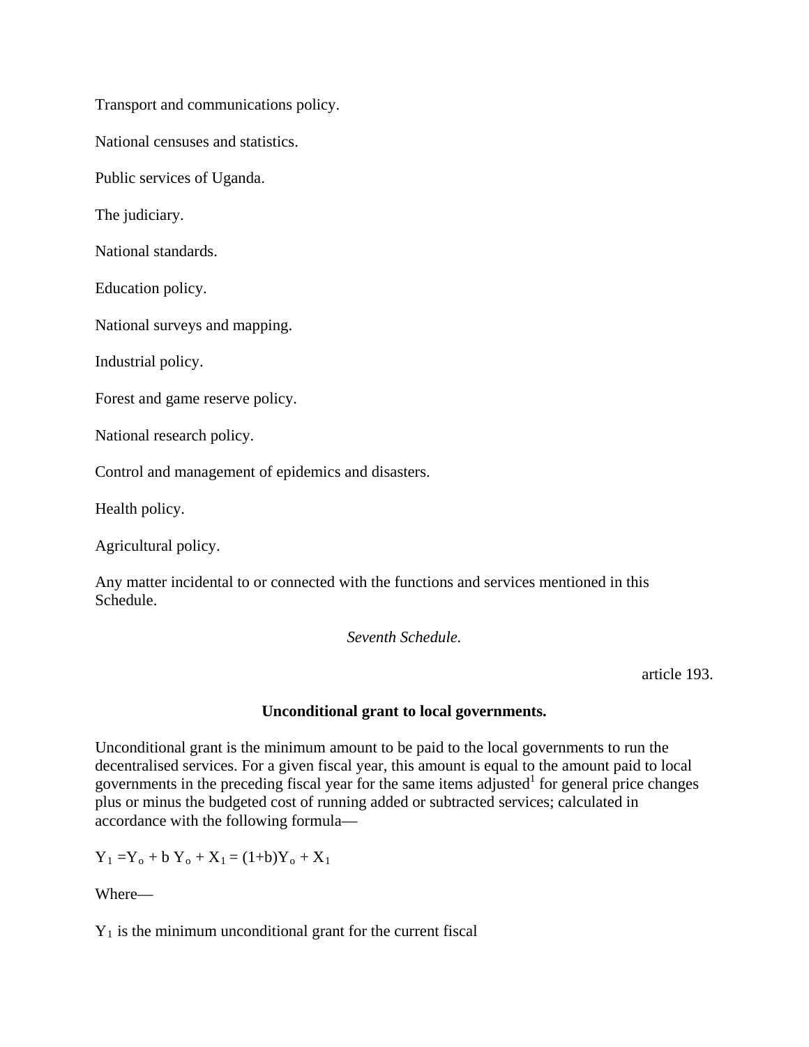Transport and communications policy.

National censuses and statistics.

Public services of Uganda.

The judiciary.

National standards.

Education policy.

National surveys and mapping.

Industrial policy.

Forest and game reserve policy.

National research policy.

Control and management of epidemics and disasters.

Health policy.

Agricultural policy.

Any matter incidental to or connected with the functions and services mentioned in this Schedule.

*Seventh Schedule.*

article 193.

**Unconditional grant to local governments.**

Unconditional grant is the minimum amount to be paid to the local governments to run the decentralised services. For a given fiscal year, this amount is equal to the amount paid to local governments in the preceding fiscal year for the same items adjusted[1] for general price changes plus or minus the budgeted cost of running added or subtracted services; calculated in accordance with the following formula—

$$Y_1 = Y_o + b\,Y_o + X_1 = (1+b)Y_o + X_1$$

Where—

$Y_1$ is the minimum unconditional grant for the current fiscal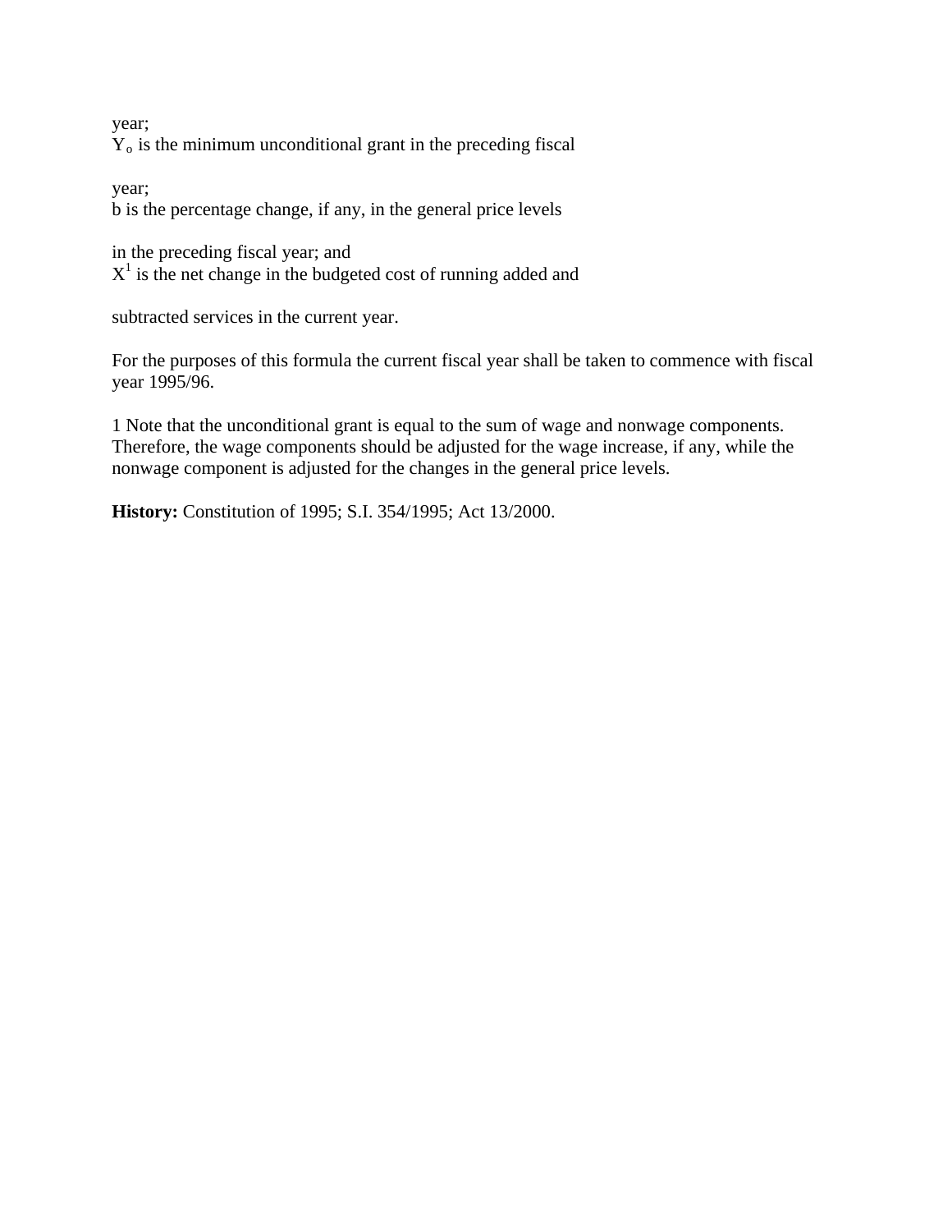year;

$Y_o$ is the minimum unconditional grant in the preceding fiscal

year;

b is the percentage change, if any, in the general price levels

in the preceding fiscal year; and

$X^1$ is the net change in the budgeted cost of running added and

subtracted services in the current year.

For the purposes of this formula the current fiscal year shall be taken to commence with fiscal year 1995/96.

1 Note that the unconditional grant is equal to the sum of wage and nonwage components. Therefore, the wage components should be adjusted for the wage increase, if any, while the nonwage component is adjusted for the changes in the general price levels.

**History:** Constitution of 1995; S.I. 354/1995; Act 13/2000.